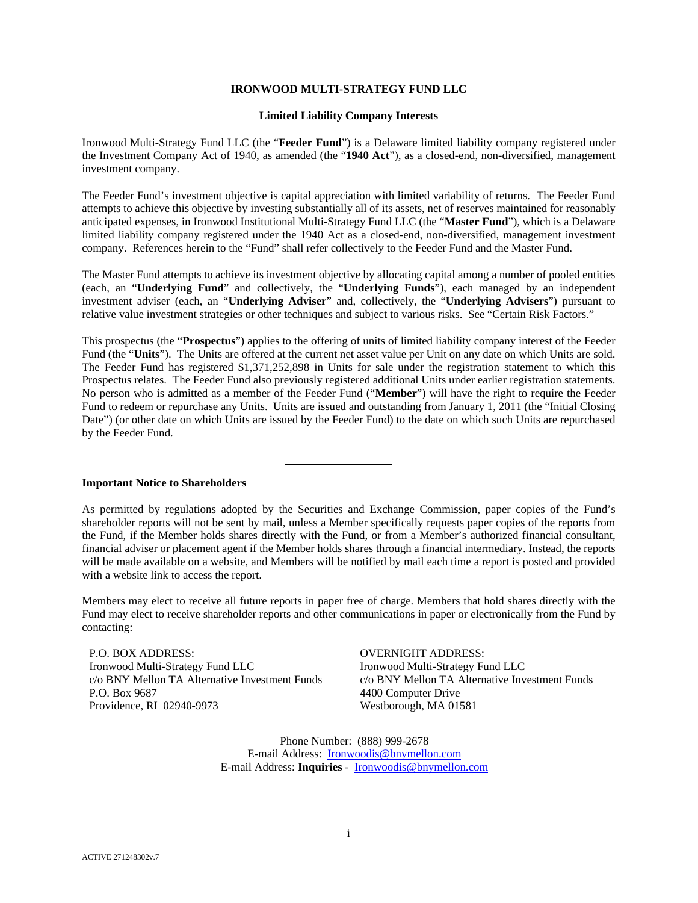# IRONWOOD MULTI-STRATEGY FUND LLC

## Limited Liability Company Interests

Ironwood Multi-Strategy Fund LLC (the "**Feeder Fund**") is a Delaware limited liability company registered under the Investment Company Act of 1940, as amended (the "**1940 Act**"), as a closed-end, non-diversified, management investment company.

The Feeder Fund's investment objective is capital appreciation with limited variability of returns. The Feeder Fund attempts to achieve this objective by investing substantially all of its assets, net of reserves maintained for reasonably anticipated expenses, in Ironwood Institutional Multi-Strategy Fund LLC (the "**Master Fund**"), which is a Delaware limited liability company registered under the 1940 Act as a closed-end, non-diversified, management investment company. References herein to the "Fund" shall refer collectively to the Feeder Fund and the Master Fund.

The Master Fund attempts to achieve its investment objective by allocating capital among a number of pooled entities (each, an "**Underlying Fund**" and collectively, the "**Underlying Funds**"), each managed by an independent investment adviser (each, an "**Underlying Adviser**" and, collectively, the "**Underlying Advisers**") pursuant to relative value investment strategies or other techniques and subject to various risks. See "Certain Risk Factors."

This prospectus (the "**Prospectus**") applies to the offering of units of limited liability company interest of the Feeder Fund (the "**Units**"). The Units are offered at the current net asset value per Unit on any date on which Units are sold. The Feeder Fund has registered $1,371,252,898 in Units for sale under the registration statement to which this Prospectus relates. The Feeder Fund also previously registered additional Units under earlier registration statements. No person who is admitted as a member of the Feeder Fund ("**Member**") will have the right to require the Feeder Fund to redeem or repurchase any Units. Units are issued and outstanding from January 1, 2011 (the "Initial Closing Date") (or other date on which Units are issued by the Feeder Fund) to the date on which such Units are repurchased by the Feeder Fund.

---

**Important Notice to Shareholders**

As permitted by regulations adopted by the Securities and Exchange Commission, paper copies of the Fund's shareholder reports will not be sent by mail, unless a Member specifically requests paper copies of the reports from the Fund, if the Member holds shares directly with the Fund, or from a Member's authorized financial consultant, financial adviser or placement agent if the Member holds shares through a financial intermediary. Instead, the reports will be made available on a website, and Members will be notified by mail each time a report is posted and provided with a website link to access the report.

Members may elect to receive all future reports in paper free of charge. Members that hold shares directly with the Fund may elect to receive shareholder reports and other communications in paper or electronically from the Fund by contacting:

P.O. BOX ADDRESS:
Ironwood Multi-Strategy Fund LLC
c/o BNY Mellon TA Alternative Investment Funds
P.O. Box 9687
Providence, RI 02940-9973

OVERNIGHT ADDRESS:
Ironwood Multi-Strategy Fund LLC
c/o BNY Mellon TA Alternative Investment Funds
4400 Computer Drive
Westborough, MA 01581

Phone Number: (888) 999-2678
E-mail Address: Ironwoodis@bnymellon.com
E-mail Address: **Inquiries** - Ironwoodis@bnymellon.com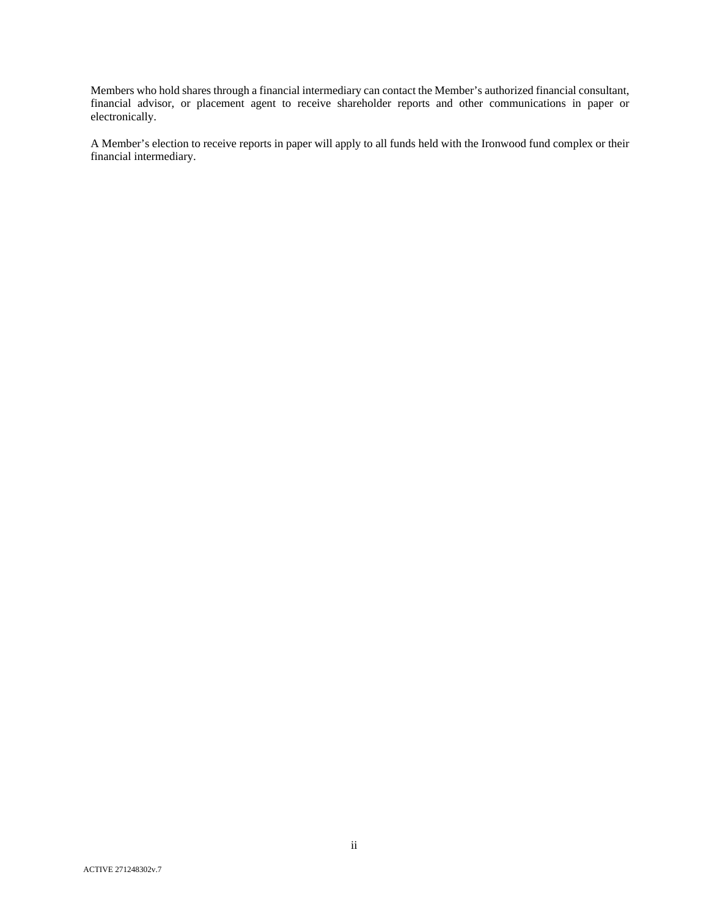Members who hold shares through a financial intermediary can contact the Member's authorized financial consultant, financial advisor, or placement agent to receive shareholder reports and other communications in paper or electronically.

A Member's election to receive reports in paper will apply to all funds held with the Ironwood fund complex or their financial intermediary.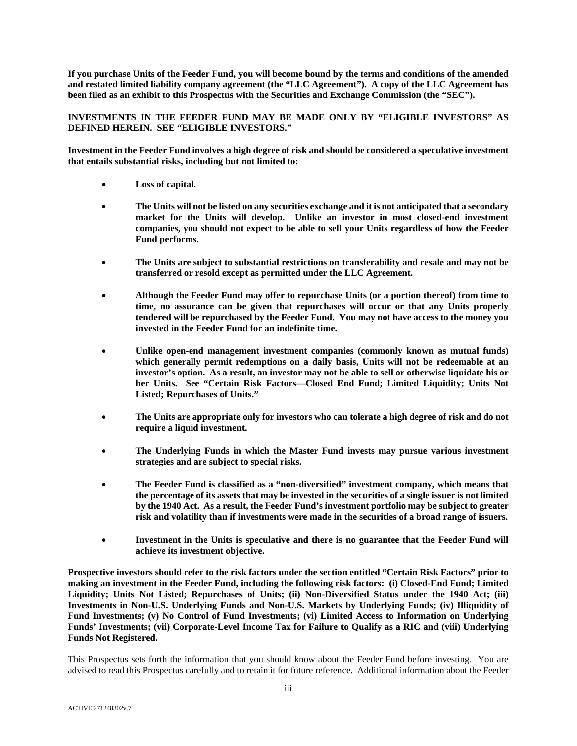**If you purchase Units of the Feeder Fund, you will become bound by the terms and conditions of the amended and restated limited liability company agreement (the "LLC Agreement"). A copy of the LLC Agreement has been filed as an exhibit to this Prospectus with the Securities and Exchange Commission (the "SEC").**

**INVESTMENTS IN THE FEEDER FUND MAY BE MADE ONLY BY "ELIGIBLE INVESTORS" AS DEFINED HEREIN. SEE "ELIGIBLE INVESTORS."**

**Investment in the Feeder Fund involves a high degree of risk and should be considered a speculative investment that entails substantial risks, including but not limited to:**

- **Loss of capital.**
- **The Units will not be listed on any securities exchange and it is not anticipated that a secondary market for the Units will develop. Unlike an investor in most closed-end investment companies, you should not expect to be able to sell your Units regardless of how the Feeder Fund performs.**
- **The Units are subject to substantial restrictions on transferability and resale and may not be transferred or resold except as permitted under the LLC Agreement.**
- **Although the Feeder Fund may offer to repurchase Units (or a portion thereof) from time to time, no assurance can be given that repurchases will occur or that any Units properly tendered will be repurchased by the Feeder Fund. You may not have access to the money you invested in the Feeder Fund for an indefinite time.**
- **Unlike open-end management investment companies (commonly known as mutual funds) which generally permit redemptions on a daily basis, Units will not be redeemable at an investor's option. As a result, an investor may not be able to sell or otherwise liquidate his or her Units. See "Certain Risk Factors—Closed End Fund; Limited Liquidity; Units Not Listed; Repurchases of Units."**
- **The Units are appropriate only for investors who can tolerate a high degree of risk and do not require a liquid investment.**
- **The Underlying Funds in which the Master Fund invests may pursue various investment strategies and are subject to special risks.**
- **The Feeder Fund is classified as a "non-diversified" investment company, which means that the percentage of its assets that may be invested in the securities of a single issuer is not limited by the 1940 Act. As a result, the Feeder Fund's investment portfolio may be subject to greater risk and volatility than if investments were made in the securities of a broad range of issuers.**
- **Investment in the Units is speculative and there is no guarantee that the Feeder Fund will achieve its investment objective.**

**Prospective investors should refer to the risk factors under the section entitled "Certain Risk Factors" prior to making an investment in the Feeder Fund, including the following risk factors: (i) Closed-End Fund; Limited Liquidity; Units Not Listed; Repurchases of Units; (ii) Non-Diversified Status under the 1940 Act; (iii) Investments in Non-U.S. Underlying Funds and Non-U.S. Markets by Underlying Funds; (iv) Illiquidity of Fund Investments; (v) No Control of Fund Investments; (vi) Limited Access to Information on Underlying Funds' Investments; (vii) Corporate-Level Income Tax for Failure to Qualify as a RIC and (viii) Underlying Funds Not Registered.**

This Prospectus sets forth the information that you should know about the Feeder Fund before investing. You are advised to read this Prospectus carefully and to retain it for future reference. Additional information about the Feeder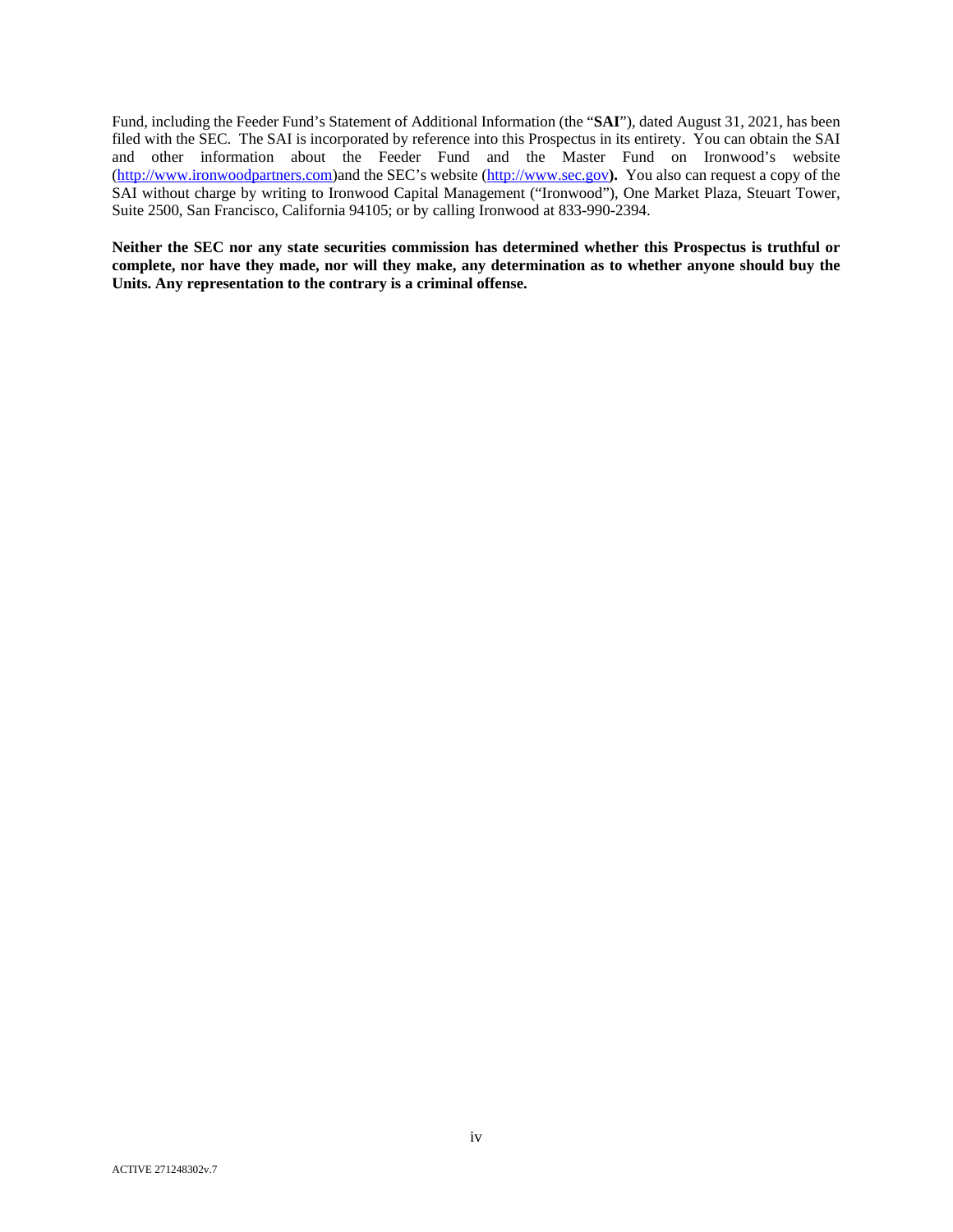Fund, including the Feeder Fund's Statement of Additional Information (the "**SAI**"), dated August 31, 2021, has been filed with the SEC. The SAI is incorporated by reference into this Prospectus in its entirety. You can obtain the SAI and other information about the Feeder Fund and the Master Fund on Ironwood's website (http://www.ironwoodpartners.com)and the SEC's website (http://www.sec.gov**).** You also can request a copy of the SAI without charge by writing to Ironwood Capital Management ("Ironwood"), One Market Plaza, Steuart Tower, Suite 2500, San Francisco, California 94105; or by calling Ironwood at 833-990-2394.

**Neither the SEC nor any state securities commission has determined whether this Prospectus is truthful or complete, nor have they made, nor will they make, any determination as to whether anyone should buy the Units. Any representation to the contrary is a criminal offense.**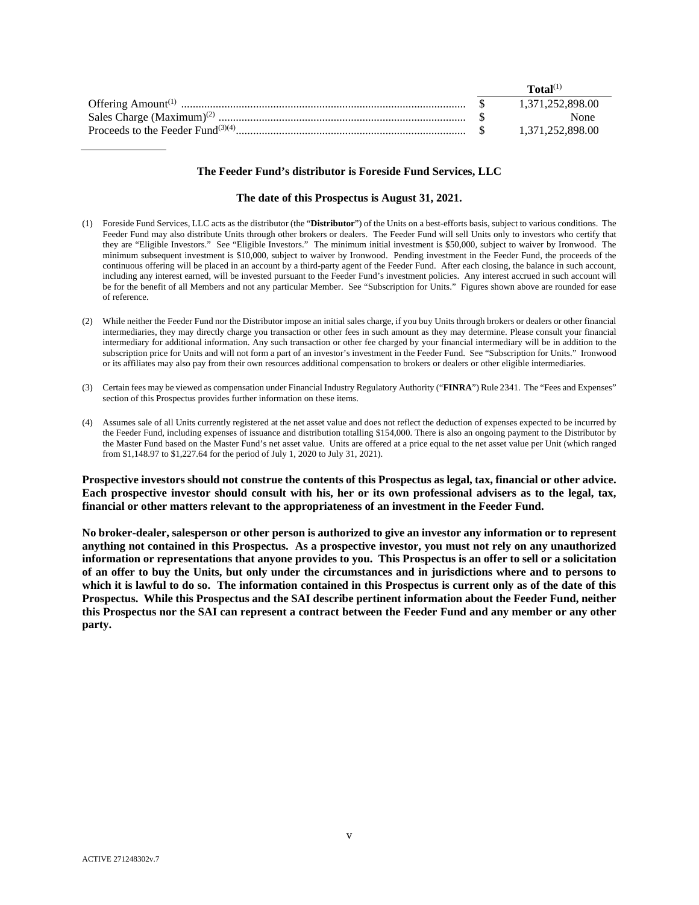| | Total[1] |
|---|---|
| Offering Amount[1] | $ 1,371,252,898.00 |
| Sales Charge (Maximum)[2] | $ None |
| Proceeds to the Feeder Fund[3][4] | $ 1,371,252,898.00 |

**The Feeder Fund's distributor is Foreside Fund Services, LLC**

**The date of this Prospectus is August 31, 2021.**

(1) Foreside Fund Services, LLC acts as the distributor (the "**Distributor**") of the Units on a best-efforts basis, subject to various conditions. The Feeder Fund may also distribute Units through other brokers or dealers. The Feeder Fund will sell Units only to investors who certify that they are "Eligible Investors." See "Eligible Investors." The minimum initial investment is $50,000, subject to waiver by Ironwood. The minimum subsequent investment is $10,000, subject to waiver by Ironwood. Pending investment in the Feeder Fund, the proceeds of the continuous offering will be placed in an account by a third-party agent of the Feeder Fund. After each closing, the balance in such account, including any interest earned, will be invested pursuant to the Feeder Fund's investment policies. Any interest accrued in such account will be for the benefit of all Members and not any particular Member. See "Subscription for Units." Figures shown above are rounded for ease of reference.

(2) While neither the Feeder Fund nor the Distributor impose an initial sales charge, if you buy Units through brokers or dealers or other financial intermediaries, they may directly charge you transaction or other fees in such amount as they may determine. Please consult your financial intermediary for additional information. Any such transaction or other fee charged by your financial intermediary will be in addition to the subscription price for Units and will not form a part of an investor's investment in the Feeder Fund. See "Subscription for Units." Ironwood or its affiliates may also pay from their own resources additional compensation to brokers or dealers or other eligible intermediaries.

(3) Certain fees may be viewed as compensation under Financial Industry Regulatory Authority ("**FINRA**") Rule 2341. The "Fees and Expenses" section of this Prospectus provides further information on these items.

(4) Assumes sale of all Units currently registered at the net asset value and does not reflect the deduction of expenses expected to be incurred by the Feeder Fund, including expenses of issuance and distribution totalling $154,000. There is also an ongoing payment to the Distributor by the Master Fund based on the Master Fund's net asset value. Units are offered at a price equal to the net asset value per Unit (which ranged from $1,148.97 to $1,227.64 for the period of July 1, 2020 to July 31, 2021).

**Prospective investors should not construe the contents of this Prospectus as legal, tax, financial or other advice. Each prospective investor should consult with his, her or its own professional advisers as to the legal, tax, financial or other matters relevant to the appropriateness of an investment in the Feeder Fund.**

**No broker-dealer, salesperson or other person is authorized to give an investor any information or to represent anything not contained in this Prospectus. As a prospective investor, you must not rely on any unauthorized information or representations that anyone provides to you. This Prospectus is an offer to sell or a solicitation of an offer to buy the Units, but only under the circumstances and in jurisdictions where and to persons to which it is lawful to do so. The information contained in this Prospectus is current only as of the date of this Prospectus. While this Prospectus and the SAI describe pertinent information about the Feeder Fund, neither this Prospectus nor the SAI can represent a contract between the Feeder Fund and any member or any other party.**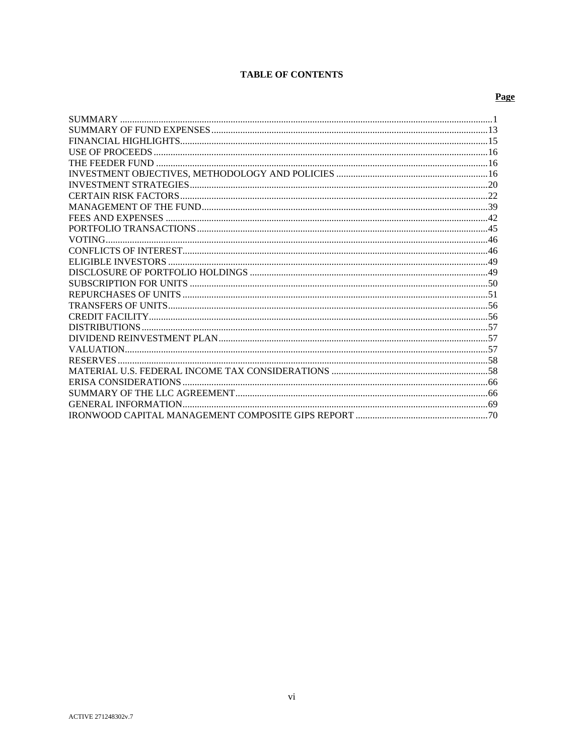## TABLE OF CONTENTS

| | Page |
|---|---|
| SUMMARY | 1 |
| SUMMARY OF FUND EXPENSES | 13 |
| FINANCIAL HIGHLIGHTS | 15 |
| USE OF PROCEEDS | 16 |
| THE FEEDER FUND | 16 |
| INVESTMENT OBJECTIVES, METHODOLOGY AND POLICIES | 16 |
| INVESTMENT STRATEGIES | 20 |
| CERTAIN RISK FACTORS | 22 |
| MANAGEMENT OF THE FUND | 39 |
| FEES AND EXPENSES | 42 |
| PORTFOLIO TRANSACTIONS | 45 |
| VOTING | 46 |
| CONFLICTS OF INTEREST | 46 |
| ELIGIBLE INVESTORS | 49 |
| DISCLOSURE OF PORTFOLIO HOLDINGS | 49 |
| SUBSCRIPTION FOR UNITS | 50 |
| REPURCHASES OF UNITS | 51 |
| TRANSFERS OF UNITS | 56 |
| CREDIT FACILITY | 56 |
| DISTRIBUTIONS | 57 |
| DIVIDEND REINVESTMENT PLAN | 57 |
| VALUATION | 57 |
| RESERVES | 58 |
| MATERIAL U.S. FEDERAL INCOME TAX CONSIDERATIONS | 58 |
| ERISA CONSIDERATIONS | 66 |
| SUMMARY OF THE LLC AGREEMENT | 66 |
| GENERAL INFORMATION | 69 |
| IRONWOOD CAPITAL MANAGEMENT COMPOSITE GIPS REPORT | 70 |

ACTIVE 271248302v.7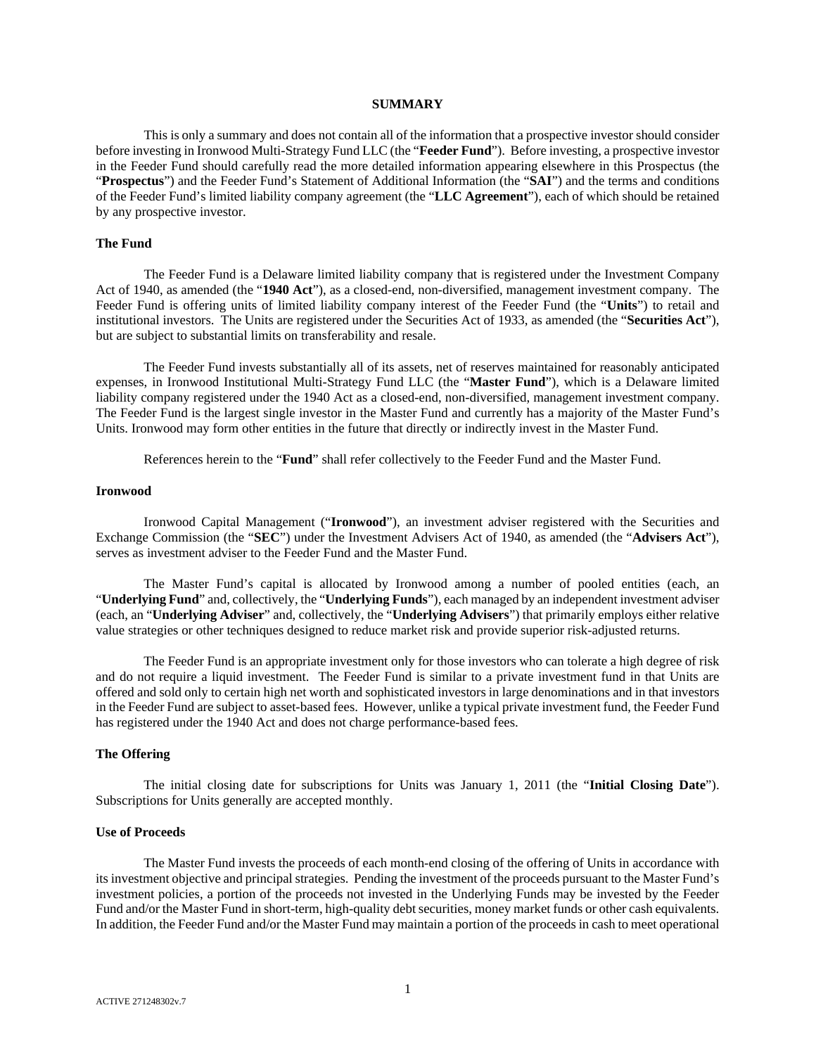# SUMMARY

This is only a summary and does not contain all of the information that a prospective investor should consider before investing in Ironwood Multi-Strategy Fund LLC (the "**Feeder Fund**"). Before investing, a prospective investor in the Feeder Fund should carefully read the more detailed information appearing elsewhere in this Prospectus (the "**Prospectus**") and the Feeder Fund's Statement of Additional Information (the "**SAI**") and the terms and conditions of the Feeder Fund's limited liability company agreement (the "**LLC Agreement**"), each of which should be retained by any prospective investor.

## The Fund

The Feeder Fund is a Delaware limited liability company that is registered under the Investment Company Act of 1940, as amended (the "**1940 Act**"), as a closed-end, non-diversified, management investment company. The Feeder Fund is offering units of limited liability company interest of the Feeder Fund (the "**Units**") to retail and institutional investors. The Units are registered under the Securities Act of 1933, as amended (the "**Securities Act**"), but are subject to substantial limits on transferability and resale.

The Feeder Fund invests substantially all of its assets, net of reserves maintained for reasonably anticipated expenses, in Ironwood Institutional Multi-Strategy Fund LLC (the "**Master Fund**"), which is a Delaware limited liability company registered under the 1940 Act as a closed-end, non-diversified, management investment company. The Feeder Fund is the largest single investor in the Master Fund and currently has a majority of the Master Fund's Units. Ironwood may form other entities in the future that directly or indirectly invest in the Master Fund.

References herein to the "**Fund**" shall refer collectively to the Feeder Fund and the Master Fund.

## Ironwood

Ironwood Capital Management ("**Ironwood**"), an investment adviser registered with the Securities and Exchange Commission (the "**SEC**") under the Investment Advisers Act of 1940, as amended (the "**Advisers Act**"), serves as investment adviser to the Feeder Fund and the Master Fund.

The Master Fund's capital is allocated by Ironwood among a number of pooled entities (each, an "**Underlying Fund**" and, collectively, the "**Underlying Funds**"), each managed by an independent investment adviser (each, an "**Underlying Adviser**" and, collectively, the "**Underlying Advisers**") that primarily employs either relative value strategies or other techniques designed to reduce market risk and provide superior risk-adjusted returns.

The Feeder Fund is an appropriate investment only for those investors who can tolerate a high degree of risk and do not require a liquid investment. The Feeder Fund is similar to a private investment fund in that Units are offered and sold only to certain high net worth and sophisticated investors in large denominations and in that investors in the Feeder Fund are subject to asset-based fees. However, unlike a typical private investment fund, the Feeder Fund has registered under the 1940 Act and does not charge performance-based fees.

## The Offering

The initial closing date for subscriptions for Units was January 1, 2011 (the "**Initial Closing Date**"). Subscriptions for Units generally are accepted monthly.

## Use of Proceeds

The Master Fund invests the proceeds of each month-end closing of the offering of Units in accordance with its investment objective and principal strategies. Pending the investment of the proceeds pursuant to the Master Fund's investment policies, a portion of the proceeds not invested in the Underlying Funds may be invested by the Feeder Fund and/or the Master Fund in short-term, high-quality debt securities, money market funds or other cash equivalents. In addition, the Feeder Fund and/or the Master Fund may maintain a portion of the proceeds in cash to meet operational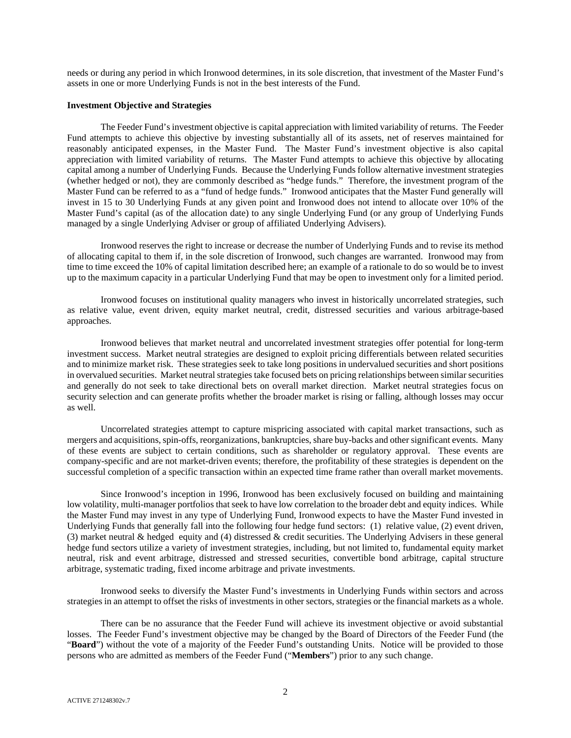needs or during any period in which Ironwood determines, in its sole discretion, that investment of the Master Fund's assets in one or more Underlying Funds is not in the best interests of the Fund.

**Investment Objective and Strategies**

The Feeder Fund's investment objective is capital appreciation with limited variability of returns. The Feeder Fund attempts to achieve this objective by investing substantially all of its assets, net of reserves maintained for reasonably anticipated expenses, in the Master Fund. The Master Fund's investment objective is also capital appreciation with limited variability of returns. The Master Fund attempts to achieve this objective by allocating capital among a number of Underlying Funds. Because the Underlying Funds follow alternative investment strategies (whether hedged or not), they are commonly described as "hedge funds." Therefore, the investment program of the Master Fund can be referred to as a "fund of hedge funds." Ironwood anticipates that the Master Fund generally will invest in 15 to 30 Underlying Funds at any given point and Ironwood does not intend to allocate over 10% of the Master Fund's capital (as of the allocation date) to any single Underlying Fund (or any group of Underlying Funds managed by a single Underlying Adviser or group of affiliated Underlying Advisers).

Ironwood reserves the right to increase or decrease the number of Underlying Funds and to revise its method of allocating capital to them if, in the sole discretion of Ironwood, such changes are warranted. Ironwood may from time to time exceed the 10% of capital limitation described here; an example of a rationale to do so would be to invest up to the maximum capacity in a particular Underlying Fund that may be open to investment only for a limited period.

Ironwood focuses on institutional quality managers who invest in historically uncorrelated strategies, such as relative value, event driven, equity market neutral, credit, distressed securities and various arbitrage-based approaches.

Ironwood believes that market neutral and uncorrelated investment strategies offer potential for long-term investment success. Market neutral strategies are designed to exploit pricing differentials between related securities and to minimize market risk. These strategies seek to take long positions in undervalued securities and short positions in overvalued securities. Market neutral strategies take focused bets on pricing relationships between similar securities and generally do not seek to take directional bets on overall market direction. Market neutral strategies focus on security selection and can generate profits whether the broader market is rising or falling, although losses may occur as well.

Uncorrelated strategies attempt to capture mispricing associated with capital market transactions, such as mergers and acquisitions, spin-offs, reorganizations, bankruptcies, share buy-backs and other significant events. Many of these events are subject to certain conditions, such as shareholder or regulatory approval. These events are company-specific and are not market-driven events; therefore, the profitability of these strategies is dependent on the successful completion of a specific transaction within an expected time frame rather than overall market movements.

Since Ironwood's inception in 1996, Ironwood has been exclusively focused on building and maintaining low volatility, multi-manager portfolios that seek to have low correlation to the broader debt and equity indices. While the Master Fund may invest in any type of Underlying Fund, Ironwood expects to have the Master Fund invested in Underlying Funds that generally fall into the following four hedge fund sectors: (1) relative value, (2) event driven, (3) market neutral & hedged equity and (4) distressed & credit securities. The Underlying Advisers in these general hedge fund sectors utilize a variety of investment strategies, including, but not limited to, fundamental equity market neutral, risk and event arbitrage, distressed and stressed securities, convertible bond arbitrage, capital structure arbitrage, systematic trading, fixed income arbitrage and private investments.

Ironwood seeks to diversify the Master Fund's investments in Underlying Funds within sectors and across strategies in an attempt to offset the risks of investments in other sectors, strategies or the financial markets as a whole.

There can be no assurance that the Feeder Fund will achieve its investment objective or avoid substantial losses. The Feeder Fund's investment objective may be changed by the Board of Directors of the Feeder Fund (the "**Board**") without the vote of a majority of the Feeder Fund's outstanding Units. Notice will be provided to those persons who are admitted as members of the Feeder Fund ("**Members**") prior to any such change.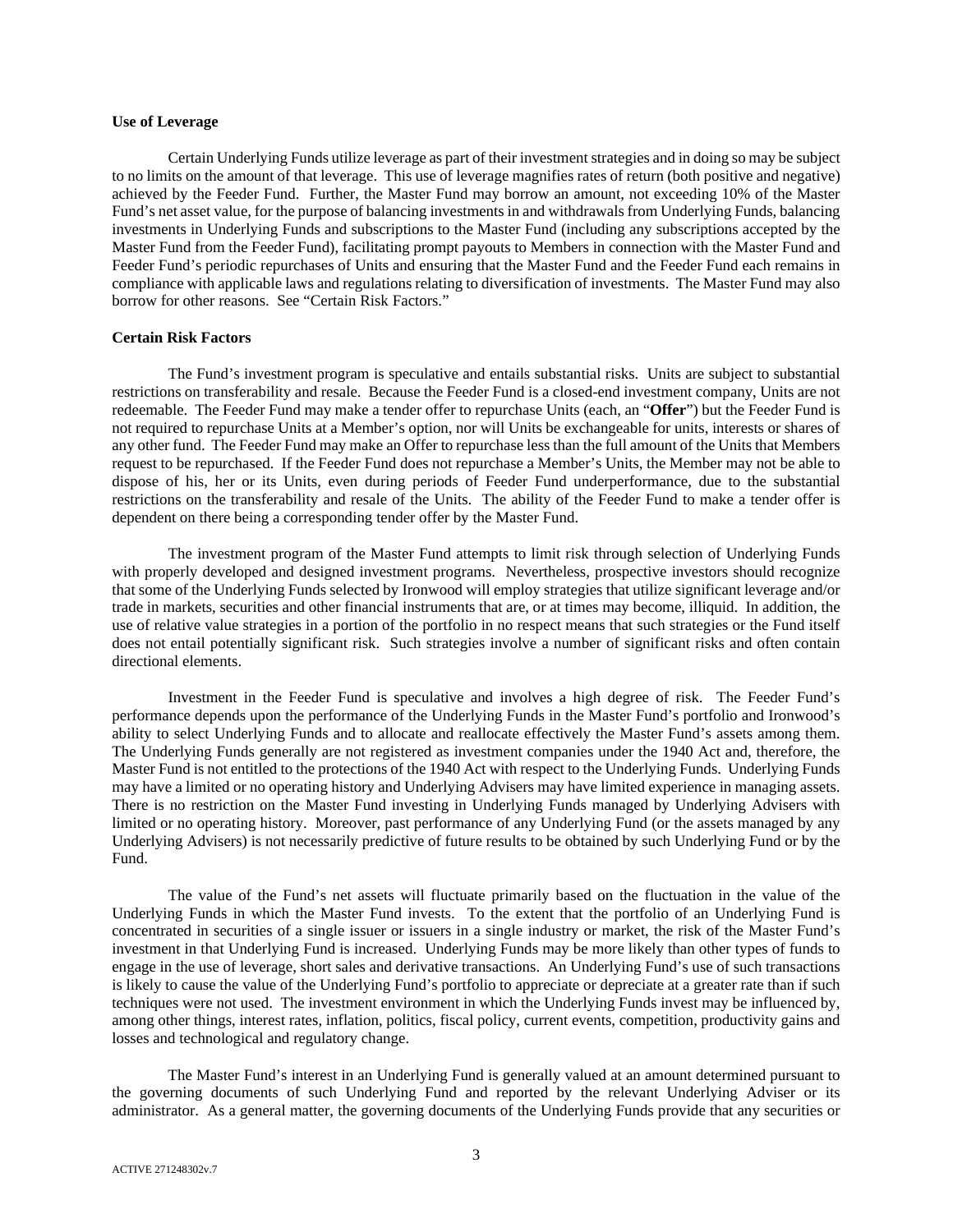**Use of Leverage**

Certain Underlying Funds utilize leverage as part of their investment strategies and in doing so may be subject to no limits on the amount of that leverage. This use of leverage magnifies rates of return (both positive and negative) achieved by the Feeder Fund. Further, the Master Fund may borrow an amount, not exceeding 10% of the Master Fund's net asset value, for the purpose of balancing investments in and withdrawals from Underlying Funds, balancing investments in Underlying Funds and subscriptions to the Master Fund (including any subscriptions accepted by the Master Fund from the Feeder Fund), facilitating prompt payouts to Members in connection with the Master Fund and Feeder Fund's periodic repurchases of Units and ensuring that the Master Fund and the Feeder Fund each remains in compliance with applicable laws and regulations relating to diversification of investments. The Master Fund may also borrow for other reasons. See "Certain Risk Factors."

**Certain Risk Factors**

The Fund's investment program is speculative and entails substantial risks. Units are subject to substantial restrictions on transferability and resale. Because the Feeder Fund is a closed-end investment company, Units are not redeemable. The Feeder Fund may make a tender offer to repurchase Units (each, an "**Offer**") but the Feeder Fund is not required to repurchase Units at a Member's option, nor will Units be exchangeable for units, interests or shares of any other fund. The Feeder Fund may make an Offer to repurchase less than the full amount of the Units that Members request to be repurchased. If the Feeder Fund does not repurchase a Member's Units, the Member may not be able to dispose of his, her or its Units, even during periods of Feeder Fund underperformance, due to the substantial restrictions on the transferability and resale of the Units. The ability of the Feeder Fund to make a tender offer is dependent on there being a corresponding tender offer by the Master Fund.

The investment program of the Master Fund attempts to limit risk through selection of Underlying Funds with properly developed and designed investment programs. Nevertheless, prospective investors should recognize that some of the Underlying Funds selected by Ironwood will employ strategies that utilize significant leverage and/or trade in markets, securities and other financial instruments that are, or at times may become, illiquid. In addition, the use of relative value strategies in a portion of the portfolio in no respect means that such strategies or the Fund itself does not entail potentially significant risk. Such strategies involve a number of significant risks and often contain directional elements.

Investment in the Feeder Fund is speculative and involves a high degree of risk. The Feeder Fund's performance depends upon the performance of the Underlying Funds in the Master Fund's portfolio and Ironwood's ability to select Underlying Funds and to allocate and reallocate effectively the Master Fund's assets among them. The Underlying Funds generally are not registered as investment companies under the 1940 Act and, therefore, the Master Fund is not entitled to the protections of the 1940 Act with respect to the Underlying Funds. Underlying Funds may have a limited or no operating history and Underlying Advisers may have limited experience in managing assets. There is no restriction on the Master Fund investing in Underlying Funds managed by Underlying Advisers with limited or no operating history. Moreover, past performance of any Underlying Fund (or the assets managed by any Underlying Advisers) is not necessarily predictive of future results to be obtained by such Underlying Fund or by the Fund.

The value of the Fund's net assets will fluctuate primarily based on the fluctuation in the value of the Underlying Funds in which the Master Fund invests. To the extent that the portfolio of an Underlying Fund is concentrated in securities of a single issuer or issuers in a single industry or market, the risk of the Master Fund's investment in that Underlying Fund is increased. Underlying Funds may be more likely than other types of funds to engage in the use of leverage, short sales and derivative transactions. An Underlying Fund's use of such transactions is likely to cause the value of the Underlying Fund's portfolio to appreciate or depreciate at a greater rate than if such techniques were not used. The investment environment in which the Underlying Funds invest may be influenced by, among other things, interest rates, inflation, politics, fiscal policy, current events, competition, productivity gains and losses and technological and regulatory change.

The Master Fund's interest in an Underlying Fund is generally valued at an amount determined pursuant to the governing documents of such Underlying Fund and reported by the relevant Underlying Adviser or its administrator. As a general matter, the governing documents of the Underlying Funds provide that any securities or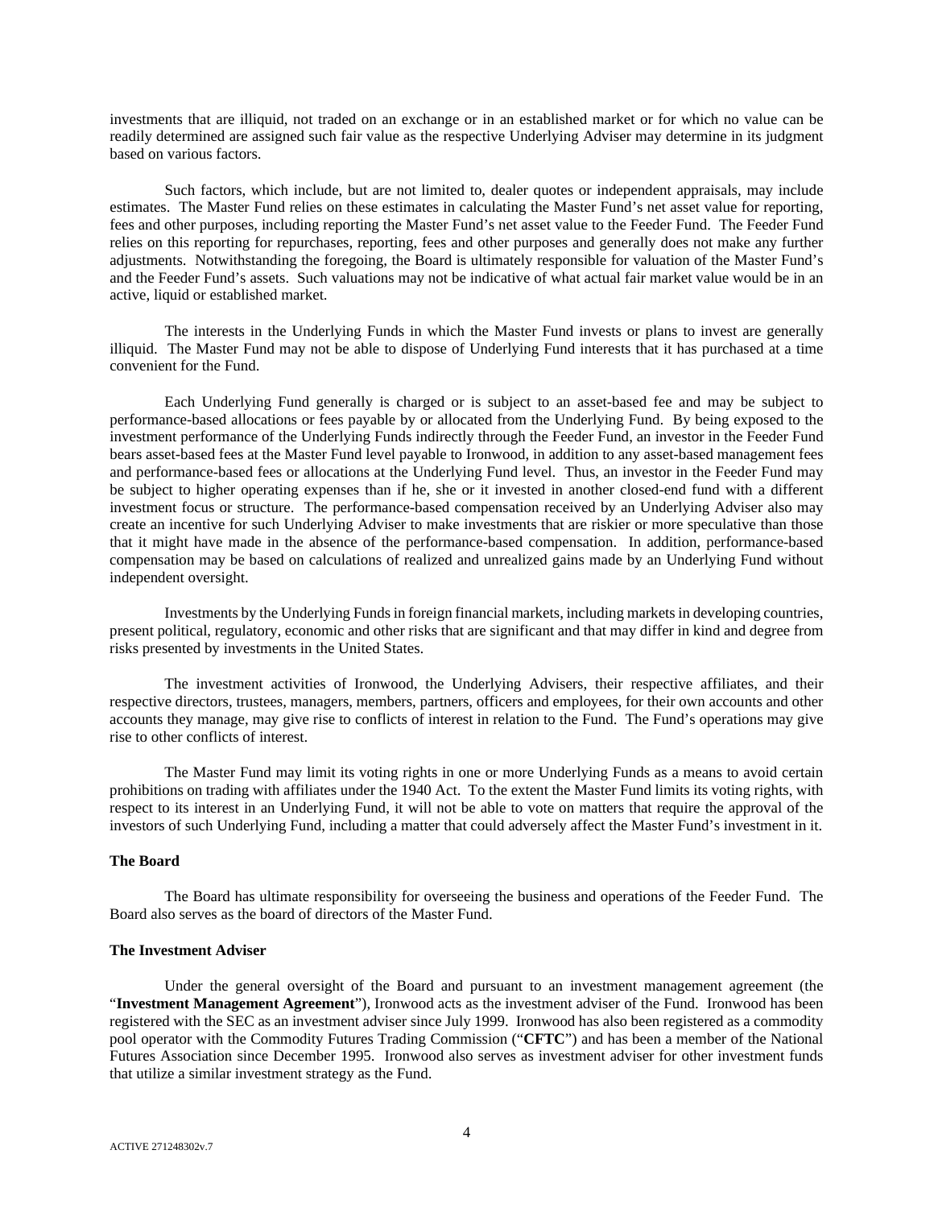investments that are illiquid, not traded on an exchange or in an established market or for which no value can be readily determined are assigned such fair value as the respective Underlying Adviser may determine in its judgment based on various factors.

Such factors, which include, but are not limited to, dealer quotes or independent appraisals, may include estimates. The Master Fund relies on these estimates in calculating the Master Fund's net asset value for reporting, fees and other purposes, including reporting the Master Fund's net asset value to the Feeder Fund. The Feeder Fund relies on this reporting for repurchases, reporting, fees and other purposes and generally does not make any further adjustments. Notwithstanding the foregoing, the Board is ultimately responsible for valuation of the Master Fund's and the Feeder Fund's assets. Such valuations may not be indicative of what actual fair market value would be in an active, liquid or established market.

The interests in the Underlying Funds in which the Master Fund invests or plans to invest are generally illiquid. The Master Fund may not be able to dispose of Underlying Fund interests that it has purchased at a time convenient for the Fund.

Each Underlying Fund generally is charged or is subject to an asset-based fee and may be subject to performance-based allocations or fees payable by or allocated from the Underlying Fund. By being exposed to the investment performance of the Underlying Funds indirectly through the Feeder Fund, an investor in the Feeder Fund bears asset-based fees at the Master Fund level payable to Ironwood, in addition to any asset-based management fees and performance-based fees or allocations at the Underlying Fund level. Thus, an investor in the Feeder Fund may be subject to higher operating expenses than if he, she or it invested in another closed-end fund with a different investment focus or structure. The performance-based compensation received by an Underlying Adviser also may create an incentive for such Underlying Adviser to make investments that are riskier or more speculative than those that it might have made in the absence of the performance-based compensation. In addition, performance-based compensation may be based on calculations of realized and unrealized gains made by an Underlying Fund without independent oversight.

Investments by the Underlying Funds in foreign financial markets, including markets in developing countries, present political, regulatory, economic and other risks that are significant and that may differ in kind and degree from risks presented by investments in the United States.

The investment activities of Ironwood, the Underlying Advisers, their respective affiliates, and their respective directors, trustees, managers, members, partners, officers and employees, for their own accounts and other accounts they manage, may give rise to conflicts of interest in relation to the Fund. The Fund's operations may give rise to other conflicts of interest.

The Master Fund may limit its voting rights in one or more Underlying Funds as a means to avoid certain prohibitions on trading with affiliates under the 1940 Act. To the extent the Master Fund limits its voting rights, with respect to its interest in an Underlying Fund, it will not be able to vote on matters that require the approval of the investors of such Underlying Fund, including a matter that could adversely affect the Master Fund's investment in it.

**The Board**

The Board has ultimate responsibility for overseeing the business and operations of the Feeder Fund. The Board also serves as the board of directors of the Master Fund.

**The Investment Adviser**

Under the general oversight of the Board and pursuant to an investment management agreement (the "**Investment Management Agreement**"), Ironwood acts as the investment adviser of the Fund. Ironwood has been registered with the SEC as an investment adviser since July 1999. Ironwood has also been registered as a commodity pool operator with the Commodity Futures Trading Commission ("**CFTC**") and has been a member of the National Futures Association since December 1995. Ironwood also serves as investment adviser for other investment funds that utilize a similar investment strategy as the Fund.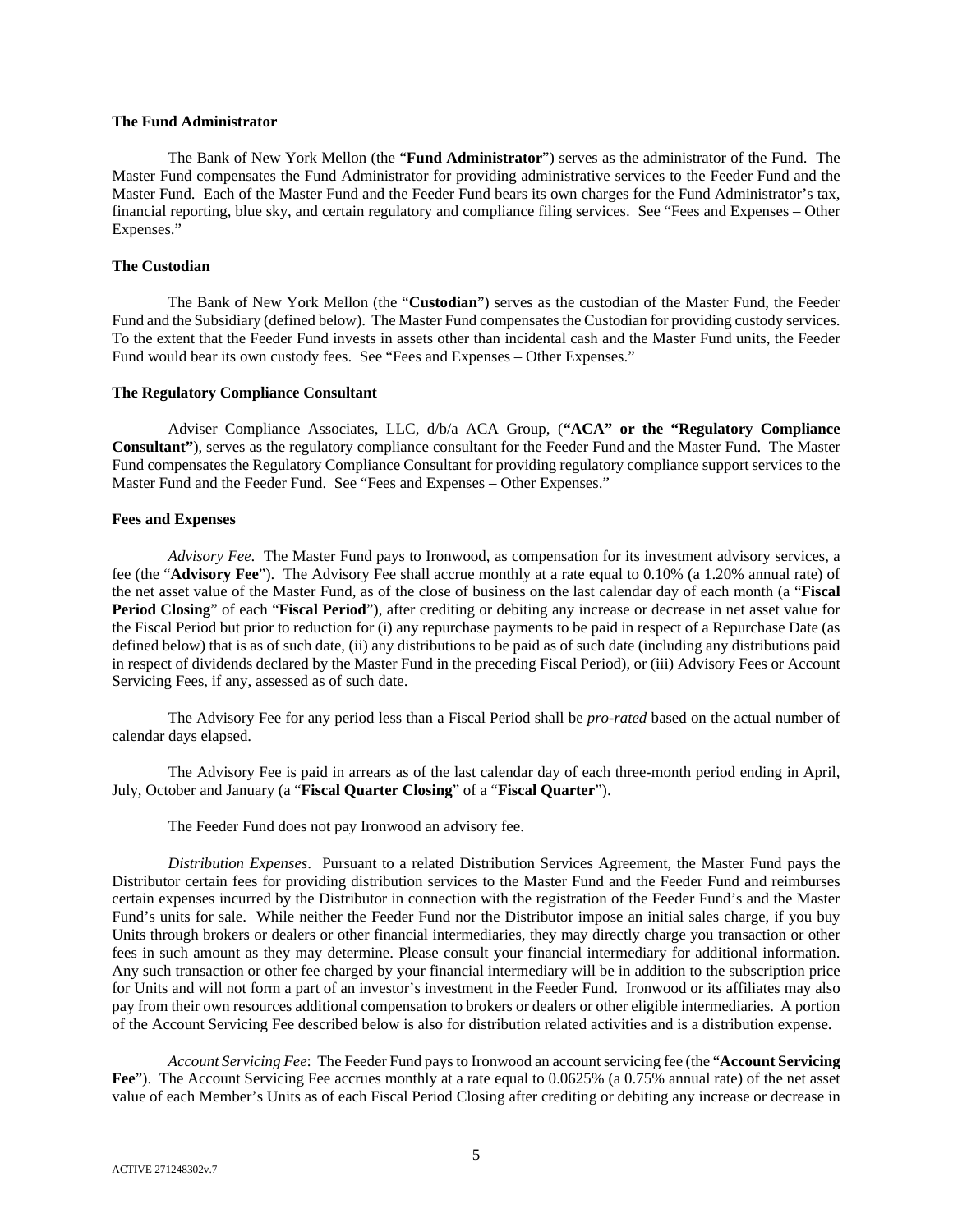**The Fund Administrator**

The Bank of New York Mellon (the "**Fund Administrator**") serves as the administrator of the Fund. The Master Fund compensates the Fund Administrator for providing administrative services to the Feeder Fund and the Master Fund. Each of the Master Fund and the Feeder Fund bears its own charges for the Fund Administrator's tax, financial reporting, blue sky, and certain regulatory and compliance filing services. See "Fees and Expenses – Other Expenses."

**The Custodian**

The Bank of New York Mellon (the "**Custodian**") serves as the custodian of the Master Fund, the Feeder Fund and the Subsidiary (defined below). The Master Fund compensates the Custodian for providing custody services. To the extent that the Feeder Fund invests in assets other than incidental cash and the Master Fund units, the Feeder Fund would bear its own custody fees. See "Fees and Expenses – Other Expenses."

**The Regulatory Compliance Consultant**

Adviser Compliance Associates, LLC, d/b/a ACA Group, (**"ACA" or the "Regulatory Compliance Consultant"**), serves as the regulatory compliance consultant for the Feeder Fund and the Master Fund. The Master Fund compensates the Regulatory Compliance Consultant for providing regulatory compliance support services to the Master Fund and the Feeder Fund. See "Fees and Expenses – Other Expenses."

**Fees and Expenses**

*Advisory Fee*. The Master Fund pays to Ironwood, as compensation for its investment advisory services, a fee (the "**Advisory Fee**"). The Advisory Fee shall accrue monthly at a rate equal to 0.10% (a 1.20% annual rate) of the net asset value of the Master Fund, as of the close of business on the last calendar day of each month (a "**Fiscal Period Closing**" of each "**Fiscal Period**"), after crediting or debiting any increase or decrease in net asset value for the Fiscal Period but prior to reduction for (i) any repurchase payments to be paid in respect of a Repurchase Date (as defined below) that is as of such date, (ii) any distributions to be paid as of such date (including any distributions paid in respect of dividends declared by the Master Fund in the preceding Fiscal Period), or (iii) Advisory Fees or Account Servicing Fees, if any, assessed as of such date.

The Advisory Fee for any period less than a Fiscal Period shall be *pro-rated* based on the actual number of calendar days elapsed.

The Advisory Fee is paid in arrears as of the last calendar day of each three-month period ending in April, July, October and January (a "**Fiscal Quarter Closing**" of a "**Fiscal Quarter**").

The Feeder Fund does not pay Ironwood an advisory fee.

*Distribution Expenses*. Pursuant to a related Distribution Services Agreement, the Master Fund pays the Distributor certain fees for providing distribution services to the Master Fund and the Feeder Fund and reimburses certain expenses incurred by the Distributor in connection with the registration of the Feeder Fund's and the Master Fund's units for sale. While neither the Feeder Fund nor the Distributor impose an initial sales charge, if you buy Units through brokers or dealers or other financial intermediaries, they may directly charge you transaction or other fees in such amount as they may determine. Please consult your financial intermediary for additional information. Any such transaction or other fee charged by your financial intermediary will be in addition to the subscription price for Units and will not form a part of an investor's investment in the Feeder Fund. Ironwood or its affiliates may also pay from their own resources additional compensation to brokers or dealers or other eligible intermediaries. A portion of the Account Servicing Fee described below is also for distribution related activities and is a distribution expense.

*Account Servicing Fee*: The Feeder Fund pays to Ironwood an account servicing fee (the "**Account Servicing Fee**"). The Account Servicing Fee accrues monthly at a rate equal to 0.0625% (a 0.75% annual rate) of the net asset value of each Member's Units as of each Fiscal Period Closing after crediting or debiting any increase or decrease in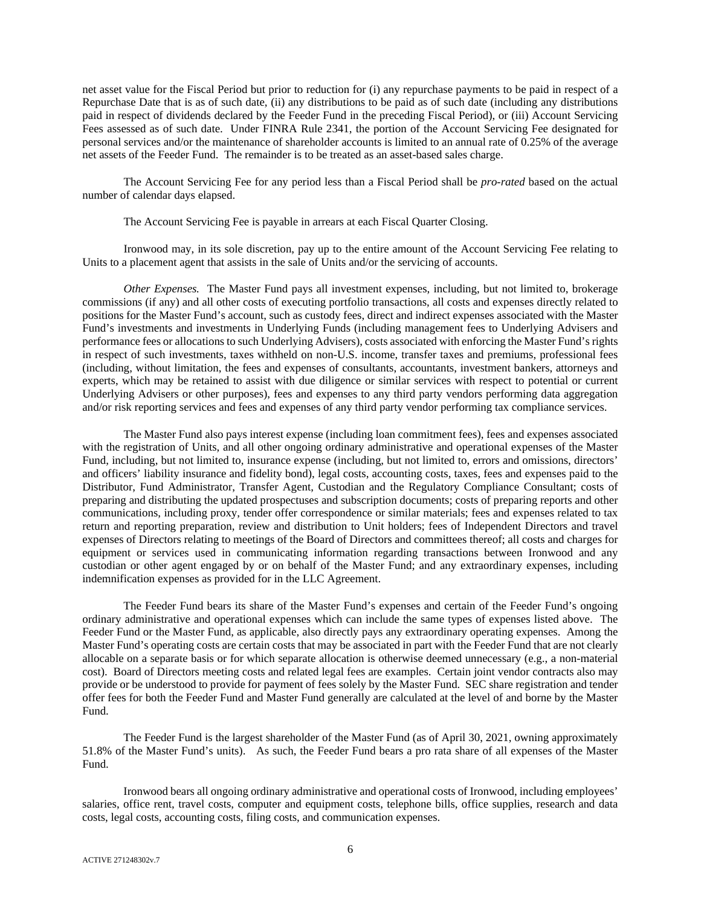net asset value for the Fiscal Period but prior to reduction for (i) any repurchase payments to be paid in respect of a Repurchase Date that is as of such date, (ii) any distributions to be paid as of such date (including any distributions paid in respect of dividends declared by the Feeder Fund in the preceding Fiscal Period), or (iii) Account Servicing Fees assessed as of such date. Under FINRA Rule 2341, the portion of the Account Servicing Fee designated for personal services and/or the maintenance of shareholder accounts is limited to an annual rate of 0.25% of the average net assets of the Feeder Fund. The remainder is to be treated as an asset-based sales charge.

The Account Servicing Fee for any period less than a Fiscal Period shall be *pro-rated* based on the actual number of calendar days elapsed.

The Account Servicing Fee is payable in arrears at each Fiscal Quarter Closing.

Ironwood may, in its sole discretion, pay up to the entire amount of the Account Servicing Fee relating to Units to a placement agent that assists in the sale of Units and/or the servicing of accounts.

*Other Expenses.* The Master Fund pays all investment expenses, including, but not limited to, brokerage commissions (if any) and all other costs of executing portfolio transactions, all costs and expenses directly related to positions for the Master Fund's account, such as custody fees, direct and indirect expenses associated with the Master Fund's investments and investments in Underlying Funds (including management fees to Underlying Advisers and performance fees or allocations to such Underlying Advisers), costs associated with enforcing the Master Fund's rights in respect of such investments, taxes withheld on non-U.S. income, transfer taxes and premiums, professional fees (including, without limitation, the fees and expenses of consultants, accountants, investment bankers, attorneys and experts, which may be retained to assist with due diligence or similar services with respect to potential or current Underlying Advisers or other purposes), fees and expenses to any third party vendors performing data aggregation and/or risk reporting services and fees and expenses of any third party vendor performing tax compliance services.

The Master Fund also pays interest expense (including loan commitment fees), fees and expenses associated with the registration of Units, and all other ongoing ordinary administrative and operational expenses of the Master Fund, including, but not limited to, insurance expense (including, but not limited to, errors and omissions, directors' and officers' liability insurance and fidelity bond), legal costs, accounting costs, taxes, fees and expenses paid to the Distributor, Fund Administrator, Transfer Agent, Custodian and the Regulatory Compliance Consultant; costs of preparing and distributing the updated prospectuses and subscription documents; costs of preparing reports and other communications, including proxy, tender offer correspondence or similar materials; fees and expenses related to tax return and reporting preparation, review and distribution to Unit holders; fees of Independent Directors and travel expenses of Directors relating to meetings of the Board of Directors and committees thereof; all costs and charges for equipment or services used in communicating information regarding transactions between Ironwood and any custodian or other agent engaged by or on behalf of the Master Fund; and any extraordinary expenses, including indemnification expenses as provided for in the LLC Agreement.

The Feeder Fund bears its share of the Master Fund's expenses and certain of the Feeder Fund's ongoing ordinary administrative and operational expenses which can include the same types of expenses listed above. The Feeder Fund or the Master Fund, as applicable, also directly pays any extraordinary operating expenses. Among the Master Fund's operating costs are certain costs that may be associated in part with the Feeder Fund that are not clearly allocable on a separate basis or for which separate allocation is otherwise deemed unnecessary (e.g., a non-material cost). Board of Directors meeting costs and related legal fees are examples. Certain joint vendor contracts also may provide or be understood to provide for payment of fees solely by the Master Fund. SEC share registration and tender offer fees for both the Feeder Fund and Master Fund generally are calculated at the level of and borne by the Master Fund.

The Feeder Fund is the largest shareholder of the Master Fund (as of April 30, 2021, owning approximately 51.8% of the Master Fund's units). As such, the Feeder Fund bears a pro rata share of all expenses of the Master Fund.

Ironwood bears all ongoing ordinary administrative and operational costs of Ironwood, including employees' salaries, office rent, travel costs, computer and equipment costs, telephone bills, office supplies, research and data costs, legal costs, accounting costs, filing costs, and communication expenses.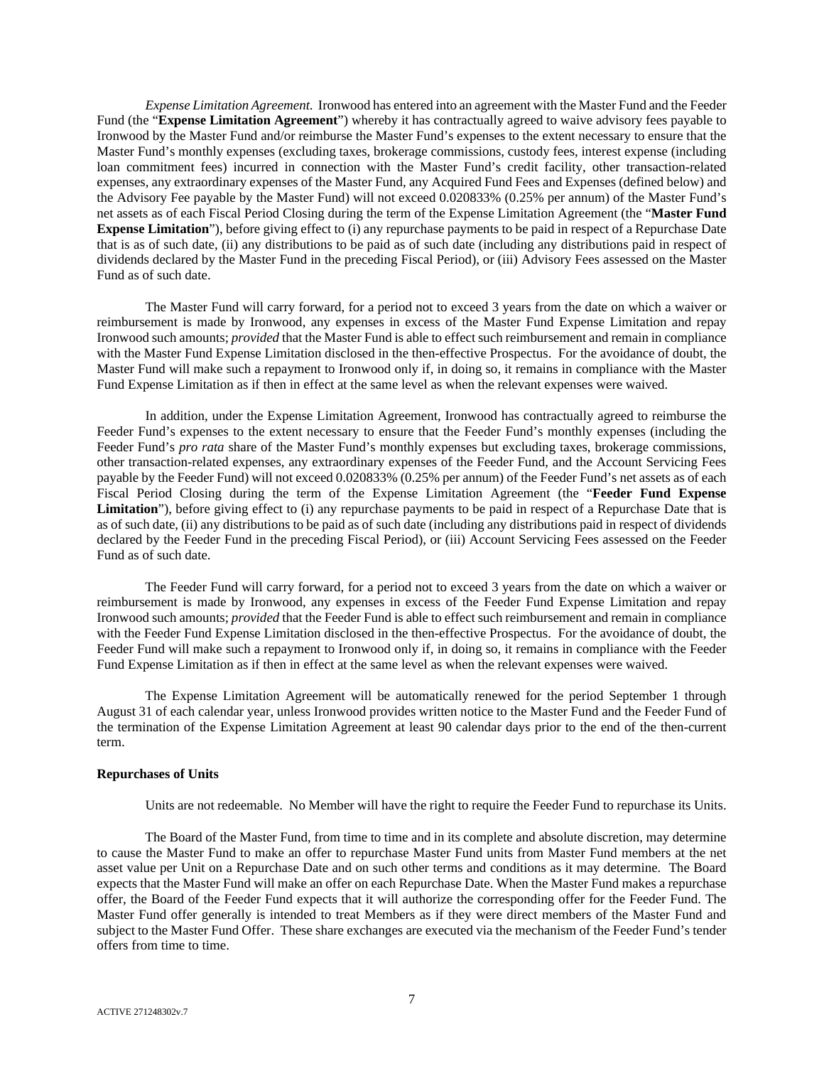*Expense Limitation Agreement.* Ironwood has entered into an agreement with the Master Fund and the Feeder Fund (the "**Expense Limitation Agreement**") whereby it has contractually agreed to waive advisory fees payable to Ironwood by the Master Fund and/or reimburse the Master Fund's expenses to the extent necessary to ensure that the Master Fund's monthly expenses (excluding taxes, brokerage commissions, custody fees, interest expense (including loan commitment fees) incurred in connection with the Master Fund's credit facility, other transaction-related expenses, any extraordinary expenses of the Master Fund, any Acquired Fund Fees and Expenses (defined below) and the Advisory Fee payable by the Master Fund) will not exceed 0.020833% (0.25% per annum) of the Master Fund's net assets as of each Fiscal Period Closing during the term of the Expense Limitation Agreement (the "**Master Fund Expense Limitation**"), before giving effect to (i) any repurchase payments to be paid in respect of a Repurchase Date that is as of such date, (ii) any distributions to be paid as of such date (including any distributions paid in respect of dividends declared by the Master Fund in the preceding Fiscal Period), or (iii) Advisory Fees assessed on the Master Fund as of such date.

The Master Fund will carry forward, for a period not to exceed 3 years from the date on which a waiver or reimbursement is made by Ironwood, any expenses in excess of the Master Fund Expense Limitation and repay Ironwood such amounts; *provided* that the Master Fund is able to effect such reimbursement and remain in compliance with the Master Fund Expense Limitation disclosed in the then-effective Prospectus. For the avoidance of doubt, the Master Fund will make such a repayment to Ironwood only if, in doing so, it remains in compliance with the Master Fund Expense Limitation as if then in effect at the same level as when the relevant expenses were waived.

In addition, under the Expense Limitation Agreement, Ironwood has contractually agreed to reimburse the Feeder Fund's expenses to the extent necessary to ensure that the Feeder Fund's monthly expenses (including the Feeder Fund's *pro rata* share of the Master Fund's monthly expenses but excluding taxes, brokerage commissions, other transaction-related expenses, any extraordinary expenses of the Feeder Fund, and the Account Servicing Fees payable by the Feeder Fund) will not exceed 0.020833% (0.25% per annum) of the Feeder Fund's net assets as of each Fiscal Period Closing during the term of the Expense Limitation Agreement (the "**Feeder Fund Expense Limitation**"), before giving effect to (i) any repurchase payments to be paid in respect of a Repurchase Date that is as of such date, (ii) any distributions to be paid as of such date (including any distributions paid in respect of dividends declared by the Feeder Fund in the preceding Fiscal Period), or (iii) Account Servicing Fees assessed on the Feeder Fund as of such date.

The Feeder Fund will carry forward, for a period not to exceed 3 years from the date on which a waiver or reimbursement is made by Ironwood, any expenses in excess of the Feeder Fund Expense Limitation and repay Ironwood such amounts; *provided* that the Feeder Fund is able to effect such reimbursement and remain in compliance with the Feeder Fund Expense Limitation disclosed in the then-effective Prospectus. For the avoidance of doubt, the Feeder Fund will make such a repayment to Ironwood only if, in doing so, it remains in compliance with the Feeder Fund Expense Limitation as if then in effect at the same level as when the relevant expenses were waived.

The Expense Limitation Agreement will be automatically renewed for the period September 1 through August 31 of each calendar year, unless Ironwood provides written notice to the Master Fund and the Feeder Fund of the termination of the Expense Limitation Agreement at least 90 calendar days prior to the end of the then-current term.

**Repurchases of Units**

Units are not redeemable. No Member will have the right to require the Feeder Fund to repurchase its Units.

The Board of the Master Fund, from time to time and in its complete and absolute discretion, may determine to cause the Master Fund to make an offer to repurchase Master Fund units from Master Fund members at the net asset value per Unit on a Repurchase Date and on such other terms and conditions as it may determine. The Board expects that the Master Fund will make an offer on each Repurchase Date. When the Master Fund makes a repurchase offer, the Board of the Feeder Fund expects that it will authorize the corresponding offer for the Feeder Fund. The Master Fund offer generally is intended to treat Members as if they were direct members of the Master Fund and subject to the Master Fund Offer. These share exchanges are executed via the mechanism of the Feeder Fund's tender offers from time to time.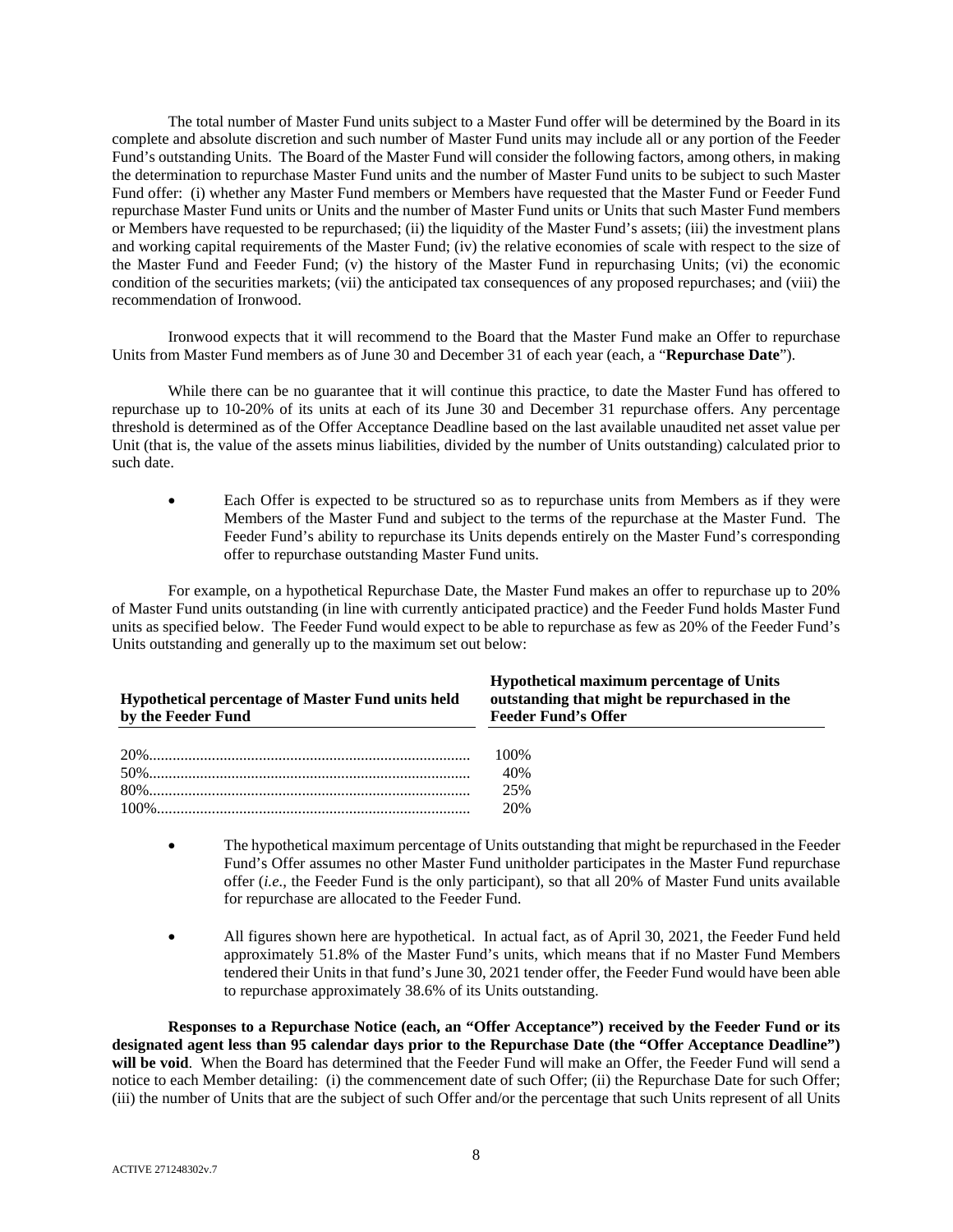The total number of Master Fund units subject to a Master Fund offer will be determined by the Board in its complete and absolute discretion and such number of Master Fund units may include all or any portion of the Feeder Fund's outstanding Units. The Board of the Master Fund will consider the following factors, among others, in making the determination to repurchase Master Fund units and the number of Master Fund units to be subject to such Master Fund offer: (i) whether any Master Fund members or Members have requested that the Master Fund or Feeder Fund repurchase Master Fund units or Units and the number of Master Fund units or Units that such Master Fund members or Members have requested to be repurchased; (ii) the liquidity of the Master Fund's assets; (iii) the investment plans and working capital requirements of the Master Fund; (iv) the relative economies of scale with respect to the size of the Master Fund and Feeder Fund; (v) the history of the Master Fund in repurchasing Units; (vi) the economic condition of the securities markets; (vii) the anticipated tax consequences of any proposed repurchases; and (viii) the recommendation of Ironwood.

Ironwood expects that it will recommend to the Board that the Master Fund make an Offer to repurchase Units from Master Fund members as of June 30 and December 31 of each year (each, a "**Repurchase Date**").

While there can be no guarantee that it will continue this practice, to date the Master Fund has offered to repurchase up to 10-20% of its units at each of its June 30 and December 31 repurchase offers. Any percentage threshold is determined as of the Offer Acceptance Deadline based on the last available unaudited net asset value per Unit (that is, the value of the assets minus liabilities, divided by the number of Units outstanding) calculated prior to such date.

- Each Offer is expected to be structured so as to repurchase units from Members as if they were Members of the Master Fund and subject to the terms of the repurchase at the Master Fund. The Feeder Fund's ability to repurchase its Units depends entirely on the Master Fund's corresponding offer to repurchase outstanding Master Fund units.

For example, on a hypothetical Repurchase Date, the Master Fund makes an offer to repurchase up to 20% of Master Fund units outstanding (in line with currently anticipated practice) and the Feeder Fund holds Master Fund units as specified below. The Feeder Fund would expect to be able to repurchase as few as 20% of the Feeder Fund's Units outstanding and generally up to the maximum set out below:

| Hypothetical percentage of Master Fund units held by the Feeder Fund | Hypothetical maximum percentage of Units outstanding that might be repurchased in the Feeder Fund's Offer |
|---|---|
| 20% | 100% |
| 50% | 40% |
| 80% | 25% |
| 100% | 20% |

- The hypothetical maximum percentage of Units outstanding that might be repurchased in the Feeder Fund's Offer assumes no other Master Fund unitholder participates in the Master Fund repurchase offer (*i.e.*, the Feeder Fund is the only participant), so that all 20% of Master Fund units available for repurchase are allocated to the Feeder Fund.
- All figures shown here are hypothetical. In actual fact, as of April 30, 2021, the Feeder Fund held approximately 51.8% of the Master Fund's units, which means that if no Master Fund Members tendered their Units in that fund's June 30, 2021 tender offer, the Feeder Fund would have been able to repurchase approximately 38.6% of its Units outstanding.

**Responses to a Repurchase Notice (each, an "Offer Acceptance") received by the Feeder Fund or its designated agent less than 95 calendar days prior to the Repurchase Date (the "Offer Acceptance Deadline") will be void**. When the Board has determined that the Feeder Fund will make an Offer, the Feeder Fund will send a notice to each Member detailing: (i) the commencement date of such Offer; (ii) the Repurchase Date for such Offer; (iii) the number of Units that are the subject of such Offer and/or the percentage that such Units represent of all Units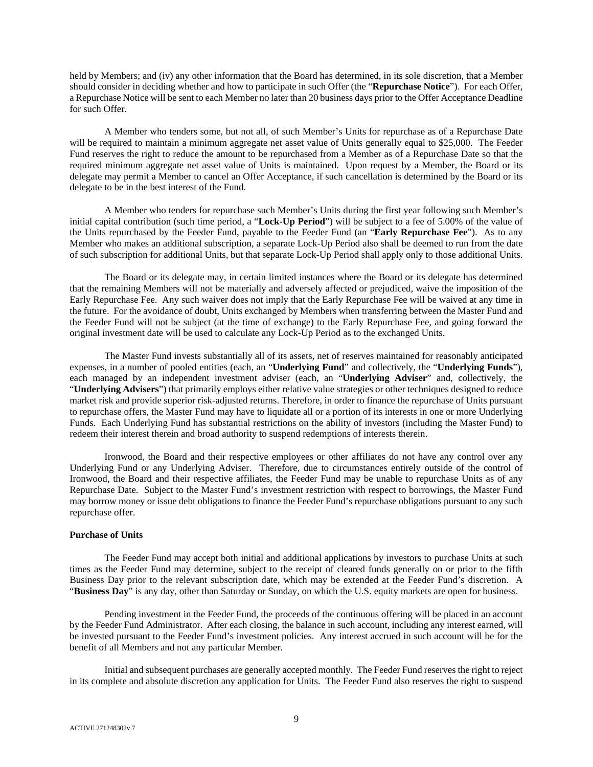held by Members; and (iv) any other information that the Board has determined, in its sole discretion, that a Member should consider in deciding whether and how to participate in such Offer (the "**Repurchase Notice**"). For each Offer, a Repurchase Notice will be sent to each Member no later than 20 business days prior to the Offer Acceptance Deadline for such Offer.

A Member who tenders some, but not all, of such Member's Units for repurchase as of a Repurchase Date will be required to maintain a minimum aggregate net asset value of Units generally equal to $25,000. The Feeder Fund reserves the right to reduce the amount to be repurchased from a Member as of a Repurchase Date so that the required minimum aggregate net asset value of Units is maintained. Upon request by a Member, the Board or its delegate may permit a Member to cancel an Offer Acceptance, if such cancellation is determined by the Board or its delegate to be in the best interest of the Fund.

A Member who tenders for repurchase such Member's Units during the first year following such Member's initial capital contribution (such time period, a "**Lock-Up Period**") will be subject to a fee of 5.00% of the value of the Units repurchased by the Feeder Fund, payable to the Feeder Fund (an "**Early Repurchase Fee**"). As to any Member who makes an additional subscription, a separate Lock-Up Period also shall be deemed to run from the date of such subscription for additional Units, but that separate Lock-Up Period shall apply only to those additional Units.

The Board or its delegate may, in certain limited instances where the Board or its delegate has determined that the remaining Members will not be materially and adversely affected or prejudiced, waive the imposition of the Early Repurchase Fee. Any such waiver does not imply that the Early Repurchase Fee will be waived at any time in the future. For the avoidance of doubt, Units exchanged by Members when transferring between the Master Fund and the Feeder Fund will not be subject (at the time of exchange) to the Early Repurchase Fee, and going forward the original investment date will be used to calculate any Lock-Up Period as to the exchanged Units.

The Master Fund invests substantially all of its assets, net of reserves maintained for reasonably anticipated expenses, in a number of pooled entities (each, an "**Underlying Fund**" and collectively, the "**Underlying Funds**"), each managed by an independent investment adviser (each, an "**Underlying Adviser**" and, collectively, the "**Underlying Advisers**") that primarily employs either relative value strategies or other techniques designed to reduce market risk and provide superior risk-adjusted returns. Therefore, in order to finance the repurchase of Units pursuant to repurchase offers, the Master Fund may have to liquidate all or a portion of its interests in one or more Underlying Funds. Each Underlying Fund has substantial restrictions on the ability of investors (including the Master Fund) to redeem their interest therein and broad authority to suspend redemptions of interests therein.

Ironwood, the Board and their respective employees or other affiliates do not have any control over any Underlying Fund or any Underlying Adviser. Therefore, due to circumstances entirely outside of the control of Ironwood, the Board and their respective affiliates, the Feeder Fund may be unable to repurchase Units as of any Repurchase Date. Subject to the Master Fund's investment restriction with respect to borrowings, the Master Fund may borrow money or issue debt obligations to finance the Feeder Fund's repurchase obligations pursuant to any such repurchase offer.

**Purchase of Units**

The Feeder Fund may accept both initial and additional applications by investors to purchase Units at such times as the Feeder Fund may determine, subject to the receipt of cleared funds generally on or prior to the fifth Business Day prior to the relevant subscription date, which may be extended at the Feeder Fund's discretion. A "**Business Day**" is any day, other than Saturday or Sunday, on which the U.S. equity markets are open for business.

Pending investment in the Feeder Fund, the proceeds of the continuous offering will be placed in an account by the Feeder Fund Administrator. After each closing, the balance in such account, including any interest earned, will be invested pursuant to the Feeder Fund's investment policies. Any interest accrued in such account will be for the benefit of all Members and not any particular Member.

Initial and subsequent purchases are generally accepted monthly. The Feeder Fund reserves the right to reject in its complete and absolute discretion any application for Units. The Feeder Fund also reserves the right to suspend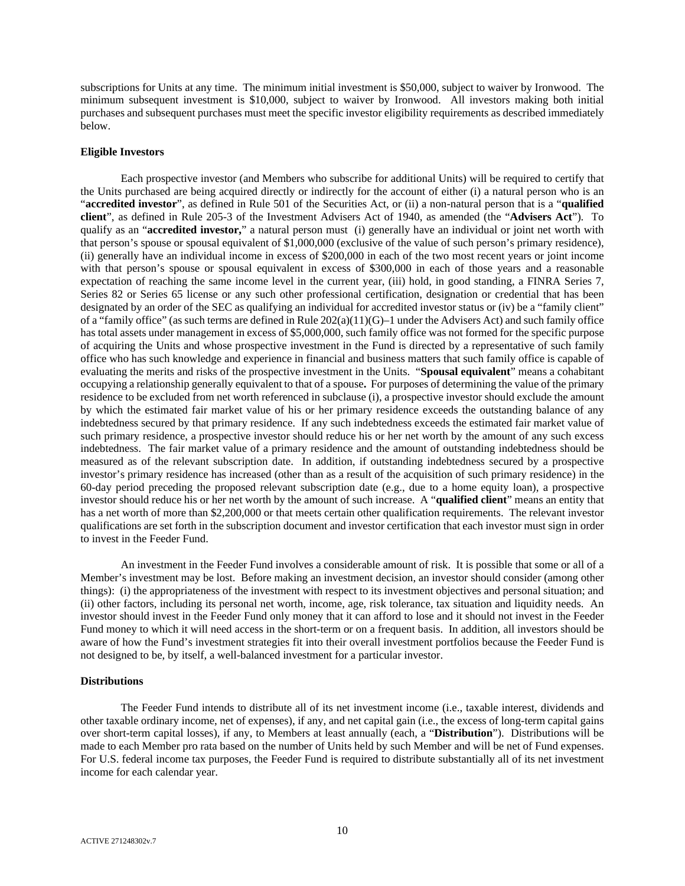subscriptions for Units at any time. The minimum initial investment is $50,000, subject to waiver by Ironwood. The minimum subsequent investment is $10,000, subject to waiver by Ironwood. All investors making both initial purchases and subsequent purchases must meet the specific investor eligibility requirements as described immediately below.

**Eligible Investors**

Each prospective investor (and Members who subscribe for additional Units) will be required to certify that the Units purchased are being acquired directly or indirectly for the account of either (i) a natural person who is an "**accredited investor**", as defined in Rule 501 of the Securities Act, or (ii) a non-natural person that is a "**qualified client**", as defined in Rule 205-3 of the Investment Advisers Act of 1940, as amended (the "**Advisers Act**"). To qualify as an "**accredited investor,**" a natural person must (i) generally have an individual or joint net worth with that person's spouse or spousal equivalent of $1,000,000 (exclusive of the value of such person's primary residence), (ii) generally have an individual income in excess of $200,000 in each of the two most recent years or joint income with that person's spouse or spousal equivalent in excess of $300,000 in each of those years and a reasonable expectation of reaching the same income level in the current year, (iii) hold, in good standing, a FINRA Series 7, Series 82 or Series 65 license or any such other professional certification, designation or credential that has been designated by an order of the SEC as qualifying an individual for accredited investor status or (iv) be a "family client" of a "family office" (as such terms are defined in Rule 202(a)(11)(G)–1 under the Advisers Act) and such family office has total assets under management in excess of $5,000,000, such family office was not formed for the specific purpose of acquiring the Units and whose prospective investment in the Fund is directed by a representative of such family office who has such knowledge and experience in financial and business matters that such family office is capable of evaluating the merits and risks of the prospective investment in the Units. "**Spousal equivalent**" means a cohabitant occupying a relationship generally equivalent to that of a spouse**.** For purposes of determining the value of the primary residence to be excluded from net worth referenced in subclause (i), a prospective investor should exclude the amount by which the estimated fair market value of his or her primary residence exceeds the outstanding balance of any indebtedness secured by that primary residence. If any such indebtedness exceeds the estimated fair market value of such primary residence, a prospective investor should reduce his or her net worth by the amount of any such excess indebtedness. The fair market value of a primary residence and the amount of outstanding indebtedness should be measured as of the relevant subscription date. In addition, if outstanding indebtedness secured by a prospective investor's primary residence has increased (other than as a result of the acquisition of such primary residence) in the 60-day period preceding the proposed relevant subscription date (e.g., due to a home equity loan), a prospective investor should reduce his or her net worth by the amount of such increase. A "**qualified client**" means an entity that has a net worth of more than $2,200,000 or that meets certain other qualification requirements. The relevant investor qualifications are set forth in the subscription document and investor certification that each investor must sign in order to invest in the Feeder Fund.

An investment in the Feeder Fund involves a considerable amount of risk. It is possible that some or all of a Member's investment may be lost. Before making an investment decision, an investor should consider (among other things): (i) the appropriateness of the investment with respect to its investment objectives and personal situation; and (ii) other factors, including its personal net worth, income, age, risk tolerance, tax situation and liquidity needs. An investor should invest in the Feeder Fund only money that it can afford to lose and it should not invest in the Feeder Fund money to which it will need access in the short-term or on a frequent basis. In addition, all investors should be aware of how the Fund's investment strategies fit into their overall investment portfolios because the Feeder Fund is not designed to be, by itself, a well-balanced investment for a particular investor.

**Distributions**

The Feeder Fund intends to distribute all of its net investment income (i.e., taxable interest, dividends and other taxable ordinary income, net of expenses), if any, and net capital gain (i.e., the excess of long-term capital gains over short-term capital losses), if any, to Members at least annually (each, a "**Distribution**"). Distributions will be made to each Member pro rata based on the number of Units held by such Member and will be net of Fund expenses. For U.S. federal income tax purposes, the Feeder Fund is required to distribute substantially all of its net investment income for each calendar year.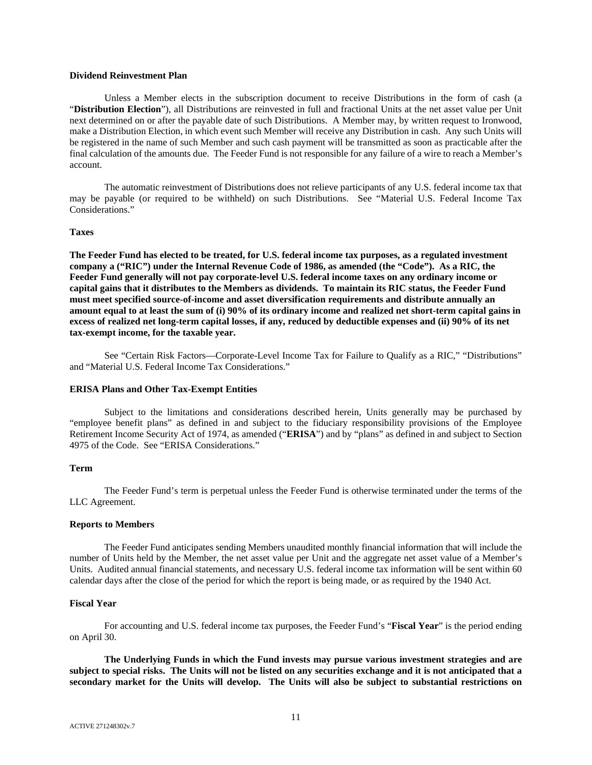**Dividend Reinvestment Plan**

Unless a Member elects in the subscription document to receive Distributions in the form of cash (a "**Distribution Election**"), all Distributions are reinvested in full and fractional Units at the net asset value per Unit next determined on or after the payable date of such Distributions. A Member may, by written request to Ironwood, make a Distribution Election, in which event such Member will receive any Distribution in cash. Any such Units will be registered in the name of such Member and such cash payment will be transmitted as soon as practicable after the final calculation of the amounts due. The Feeder Fund is not responsible for any failure of a wire to reach a Member's account.

The automatic reinvestment of Distributions does not relieve participants of any U.S. federal income tax that may be payable (or required to be withheld) on such Distributions. See "Material U.S. Federal Income Tax Considerations."

**Taxes**

**The Feeder Fund has elected to be treated, for U.S. federal income tax purposes, as a regulated investment company a ("RIC") under the Internal Revenue Code of 1986, as amended (the "Code"). As a RIC, the Feeder Fund generally will not pay corporate-level U.S. federal income taxes on any ordinary income or capital gains that it distributes to the Members as dividends. To maintain its RIC status, the Feeder Fund must meet specified source-of-income and asset diversification requirements and distribute annually an amount equal to at least the sum of (i) 90% of its ordinary income and realized net short-term capital gains in excess of realized net long-term capital losses, if any, reduced by deductible expenses and (ii) 90% of its net tax-exempt income, for the taxable year.**

See "Certain Risk Factors—Corporate-Level Income Tax for Failure to Qualify as a RIC," "Distributions" and "Material U.S. Federal Income Tax Considerations."

**ERISA Plans and Other Tax-Exempt Entities**

Subject to the limitations and considerations described herein, Units generally may be purchased by "employee benefit plans" as defined in and subject to the fiduciary responsibility provisions of the Employee Retirement Income Security Act of 1974, as amended ("**ERISA**") and by "plans" as defined in and subject to Section 4975 of the Code. See "ERISA Considerations."

**Term**

The Feeder Fund's term is perpetual unless the Feeder Fund is otherwise terminated under the terms of the LLC Agreement.

**Reports to Members**

The Feeder Fund anticipates sending Members unaudited monthly financial information that will include the number of Units held by the Member, the net asset value per Unit and the aggregate net asset value of a Member's Units. Audited annual financial statements, and necessary U.S. federal income tax information will be sent within 60 calendar days after the close of the period for which the report is being made, or as required by the 1940 Act.

**Fiscal Year**

For accounting and U.S. federal income tax purposes, the Feeder Fund's "**Fiscal Year**" is the period ending on April 30.

**The Underlying Funds in which the Fund invests may pursue various investment strategies and are subject to special risks. The Units will not be listed on any securities exchange and it is not anticipated that a secondary market for the Units will develop. The Units will also be subject to substantial restrictions on**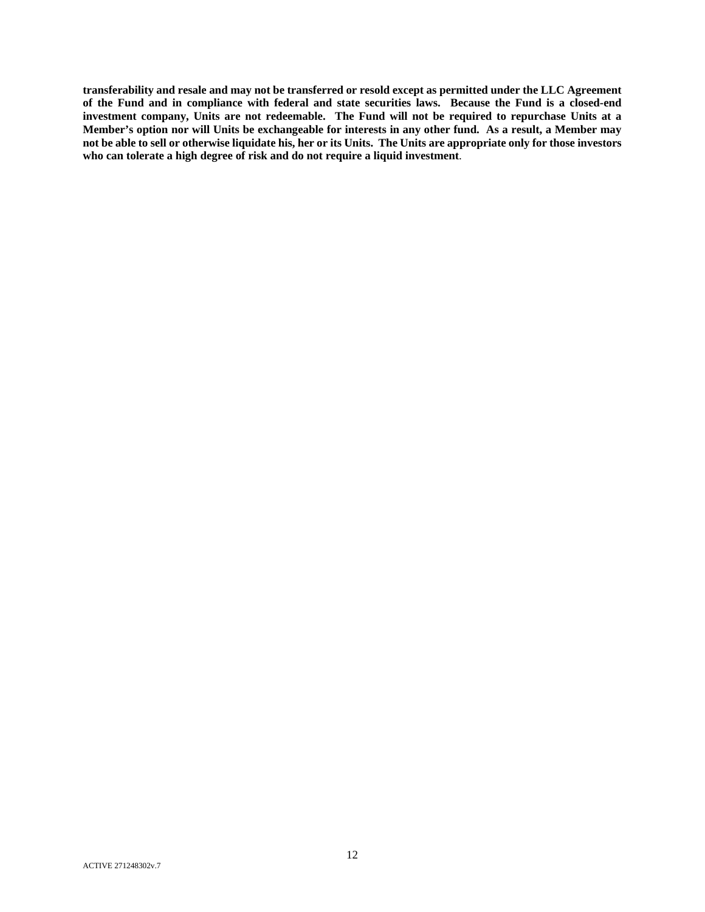**transferability and resale and may not be transferred or resold except as permitted under the LLC Agreement of the Fund and in compliance with federal and state securities laws. Because the Fund is a closed-end investment company, Units are not redeemable. The Fund will not be required to repurchase Units at a Member's option nor will Units be exchangeable for interests in any other fund. As a result, a Member may not be able to sell or otherwise liquidate his, her or its Units. The Units are appropriate only for those investors who can tolerate a high degree of risk and do not require a liquid investment**.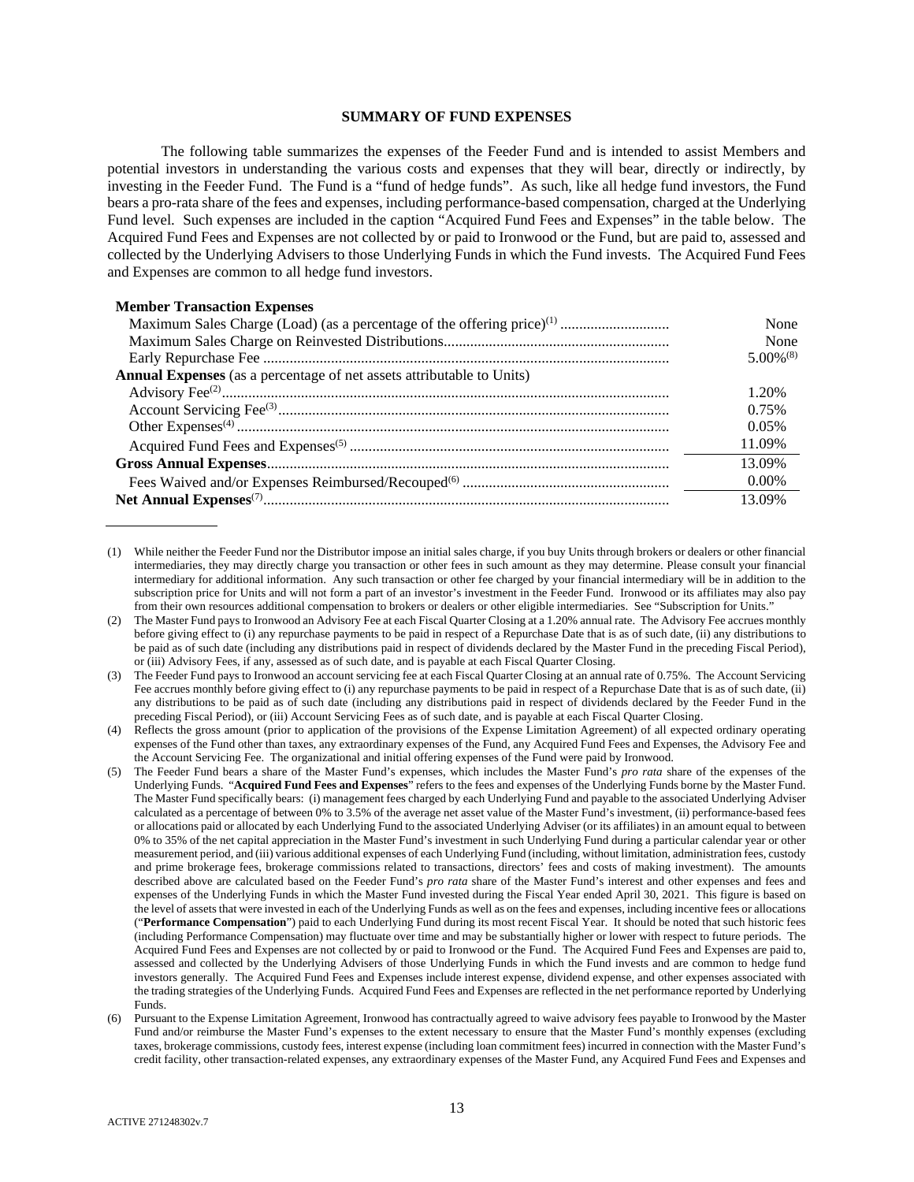## SUMMARY OF FUND EXPENSES

The following table summarizes the expenses of the Feeder Fund and is intended to assist Members and potential investors in understanding the various costs and expenses that they will bear, directly or indirectly, by investing in the Feeder Fund. The Fund is a "fund of hedge funds". As such, like all hedge fund investors, the Fund bears a pro-rata share of the fees and expenses, including performance-based compensation, charged at the Underlying Fund level. Such expenses are included in the caption "Acquired Fund Fees and Expenses" in the table below. The Acquired Fund Fees and Expenses are not collected by or paid to Ironwood or the Fund, but are paid to, assessed and collected by the Underlying Advisers to those Underlying Funds in which the Fund invests. The Acquired Fund Fees and Expenses are common to all hedge fund investors.

| | |
|---|---|
| **Member Transaction Expenses** | |
| Maximum Sales Charge (Load) (as a percentage of the offering price)[1] | None |
| Maximum Sales Charge on Reinvested Distributions | None |
| Early Repurchase Fee | 5.00%[8] |
| **Annual Expenses** (as a percentage of net assets attributable to Units) | |
| Advisory Fee[2] | 1.20% |
| Account Servicing Fee[3] | 0.75% |
| Other Expenses[4] | 0.05% |
| Acquired Fund Fees and Expenses[5] | 11.09% |
| **Gross Annual Expenses** | 13.09% |
| Fees Waived and/or Expenses Reimbursed/Recouped[6] | 0.00% |
| **Net Annual Expenses**[7] | 13.09% |

---

(1) While neither the Feeder Fund nor the Distributor impose an initial sales charge, if you buy Units through brokers or dealers or other financial intermediaries, they may directly charge you transaction or other fees in such amount as they may determine. Please consult your financial intermediary for additional information. Any such transaction or other fee charged by your financial intermediary will be in addition to the subscription price for Units and will not form a part of an investor's investment in the Feeder Fund. Ironwood or its affiliates may also pay from their own resources additional compensation to brokers or dealers or other eligible intermediaries. See "Subscription for Units."

(2) The Master Fund pays to Ironwood an Advisory Fee at each Fiscal Quarter Closing at a 1.20% annual rate. The Advisory Fee accrues monthly before giving effect to (i) any repurchase payments to be paid in respect of a Repurchase Date that is as of such date, (ii) any distributions to be paid as of such date (including any distributions paid in respect of dividends declared by the Master Fund in the preceding Fiscal Period), or (iii) Advisory Fees, if any, assessed as of such date, and is payable at each Fiscal Quarter Closing.

(3) The Feeder Fund pays to Ironwood an account servicing fee at each Fiscal Quarter Closing at an annual rate of 0.75%. The Account Servicing Fee accrues monthly before giving effect to (i) any repurchase payments to be paid in respect of a Repurchase Date that is as of such date, (ii) any distributions to be paid as of such date (including any distributions paid in respect of dividends declared by the Feeder Fund in the preceding Fiscal Period), or (iii) Account Servicing Fees as of such date, and is payable at each Fiscal Quarter Closing.

(4) Reflects the gross amount (prior to application of the provisions of the Expense Limitation Agreement) of all expected ordinary operating expenses of the Fund other than taxes, any extraordinary expenses of the Fund, any Acquired Fund Fees and Expenses, the Advisory Fee and the Account Servicing Fee. The organizational and initial offering expenses of the Fund were paid by Ironwood.

(5) The Feeder Fund bears a share of the Master Fund's expenses, which includes the Master Fund's *pro rata* share of the expenses of the Underlying Funds. "**Acquired Fund Fees and Expenses**" refers to the fees and expenses of the Underlying Funds borne by the Master Fund. The Master Fund specifically bears: (i) management fees charged by each Underlying Fund and payable to the associated Underlying Adviser calculated as a percentage of between 0% to 3.5% of the average net asset value of the Master Fund's investment, (ii) performance-based fees or allocations paid or allocated by each Underlying Fund to the associated Underlying Adviser (or its affiliates) in an amount equal to between 0% to 35% of the net capital appreciation in the Master Fund's investment in such Underlying Fund during a particular calendar year or other measurement period, and (iii) various additional expenses of each Underlying Fund (including, without limitation, administration fees, custody and prime brokerage fees, brokerage commissions related to transactions, directors' fees and costs of making investment). The amounts described above are calculated based on the Feeder Fund's *pro rata* share of the Master Fund's interest and other expenses and fees and expenses of the Underlying Funds in which the Master Fund invested during the Fiscal Year ended April 30, 2021. This figure is based on the level of assets that were invested in each of the Underlying Funds as well as on the fees and expenses, including incentive fees or allocations ("**Performance Compensation**") paid to each Underlying Fund during its most recent Fiscal Year. It should be noted that such historic fees (including Performance Compensation) may fluctuate over time and may be substantially higher or lower with respect to future periods. The Acquired Fund Fees and Expenses are not collected by or paid to Ironwood or the Fund. The Acquired Fund Fees and Expenses are paid to, assessed and collected by the Underlying Advisers of those Underlying Funds in which the Fund invests and are common to hedge fund investors generally. The Acquired Fund Fees and Expenses include interest expense, dividend expense, and other expenses associated with the trading strategies of the Underlying Funds. Acquired Fund Fees and Expenses are reflected in the net performance reported by Underlying Funds.

(6) Pursuant to the Expense Limitation Agreement, Ironwood has contractually agreed to waive advisory fees payable to Ironwood by the Master Fund and/or reimburse the Master Fund's expenses to the extent necessary to ensure that the Master Fund's monthly expenses (excluding taxes, brokerage commissions, custody fees, interest expense (including loan commitment fees) incurred in connection with the Master Fund's credit facility, other transaction-related expenses, any extraordinary expenses of the Master Fund, any Acquired Fund Fees and Expenses and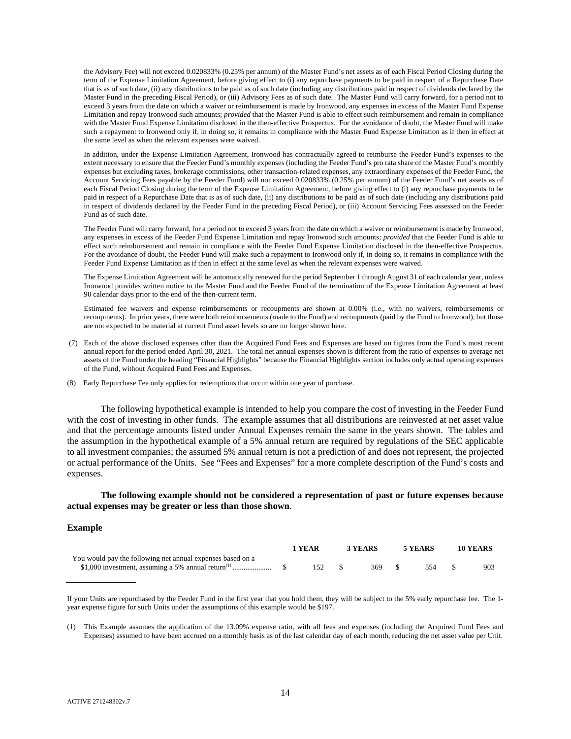the Advisory Fee) will not exceed 0.020833% (0.25% per annum) of the Master Fund's net assets as of each Fiscal Period Closing during the term of the Expense Limitation Agreement, before giving effect to (i) any repurchase payments to be paid in respect of a Repurchase Date that is as of such date, (ii) any distributions to be paid as of such date (including any distributions paid in respect of dividends declared by the Master Fund in the preceding Fiscal Period), or (iii) Advisory Fees as of such date. The Master Fund will carry forward, for a period not to exceed 3 years from the date on which a waiver or reimbursement is made by Ironwood, any expenses in excess of the Master Fund Expense Limitation and repay Ironwood such amounts; *provided* that the Master Fund is able to effect such reimbursement and remain in compliance with the Master Fund Expense Limitation disclosed in the then-effective Prospectus. For the avoidance of doubt, the Master Fund will make such a repayment to Ironwood only if, in doing so, it remains in compliance with the Master Fund Expense Limitation as if then in effect at the same level as when the relevant expenses were waived.

In addition, under the Expense Limitation Agreement, Ironwood has contractually agreed to reimburse the Feeder Fund's expenses to the extent necessary to ensure that the Feeder Fund's monthly expenses (including the Feeder Fund's pro rata share of the Master Fund's monthly expenses but excluding taxes, brokerage commissions, other transaction-related expenses, any extraordinary expenses of the Feeder Fund, the Account Servicing Fees payable by the Feeder Fund) will not exceed 0.020833% (0.25% per annum) of the Feeder Fund's net assets as of each Fiscal Period Closing during the term of the Expense Limitation Agreement, before giving effect to (i) any repurchase payments to be paid in respect of a Repurchase Date that is as of such date, (ii) any distributions to be paid as of such date (including any distributions paid in respect of dividends declared by the Feeder Fund in the preceding Fiscal Period), or (iii) Account Servicing Fees assessed on the Feeder Fund as of such date.

The Feeder Fund will carry forward, for a period not to exceed 3 years from the date on which a waiver or reimbursement is made by Ironwood, any expenses in excess of the Feeder Fund Expense Limitation and repay Ironwood such amounts; *provided* that the Feeder Fund is able to effect such reimbursement and remain in compliance with the Feeder Fund Expense Limitation disclosed in the then-effective Prospectus. For the avoidance of doubt, the Feeder Fund will make such a repayment to Ironwood only if, in doing so, it remains in compliance with the Feeder Fund Expense Limitation as if then in effect at the same level as when the relevant expenses were waived.

The Expense Limitation Agreement will be automatically renewed for the period September 1 through August 31 of each calendar year, unless Ironwood provides written notice to the Master Fund and the Feeder Fund of the termination of the Expense Limitation Agreement at least 90 calendar days prior to the end of the then-current term.

Estimated fee waivers and expense reimbursements or recoupments are shown at 0.00% (i.e., with no waivers, reimbursements or recoupments). In prior years, there were both reimbursements (made to the Fund) and recoupments (paid by the Fund to Ironwood), but those are not expected to be material at current Fund asset levels so are no longer shown here.

(7) Each of the above disclosed expenses other than the Acquired Fund Fees and Expenses are based on figures from the Fund's most recent annual report for the period ended April 30, 2021. The total net annual expenses shown is different from the ratio of expenses to average net assets of the Fund under the heading "Financial Highlights" because the Financial Highlights section includes only actual operating expenses of the Fund, without Acquired Fund Fees and Expenses.

(8) Early Repurchase Fee only applies for redemptions that occur within one year of purchase.

The following hypothetical example is intended to help you compare the cost of investing in the Feeder Fund with the cost of investing in other funds. The example assumes that all distributions are reinvested at net asset value and that the percentage amounts listed under Annual Expenses remain the same in the years shown. The tables and the assumption in the hypothetical example of a 5% annual return are required by regulations of the SEC applicable to all investment companies; the assumed 5% annual return is not a prediction of and does not represent, the projected or actual performance of the Units. See "Fees and Expenses" for a more complete description of the Fund's costs and expenses.

**The following example should not be considered a representation of past or future expenses because actual expenses may be greater or less than those shown**.

**Example**

| | 1 YEAR | 3 YEARS | 5 YEARS | 10 YEARS |
|---|---|---|---|---|
| You would pay the following net annual expenses based on a $1,000 investment, assuming a 5% annual return[1] | $ 152 | $ 369 | $ 554 | $ 903 |

If your Units are repurchased by the Feeder Fund in the first year that you hold them, they will be subject to the 5% early repurchase fee. The 1-year expense figure for such Units under the assumptions of this example would be $197.

(1) This Example assumes the application of the 13.09% expense ratio, with all fees and expenses (including the Acquired Fund Fees and Expenses) assumed to have been accrued on a monthly basis as of the last calendar day of each month, reducing the net asset value per Unit.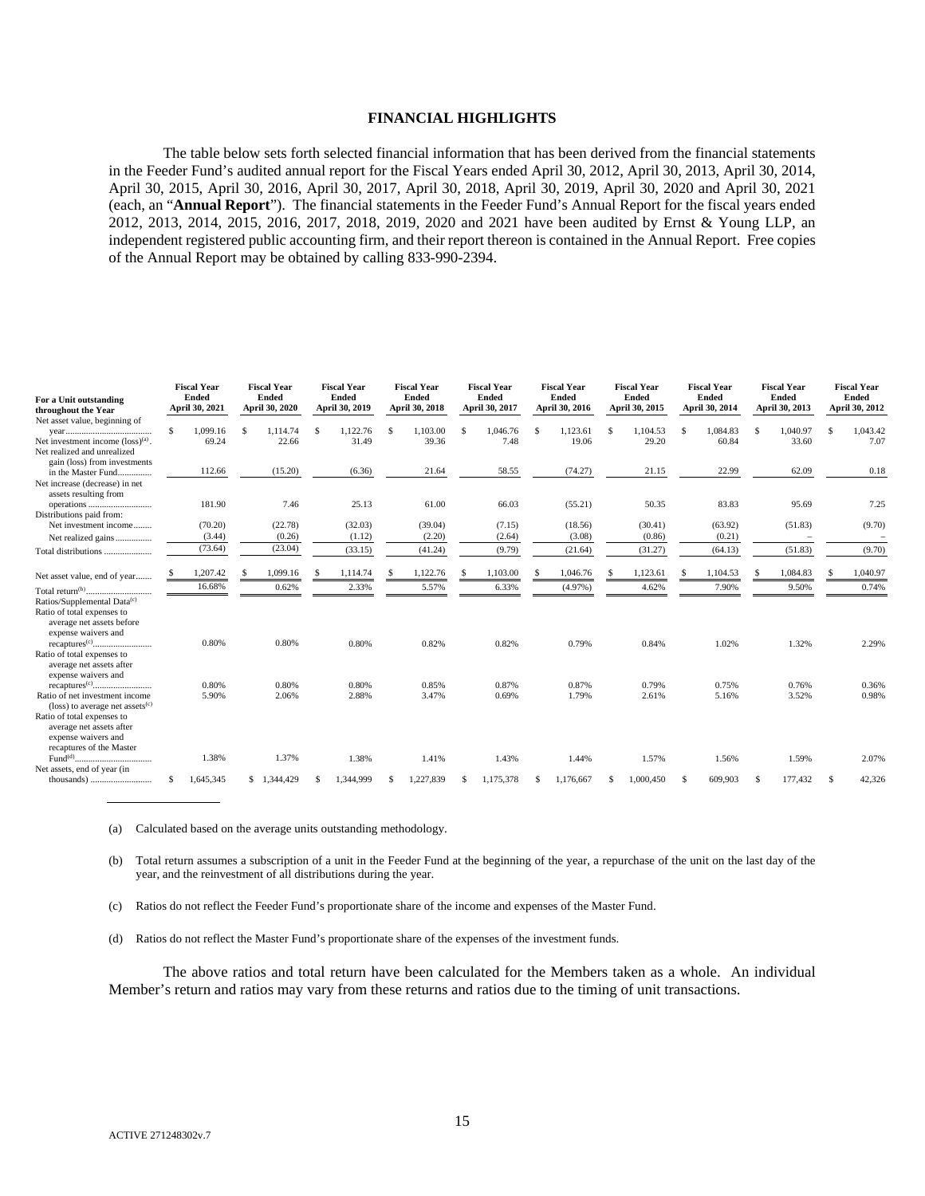## FINANCIAL HIGHLIGHTS

The table below sets forth selected financial information that has been derived from the financial statements in the Feeder Fund's audited annual report for the Fiscal Years ended April 30, 2012, April 30, 2013, April 30, 2014, April 30, 2015, April 30, 2016, April 30, 2017, April 30, 2018, April 30, 2019, April 30, 2020 and April 30, 2021 (each, an "**Annual Report**"). The financial statements in the Feeder Fund's Annual Report for the fiscal years ended 2012, 2013, 2014, 2015, 2016, 2017, 2018, 2019, 2020 and 2021 have been audited by Ernst & Young LLP, an independent registered public accounting firm, and their report thereon is contained in the Annual Report. Free copies of the Annual Report may be obtained by calling 833-990-2394.

| For a Unit outstanding throughout the Year | Fiscal Year Ended April 30, 2021 | Fiscal Year Ended April 30, 2020 | Fiscal Year Ended April 30, 2019 | Fiscal Year Ended April 30, 2018 | Fiscal Year Ended April 30, 2017 | Fiscal Year Ended April 30, 2016 | Fiscal Year Ended April 30, 2015 | Fiscal Year Ended April 30, 2014 | Fiscal Year Ended April 30, 2013 | Fiscal Year Ended April 30, 2012 |
|---|---|---|---|---|---|---|---|---|---|---|
| Net asset value, beginning of year | $ 1,099.16 | $ 1,114.74 | $ 1,122.76 | $ 1,103.00 | $ 1,046.76 | $ 1,123.61 | $ 1,104.53 | $ 1,084.83 | $ 1,040.97 | $ 1,043.42 |
| Net investment income (loss)[(a)] | 69.24 | 22.66 | 31.49 | 39.36 | 7.48 | 19.06 | 29.20 | 60.84 | 33.60 | 7.07 |
| Net realized and unrealized gain (loss) from investments in the Master Fund | 112.66 | (15.20) | (6.36) | 21.64 | 58.55 | (74.27) | 21.15 | 22.99 | 62.09 | 0.18 |
| Net increase (decrease) in net assets resulting from operations | 181.90 | 7.46 | 25.13 | 61.00 | 66.03 | (55.21) | 50.35 | 83.83 | 95.69 | 7.25 |
| Distributions paid from: | | | | | | | | | | |
| Net investment income | (70.20) | (22.78) | (32.03) | (39.04) | (7.15) | (18.56) | (30.41) | (63.92) | (51.83) | (9.70) |
| Net realized gains | (3.44) | (0.26) | (1.12) | (2.20) | (2.64) | (3.08) | (0.86) | (0.21) | – | – |
| Total distributions | (73.64) | (23.04) | (33.15) | (41.24) | (9.79) | (21.64) | (31.27) | (64.13) | (51.83) | (9.70) |
| Net asset value, end of year | $ 1,207.42 | $ 1,099.16 | $ 1,114.74 | $ 1,122.76 | $ 1,103.00 | $ 1,046.76 | $ 1,123.61 | $ 1,104.53 | $ 1,084.83 | $ 1,040.97 |
| Total return[(b)] | 16.68% | 0.62% | 2.33% | 5.57% | 6.33% | (4.97%) | 4.62% | 7.90% | 9.50% | 0.74% |
| Ratios/Supplemental Data[(c)] | | | | | | | | | | |
| Ratio of total expenses to average net assets before expense waivers and recaptures[(c)] | 0.80% | 0.80% | 0.80% | 0.82% | 0.82% | 0.79% | 0.84% | 1.02% | 1.32% | 2.29% |
| Ratio of total expenses to average net assets after expense waivers and recaptures[(c)] | 0.80% | 0.80% | 0.80% | 0.85% | 0.87% | 0.87% | 0.79% | 0.75% | 0.76% | 0.36% |
| Ratio of net investment income (loss) to average net assets[(c)] | 5.90% | 2.06% | 2.88% | 3.47% | 0.69% | 1.79% | 2.61% | 5.16% | 3.52% | 0.98% |
| Ratio of total expenses to average net assets after expense waivers and recaptures of the Master Fund[(d)] | 1.38% | 1.37% | 1.38% | 1.41% | 1.43% | 1.44% | 1.57% | 1.56% | 1.59% | 2.07% |
| Net assets, end of year (in thousands) | $ 1,645,345 | $ 1,344,429 | $ 1,344,999 | $ 1,227,839 | $ 1,175,378 | $ 1,176,667 | $ 1,000,450 | $ 609,903 | $ 177,432 | $ 42,326 |

(a) Calculated based on the average units outstanding methodology.

(b) Total return assumes a subscription of a unit in the Feeder Fund at the beginning of the year, a repurchase of the unit on the last day of the year, and the reinvestment of all distributions during the year.

(c) Ratios do not reflect the Feeder Fund's proportionate share of the income and expenses of the Master Fund.

(d) Ratios do not reflect the Master Fund's proportionate share of the expenses of the investment funds.

The above ratios and total return have been calculated for the Members taken as a whole. An individual Member's return and ratios may vary from these returns and ratios due to the timing of unit transactions.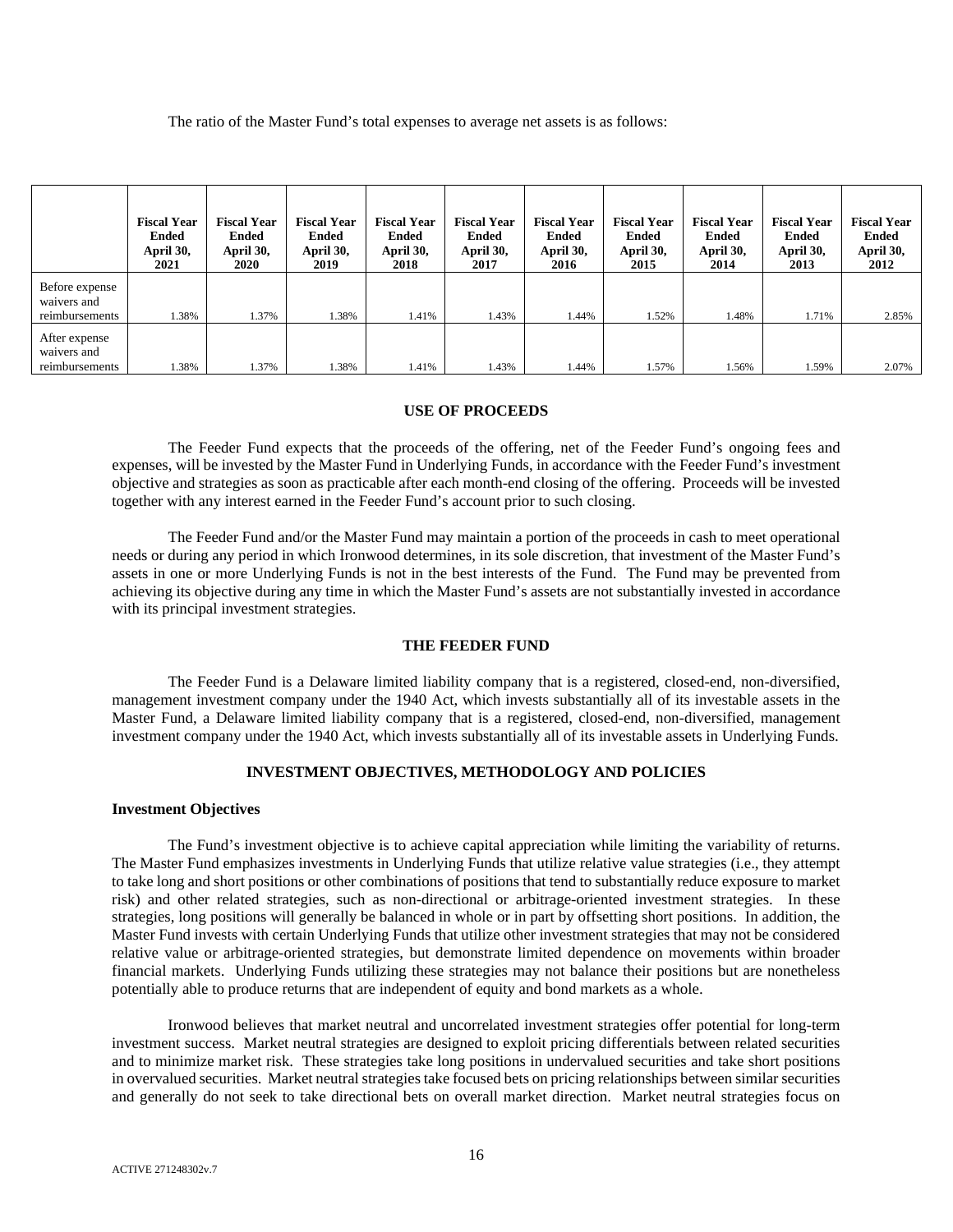The ratio of the Master Fund's total expenses to average net assets is as follows:

| | Fiscal Year Ended April 30, 2021 | Fiscal Year Ended April 30, 2020 | Fiscal Year Ended April 30, 2019 | Fiscal Year Ended April 30, 2018 | Fiscal Year Ended April 30, 2017 | Fiscal Year Ended April 30, 2016 | Fiscal Year Ended April 30, 2015 | Fiscal Year Ended April 30, 2014 | Fiscal Year Ended April 30, 2013 | Fiscal Year Ended April 30, 2012 |
|---|---|---|---|---|---|---|---|---|---|---|
| Before expense waivers and reimbursements | 1.38% | 1.37% | 1.38% | 1.41% | 1.43% | 1.44% | 1.52% | 1.48% | 1.71% | 2.85% |
| After expense waivers and reimbursements | 1.38% | 1.37% | 1.38% | 1.41% | 1.43% | 1.44% | 1.57% | 1.56% | 1.59% | 2.07% |

## USE OF PROCEEDS

The Feeder Fund expects that the proceeds of the offering, net of the Feeder Fund's ongoing fees and expenses, will be invested by the Master Fund in Underlying Funds, in accordance with the Feeder Fund's investment objective and strategies as soon as practicable after each month-end closing of the offering. Proceeds will be invested together with any interest earned in the Feeder Fund's account prior to such closing.

The Feeder Fund and/or the Master Fund may maintain a portion of the proceeds in cash to meet operational needs or during any period in which Ironwood determines, in its sole discretion, that investment of the Master Fund's assets in one or more Underlying Funds is not in the best interests of the Fund. The Fund may be prevented from achieving its objective during any time in which the Master Fund's assets are not substantially invested in accordance with its principal investment strategies.

## THE FEEDER FUND

The Feeder Fund is a Delaware limited liability company that is a registered, closed-end, non-diversified, management investment company under the 1940 Act, which invests substantially all of its investable assets in the Master Fund, a Delaware limited liability company that is a registered, closed-end, non-diversified, management investment company under the 1940 Act, which invests substantially all of its investable assets in Underlying Funds.

## INVESTMENT OBJECTIVES, METHODOLOGY AND POLICIES

### Investment Objectives

The Fund's investment objective is to achieve capital appreciation while limiting the variability of returns. The Master Fund emphasizes investments in Underlying Funds that utilize relative value strategies (i.e., they attempt to take long and short positions or other combinations of positions that tend to substantially reduce exposure to market risk) and other related strategies, such as non-directional or arbitrage-oriented investment strategies. In these strategies, long positions will generally be balanced in whole or in part by offsetting short positions. In addition, the Master Fund invests with certain Underlying Funds that utilize other investment strategies that may not be considered relative value or arbitrage-oriented strategies, but demonstrate limited dependence on movements within broader financial markets. Underlying Funds utilizing these strategies may not balance their positions but are nonetheless potentially able to produce returns that are independent of equity and bond markets as a whole.

Ironwood believes that market neutral and uncorrelated investment strategies offer potential for long-term investment success. Market neutral strategies are designed to exploit pricing differentials between related securities and to minimize market risk. These strategies take long positions in undervalued securities and take short positions in overvalued securities. Market neutral strategies take focused bets on pricing relationships between similar securities and generally do not seek to take directional bets on overall market direction. Market neutral strategies focus on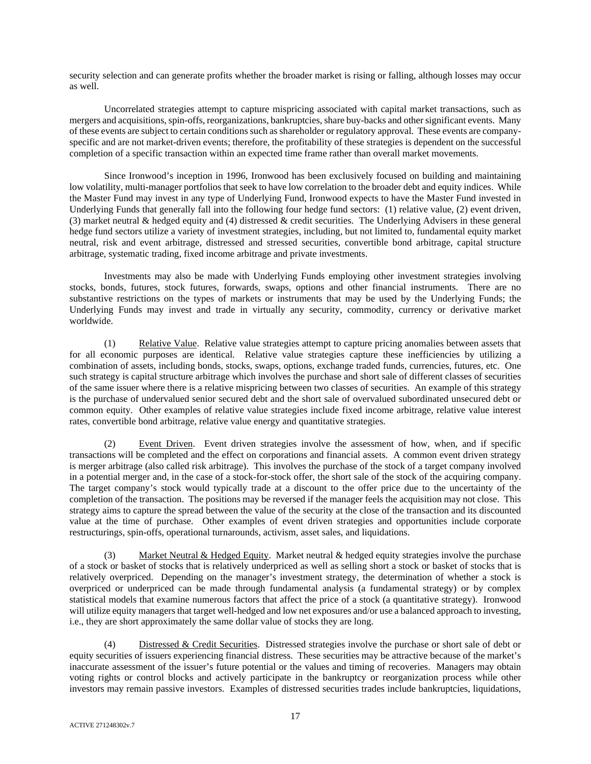security selection and can generate profits whether the broader market is rising or falling, although losses may occur as well.

Uncorrelated strategies attempt to capture mispricing associated with capital market transactions, such as mergers and acquisitions, spin-offs, reorganizations, bankruptcies, share buy-backs and other significant events. Many of these events are subject to certain conditions such as shareholder or regulatory approval. These events are company-specific and are not market-driven events; therefore, the profitability of these strategies is dependent on the successful completion of a specific transaction within an expected time frame rather than overall market movements.

Since Ironwood's inception in 1996, Ironwood has been exclusively focused on building and maintaining low volatility, multi-manager portfolios that seek to have low correlation to the broader debt and equity indices. While the Master Fund may invest in any type of Underlying Fund, Ironwood expects to have the Master Fund invested in Underlying Funds that generally fall into the following four hedge fund sectors: (1) relative value, (2) event driven, (3) market neutral & hedged equity and (4) distressed & credit securities. The Underlying Advisers in these general hedge fund sectors utilize a variety of investment strategies, including, but not limited to, fundamental equity market neutral, risk and event arbitrage, distressed and stressed securities, convertible bond arbitrage, capital structure arbitrage, systematic trading, fixed income arbitrage and private investments.

Investments may also be made with Underlying Funds employing other investment strategies involving stocks, bonds, futures, stock futures, forwards, swaps, options and other financial instruments. There are no substantive restrictions on the types of markets or instruments that may be used by the Underlying Funds; the Underlying Funds may invest and trade in virtually any security, commodity, currency or derivative market worldwide.

(1) Relative Value. Relative value strategies attempt to capture pricing anomalies between assets that for all economic purposes are identical. Relative value strategies capture these inefficiencies by utilizing a combination of assets, including bonds, stocks, swaps, options, exchange traded funds, currencies, futures, etc. One such strategy is capital structure arbitrage which involves the purchase and short sale of different classes of securities of the same issuer where there is a relative mispricing between two classes of securities. An example of this strategy is the purchase of undervalued senior secured debt and the short sale of overvalued subordinated unsecured debt or common equity. Other examples of relative value strategies include fixed income arbitrage, relative value interest rates, convertible bond arbitrage, relative value energy and quantitative strategies.

(2) Event Driven. Event driven strategies involve the assessment of how, when, and if specific transactions will be completed and the effect on corporations and financial assets. A common event driven strategy is merger arbitrage (also called risk arbitrage). This involves the purchase of the stock of a target company involved in a potential merger and, in the case of a stock-for-stock offer, the short sale of the stock of the acquiring company. The target company's stock would typically trade at a discount to the offer price due to the uncertainty of the completion of the transaction. The positions may be reversed if the manager feels the acquisition may not close. This strategy aims to capture the spread between the value of the security at the close of the transaction and its discounted value at the time of purchase. Other examples of event driven strategies and opportunities include corporate restructurings, spin-offs, operational turnarounds, activism, asset sales, and liquidations.

(3) Market Neutral & Hedged Equity. Market neutral & hedged equity strategies involve the purchase of a stock or basket of stocks that is relatively underpriced as well as selling short a stock or basket of stocks that is relatively overpriced. Depending on the manager's investment strategy, the determination of whether a stock is overpriced or underpriced can be made through fundamental analysis (a fundamental strategy) or by complex statistical models that examine numerous factors that affect the price of a stock (a quantitative strategy). Ironwood will utilize equity managers that target well-hedged and low net exposures and/or use a balanced approach to investing, i.e., they are short approximately the same dollar value of stocks they are long.

(4) Distressed & Credit Securities. Distressed strategies involve the purchase or short sale of debt or equity securities of issuers experiencing financial distress. These securities may be attractive because of the market's inaccurate assessment of the issuer's future potential or the values and timing of recoveries. Managers may obtain voting rights or control blocks and actively participate in the bankruptcy or reorganization process while other investors may remain passive investors. Examples of distressed securities trades include bankruptcies, liquidations,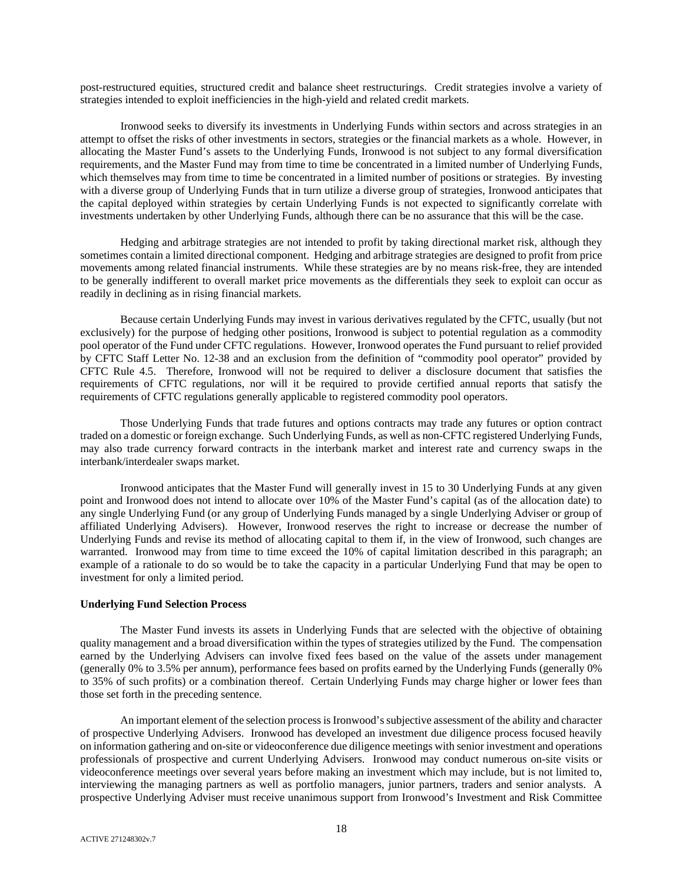post-restructured equities, structured credit and balance sheet restructurings. Credit strategies involve a variety of strategies intended to exploit inefficiencies in the high-yield and related credit markets.

Ironwood seeks to diversify its investments in Underlying Funds within sectors and across strategies in an attempt to offset the risks of other investments in sectors, strategies or the financial markets as a whole. However, in allocating the Master Fund's assets to the Underlying Funds, Ironwood is not subject to any formal diversification requirements, and the Master Fund may from time to time be concentrated in a limited number of Underlying Funds, which themselves may from time to time be concentrated in a limited number of positions or strategies. By investing with a diverse group of Underlying Funds that in turn utilize a diverse group of strategies, Ironwood anticipates that the capital deployed within strategies by certain Underlying Funds is not expected to significantly correlate with investments undertaken by other Underlying Funds, although there can be no assurance that this will be the case.

Hedging and arbitrage strategies are not intended to profit by taking directional market risk, although they sometimes contain a limited directional component. Hedging and arbitrage strategies are designed to profit from price movements among related financial instruments. While these strategies are by no means risk-free, they are intended to be generally indifferent to overall market price movements as the differentials they seek to exploit can occur as readily in declining as in rising financial markets.

Because certain Underlying Funds may invest in various derivatives regulated by the CFTC, usually (but not exclusively) for the purpose of hedging other positions, Ironwood is subject to potential regulation as a commodity pool operator of the Fund under CFTC regulations. However, Ironwood operates the Fund pursuant to relief provided by CFTC Staff Letter No. 12-38 and an exclusion from the definition of "commodity pool operator" provided by CFTC Rule 4.5. Therefore, Ironwood will not be required to deliver a disclosure document that satisfies the requirements of CFTC regulations, nor will it be required to provide certified annual reports that satisfy the requirements of CFTC regulations generally applicable to registered commodity pool operators.

Those Underlying Funds that trade futures and options contracts may trade any futures or option contract traded on a domestic or foreign exchange. Such Underlying Funds, as well as non-CFTC registered Underlying Funds, may also trade currency forward contracts in the interbank market and interest rate and currency swaps in the interbank/interdealer swaps market.

Ironwood anticipates that the Master Fund will generally invest in 15 to 30 Underlying Funds at any given point and Ironwood does not intend to allocate over 10% of the Master Fund's capital (as of the allocation date) to any single Underlying Fund (or any group of Underlying Funds managed by a single Underlying Adviser or group of affiliated Underlying Advisers). However, Ironwood reserves the right to increase or decrease the number of Underlying Funds and revise its method of allocating capital to them if, in the view of Ironwood, such changes are warranted. Ironwood may from time to time exceed the 10% of capital limitation described in this paragraph; an example of a rationale to do so would be to take the capacity in a particular Underlying Fund that may be open to investment for only a limited period.

**Underlying Fund Selection Process**

The Master Fund invests its assets in Underlying Funds that are selected with the objective of obtaining quality management and a broad diversification within the types of strategies utilized by the Fund. The compensation earned by the Underlying Advisers can involve fixed fees based on the value of the assets under management (generally 0% to 3.5% per annum), performance fees based on profits earned by the Underlying Funds (generally 0% to 35% of such profits) or a combination thereof. Certain Underlying Funds may charge higher or lower fees than those set forth in the preceding sentence.

An important element of the selection process is Ironwood's subjective assessment of the ability and character of prospective Underlying Advisers. Ironwood has developed an investment due diligence process focused heavily on information gathering and on-site or videoconference due diligence meetings with senior investment and operations professionals of prospective and current Underlying Advisers. Ironwood may conduct numerous on-site visits or videoconference meetings over several years before making an investment which may include, but is not limited to, interviewing the managing partners as well as portfolio managers, junior partners, traders and senior analysts. A prospective Underlying Adviser must receive unanimous support from Ironwood's Investment and Risk Committee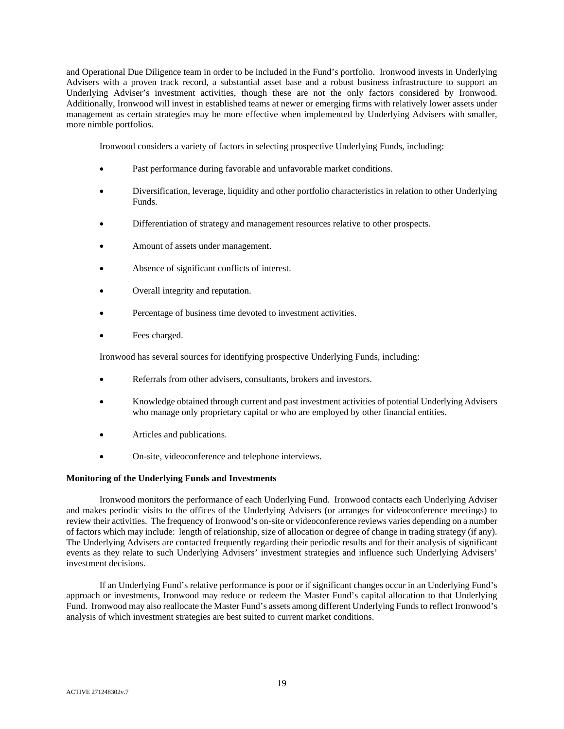and Operational Due Diligence team in order to be included in the Fund's portfolio. Ironwood invests in Underlying Advisers with a proven track record, a substantial asset base and a robust business infrastructure to support an Underlying Adviser's investment activities, though these are not the only factors considered by Ironwood. Additionally, Ironwood will invest in established teams at newer or emerging firms with relatively lower assets under management as certain strategies may be more effective when implemented by Underlying Advisers with smaller, more nimble portfolios.

Ironwood considers a variety of factors in selecting prospective Underlying Funds, including:

- Past performance during favorable and unfavorable market conditions.
- Diversification, leverage, liquidity and other portfolio characteristics in relation to other Underlying Funds.
- Differentiation of strategy and management resources relative to other prospects.
- Amount of assets under management.
- Absence of significant conflicts of interest.
- Overall integrity and reputation.
- Percentage of business time devoted to investment activities.
- Fees charged.

Ironwood has several sources for identifying prospective Underlying Funds, including:

- Referrals from other advisers, consultants, brokers and investors.
- Knowledge obtained through current and past investment activities of potential Underlying Advisers who manage only proprietary capital or who are employed by other financial entities.
- Articles and publications.
- On-site, videoconference and telephone interviews.

**Monitoring of the Underlying Funds and Investments**

Ironwood monitors the performance of each Underlying Fund. Ironwood contacts each Underlying Adviser and makes periodic visits to the offices of the Underlying Advisers (or arranges for videoconference meetings) to review their activities. The frequency of Ironwood's on-site or videoconference reviews varies depending on a number of factors which may include: length of relationship, size of allocation or degree of change in trading strategy (if any). The Underlying Advisers are contacted frequently regarding their periodic results and for their analysis of significant events as they relate to such Underlying Advisers' investment strategies and influence such Underlying Advisers' investment decisions.

If an Underlying Fund's relative performance is poor or if significant changes occur in an Underlying Fund's approach or investments, Ironwood may reduce or redeem the Master Fund's capital allocation to that Underlying Fund. Ironwood may also reallocate the Master Fund's assets among different Underlying Funds to reflect Ironwood's analysis of which investment strategies are best suited to current market conditions.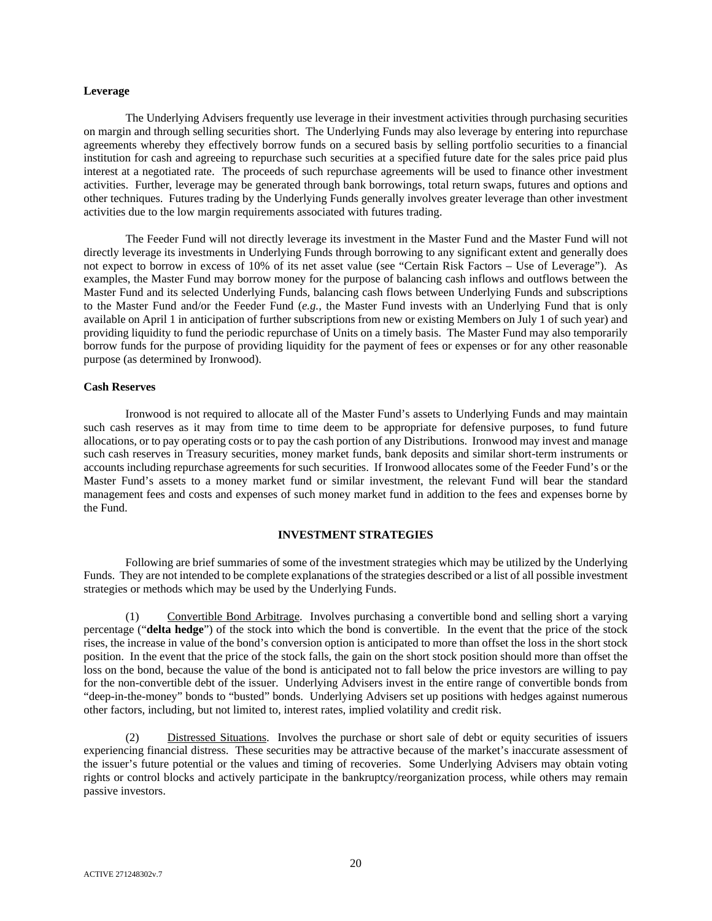**Leverage**

The Underlying Advisers frequently use leverage in their investment activities through purchasing securities on margin and through selling securities short. The Underlying Funds may also leverage by entering into repurchase agreements whereby they effectively borrow funds on a secured basis by selling portfolio securities to a financial institution for cash and agreeing to repurchase such securities at a specified future date for the sales price paid plus interest at a negotiated rate. The proceeds of such repurchase agreements will be used to finance other investment activities. Further, leverage may be generated through bank borrowings, total return swaps, futures and options and other techniques. Futures trading by the Underlying Funds generally involves greater leverage than other investment activities due to the low margin requirements associated with futures trading.

The Feeder Fund will not directly leverage its investment in the Master Fund and the Master Fund will not directly leverage its investments in Underlying Funds through borrowing to any significant extent and generally does not expect to borrow in excess of 10% of its net asset value (see "Certain Risk Factors – Use of Leverage"). As examples, the Master Fund may borrow money for the purpose of balancing cash inflows and outflows between the Master Fund and its selected Underlying Funds, balancing cash flows between Underlying Funds and subscriptions to the Master Fund and/or the Feeder Fund (*e.g.*, the Master Fund invests with an Underlying Fund that is only available on April 1 in anticipation of further subscriptions from new or existing Members on July 1 of such year) and providing liquidity to fund the periodic repurchase of Units on a timely basis. The Master Fund may also temporarily borrow funds for the purpose of providing liquidity for the payment of fees or expenses or for any other reasonable purpose (as determined by Ironwood).

**Cash Reserves**

Ironwood is not required to allocate all of the Master Fund's assets to Underlying Funds and may maintain such cash reserves as it may from time to time deem to be appropriate for defensive purposes, to fund future allocations, or to pay operating costs or to pay the cash portion of any Distributions. Ironwood may invest and manage such cash reserves in Treasury securities, money market funds, bank deposits and similar short-term instruments or accounts including repurchase agreements for such securities. If Ironwood allocates some of the Feeder Fund's or the Master Fund's assets to a money market fund or similar investment, the relevant Fund will bear the standard management fees and costs and expenses of such money market fund in addition to the fees and expenses borne by the Fund.

## INVESTMENT STRATEGIES

Following are brief summaries of some of the investment strategies which may be utilized by the Underlying Funds. They are not intended to be complete explanations of the strategies described or a list of all possible investment strategies or methods which may be used by the Underlying Funds.

(1) Convertible Bond Arbitrage. Involves purchasing a convertible bond and selling short a varying percentage ("**delta hedge**") of the stock into which the bond is convertible. In the event that the price of the stock rises, the increase in value of the bond's conversion option is anticipated to more than offset the loss in the short stock position. In the event that the price of the stock falls, the gain on the short stock position should more than offset the loss on the bond, because the value of the bond is anticipated not to fall below the price investors are willing to pay for the non-convertible debt of the issuer. Underlying Advisers invest in the entire range of convertible bonds from "deep-in-the-money" bonds to "busted" bonds. Underlying Advisers set up positions with hedges against numerous other factors, including, but not limited to, interest rates, implied volatility and credit risk.

(2) Distressed Situations. Involves the purchase or short sale of debt or equity securities of issuers experiencing financial distress. These securities may be attractive because of the market's inaccurate assessment of the issuer's future potential or the values and timing of recoveries. Some Underlying Advisers may obtain voting rights or control blocks and actively participate in the bankruptcy/reorganization process, while others may remain passive investors.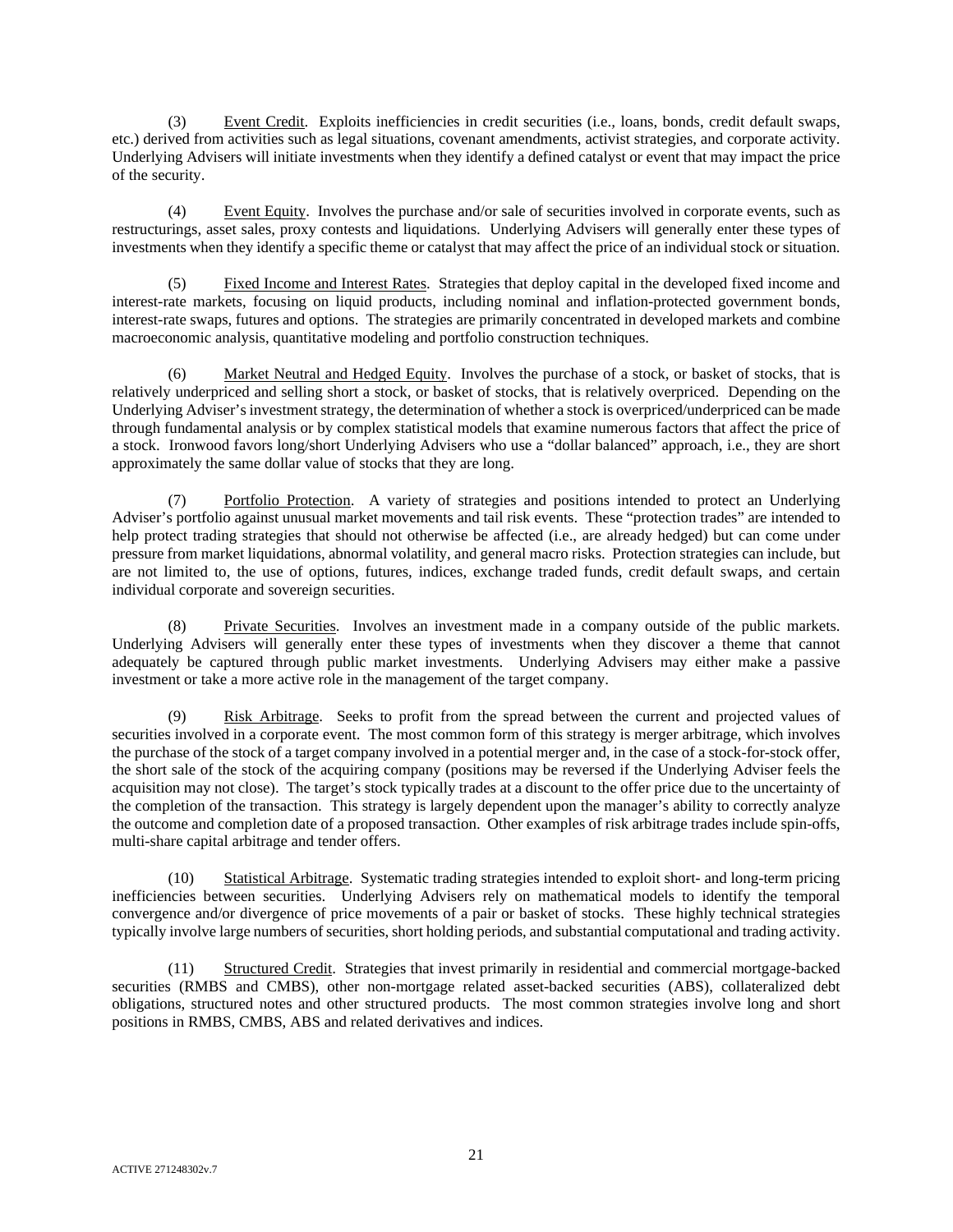(3) Event Credit. Exploits inefficiencies in credit securities (i.e., loans, bonds, credit default swaps, etc.) derived from activities such as legal situations, covenant amendments, activist strategies, and corporate activity. Underlying Advisers will initiate investments when they identify a defined catalyst or event that may impact the price of the security.

(4) Event Equity. Involves the purchase and/or sale of securities involved in corporate events, such as restructurings, asset sales, proxy contests and liquidations. Underlying Advisers will generally enter these types of investments when they identify a specific theme or catalyst that may affect the price of an individual stock or situation.

(5) Fixed Income and Interest Rates. Strategies that deploy capital in the developed fixed income and interest-rate markets, focusing on liquid products, including nominal and inflation-protected government bonds, interest-rate swaps, futures and options. The strategies are primarily concentrated in developed markets and combine macroeconomic analysis, quantitative modeling and portfolio construction techniques.

(6) Market Neutral and Hedged Equity. Involves the purchase of a stock, or basket of stocks, that is relatively underpriced and selling short a stock, or basket of stocks, that is relatively overpriced. Depending on the Underlying Adviser's investment strategy, the determination of whether a stock is overpriced/underpriced can be made through fundamental analysis or by complex statistical models that examine numerous factors that affect the price of a stock. Ironwood favors long/short Underlying Advisers who use a "dollar balanced" approach, i.e., they are short approximately the same dollar value of stocks that they are long.

(7) Portfolio Protection. A variety of strategies and positions intended to protect an Underlying Adviser's portfolio against unusual market movements and tail risk events. These "protection trades" are intended to help protect trading strategies that should not otherwise be affected (i.e., are already hedged) but can come under pressure from market liquidations, abnormal volatility, and general macro risks. Protection strategies can include, but are not limited to, the use of options, futures, indices, exchange traded funds, credit default swaps, and certain individual corporate and sovereign securities.

(8) Private Securities. Involves an investment made in a company outside of the public markets. Underlying Advisers will generally enter these types of investments when they discover a theme that cannot adequately be captured through public market investments. Underlying Advisers may either make a passive investment or take a more active role in the management of the target company.

(9) Risk Arbitrage. Seeks to profit from the spread between the current and projected values of securities involved in a corporate event. The most common form of this strategy is merger arbitrage, which involves the purchase of the stock of a target company involved in a potential merger and, in the case of a stock-for-stock offer, the short sale of the stock of the acquiring company (positions may be reversed if the Underlying Adviser feels the acquisition may not close). The target's stock typically trades at a discount to the offer price due to the uncertainty of the completion of the transaction. This strategy is largely dependent upon the manager's ability to correctly analyze the outcome and completion date of a proposed transaction. Other examples of risk arbitrage trades include spin-offs, multi-share capital arbitrage and tender offers.

(10) Statistical Arbitrage. Systematic trading strategies intended to exploit short- and long-term pricing inefficiencies between securities. Underlying Advisers rely on mathematical models to identify the temporal convergence and/or divergence of price movements of a pair or basket of stocks. These highly technical strategies typically involve large numbers of securities, short holding periods, and substantial computational and trading activity.

(11) Structured Credit. Strategies that invest primarily in residential and commercial mortgage-backed securities (RMBS and CMBS), other non-mortgage related asset-backed securities (ABS), collateralized debt obligations, structured notes and other structured products. The most common strategies involve long and short positions in RMBS, CMBS, ABS and related derivatives and indices.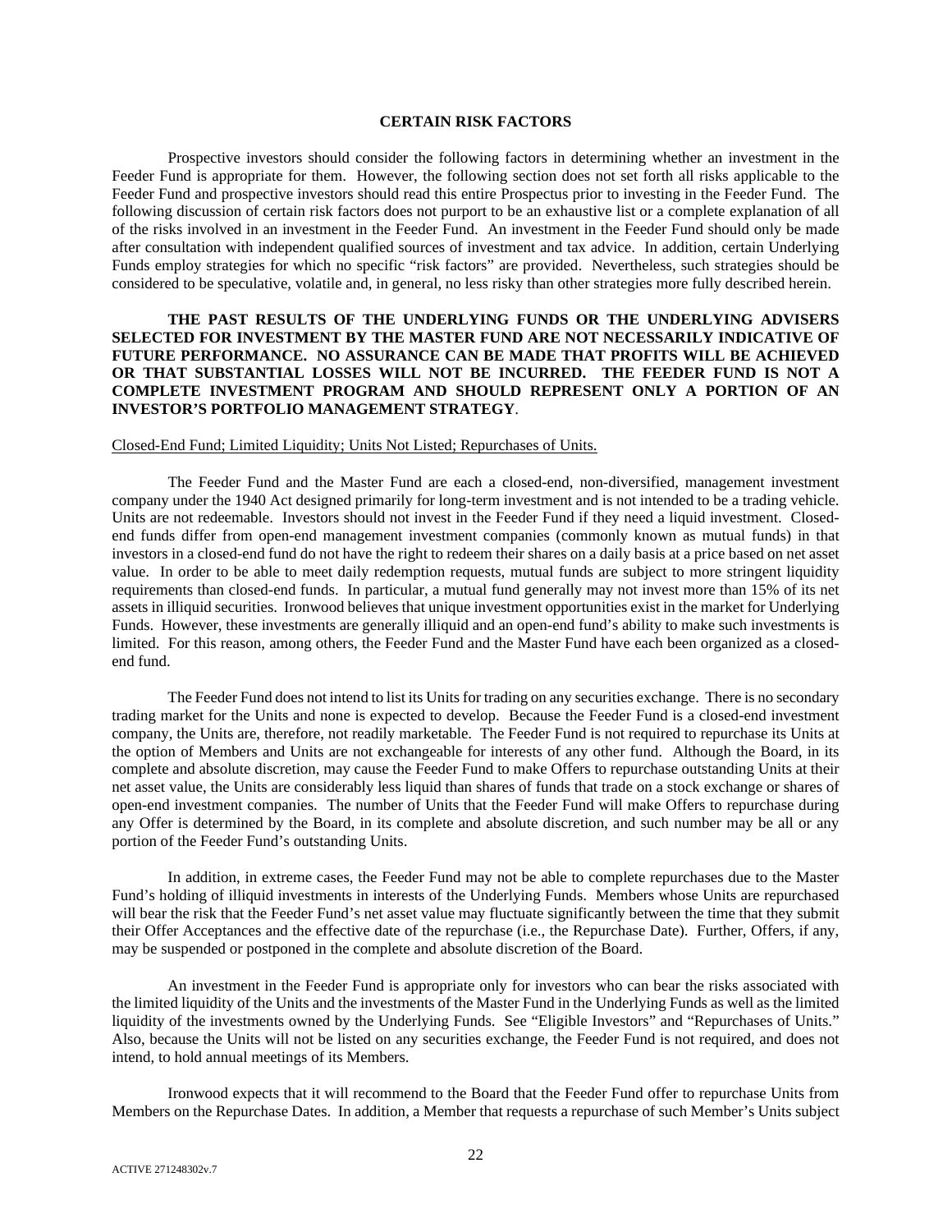## CERTAIN RISK FACTORS

Prospective investors should consider the following factors in determining whether an investment in the Feeder Fund is appropriate for them. However, the following section does not set forth all risks applicable to the Feeder Fund and prospective investors should read this entire Prospectus prior to investing in the Feeder Fund. The following discussion of certain risk factors does not purport to be an exhaustive list or a complete explanation of all of the risks involved in an investment in the Feeder Fund. An investment in the Feeder Fund should only be made after consultation with independent qualified sources of investment and tax advice. In addition, certain Underlying Funds employ strategies for which no specific "risk factors" are provided. Nevertheless, such strategies should be considered to be speculative, volatile and, in general, no less risky than other strategies more fully described herein.

**THE PAST RESULTS OF THE UNDERLYING FUNDS OR THE UNDERLYING ADVISERS SELECTED FOR INVESTMENT BY THE MASTER FUND ARE NOT NECESSARILY INDICATIVE OF FUTURE PERFORMANCE. NO ASSURANCE CAN BE MADE THAT PROFITS WILL BE ACHIEVED OR THAT SUBSTANTIAL LOSSES WILL NOT BE INCURRED. THE FEEDER FUND IS NOT A COMPLETE INVESTMENT PROGRAM AND SHOULD REPRESENT ONLY A PORTION OF AN INVESTOR'S PORTFOLIO MANAGEMENT STRATEGY**.

Closed-End Fund; Limited Liquidity; Units Not Listed; Repurchases of Units.

The Feeder Fund and the Master Fund are each a closed-end, non-diversified, management investment company under the 1940 Act designed primarily for long-term investment and is not intended to be a trading vehicle. Units are not redeemable. Investors should not invest in the Feeder Fund if they need a liquid investment. Closed-end funds differ from open-end management investment companies (commonly known as mutual funds) in that investors in a closed-end fund do not have the right to redeem their shares on a daily basis at a price based on net asset value. In order to be able to meet daily redemption requests, mutual funds are subject to more stringent liquidity requirements than closed-end funds. In particular, a mutual fund generally may not invest more than 15% of its net assets in illiquid securities. Ironwood believes that unique investment opportunities exist in the market for Underlying Funds. However, these investments are generally illiquid and an open-end fund's ability to make such investments is limited. For this reason, among others, the Feeder Fund and the Master Fund have each been organized as a closed-end fund.

The Feeder Fund does not intend to list its Units for trading on any securities exchange. There is no secondary trading market for the Units and none is expected to develop. Because the Feeder Fund is a closed-end investment company, the Units are, therefore, not readily marketable. The Feeder Fund is not required to repurchase its Units at the option of Members and Units are not exchangeable for interests of any other fund. Although the Board, in its complete and absolute discretion, may cause the Feeder Fund to make Offers to repurchase outstanding Units at their net asset value, the Units are considerably less liquid than shares of funds that trade on a stock exchange or shares of open-end investment companies. The number of Units that the Feeder Fund will make Offers to repurchase during any Offer is determined by the Board, in its complete and absolute discretion, and such number may be all or any portion of the Feeder Fund's outstanding Units.

In addition, in extreme cases, the Feeder Fund may not be able to complete repurchases due to the Master Fund's holding of illiquid investments in interests of the Underlying Funds. Members whose Units are repurchased will bear the risk that the Feeder Fund's net asset value may fluctuate significantly between the time that they submit their Offer Acceptances and the effective date of the repurchase (i.e., the Repurchase Date). Further, Offers, if any, may be suspended or postponed in the complete and absolute discretion of the Board.

An investment in the Feeder Fund is appropriate only for investors who can bear the risks associated with the limited liquidity of the Units and the investments of the Master Fund in the Underlying Funds as well as the limited liquidity of the investments owned by the Underlying Funds. See "Eligible Investors" and "Repurchases of Units." Also, because the Units will not be listed on any securities exchange, the Feeder Fund is not required, and does not intend, to hold annual meetings of its Members.

Ironwood expects that it will recommend to the Board that the Feeder Fund offer to repurchase Units from Members on the Repurchase Dates. In addition, a Member that requests a repurchase of such Member's Units subject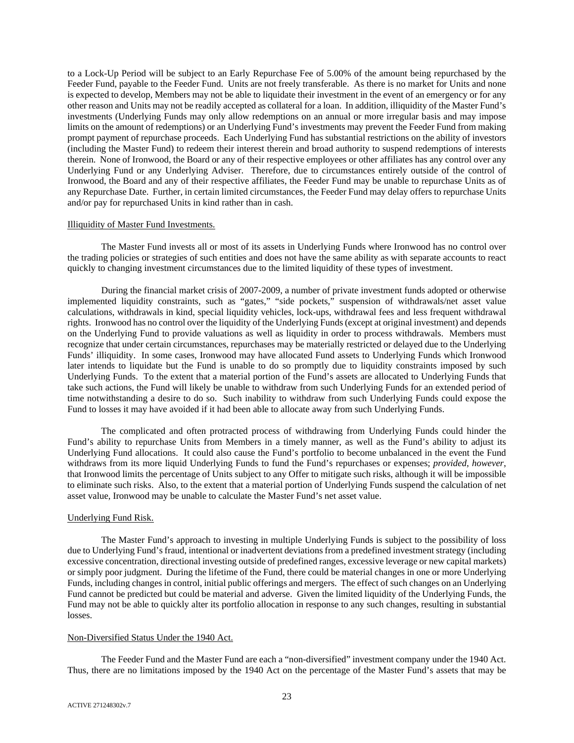to a Lock-Up Period will be subject to an Early Repurchase Fee of 5.00% of the amount being repurchased by the Feeder Fund, payable to the Feeder Fund. Units are not freely transferable. As there is no market for Units and none is expected to develop, Members may not be able to liquidate their investment in the event of an emergency or for any other reason and Units may not be readily accepted as collateral for a loan. In addition, illiquidity of the Master Fund's investments (Underlying Funds may only allow redemptions on an annual or more irregular basis and may impose limits on the amount of redemptions) or an Underlying Fund's investments may prevent the Feeder Fund from making prompt payment of repurchase proceeds. Each Underlying Fund has substantial restrictions on the ability of investors (including the Master Fund) to redeem their interest therein and broad authority to suspend redemptions of interests therein. None of Ironwood, the Board or any of their respective employees or other affiliates has any control over any Underlying Fund or any Underlying Adviser. Therefore, due to circumstances entirely outside of the control of Ironwood, the Board and any of their respective affiliates, the Feeder Fund may be unable to repurchase Units as of any Repurchase Date. Further, in certain limited circumstances, the Feeder Fund may delay offers to repurchase Units and/or pay for repurchased Units in kind rather than in cash.

Illiquidity of Master Fund Investments.

The Master Fund invests all or most of its assets in Underlying Funds where Ironwood has no control over the trading policies or strategies of such entities and does not have the same ability as with separate accounts to react quickly to changing investment circumstances due to the limited liquidity of these types of investment.

During the financial market crisis of 2007-2009, a number of private investment funds adopted or otherwise implemented liquidity constraints, such as "gates," "side pockets," suspension of withdrawals/net asset value calculations, withdrawals in kind, special liquidity vehicles, lock-ups, withdrawal fees and less frequent withdrawal rights. Ironwood has no control over the liquidity of the Underlying Funds (except at original investment) and depends on the Underlying Fund to provide valuations as well as liquidity in order to process withdrawals. Members must recognize that under certain circumstances, repurchases may be materially restricted or delayed due to the Underlying Funds' illiquidity. In some cases, Ironwood may have allocated Fund assets to Underlying Funds which Ironwood later intends to liquidate but the Fund is unable to do so promptly due to liquidity constraints imposed by such Underlying Funds. To the extent that a material portion of the Fund's assets are allocated to Underlying Funds that take such actions, the Fund will likely be unable to withdraw from such Underlying Funds for an extended period of time notwithstanding a desire to do so. Such inability to withdraw from such Underlying Funds could expose the Fund to losses it may have avoided if it had been able to allocate away from such Underlying Funds.

The complicated and often protracted process of withdrawing from Underlying Funds could hinder the Fund's ability to repurchase Units from Members in a timely manner, as well as the Fund's ability to adjust its Underlying Fund allocations. It could also cause the Fund's portfolio to become unbalanced in the event the Fund withdraws from its more liquid Underlying Funds to fund the Fund's repurchases or expenses; *provided*, *however*, that Ironwood limits the percentage of Units subject to any Offer to mitigate such risks, although it will be impossible to eliminate such risks. Also, to the extent that a material portion of Underlying Funds suspend the calculation of net asset value, Ironwood may be unable to calculate the Master Fund's net asset value.

Underlying Fund Risk.

The Master Fund's approach to investing in multiple Underlying Funds is subject to the possibility of loss due to Underlying Fund's fraud, intentional or inadvertent deviations from a predefined investment strategy (including excessive concentration, directional investing outside of predefined ranges, excessive leverage or new capital markets) or simply poor judgment. During the lifetime of the Fund, there could be material changes in one or more Underlying Funds, including changes in control, initial public offerings and mergers. The effect of such changes on an Underlying Fund cannot be predicted but could be material and adverse. Given the limited liquidity of the Underlying Funds, the Fund may not be able to quickly alter its portfolio allocation in response to any such changes, resulting in substantial losses.

Non-Diversified Status Under the 1940 Act.

The Feeder Fund and the Master Fund are each a "non-diversified" investment company under the 1940 Act. Thus, there are no limitations imposed by the 1940 Act on the percentage of the Master Fund's assets that may be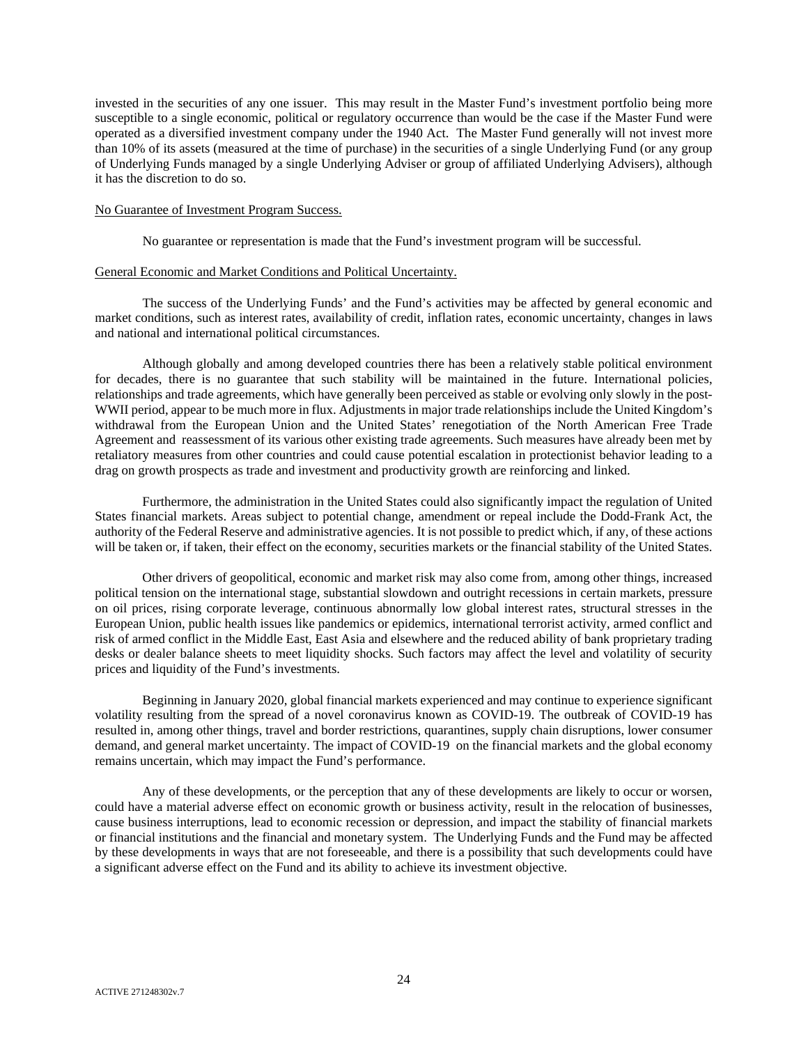invested in the securities of any one issuer. This may result in the Master Fund's investment portfolio being more susceptible to a single economic, political or regulatory occurrence than would be the case if the Master Fund were operated as a diversified investment company under the 1940 Act. The Master Fund generally will not invest more than 10% of its assets (measured at the time of purchase) in the securities of a single Underlying Fund (or any group of Underlying Funds managed by a single Underlying Adviser or group of affiliated Underlying Advisers), although it has the discretion to do so.

No Guarantee of Investment Program Success.

No guarantee or representation is made that the Fund's investment program will be successful.

General Economic and Market Conditions and Political Uncertainty.

The success of the Underlying Funds' and the Fund's activities may be affected by general economic and market conditions, such as interest rates, availability of credit, inflation rates, economic uncertainty, changes in laws and national and international political circumstances.

Although globally and among developed countries there has been a relatively stable political environment for decades, there is no guarantee that such stability will be maintained in the future. International policies, relationships and trade agreements, which have generally been perceived as stable or evolving only slowly in the post-WWII period, appear to be much more in flux. Adjustments in major trade relationships include the United Kingdom's withdrawal from the European Union and the United States' renegotiation of the North American Free Trade Agreement and reassessment of its various other existing trade agreements. Such measures have already been met by retaliatory measures from other countries and could cause potential escalation in protectionist behavior leading to a drag on growth prospects as trade and investment and productivity growth are reinforcing and linked.

Furthermore, the administration in the United States could also significantly impact the regulation of United States financial markets. Areas subject to potential change, amendment or repeal include the Dodd-Frank Act, the authority of the Federal Reserve and administrative agencies. It is not possible to predict which, if any, of these actions will be taken or, if taken, their effect on the economy, securities markets or the financial stability of the United States.

Other drivers of geopolitical, economic and market risk may also come from, among other things, increased political tension on the international stage, substantial slowdown and outright recessions in certain markets, pressure on oil prices, rising corporate leverage, continuous abnormally low global interest rates, structural stresses in the European Union, public health issues like pandemics or epidemics, international terrorist activity, armed conflict and risk of armed conflict in the Middle East, East Asia and elsewhere and the reduced ability of bank proprietary trading desks or dealer balance sheets to meet liquidity shocks. Such factors may affect the level and volatility of security prices and liquidity of the Fund's investments.

Beginning in January 2020, global financial markets experienced and may continue to experience significant volatility resulting from the spread of a novel coronavirus known as COVID-19. The outbreak of COVID-19 has resulted in, among other things, travel and border restrictions, quarantines, supply chain disruptions, lower consumer demand, and general market uncertainty. The impact of COVID-19 on the financial markets and the global economy remains uncertain, which may impact the Fund's performance.

Any of these developments, or the perception that any of these developments are likely to occur or worsen, could have a material adverse effect on economic growth or business activity, result in the relocation of businesses, cause business interruptions, lead to economic recession or depression, and impact the stability of financial markets or financial institutions and the financial and monetary system. The Underlying Funds and the Fund may be affected by these developments in ways that are not foreseeable, and there is a possibility that such developments could have a significant adverse effect on the Fund and its ability to achieve its investment objective.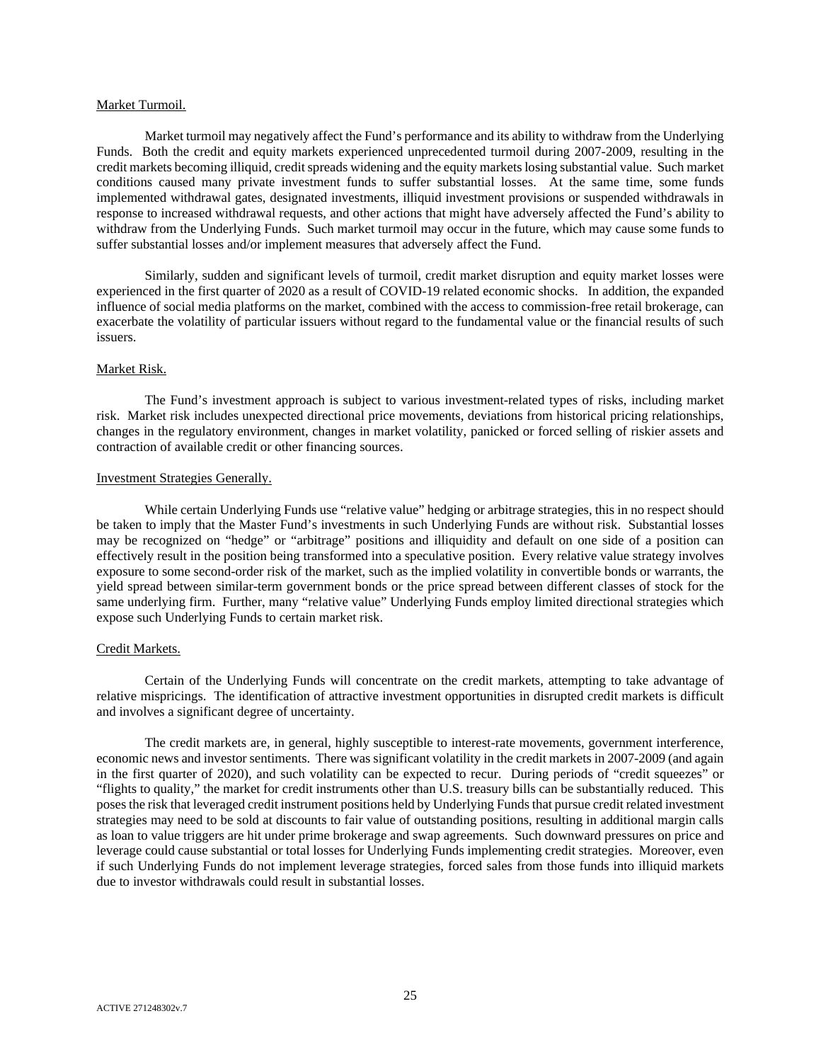Market Turmoil.

Market turmoil may negatively affect the Fund's performance and its ability to withdraw from the Underlying Funds. Both the credit and equity markets experienced unprecedented turmoil during 2007-2009, resulting in the credit markets becoming illiquid, credit spreads widening and the equity markets losing substantial value. Such market conditions caused many private investment funds to suffer substantial losses. At the same time, some funds implemented withdrawal gates, designated investments, illiquid investment provisions or suspended withdrawals in response to increased withdrawal requests, and other actions that might have adversely affected the Fund's ability to withdraw from the Underlying Funds. Such market turmoil may occur in the future, which may cause some funds to suffer substantial losses and/or implement measures that adversely affect the Fund.

Similarly, sudden and significant levels of turmoil, credit market disruption and equity market losses were experienced in the first quarter of 2020 as a result of COVID-19 related economic shocks. In addition, the expanded influence of social media platforms on the market, combined with the access to commission-free retail brokerage, can exacerbate the volatility of particular issuers without regard to the fundamental value or the financial results of such issuers.

Market Risk.

The Fund's investment approach is subject to various investment-related types of risks, including market risk. Market risk includes unexpected directional price movements, deviations from historical pricing relationships, changes in the regulatory environment, changes in market volatility, panicked or forced selling of riskier assets and contraction of available credit or other financing sources.

Investment Strategies Generally.

While certain Underlying Funds use "relative value" hedging or arbitrage strategies, this in no respect should be taken to imply that the Master Fund's investments in such Underlying Funds are without risk. Substantial losses may be recognized on "hedge" or "arbitrage" positions and illiquidity and default on one side of a position can effectively result in the position being transformed into a speculative position. Every relative value strategy involves exposure to some second-order risk of the market, such as the implied volatility in convertible bonds or warrants, the yield spread between similar-term government bonds or the price spread between different classes of stock for the same underlying firm. Further, many "relative value" Underlying Funds employ limited directional strategies which expose such Underlying Funds to certain market risk.

Credit Markets.

Certain of the Underlying Funds will concentrate on the credit markets, attempting to take advantage of relative mispricings. The identification of attractive investment opportunities in disrupted credit markets is difficult and involves a significant degree of uncertainty.

The credit markets are, in general, highly susceptible to interest-rate movements, government interference, economic news and investor sentiments. There was significant volatility in the credit markets in 2007-2009 (and again in the first quarter of 2020), and such volatility can be expected to recur. During periods of "credit squeezes" or "flights to quality," the market for credit instruments other than U.S. treasury bills can be substantially reduced. This poses the risk that leveraged credit instrument positions held by Underlying Funds that pursue credit related investment strategies may need to be sold at discounts to fair value of outstanding positions, resulting in additional margin calls as loan to value triggers are hit under prime brokerage and swap agreements. Such downward pressures on price and leverage could cause substantial or total losses for Underlying Funds implementing credit strategies. Moreover, even if such Underlying Funds do not implement leverage strategies, forced sales from those funds into illiquid markets due to investor withdrawals could result in substantial losses.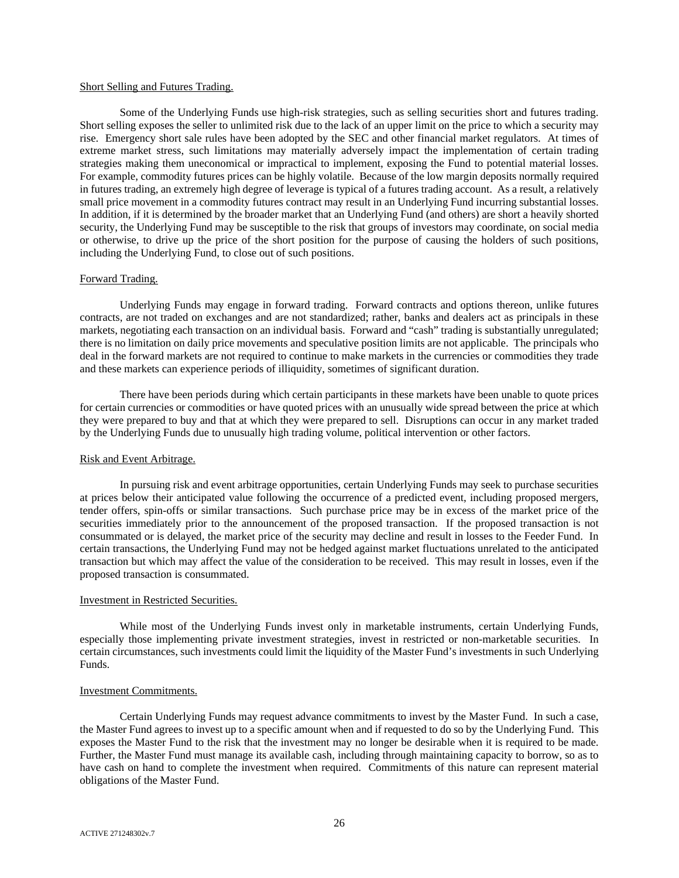Short Selling and Futures Trading.

Some of the Underlying Funds use high-risk strategies, such as selling securities short and futures trading. Short selling exposes the seller to unlimited risk due to the lack of an upper limit on the price to which a security may rise. Emergency short sale rules have been adopted by the SEC and other financial market regulators. At times of extreme market stress, such limitations may materially adversely impact the implementation of certain trading strategies making them uneconomical or impractical to implement, exposing the Fund to potential material losses. For example, commodity futures prices can be highly volatile. Because of the low margin deposits normally required in futures trading, an extremely high degree of leverage is typical of a futures trading account. As a result, a relatively small price movement in a commodity futures contract may result in an Underlying Fund incurring substantial losses. In addition, if it is determined by the broader market that an Underlying Fund (and others) are short a heavily shorted security, the Underlying Fund may be susceptible to the risk that groups of investors may coordinate, on social media or otherwise, to drive up the price of the short position for the purpose of causing the holders of such positions, including the Underlying Fund, to close out of such positions.

Forward Trading.

Underlying Funds may engage in forward trading. Forward contracts and options thereon, unlike futures contracts, are not traded on exchanges and are not standardized; rather, banks and dealers act as principals in these markets, negotiating each transaction on an individual basis. Forward and "cash" trading is substantially unregulated; there is no limitation on daily price movements and speculative position limits are not applicable. The principals who deal in the forward markets are not required to continue to make markets in the currencies or commodities they trade and these markets can experience periods of illiquidity, sometimes of significant duration.

There have been periods during which certain participants in these markets have been unable to quote prices for certain currencies or commodities or have quoted prices with an unusually wide spread between the price at which they were prepared to buy and that at which they were prepared to sell. Disruptions can occur in any market traded by the Underlying Funds due to unusually high trading volume, political intervention or other factors.

Risk and Event Arbitrage.

In pursuing risk and event arbitrage opportunities, certain Underlying Funds may seek to purchase securities at prices below their anticipated value following the occurrence of a predicted event, including proposed mergers, tender offers, spin-offs or similar transactions. Such purchase price may be in excess of the market price of the securities immediately prior to the announcement of the proposed transaction. If the proposed transaction is not consummated or is delayed, the market price of the security may decline and result in losses to the Feeder Fund. In certain transactions, the Underlying Fund may not be hedged against market fluctuations unrelated to the anticipated transaction but which may affect the value of the consideration to be received. This may result in losses, even if the proposed transaction is consummated.

Investment in Restricted Securities.

While most of the Underlying Funds invest only in marketable instruments, certain Underlying Funds, especially those implementing private investment strategies, invest in restricted or non-marketable securities. In certain circumstances, such investments could limit the liquidity of the Master Fund's investments in such Underlying Funds.

Investment Commitments.

Certain Underlying Funds may request advance commitments to invest by the Master Fund. In such a case, the Master Fund agrees to invest up to a specific amount when and if requested to do so by the Underlying Fund. This exposes the Master Fund to the risk that the investment may no longer be desirable when it is required to be made. Further, the Master Fund must manage its available cash, including through maintaining capacity to borrow, so as to have cash on hand to complete the investment when required. Commitments of this nature can represent material obligations of the Master Fund.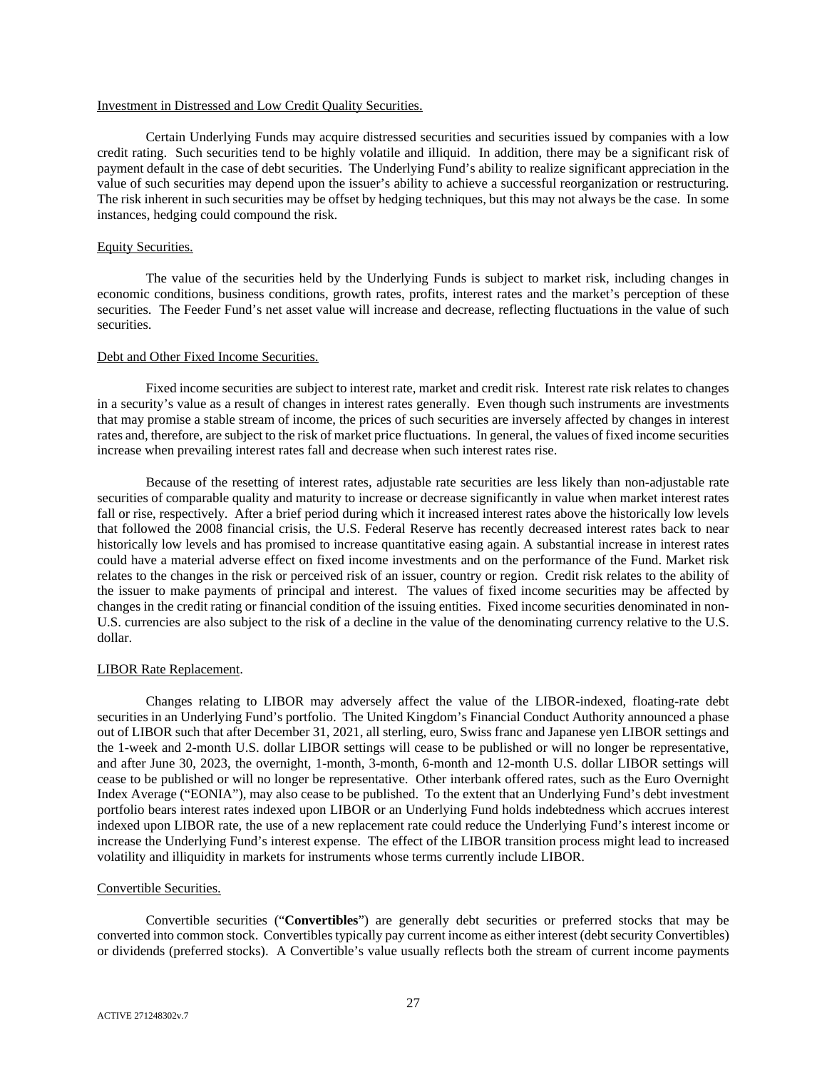Investment in Distressed and Low Credit Quality Securities.

Certain Underlying Funds may acquire distressed securities and securities issued by companies with a low credit rating. Such securities tend to be highly volatile and illiquid. In addition, there may be a significant risk of payment default in the case of debt securities. The Underlying Fund's ability to realize significant appreciation in the value of such securities may depend upon the issuer's ability to achieve a successful reorganization or restructuring. The risk inherent in such securities may be offset by hedging techniques, but this may not always be the case. In some instances, hedging could compound the risk.

Equity Securities.

The value of the securities held by the Underlying Funds is subject to market risk, including changes in economic conditions, business conditions, growth rates, profits, interest rates and the market's perception of these securities. The Feeder Fund's net asset value will increase and decrease, reflecting fluctuations in the value of such securities.

Debt and Other Fixed Income Securities.

Fixed income securities are subject to interest rate, market and credit risk. Interest rate risk relates to changes in a security's value as a result of changes in interest rates generally. Even though such instruments are investments that may promise a stable stream of income, the prices of such securities are inversely affected by changes in interest rates and, therefore, are subject to the risk of market price fluctuations. In general, the values of fixed income securities increase when prevailing interest rates fall and decrease when such interest rates rise.

Because of the resetting of interest rates, adjustable rate securities are less likely than non-adjustable rate securities of comparable quality and maturity to increase or decrease significantly in value when market interest rates fall or rise, respectively. After a brief period during which it increased interest rates above the historically low levels that followed the 2008 financial crisis, the U.S. Federal Reserve has recently decreased interest rates back to near historically low levels and has promised to increase quantitative easing again. A substantial increase in interest rates could have a material adverse effect on fixed income investments and on the performance of the Fund. Market risk relates to the changes in the risk or perceived risk of an issuer, country or region. Credit risk relates to the ability of the issuer to make payments of principal and interest. The values of fixed income securities may be affected by changes in the credit rating or financial condition of the issuing entities. Fixed income securities denominated in non-U.S. currencies are also subject to the risk of a decline in the value of the denominating currency relative to the U.S. dollar.

LIBOR Rate Replacement.

Changes relating to LIBOR may adversely affect the value of the LIBOR-indexed, floating-rate debt securities in an Underlying Fund's portfolio. The United Kingdom's Financial Conduct Authority announced a phase out of LIBOR such that after December 31, 2021, all sterling, euro, Swiss franc and Japanese yen LIBOR settings and the 1-week and 2-month U.S. dollar LIBOR settings will cease to be published or will no longer be representative, and after June 30, 2023, the overnight, 1-month, 3-month, 6-month and 12-month U.S. dollar LIBOR settings will cease to be published or will no longer be representative. Other interbank offered rates, such as the Euro Overnight Index Average ("EONIA"), may also cease to be published. To the extent that an Underlying Fund's debt investment portfolio bears interest rates indexed upon LIBOR or an Underlying Fund holds indebtedness which accrues interest indexed upon LIBOR rate, the use of a new replacement rate could reduce the Underlying Fund's interest income or increase the Underlying Fund's interest expense. The effect of the LIBOR transition process might lead to increased volatility and illiquidity in markets for instruments whose terms currently include LIBOR.

Convertible Securities.

Convertible securities ("**Convertibles**") are generally debt securities or preferred stocks that may be converted into common stock. Convertibles typically pay current income as either interest (debt security Convertibles) or dividends (preferred stocks). A Convertible's value usually reflects both the stream of current income payments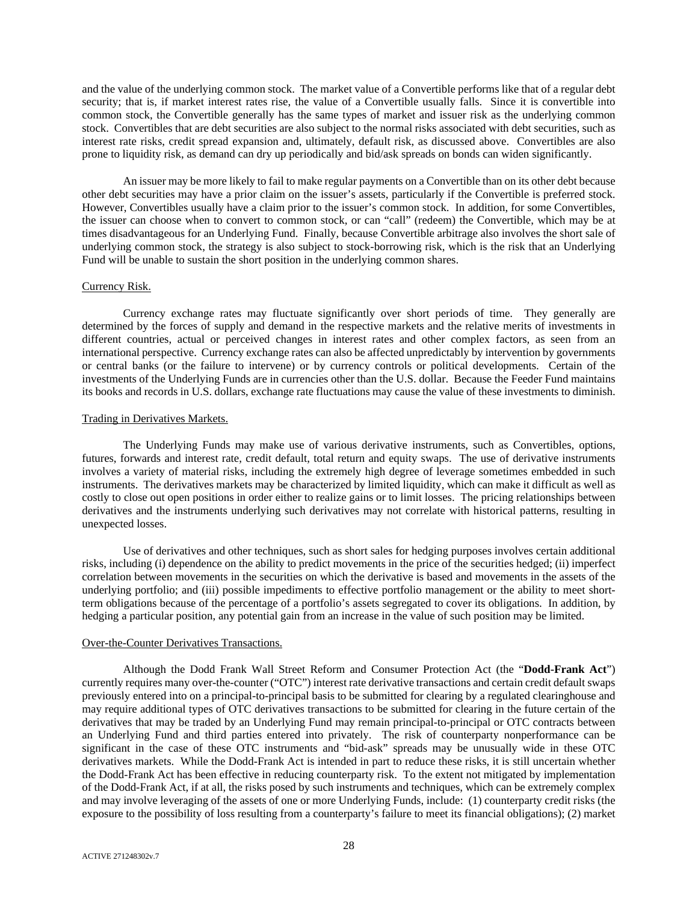and the value of the underlying common stock. The market value of a Convertible performs like that of a regular debt security; that is, if market interest rates rise, the value of a Convertible usually falls. Since it is convertible into common stock, the Convertible generally has the same types of market and issuer risk as the underlying common stock. Convertibles that are debt securities are also subject to the normal risks associated with debt securities, such as interest rate risks, credit spread expansion and, ultimately, default risk, as discussed above. Convertibles are also prone to liquidity risk, as demand can dry up periodically and bid/ask spreads on bonds can widen significantly.

An issuer may be more likely to fail to make regular payments on a Convertible than on its other debt because other debt securities may have a prior claim on the issuer's assets, particularly if the Convertible is preferred stock. However, Convertibles usually have a claim prior to the issuer's common stock. In addition, for some Convertibles, the issuer can choose when to convert to common stock, or can "call" (redeem) the Convertible, which may be at times disadvantageous for an Underlying Fund. Finally, because Convertible arbitrage also involves the short sale of underlying common stock, the strategy is also subject to stock-borrowing risk, which is the risk that an Underlying Fund will be unable to sustain the short position in the underlying common shares.

Currency Risk.

Currency exchange rates may fluctuate significantly over short periods of time. They generally are determined by the forces of supply and demand in the respective markets and the relative merits of investments in different countries, actual or perceived changes in interest rates and other complex factors, as seen from an international perspective. Currency exchange rates can also be affected unpredictably by intervention by governments or central banks (or the failure to intervene) or by currency controls or political developments. Certain of the investments of the Underlying Funds are in currencies other than the U.S. dollar. Because the Feeder Fund maintains its books and records in U.S. dollars, exchange rate fluctuations may cause the value of these investments to diminish.

Trading in Derivatives Markets.

The Underlying Funds may make use of various derivative instruments, such as Convertibles, options, futures, forwards and interest rate, credit default, total return and equity swaps. The use of derivative instruments involves a variety of material risks, including the extremely high degree of leverage sometimes embedded in such instruments. The derivatives markets may be characterized by limited liquidity, which can make it difficult as well as costly to close out open positions in order either to realize gains or to limit losses. The pricing relationships between derivatives and the instruments underlying such derivatives may not correlate with historical patterns, resulting in unexpected losses.

Use of derivatives and other techniques, such as short sales for hedging purposes involves certain additional risks, including (i) dependence on the ability to predict movements in the price of the securities hedged; (ii) imperfect correlation between movements in the securities on which the derivative is based and movements in the assets of the underlying portfolio; and (iii) possible impediments to effective portfolio management or the ability to meet short-term obligations because of the percentage of a portfolio's assets segregated to cover its obligations. In addition, by hedging a particular position, any potential gain from an increase in the value of such position may be limited.

Over-the-Counter Derivatives Transactions.

Although the Dodd Frank Wall Street Reform and Consumer Protection Act (the "**Dodd-Frank Act**") currently requires many over-the-counter ("OTC") interest rate derivative transactions and certain credit default swaps previously entered into on a principal-to-principal basis to be submitted for clearing by a regulated clearinghouse and may require additional types of OTC derivatives transactions to be submitted for clearing in the future certain of the derivatives that may be traded by an Underlying Fund may remain principal-to-principal or OTC contracts between an Underlying Fund and third parties entered into privately. The risk of counterparty nonperformance can be significant in the case of these OTC instruments and "bid-ask" spreads may be unusually wide in these OTC derivatives markets. While the Dodd-Frank Act is intended in part to reduce these risks, it is still uncertain whether the Dodd-Frank Act has been effective in reducing counterparty risk. To the extent not mitigated by implementation of the Dodd-Frank Act, if at all, the risks posed by such instruments and techniques, which can be extremely complex and may involve leveraging of the assets of one or more Underlying Funds, include: (1) counterparty credit risks (the exposure to the possibility of loss resulting from a counterparty's failure to meet its financial obligations); (2) market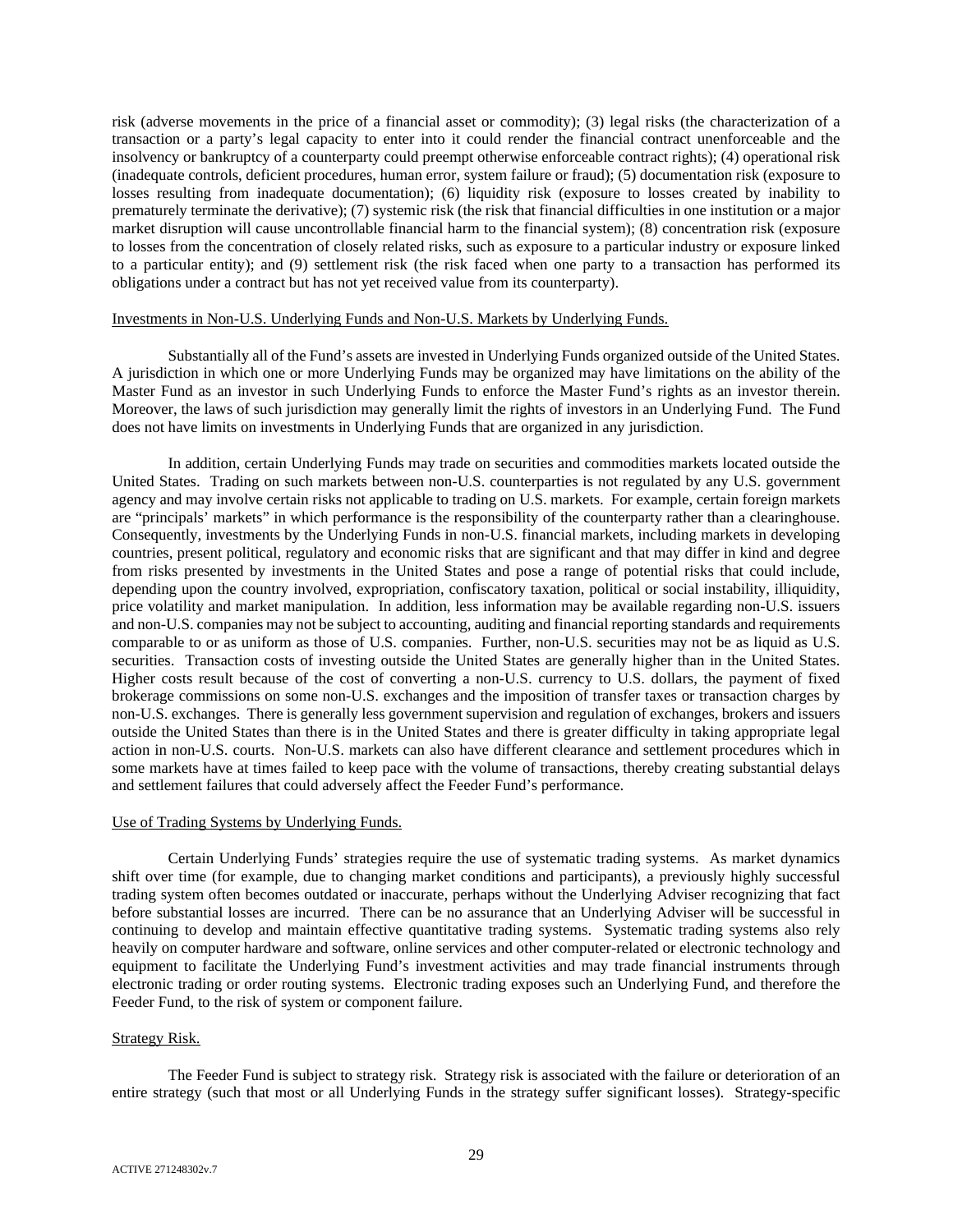risk (adverse movements in the price of a financial asset or commodity); (3) legal risks (the characterization of a transaction or a party's legal capacity to enter into it could render the financial contract unenforceable and the insolvency or bankruptcy of a counterparty could preempt otherwise enforceable contract rights); (4) operational risk (inadequate controls, deficient procedures, human error, system failure or fraud); (5) documentation risk (exposure to losses resulting from inadequate documentation); (6) liquidity risk (exposure to losses created by inability to prematurely terminate the derivative); (7) systemic risk (the risk that financial difficulties in one institution or a major market disruption will cause uncontrollable financial harm to the financial system); (8) concentration risk (exposure to losses from the concentration of closely related risks, such as exposure to a particular industry or exposure linked to a particular entity); and (9) settlement risk (the risk faced when one party to a transaction has performed its obligations under a contract but has not yet received value from its counterparty).

Investments in Non-U.S. Underlying Funds and Non-U.S. Markets by Underlying Funds.

Substantially all of the Fund's assets are invested in Underlying Funds organized outside of the United States. A jurisdiction in which one or more Underlying Funds may be organized may have limitations on the ability of the Master Fund as an investor in such Underlying Funds to enforce the Master Fund's rights as an investor therein. Moreover, the laws of such jurisdiction may generally limit the rights of investors in an Underlying Fund. The Fund does not have limits on investments in Underlying Funds that are organized in any jurisdiction.

In addition, certain Underlying Funds may trade on securities and commodities markets located outside the United States. Trading on such markets between non-U.S. counterparties is not regulated by any U.S. government agency and may involve certain risks not applicable to trading on U.S. markets. For example, certain foreign markets are "principals' markets" in which performance is the responsibility of the counterparty rather than a clearinghouse. Consequently, investments by the Underlying Funds in non-U.S. financial markets, including markets in developing countries, present political, regulatory and economic risks that are significant and that may differ in kind and degree from risks presented by investments in the United States and pose a range of potential risks that could include, depending upon the country involved, expropriation, confiscatory taxation, political or social instability, illiquidity, price volatility and market manipulation. In addition, less information may be available regarding non-U.S. issuers and non-U.S. companies may not be subject to accounting, auditing and financial reporting standards and requirements comparable to or as uniform as those of U.S. companies. Further, non-U.S. securities may not be as liquid as U.S. securities. Transaction costs of investing outside the United States are generally higher than in the United States. Higher costs result because of the cost of converting a non-U.S. currency to U.S. dollars, the payment of fixed brokerage commissions on some non-U.S. exchanges and the imposition of transfer taxes or transaction charges by non-U.S. exchanges. There is generally less government supervision and regulation of exchanges, brokers and issuers outside the United States than there is in the United States and there is greater difficulty in taking appropriate legal action in non-U.S. courts. Non-U.S. markets can also have different clearance and settlement procedures which in some markets have at times failed to keep pace with the volume of transactions, thereby creating substantial delays and settlement failures that could adversely affect the Feeder Fund's performance.

Use of Trading Systems by Underlying Funds.

Certain Underlying Funds' strategies require the use of systematic trading systems. As market dynamics shift over time (for example, due to changing market conditions and participants), a previously highly successful trading system often becomes outdated or inaccurate, perhaps without the Underlying Adviser recognizing that fact before substantial losses are incurred. There can be no assurance that an Underlying Adviser will be successful in continuing to develop and maintain effective quantitative trading systems. Systematic trading systems also rely heavily on computer hardware and software, online services and other computer-related or electronic technology and equipment to facilitate the Underlying Fund's investment activities and may trade financial instruments through electronic trading or order routing systems. Electronic trading exposes such an Underlying Fund, and therefore the Feeder Fund, to the risk of system or component failure.

Strategy Risk.

The Feeder Fund is subject to strategy risk. Strategy risk is associated with the failure or deterioration of an entire strategy (such that most or all Underlying Funds in the strategy suffer significant losses). Strategy-specific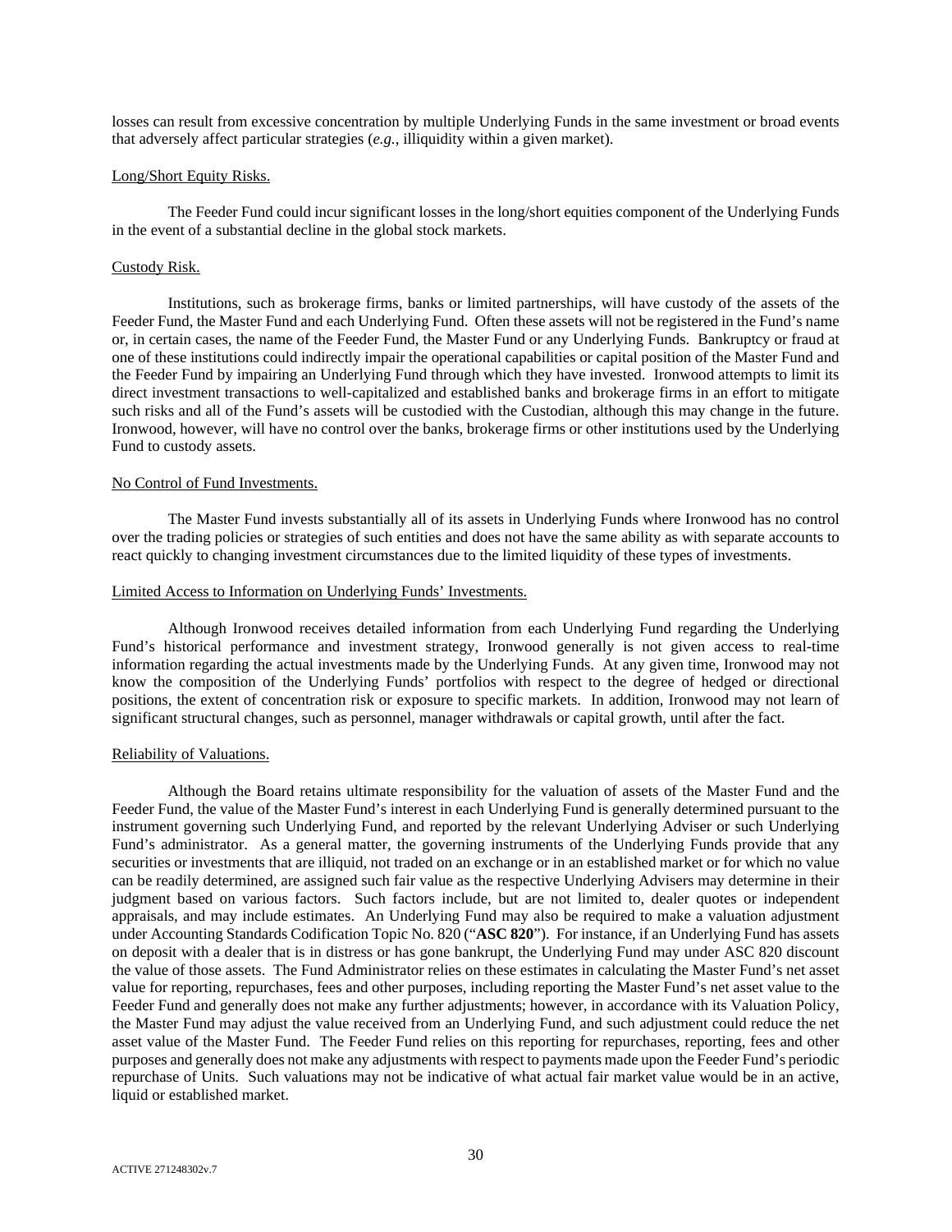losses can result from excessive concentration by multiple Underlying Funds in the same investment or broad events that adversely affect particular strategies (*e.g.*, illiquidity within a given market).

Long/Short Equity Risks.

The Feeder Fund could incur significant losses in the long/short equities component of the Underlying Funds in the event of a substantial decline in the global stock markets.

Custody Risk.

Institutions, such as brokerage firms, banks or limited partnerships, will have custody of the assets of the Feeder Fund, the Master Fund and each Underlying Fund. Often these assets will not be registered in the Fund's name or, in certain cases, the name of the Feeder Fund, the Master Fund or any Underlying Funds. Bankruptcy or fraud at one of these institutions could indirectly impair the operational capabilities or capital position of the Master Fund and the Feeder Fund by impairing an Underlying Fund through which they have invested. Ironwood attempts to limit its direct investment transactions to well-capitalized and established banks and brokerage firms in an effort to mitigate such risks and all of the Fund's assets will be custodied with the Custodian, although this may change in the future. Ironwood, however, will have no control over the banks, brokerage firms or other institutions used by the Underlying Fund to custody assets.

No Control of Fund Investments.

The Master Fund invests substantially all of its assets in Underlying Funds where Ironwood has no control over the trading policies or strategies of such entities and does not have the same ability as with separate accounts to react quickly to changing investment circumstances due to the limited liquidity of these types of investments.

Limited Access to Information on Underlying Funds' Investments.

Although Ironwood receives detailed information from each Underlying Fund regarding the Underlying Fund's historical performance and investment strategy, Ironwood generally is not given access to real-time information regarding the actual investments made by the Underlying Funds. At any given time, Ironwood may not know the composition of the Underlying Funds' portfolios with respect to the degree of hedged or directional positions, the extent of concentration risk or exposure to specific markets. In addition, Ironwood may not learn of significant structural changes, such as personnel, manager withdrawals or capital growth, until after the fact.

Reliability of Valuations.

Although the Board retains ultimate responsibility for the valuation of assets of the Master Fund and the Feeder Fund, the value of the Master Fund's interest in each Underlying Fund is generally determined pursuant to the instrument governing such Underlying Fund, and reported by the relevant Underlying Adviser or such Underlying Fund's administrator. As a general matter, the governing instruments of the Underlying Funds provide that any securities or investments that are illiquid, not traded on an exchange or in an established market or for which no value can be readily determined, are assigned such fair value as the respective Underlying Advisers may determine in their judgment based on various factors. Such factors include, but are not limited to, dealer quotes or independent appraisals, and may include estimates. An Underlying Fund may also be required to make a valuation adjustment under Accounting Standards Codification Topic No. 820 ("**ASC 820**"). For instance, if an Underlying Fund has assets on deposit with a dealer that is in distress or has gone bankrupt, the Underlying Fund may under ASC 820 discount the value of those assets. The Fund Administrator relies on these estimates in calculating the Master Fund's net asset value for reporting, repurchases, fees and other purposes, including reporting the Master Fund's net asset value to the Feeder Fund and generally does not make any further adjustments; however, in accordance with its Valuation Policy, the Master Fund may adjust the value received from an Underlying Fund, and such adjustment could reduce the net asset value of the Master Fund. The Feeder Fund relies on this reporting for repurchases, reporting, fees and other purposes and generally does not make any adjustments with respect to payments made upon the Feeder Fund's periodic repurchase of Units. Such valuations may not be indicative of what actual fair market value would be in an active, liquid or established market.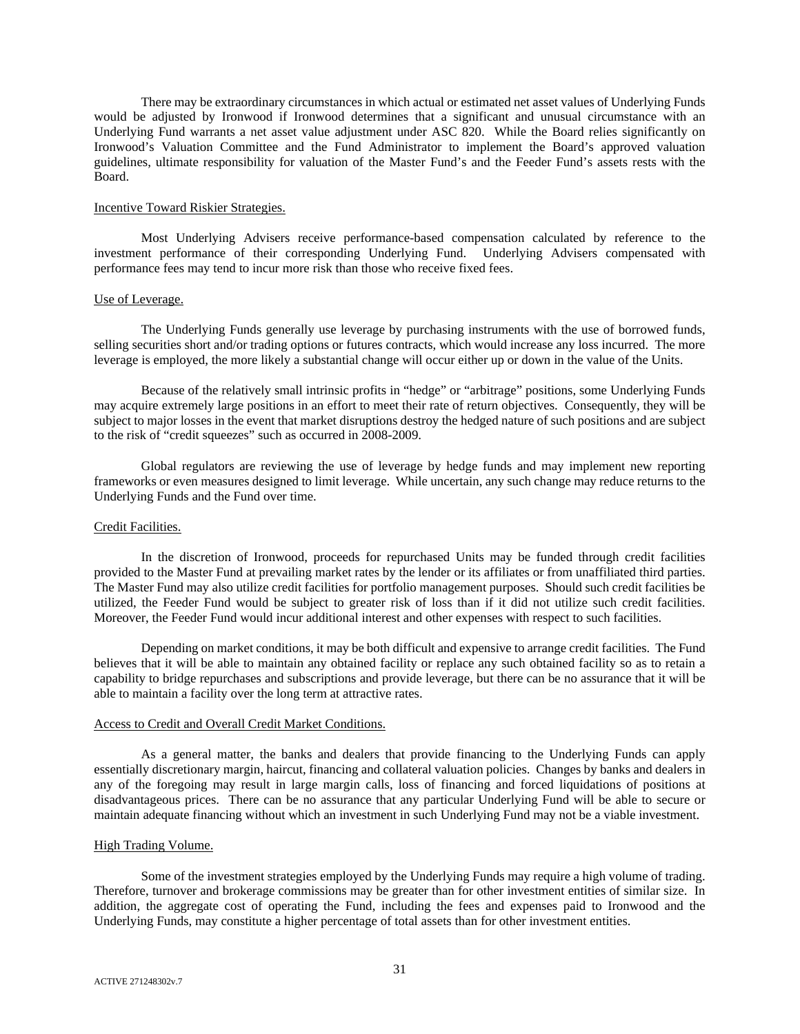There may be extraordinary circumstances in which actual or estimated net asset values of Underlying Funds would be adjusted by Ironwood if Ironwood determines that a significant and unusual circumstance with an Underlying Fund warrants a net asset value adjustment under ASC 820. While the Board relies significantly on Ironwood's Valuation Committee and the Fund Administrator to implement the Board's approved valuation guidelines, ultimate responsibility for valuation of the Master Fund's and the Feeder Fund's assets rests with the Board.

Incentive Toward Riskier Strategies.

Most Underlying Advisers receive performance-based compensation calculated by reference to the investment performance of their corresponding Underlying Fund. Underlying Advisers compensated with performance fees may tend to incur more risk than those who receive fixed fees.

Use of Leverage.

The Underlying Funds generally use leverage by purchasing instruments with the use of borrowed funds, selling securities short and/or trading options or futures contracts, which would increase any loss incurred. The more leverage is employed, the more likely a substantial change will occur either up or down in the value of the Units.

Because of the relatively small intrinsic profits in "hedge" or "arbitrage" positions, some Underlying Funds may acquire extremely large positions in an effort to meet their rate of return objectives. Consequently, they will be subject to major losses in the event that market disruptions destroy the hedged nature of such positions and are subject to the risk of "credit squeezes" such as occurred in 2008-2009.

Global regulators are reviewing the use of leverage by hedge funds and may implement new reporting frameworks or even measures designed to limit leverage. While uncertain, any such change may reduce returns to the Underlying Funds and the Fund over time.

Credit Facilities.

In the discretion of Ironwood, proceeds for repurchased Units may be funded through credit facilities provided to the Master Fund at prevailing market rates by the lender or its affiliates or from unaffiliated third parties. The Master Fund may also utilize credit facilities for portfolio management purposes. Should such credit facilities be utilized, the Feeder Fund would be subject to greater risk of loss than if it did not utilize such credit facilities. Moreover, the Feeder Fund would incur additional interest and other expenses with respect to such facilities.

Depending on market conditions, it may be both difficult and expensive to arrange credit facilities. The Fund believes that it will be able to maintain any obtained facility or replace any such obtained facility so as to retain a capability to bridge repurchases and subscriptions and provide leverage, but there can be no assurance that it will be able to maintain a facility over the long term at attractive rates.

Access to Credit and Overall Credit Market Conditions.

As a general matter, the banks and dealers that provide financing to the Underlying Funds can apply essentially discretionary margin, haircut, financing and collateral valuation policies. Changes by banks and dealers in any of the foregoing may result in large margin calls, loss of financing and forced liquidations of positions at disadvantageous prices. There can be no assurance that any particular Underlying Fund will be able to secure or maintain adequate financing without which an investment in such Underlying Fund may not be a viable investment.

High Trading Volume.

Some of the investment strategies employed by the Underlying Funds may require a high volume of trading. Therefore, turnover and brokerage commissions may be greater than for other investment entities of similar size. In addition, the aggregate cost of operating the Fund, including the fees and expenses paid to Ironwood and the Underlying Funds, may constitute a higher percentage of total assets than for other investment entities.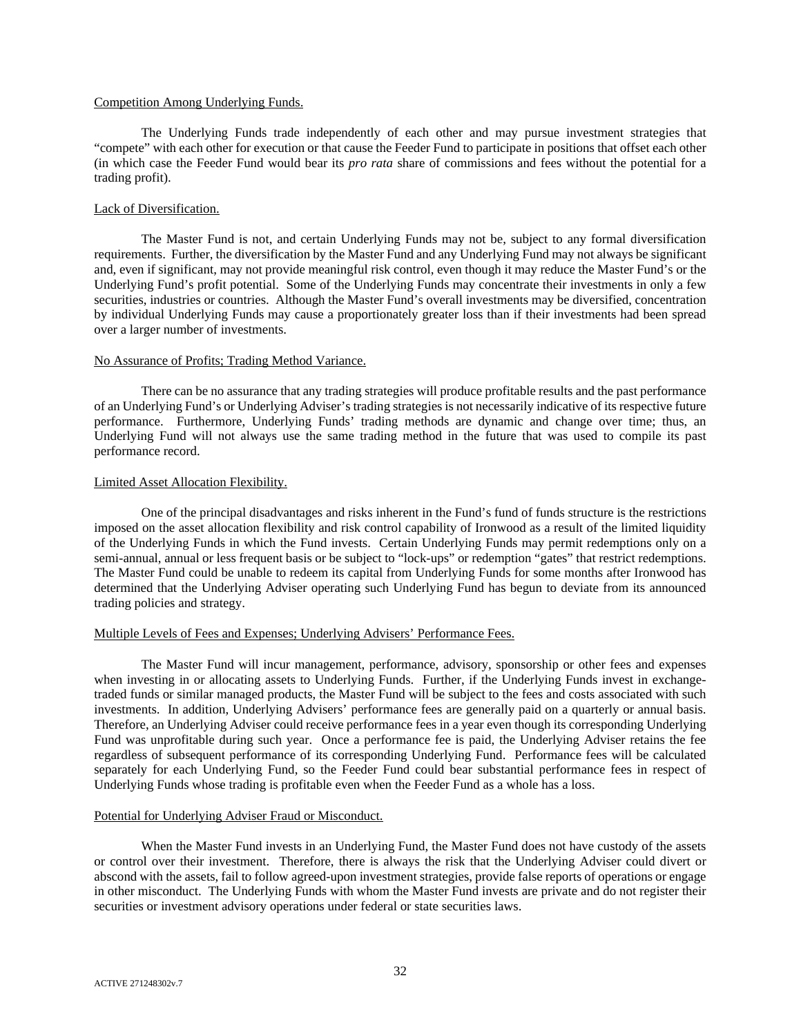Competition Among Underlying Funds.

The Underlying Funds trade independently of each other and may pursue investment strategies that "compete" with each other for execution or that cause the Feeder Fund to participate in positions that offset each other (in which case the Feeder Fund would bear its *pro rata* share of commissions and fees without the potential for a trading profit).

Lack of Diversification.

The Master Fund is not, and certain Underlying Funds may not be, subject to any formal diversification requirements. Further, the diversification by the Master Fund and any Underlying Fund may not always be significant and, even if significant, may not provide meaningful risk control, even though it may reduce the Master Fund's or the Underlying Fund's profit potential. Some of the Underlying Funds may concentrate their investments in only a few securities, industries or countries. Although the Master Fund's overall investments may be diversified, concentration by individual Underlying Funds may cause a proportionately greater loss than if their investments had been spread over a larger number of investments.

No Assurance of Profits; Trading Method Variance.

There can be no assurance that any trading strategies will produce profitable results and the past performance of an Underlying Fund's or Underlying Adviser's trading strategies is not necessarily indicative of its respective future performance. Furthermore, Underlying Funds' trading methods are dynamic and change over time; thus, an Underlying Fund will not always use the same trading method in the future that was used to compile its past performance record.

Limited Asset Allocation Flexibility.

One of the principal disadvantages and risks inherent in the Fund's fund of funds structure is the restrictions imposed on the asset allocation flexibility and risk control capability of Ironwood as a result of the limited liquidity of the Underlying Funds in which the Fund invests. Certain Underlying Funds may permit redemptions only on a semi-annual, annual or less frequent basis or be subject to "lock-ups" or redemption "gates" that restrict redemptions. The Master Fund could be unable to redeem its capital from Underlying Funds for some months after Ironwood has determined that the Underlying Adviser operating such Underlying Fund has begun to deviate from its announced trading policies and strategy.

Multiple Levels of Fees and Expenses; Underlying Advisers' Performance Fees.

The Master Fund will incur management, performance, advisory, sponsorship or other fees and expenses when investing in or allocating assets to Underlying Funds. Further, if the Underlying Funds invest in exchange-traded funds or similar managed products, the Master Fund will be subject to the fees and costs associated with such investments. In addition, Underlying Advisers' performance fees are generally paid on a quarterly or annual basis. Therefore, an Underlying Adviser could receive performance fees in a year even though its corresponding Underlying Fund was unprofitable during such year. Once a performance fee is paid, the Underlying Adviser retains the fee regardless of subsequent performance of its corresponding Underlying Fund. Performance fees will be calculated separately for each Underlying Fund, so the Feeder Fund could bear substantial performance fees in respect of Underlying Funds whose trading is profitable even when the Feeder Fund as a whole has a loss.

Potential for Underlying Adviser Fraud or Misconduct.

When the Master Fund invests in an Underlying Fund, the Master Fund does not have custody of the assets or control over their investment. Therefore, there is always the risk that the Underlying Adviser could divert or abscond with the assets, fail to follow agreed-upon investment strategies, provide false reports of operations or engage in other misconduct. The Underlying Funds with whom the Master Fund invests are private and do not register their securities or investment advisory operations under federal or state securities laws.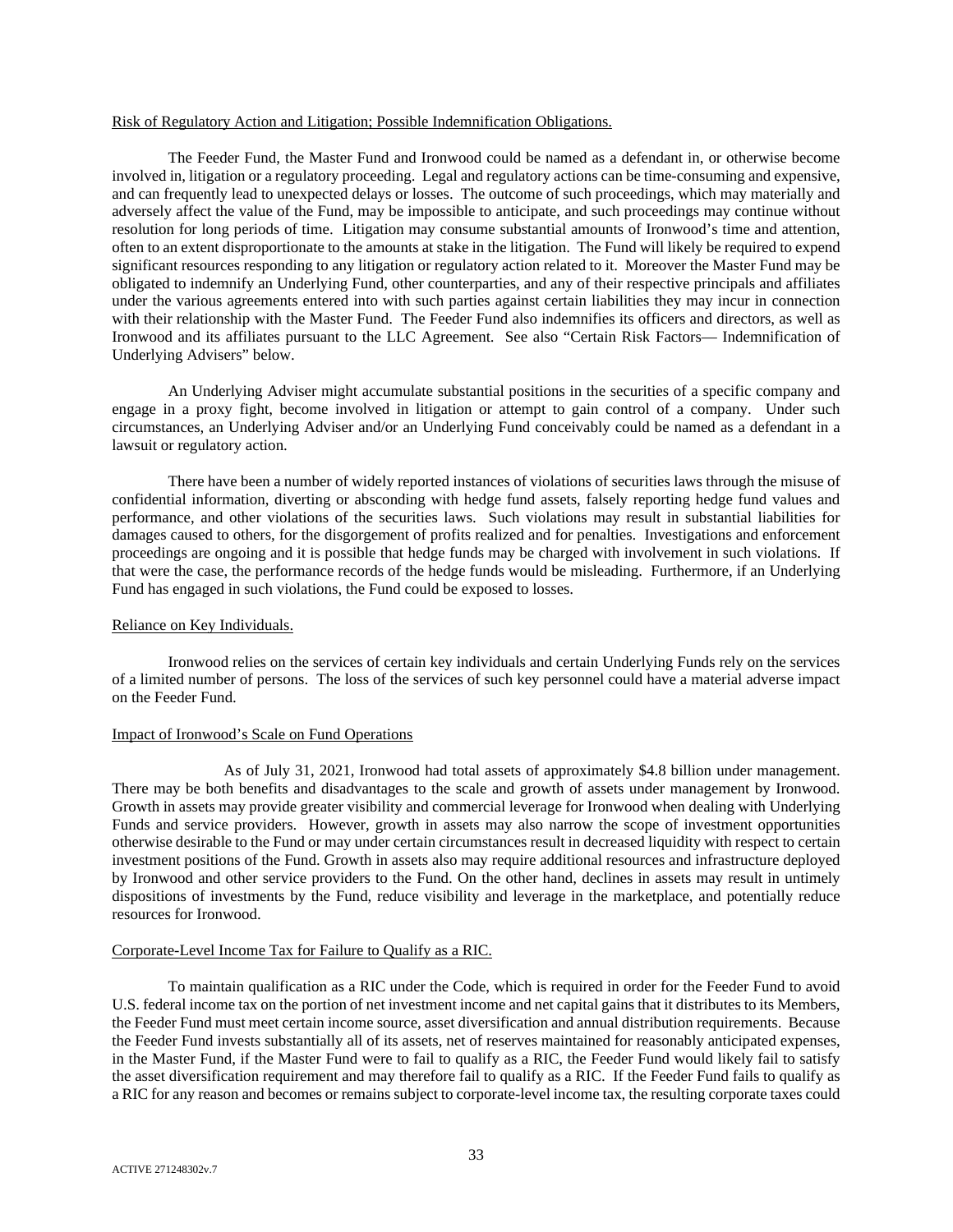Risk of Regulatory Action and Litigation; Possible Indemnification Obligations.

The Feeder Fund, the Master Fund and Ironwood could be named as a defendant in, or otherwise become involved in, litigation or a regulatory proceeding. Legal and regulatory actions can be time-consuming and expensive, and can frequently lead to unexpected delays or losses. The outcome of such proceedings, which may materially and adversely affect the value of the Fund, may be impossible to anticipate, and such proceedings may continue without resolution for long periods of time. Litigation may consume substantial amounts of Ironwood's time and attention, often to an extent disproportionate to the amounts at stake in the litigation. The Fund will likely be required to expend significant resources responding to any litigation or regulatory action related to it. Moreover the Master Fund may be obligated to indemnify an Underlying Fund, other counterparties, and any of their respective principals and affiliates under the various agreements entered into with such parties against certain liabilities they may incur in connection with their relationship with the Master Fund. The Feeder Fund also indemnifies its officers and directors, as well as Ironwood and its affiliates pursuant to the LLC Agreement. See also "Certain Risk Factors— Indemnification of Underlying Advisers" below.

An Underlying Adviser might accumulate substantial positions in the securities of a specific company and engage in a proxy fight, become involved in litigation or attempt to gain control of a company. Under such circumstances, an Underlying Adviser and/or an Underlying Fund conceivably could be named as a defendant in a lawsuit or regulatory action.

There have been a number of widely reported instances of violations of securities laws through the misuse of confidential information, diverting or absconding with hedge fund assets, falsely reporting hedge fund values and performance, and other violations of the securities laws. Such violations may result in substantial liabilities for damages caused to others, for the disgorgement of profits realized and for penalties. Investigations and enforcement proceedings are ongoing and it is possible that hedge funds may be charged with involvement in such violations. If that were the case, the performance records of the hedge funds would be misleading. Furthermore, if an Underlying Fund has engaged in such violations, the Fund could be exposed to losses.

Reliance on Key Individuals.

Ironwood relies on the services of certain key individuals and certain Underlying Funds rely on the services of a limited number of persons. The loss of the services of such key personnel could have a material adverse impact on the Feeder Fund.

Impact of Ironwood's Scale on Fund Operations

As of July 31, 2021, Ironwood had total assets of approximately $4.8 billion under management. There may be both benefits and disadvantages to the scale and growth of assets under management by Ironwood. Growth in assets may provide greater visibility and commercial leverage for Ironwood when dealing with Underlying Funds and service providers. However, growth in assets may also narrow the scope of investment opportunities otherwise desirable to the Fund or may under certain circumstances result in decreased liquidity with respect to certain investment positions of the Fund. Growth in assets also may require additional resources and infrastructure deployed by Ironwood and other service providers to the Fund. On the other hand, declines in assets may result in untimely dispositions of investments by the Fund, reduce visibility and leverage in the marketplace, and potentially reduce resources for Ironwood.

Corporate-Level Income Tax for Failure to Qualify as a RIC.

To maintain qualification as a RIC under the Code, which is required in order for the Feeder Fund to avoid U.S. federal income tax on the portion of net investment income and net capital gains that it distributes to its Members, the Feeder Fund must meet certain income source, asset diversification and annual distribution requirements. Because the Feeder Fund invests substantially all of its assets, net of reserves maintained for reasonably anticipated expenses, in the Master Fund, if the Master Fund were to fail to qualify as a RIC, the Feeder Fund would likely fail to satisfy the asset diversification requirement and may therefore fail to qualify as a RIC. If the Feeder Fund fails to qualify as a RIC for any reason and becomes or remains subject to corporate-level income tax, the resulting corporate taxes could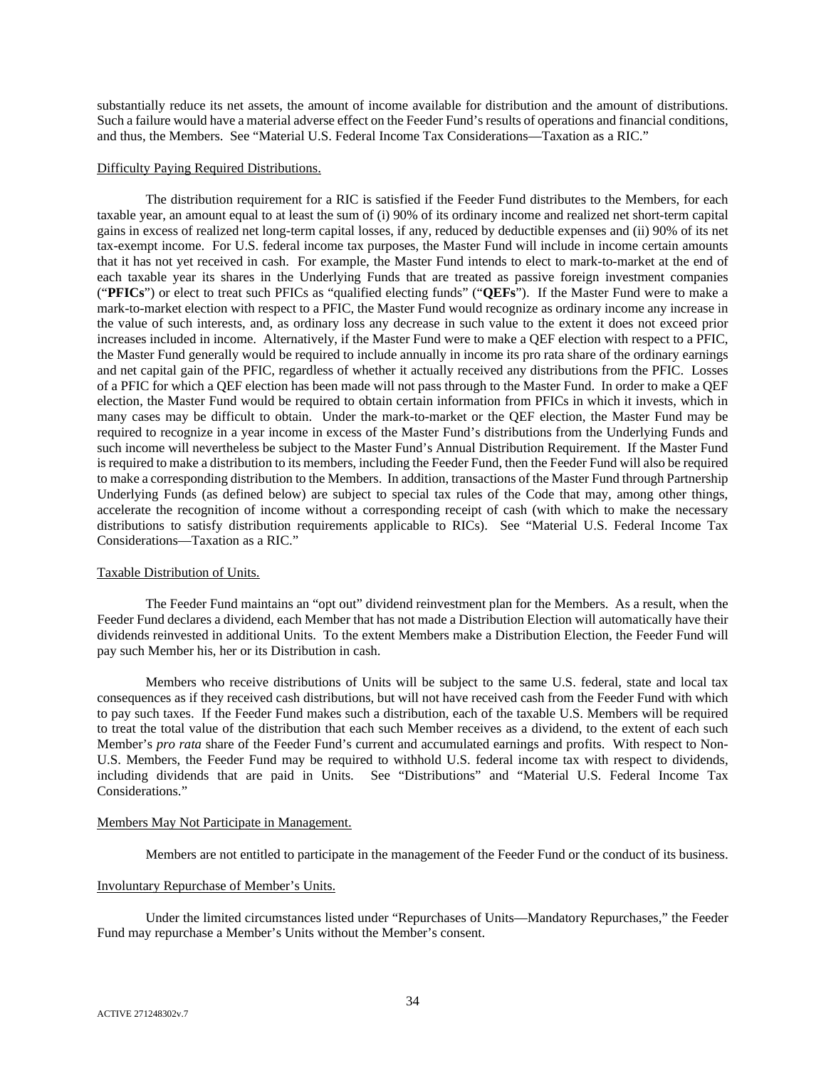substantially reduce its net assets, the amount of income available for distribution and the amount of distributions. Such a failure would have a material adverse effect on the Feeder Fund's results of operations and financial conditions, and thus, the Members. See "Material U.S. Federal Income Tax Considerations—Taxation as a RIC."

Difficulty Paying Required Distributions.

The distribution requirement for a RIC is satisfied if the Feeder Fund distributes to the Members, for each taxable year, an amount equal to at least the sum of (i) 90% of its ordinary income and realized net short-term capital gains in excess of realized net long-term capital losses, if any, reduced by deductible expenses and (ii) 90% of its net tax-exempt income. For U.S. federal income tax purposes, the Master Fund will include in income certain amounts that it has not yet received in cash. For example, the Master Fund intends to elect to mark-to-market at the end of each taxable year its shares in the Underlying Funds that are treated as passive foreign investment companies ("**PFICs**") or elect to treat such PFICs as "qualified electing funds" ("**QEFs**"). If the Master Fund were to make a mark-to-market election with respect to a PFIC, the Master Fund would recognize as ordinary income any increase in the value of such interests, and, as ordinary loss any decrease in such value to the extent it does not exceed prior increases included in income. Alternatively, if the Master Fund were to make a QEF election with respect to a PFIC, the Master Fund generally would be required to include annually in income its pro rata share of the ordinary earnings and net capital gain of the PFIC, regardless of whether it actually received any distributions from the PFIC. Losses of a PFIC for which a QEF election has been made will not pass through to the Master Fund. In order to make a QEF election, the Master Fund would be required to obtain certain information from PFICs in which it invests, which in many cases may be difficult to obtain. Under the mark-to-market or the QEF election, the Master Fund may be required to recognize in a year income in excess of the Master Fund's distributions from the Underlying Funds and such income will nevertheless be subject to the Master Fund's Annual Distribution Requirement. If the Master Fund is required to make a distribution to its members, including the Feeder Fund, then the Feeder Fund will also be required to make a corresponding distribution to the Members. In addition, transactions of the Master Fund through Partnership Underlying Funds (as defined below) are subject to special tax rules of the Code that may, among other things, accelerate the recognition of income without a corresponding receipt of cash (with which to make the necessary distributions to satisfy distribution requirements applicable to RICs). See "Material U.S. Federal Income Tax Considerations—Taxation as a RIC."

Taxable Distribution of Units.

The Feeder Fund maintains an "opt out" dividend reinvestment plan for the Members. As a result, when the Feeder Fund declares a dividend, each Member that has not made a Distribution Election will automatically have their dividends reinvested in additional Units. To the extent Members make a Distribution Election, the Feeder Fund will pay such Member his, her or its Distribution in cash.

Members who receive distributions of Units will be subject to the same U.S. federal, state and local tax consequences as if they received cash distributions, but will not have received cash from the Feeder Fund with which to pay such taxes. If the Feeder Fund makes such a distribution, each of the taxable U.S. Members will be required to treat the total value of the distribution that each such Member receives as a dividend, to the extent of each such Member's *pro rata* share of the Feeder Fund's current and accumulated earnings and profits. With respect to Non-U.S. Members, the Feeder Fund may be required to withhold U.S. federal income tax with respect to dividends, including dividends that are paid in Units. See "Distributions" and "Material U.S. Federal Income Tax Considerations."

Members May Not Participate in Management.

Members are not entitled to participate in the management of the Feeder Fund or the conduct of its business.

Involuntary Repurchase of Member's Units.

Under the limited circumstances listed under "Repurchases of Units—Mandatory Repurchases," the Feeder Fund may repurchase a Member's Units without the Member's consent.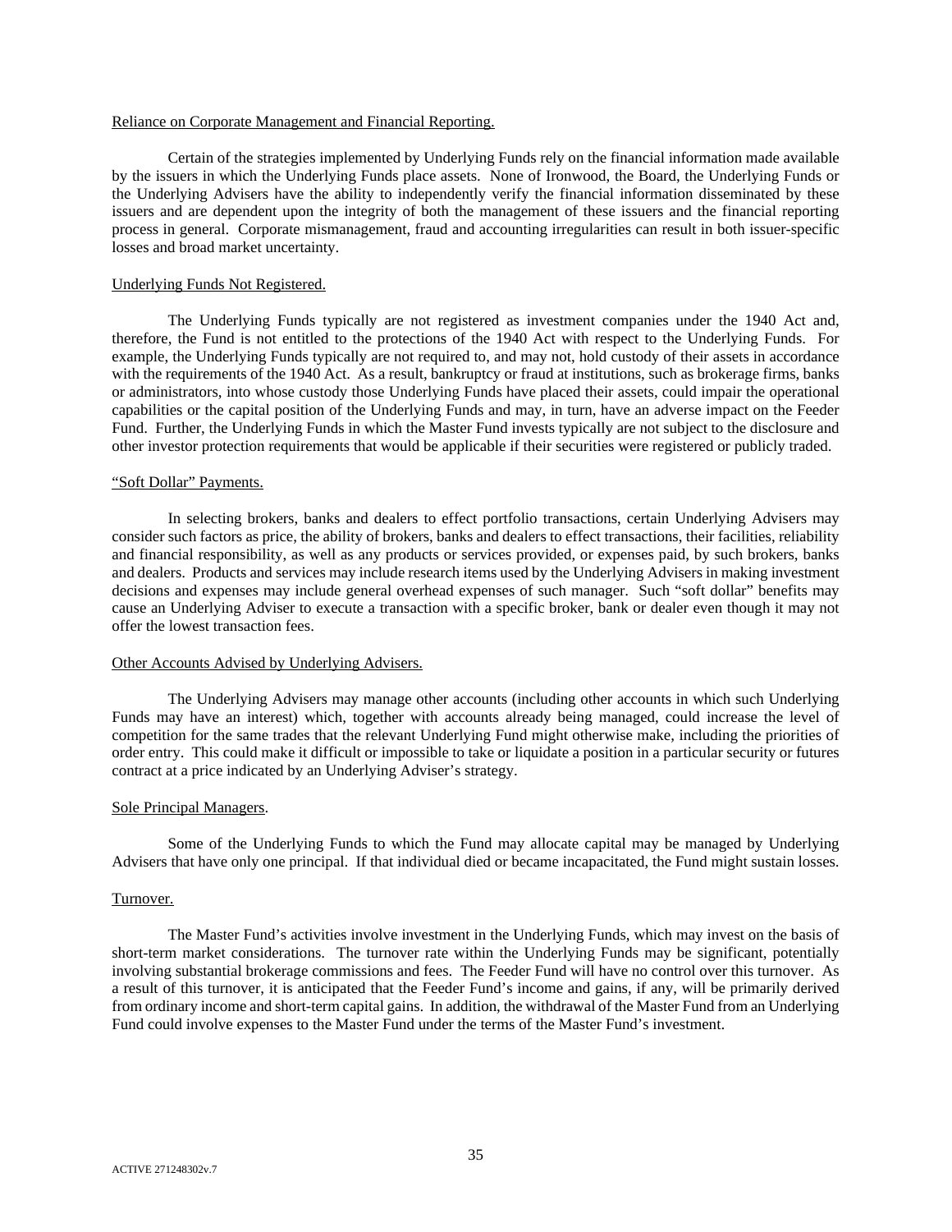Reliance on Corporate Management and Financial Reporting.

Certain of the strategies implemented by Underlying Funds rely on the financial information made available by the issuers in which the Underlying Funds place assets. None of Ironwood, the Board, the Underlying Funds or the Underlying Advisers have the ability to independently verify the financial information disseminated by these issuers and are dependent upon the integrity of both the management of these issuers and the financial reporting process in general. Corporate mismanagement, fraud and accounting irregularities can result in both issuer-specific losses and broad market uncertainty.

Underlying Funds Not Registered.

The Underlying Funds typically are not registered as investment companies under the 1940 Act and, therefore, the Fund is not entitled to the protections of the 1940 Act with respect to the Underlying Funds. For example, the Underlying Funds typically are not required to, and may not, hold custody of their assets in accordance with the requirements of the 1940 Act. As a result, bankruptcy or fraud at institutions, such as brokerage firms, banks or administrators, into whose custody those Underlying Funds have placed their assets, could impair the operational capabilities or the capital position of the Underlying Funds and may, in turn, have an adverse impact on the Feeder Fund. Further, the Underlying Funds in which the Master Fund invests typically are not subject to the disclosure and other investor protection requirements that would be applicable if their securities were registered or publicly traded.

"Soft Dollar" Payments.

In selecting brokers, banks and dealers to effect portfolio transactions, certain Underlying Advisers may consider such factors as price, the ability of brokers, banks and dealers to effect transactions, their facilities, reliability and financial responsibility, as well as any products or services provided, or expenses paid, by such brokers, banks and dealers. Products and services may include research items used by the Underlying Advisers in making investment decisions and expenses may include general overhead expenses of such manager. Such "soft dollar" benefits may cause an Underlying Adviser to execute a transaction with a specific broker, bank or dealer even though it may not offer the lowest transaction fees.

Other Accounts Advised by Underlying Advisers.

The Underlying Advisers may manage other accounts (including other accounts in which such Underlying Funds may have an interest) which, together with accounts already being managed, could increase the level of competition for the same trades that the relevant Underlying Fund might otherwise make, including the priorities of order entry. This could make it difficult or impossible to take or liquidate a position in a particular security or futures contract at a price indicated by an Underlying Adviser's strategy.

Sole Principal Managers.

Some of the Underlying Funds to which the Fund may allocate capital may be managed by Underlying Advisers that have only one principal. If that individual died or became incapacitated, the Fund might sustain losses.

Turnover.

The Master Fund's activities involve investment in the Underlying Funds, which may invest on the basis of short-term market considerations. The turnover rate within the Underlying Funds may be significant, potentially involving substantial brokerage commissions and fees. The Feeder Fund will have no control over this turnover. As a result of this turnover, it is anticipated that the Feeder Fund's income and gains, if any, will be primarily derived from ordinary income and short-term capital gains. In addition, the withdrawal of the Master Fund from an Underlying Fund could involve expenses to the Master Fund under the terms of the Master Fund's investment.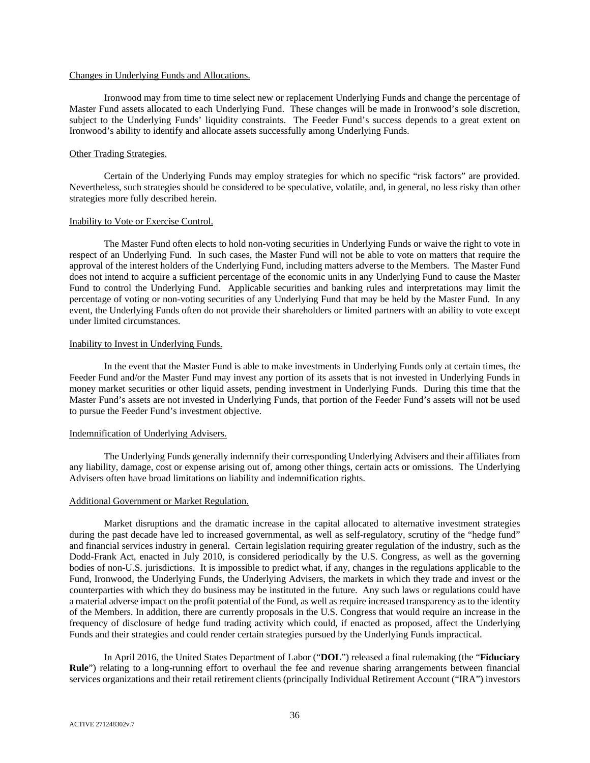Changes in Underlying Funds and Allocations.

Ironwood may from time to time select new or replacement Underlying Funds and change the percentage of Master Fund assets allocated to each Underlying Fund. These changes will be made in Ironwood's sole discretion, subject to the Underlying Funds' liquidity constraints. The Feeder Fund's success depends to a great extent on Ironwood's ability to identify and allocate assets successfully among Underlying Funds.

Other Trading Strategies.

Certain of the Underlying Funds may employ strategies for which no specific "risk factors" are provided. Nevertheless, such strategies should be considered to be speculative, volatile, and, in general, no less risky than other strategies more fully described herein.

Inability to Vote or Exercise Control.

The Master Fund often elects to hold non-voting securities in Underlying Funds or waive the right to vote in respect of an Underlying Fund. In such cases, the Master Fund will not be able to vote on matters that require the approval of the interest holders of the Underlying Fund, including matters adverse to the Members. The Master Fund does not intend to acquire a sufficient percentage of the economic units in any Underlying Fund to cause the Master Fund to control the Underlying Fund. Applicable securities and banking rules and interpretations may limit the percentage of voting or non-voting securities of any Underlying Fund that may be held by the Master Fund. In any event, the Underlying Funds often do not provide their shareholders or limited partners with an ability to vote except under limited circumstances.

Inability to Invest in Underlying Funds.

In the event that the Master Fund is able to make investments in Underlying Funds only at certain times, the Feeder Fund and/or the Master Fund may invest any portion of its assets that is not invested in Underlying Funds in money market securities or other liquid assets, pending investment in Underlying Funds. During this time that the Master Fund's assets are not invested in Underlying Funds, that portion of the Feeder Fund's assets will not be used to pursue the Feeder Fund's investment objective.

Indemnification of Underlying Advisers.

The Underlying Funds generally indemnify their corresponding Underlying Advisers and their affiliates from any liability, damage, cost or expense arising out of, among other things, certain acts or omissions. The Underlying Advisers often have broad limitations on liability and indemnification rights.

Additional Government or Market Regulation.

Market disruptions and the dramatic increase in the capital allocated to alternative investment strategies during the past decade have led to increased governmental, as well as self-regulatory, scrutiny of the "hedge fund" and financial services industry in general. Certain legislation requiring greater regulation of the industry, such as the Dodd-Frank Act, enacted in July 2010, is considered periodically by the U.S. Congress, as well as the governing bodies of non-U.S. jurisdictions. It is impossible to predict what, if any, changes in the regulations applicable to the Fund, Ironwood, the Underlying Funds, the Underlying Advisers, the markets in which they trade and invest or the counterparties with which they do business may be instituted in the future. Any such laws or regulations could have a material adverse impact on the profit potential of the Fund, as well as require increased transparency as to the identity of the Members. In addition, there are currently proposals in the U.S. Congress that would require an increase in the frequency of disclosure of hedge fund trading activity which could, if enacted as proposed, affect the Underlying Funds and their strategies and could render certain strategies pursued by the Underlying Funds impractical.

In April 2016, the United States Department of Labor ("**DOL**") released a final rulemaking (the "**Fiduciary Rule**") relating to a long-running effort to overhaul the fee and revenue sharing arrangements between financial services organizations and their retail retirement clients (principally Individual Retirement Account ("IRA") investors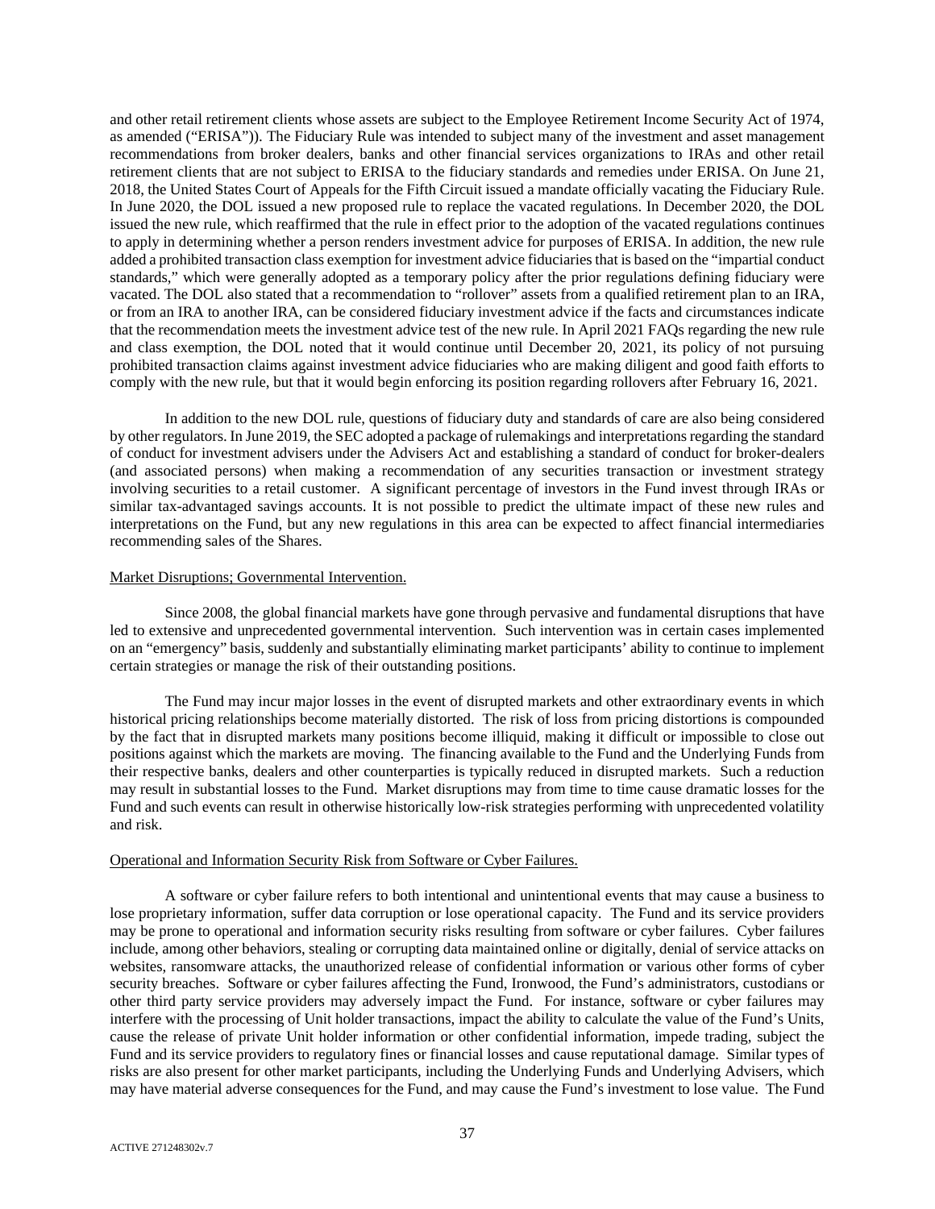and other retail retirement clients whose assets are subject to the Employee Retirement Income Security Act of 1974, as amended ("ERISA")). The Fiduciary Rule was intended to subject many of the investment and asset management recommendations from broker dealers, banks and other financial services organizations to IRAs and other retail retirement clients that are not subject to ERISA to the fiduciary standards and remedies under ERISA. On June 21, 2018, the United States Court of Appeals for the Fifth Circuit issued a mandate officially vacating the Fiduciary Rule. In June 2020, the DOL issued a new proposed rule to replace the vacated regulations. In December 2020, the DOL issued the new rule, which reaffirmed that the rule in effect prior to the adoption of the vacated regulations continues to apply in determining whether a person renders investment advice for purposes of ERISA. In addition, the new rule added a prohibited transaction class exemption for investment advice fiduciaries that is based on the "impartial conduct standards," which were generally adopted as a temporary policy after the prior regulations defining fiduciary were vacated. The DOL also stated that a recommendation to "rollover" assets from a qualified retirement plan to an IRA, or from an IRA to another IRA, can be considered fiduciary investment advice if the facts and circumstances indicate that the recommendation meets the investment advice test of the new rule. In April 2021 FAQs regarding the new rule and class exemption, the DOL noted that it would continue until December 20, 2021, its policy of not pursuing prohibited transaction claims against investment advice fiduciaries who are making diligent and good faith efforts to comply with the new rule, but that it would begin enforcing its position regarding rollovers after February 16, 2021.

In addition to the new DOL rule, questions of fiduciary duty and standards of care are also being considered by other regulators. In June 2019, the SEC adopted a package of rulemakings and interpretations regarding the standard of conduct for investment advisers under the Advisers Act and establishing a standard of conduct for broker-dealers (and associated persons) when making a recommendation of any securities transaction or investment strategy involving securities to a retail customer. A significant percentage of investors in the Fund invest through IRAs or similar tax-advantaged savings accounts. It is not possible to predict the ultimate impact of these new rules and interpretations on the Fund, but any new regulations in this area can be expected to affect financial intermediaries recommending sales of the Shares.

Market Disruptions; Governmental Intervention.

Since 2008, the global financial markets have gone through pervasive and fundamental disruptions that have led to extensive and unprecedented governmental intervention. Such intervention was in certain cases implemented on an "emergency" basis, suddenly and substantially eliminating market participants' ability to continue to implement certain strategies or manage the risk of their outstanding positions.

The Fund may incur major losses in the event of disrupted markets and other extraordinary events in which historical pricing relationships become materially distorted. The risk of loss from pricing distortions is compounded by the fact that in disrupted markets many positions become illiquid, making it difficult or impossible to close out positions against which the markets are moving. The financing available to the Fund and the Underlying Funds from their respective banks, dealers and other counterparties is typically reduced in disrupted markets. Such a reduction may result in substantial losses to the Fund. Market disruptions may from time to time cause dramatic losses for the Fund and such events can result in otherwise historically low-risk strategies performing with unprecedented volatility and risk.

Operational and Information Security Risk from Software or Cyber Failures.

A software or cyber failure refers to both intentional and unintentional events that may cause a business to lose proprietary information, suffer data corruption or lose operational capacity. The Fund and its service providers may be prone to operational and information security risks resulting from software or cyber failures. Cyber failures include, among other behaviors, stealing or corrupting data maintained online or digitally, denial of service attacks on websites, ransomware attacks, the unauthorized release of confidential information or various other forms of cyber security breaches. Software or cyber failures affecting the Fund, Ironwood, the Fund's administrators, custodians or other third party service providers may adversely impact the Fund. For instance, software or cyber failures may interfere with the processing of Unit holder transactions, impact the ability to calculate the value of the Fund's Units, cause the release of private Unit holder information or other confidential information, impede trading, subject the Fund and its service providers to regulatory fines or financial losses and cause reputational damage. Similar types of risks are also present for other market participants, including the Underlying Funds and Underlying Advisers, which may have material adverse consequences for the Fund, and may cause the Fund's investment to lose value. The Fund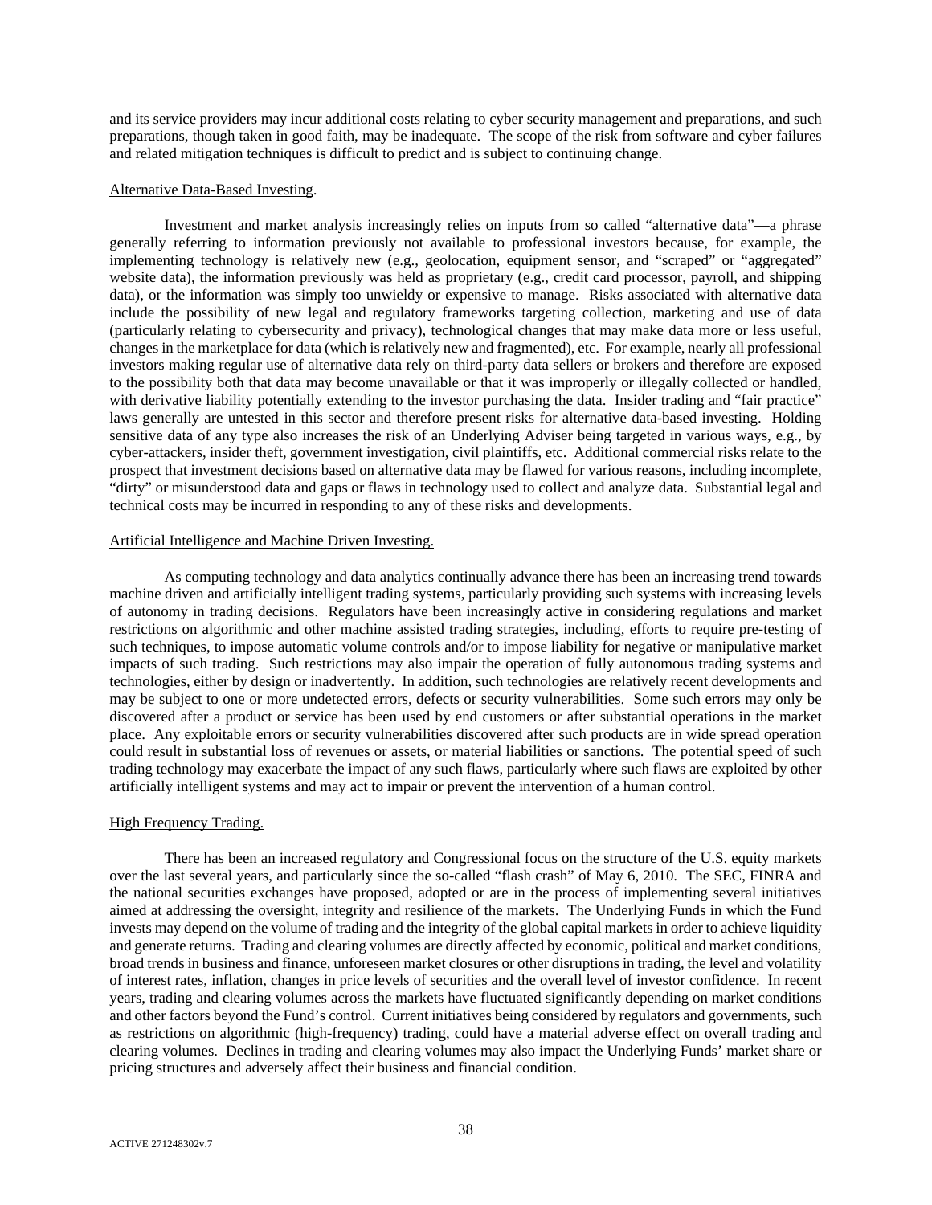and its service providers may incur additional costs relating to cyber security management and preparations, and such preparations, though taken in good faith, may be inadequate. The scope of the risk from software and cyber failures and related mitigation techniques is difficult to predict and is subject to continuing change.

Alternative Data-Based Investing.

Investment and market analysis increasingly relies on inputs from so called "alternative data"—a phrase generally referring to information previously not available to professional investors because, for example, the implementing technology is relatively new (e.g., geolocation, equipment sensor, and "scraped" or "aggregated" website data), the information previously was held as proprietary (e.g., credit card processor, payroll, and shipping data), or the information was simply too unwieldy or expensive to manage. Risks associated with alternative data include the possibility of new legal and regulatory frameworks targeting collection, marketing and use of data (particularly relating to cybersecurity and privacy), technological changes that may make data more or less useful, changes in the marketplace for data (which is relatively new and fragmented), etc. For example, nearly all professional investors making regular use of alternative data rely on third-party data sellers or brokers and therefore are exposed to the possibility both that data may become unavailable or that it was improperly or illegally collected or handled, with derivative liability potentially extending to the investor purchasing the data. Insider trading and "fair practice" laws generally are untested in this sector and therefore present risks for alternative data-based investing. Holding sensitive data of any type also increases the risk of an Underlying Adviser being targeted in various ways, e.g., by cyber-attackers, insider theft, government investigation, civil plaintiffs, etc. Additional commercial risks relate to the prospect that investment decisions based on alternative data may be flawed for various reasons, including incomplete, "dirty" or misunderstood data and gaps or flaws in technology used to collect and analyze data. Substantial legal and technical costs may be incurred in responding to any of these risks and developments.

Artificial Intelligence and Machine Driven Investing.

As computing technology and data analytics continually advance there has been an increasing trend towards machine driven and artificially intelligent trading systems, particularly providing such systems with increasing levels of autonomy in trading decisions. Regulators have been increasingly active in considering regulations and market restrictions on algorithmic and other machine assisted trading strategies, including, efforts to require pre-testing of such techniques, to impose automatic volume controls and/or to impose liability for negative or manipulative market impacts of such trading. Such restrictions may also impair the operation of fully autonomous trading systems and technologies, either by design or inadvertently. In addition, such technologies are relatively recent developments and may be subject to one or more undetected errors, defects or security vulnerabilities. Some such errors may only be discovered after a product or service has been used by end customers or after substantial operations in the market place. Any exploitable errors or security vulnerabilities discovered after such products are in wide spread operation could result in substantial loss of revenues or assets, or material liabilities or sanctions. The potential speed of such trading technology may exacerbate the impact of any such flaws, particularly where such flaws are exploited by other artificially intelligent systems and may act to impair or prevent the intervention of a human control.

High Frequency Trading.

There has been an increased regulatory and Congressional focus on the structure of the U.S. equity markets over the last several years, and particularly since the so-called "flash crash" of May 6, 2010. The SEC, FINRA and the national securities exchanges have proposed, adopted or are in the process of implementing several initiatives aimed at addressing the oversight, integrity and resilience of the markets. The Underlying Funds in which the Fund invests may depend on the volume of trading and the integrity of the global capital markets in order to achieve liquidity and generate returns. Trading and clearing volumes are directly affected by economic, political and market conditions, broad trends in business and finance, unforeseen market closures or other disruptions in trading, the level and volatility of interest rates, inflation, changes in price levels of securities and the overall level of investor confidence. In recent years, trading and clearing volumes across the markets have fluctuated significantly depending on market conditions and other factors beyond the Fund's control. Current initiatives being considered by regulators and governments, such as restrictions on algorithmic (high-frequency) trading, could have a material adverse effect on overall trading and clearing volumes. Declines in trading and clearing volumes may also impact the Underlying Funds' market share or pricing structures and adversely affect their business and financial condition.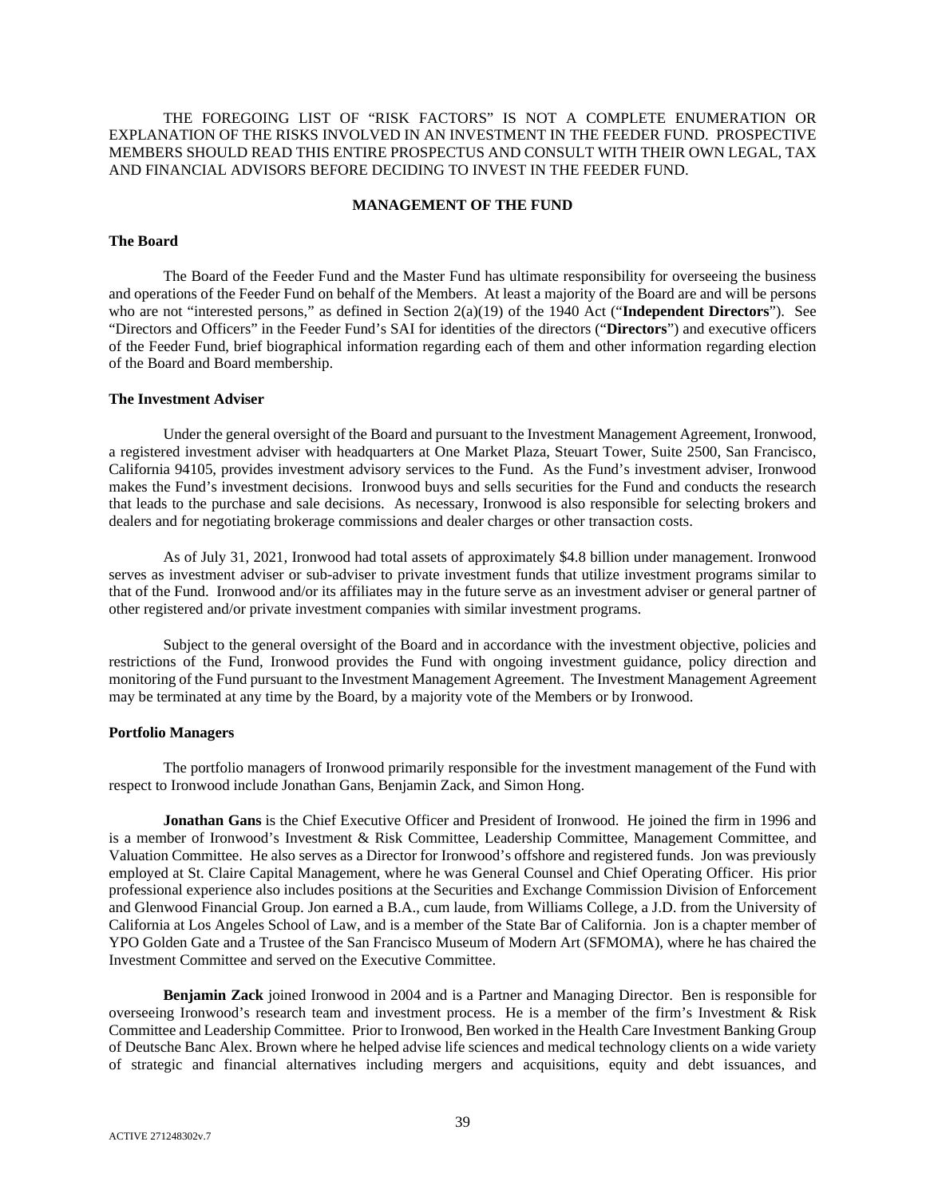THE FOREGOING LIST OF "RISK FACTORS" IS NOT A COMPLETE ENUMERATION OR EXPLANATION OF THE RISKS INVOLVED IN AN INVESTMENT IN THE FEEDER FUND. PROSPECTIVE MEMBERS SHOULD READ THIS ENTIRE PROSPECTUS AND CONSULT WITH THEIR OWN LEGAL, TAX AND FINANCIAL ADVISORS BEFORE DECIDING TO INVEST IN THE FEEDER FUND.

## MANAGEMENT OF THE FUND

### The Board

The Board of the Feeder Fund and the Master Fund has ultimate responsibility for overseeing the business and operations of the Feeder Fund on behalf of the Members. At least a majority of the Board are and will be persons who are not "interested persons," as defined in Section 2(a)(19) of the 1940 Act ("**Independent Directors**"). See "Directors and Officers" in the Feeder Fund's SAI for identities of the directors ("**Directors**") and executive officers of the Feeder Fund, brief biographical information regarding each of them and other information regarding election of the Board and Board membership.

### The Investment Adviser

Under the general oversight of the Board and pursuant to the Investment Management Agreement, Ironwood, a registered investment adviser with headquarters at One Market Plaza, Steuart Tower, Suite 2500, San Francisco, California 94105, provides investment advisory services to the Fund. As the Fund's investment adviser, Ironwood makes the Fund's investment decisions. Ironwood buys and sells securities for the Fund and conducts the research that leads to the purchase and sale decisions. As necessary, Ironwood is also responsible for selecting brokers and dealers and for negotiating brokerage commissions and dealer charges or other transaction costs.

As of July 31, 2021, Ironwood had total assets of approximately $4.8 billion under management. Ironwood serves as investment adviser or sub-adviser to private investment funds that utilize investment programs similar to that of the Fund. Ironwood and/or its affiliates may in the future serve as an investment adviser or general partner of other registered and/or private investment companies with similar investment programs.

Subject to the general oversight of the Board and in accordance with the investment objective, policies and restrictions of the Fund, Ironwood provides the Fund with ongoing investment guidance, policy direction and monitoring of the Fund pursuant to the Investment Management Agreement. The Investment Management Agreement may be terminated at any time by the Board, by a majority vote of the Members or by Ironwood.

### Portfolio Managers

The portfolio managers of Ironwood primarily responsible for the investment management of the Fund with respect to Ironwood include Jonathan Gans, Benjamin Zack, and Simon Hong.

**Jonathan Gans** is the Chief Executive Officer and President of Ironwood. He joined the firm in 1996 and is a member of Ironwood's Investment & Risk Committee, Leadership Committee, Management Committee, and Valuation Committee. He also serves as a Director for Ironwood's offshore and registered funds. Jon was previously employed at St. Claire Capital Management, where he was General Counsel and Chief Operating Officer. His prior professional experience also includes positions at the Securities and Exchange Commission Division of Enforcement and Glenwood Financial Group. Jon earned a B.A., cum laude, from Williams College, a J.D. from the University of California at Los Angeles School of Law, and is a member of the State Bar of California. Jon is a chapter member of YPO Golden Gate and a Trustee of the San Francisco Museum of Modern Art (SFMOMA), where he has chaired the Investment Committee and served on the Executive Committee.

**Benjamin Zack** joined Ironwood in 2004 and is a Partner and Managing Director. Ben is responsible for overseeing Ironwood's research team and investment process. He is a member of the firm's Investment & Risk Committee and Leadership Committee. Prior to Ironwood, Ben worked in the Health Care Investment Banking Group of Deutsche Banc Alex. Brown where he helped advise life sciences and medical technology clients on a wide variety of strategic and financial alternatives including mergers and acquisitions, equity and debt issuances, and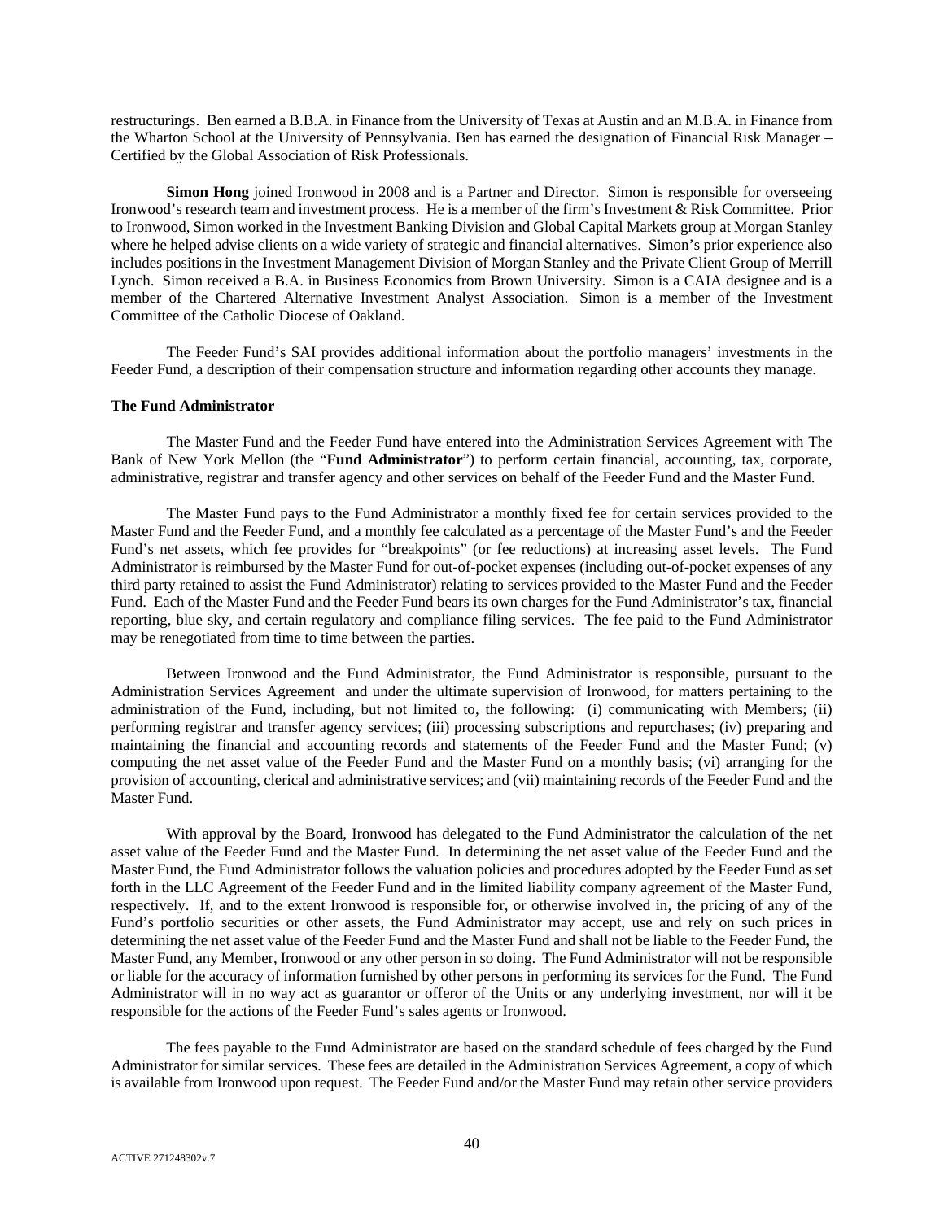restructurings. Ben earned a B.B.A. in Finance from the University of Texas at Austin and an M.B.A. in Finance from the Wharton School at the University of Pennsylvania. Ben has earned the designation of Financial Risk Manager – Certified by the Global Association of Risk Professionals.

**Simon Hong** joined Ironwood in 2008 and is a Partner and Director. Simon is responsible for overseeing Ironwood's research team and investment process. He is a member of the firm's Investment & Risk Committee. Prior to Ironwood, Simon worked in the Investment Banking Division and Global Capital Markets group at Morgan Stanley where he helped advise clients on a wide variety of strategic and financial alternatives. Simon's prior experience also includes positions in the Investment Management Division of Morgan Stanley and the Private Client Group of Merrill Lynch. Simon received a B.A. in Business Economics from Brown University. Simon is a CAIA designee and is a member of the Chartered Alternative Investment Analyst Association. Simon is a member of the Investment Committee of the Catholic Diocese of Oakland.

The Feeder Fund's SAI provides additional information about the portfolio managers' investments in the Feeder Fund, a description of their compensation structure and information regarding other accounts they manage.

**The Fund Administrator**

The Master Fund and the Feeder Fund have entered into the Administration Services Agreement with The Bank of New York Mellon (the "**Fund Administrator**") to perform certain financial, accounting, tax, corporate, administrative, registrar and transfer agency and other services on behalf of the Feeder Fund and the Master Fund.

The Master Fund pays to the Fund Administrator a monthly fixed fee for certain services provided to the Master Fund and the Feeder Fund, and a monthly fee calculated as a percentage of the Master Fund's and the Feeder Fund's net assets, which fee provides for "breakpoints" (or fee reductions) at increasing asset levels. The Fund Administrator is reimbursed by the Master Fund for out-of-pocket expenses (including out-of-pocket expenses of any third party retained to assist the Fund Administrator) relating to services provided to the Master Fund and the Feeder Fund. Each of the Master Fund and the Feeder Fund bears its own charges for the Fund Administrator's tax, financial reporting, blue sky, and certain regulatory and compliance filing services. The fee paid to the Fund Administrator may be renegotiated from time to time between the parties.

Between Ironwood and the Fund Administrator, the Fund Administrator is responsible, pursuant to the Administration Services Agreement and under the ultimate supervision of Ironwood, for matters pertaining to the administration of the Fund, including, but not limited to, the following: (i) communicating with Members; (ii) performing registrar and transfer agency services; (iii) processing subscriptions and repurchases; (iv) preparing and maintaining the financial and accounting records and statements of the Feeder Fund and the Master Fund; (v) computing the net asset value of the Feeder Fund and the Master Fund on a monthly basis; (vi) arranging for the provision of accounting, clerical and administrative services; and (vii) maintaining records of the Feeder Fund and the Master Fund.

With approval by the Board, Ironwood has delegated to the Fund Administrator the calculation of the net asset value of the Feeder Fund and the Master Fund. In determining the net asset value of the Feeder Fund and the Master Fund, the Fund Administrator follows the valuation policies and procedures adopted by the Feeder Fund as set forth in the LLC Agreement of the Feeder Fund and in the limited liability company agreement of the Master Fund, respectively. If, and to the extent Ironwood is responsible for, or otherwise involved in, the pricing of any of the Fund's portfolio securities or other assets, the Fund Administrator may accept, use and rely on such prices in determining the net asset value of the Feeder Fund and the Master Fund and shall not be liable to the Feeder Fund, the Master Fund, any Member, Ironwood or any other person in so doing. The Fund Administrator will not be responsible or liable for the accuracy of information furnished by other persons in performing its services for the Fund. The Fund Administrator will in no way act as guarantor or offeror of the Units or any underlying investment, nor will it be responsible for the actions of the Feeder Fund's sales agents or Ironwood.

The fees payable to the Fund Administrator are based on the standard schedule of fees charged by the Fund Administrator for similar services. These fees are detailed in the Administration Services Agreement, a copy of which is available from Ironwood upon request. The Feeder Fund and/or the Master Fund may retain other service providers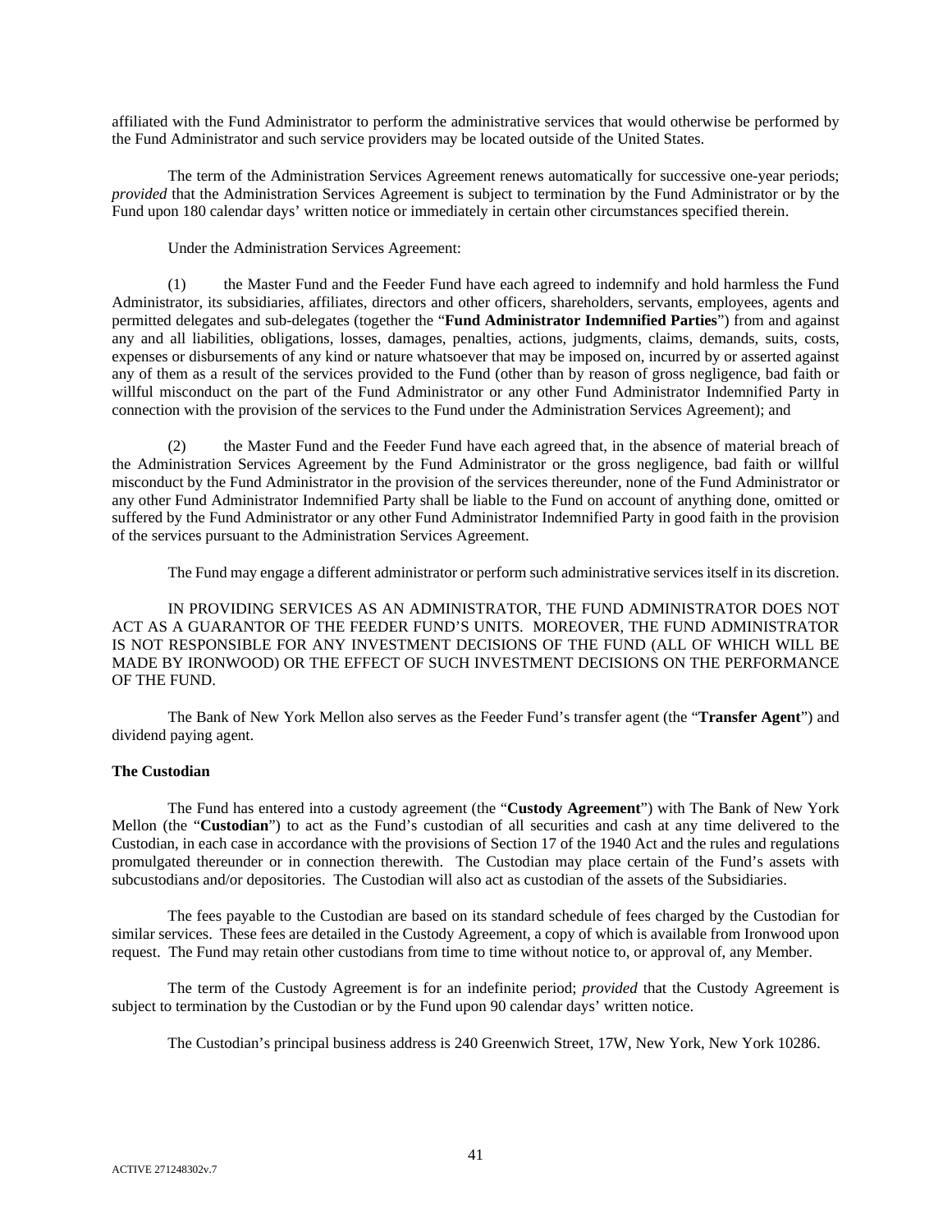affiliated with the Fund Administrator to perform the administrative services that would otherwise be performed by the Fund Administrator and such service providers may be located outside of the United States.

The term of the Administration Services Agreement renews automatically for successive one-year periods; *provided* that the Administration Services Agreement is subject to termination by the Fund Administrator or by the Fund upon 180 calendar days' written notice or immediately in certain other circumstances specified therein.

Under the Administration Services Agreement:

(1) the Master Fund and the Feeder Fund have each agreed to indemnify and hold harmless the Fund Administrator, its subsidiaries, affiliates, directors and other officers, shareholders, servants, employees, agents and permitted delegates and sub-delegates (together the "**Fund Administrator Indemnified Parties**") from and against any and all liabilities, obligations, losses, damages, penalties, actions, judgments, claims, demands, suits, costs, expenses or disbursements of any kind or nature whatsoever that may be imposed on, incurred by or asserted against any of them as a result of the services provided to the Fund (other than by reason of gross negligence, bad faith or willful misconduct on the part of the Fund Administrator or any other Fund Administrator Indemnified Party in connection with the provision of the services to the Fund under the Administration Services Agreement); and

(2) the Master Fund and the Feeder Fund have each agreed that, in the absence of material breach of the Administration Services Agreement by the Fund Administrator or the gross negligence, bad faith or willful misconduct by the Fund Administrator in the provision of the services thereunder, none of the Fund Administrator or any other Fund Administrator Indemnified Party shall be liable to the Fund on account of anything done, omitted or suffered by the Fund Administrator or any other Fund Administrator Indemnified Party in good faith in the provision of the services pursuant to the Administration Services Agreement.

The Fund may engage a different administrator or perform such administrative services itself in its discretion.

IN PROVIDING SERVICES AS AN ADMINISTRATOR, THE FUND ADMINISTRATOR DOES NOT ACT AS A GUARANTOR OF THE FEEDER FUND'S UNITS. MOREOVER, THE FUND ADMINISTRATOR IS NOT RESPONSIBLE FOR ANY INVESTMENT DECISIONS OF THE FUND (ALL OF WHICH WILL BE MADE BY IRONWOOD) OR THE EFFECT OF SUCH INVESTMENT DECISIONS ON THE PERFORMANCE OF THE FUND.

The Bank of New York Mellon also serves as the Feeder Fund's transfer agent (the "**Transfer Agent**") and dividend paying agent.

**The Custodian**

The Fund has entered into a custody agreement (the "**Custody Agreement**") with The Bank of New York Mellon (the "**Custodian**") to act as the Fund's custodian of all securities and cash at any time delivered to the Custodian, in each case in accordance with the provisions of Section 17 of the 1940 Act and the rules and regulations promulgated thereunder or in connection therewith. The Custodian may place certain of the Fund's assets with subcustodians and/or depositories. The Custodian will also act as custodian of the assets of the Subsidiaries.

The fees payable to the Custodian are based on its standard schedule of fees charged by the Custodian for similar services. These fees are detailed in the Custody Agreement, a copy of which is available from Ironwood upon request. The Fund may retain other custodians from time to time without notice to, or approval of, any Member.

The term of the Custody Agreement is for an indefinite period; *provided* that the Custody Agreement is subject to termination by the Custodian or by the Fund upon 90 calendar days' written notice.

The Custodian's principal business address is 240 Greenwich Street, 17W, New York, New York 10286.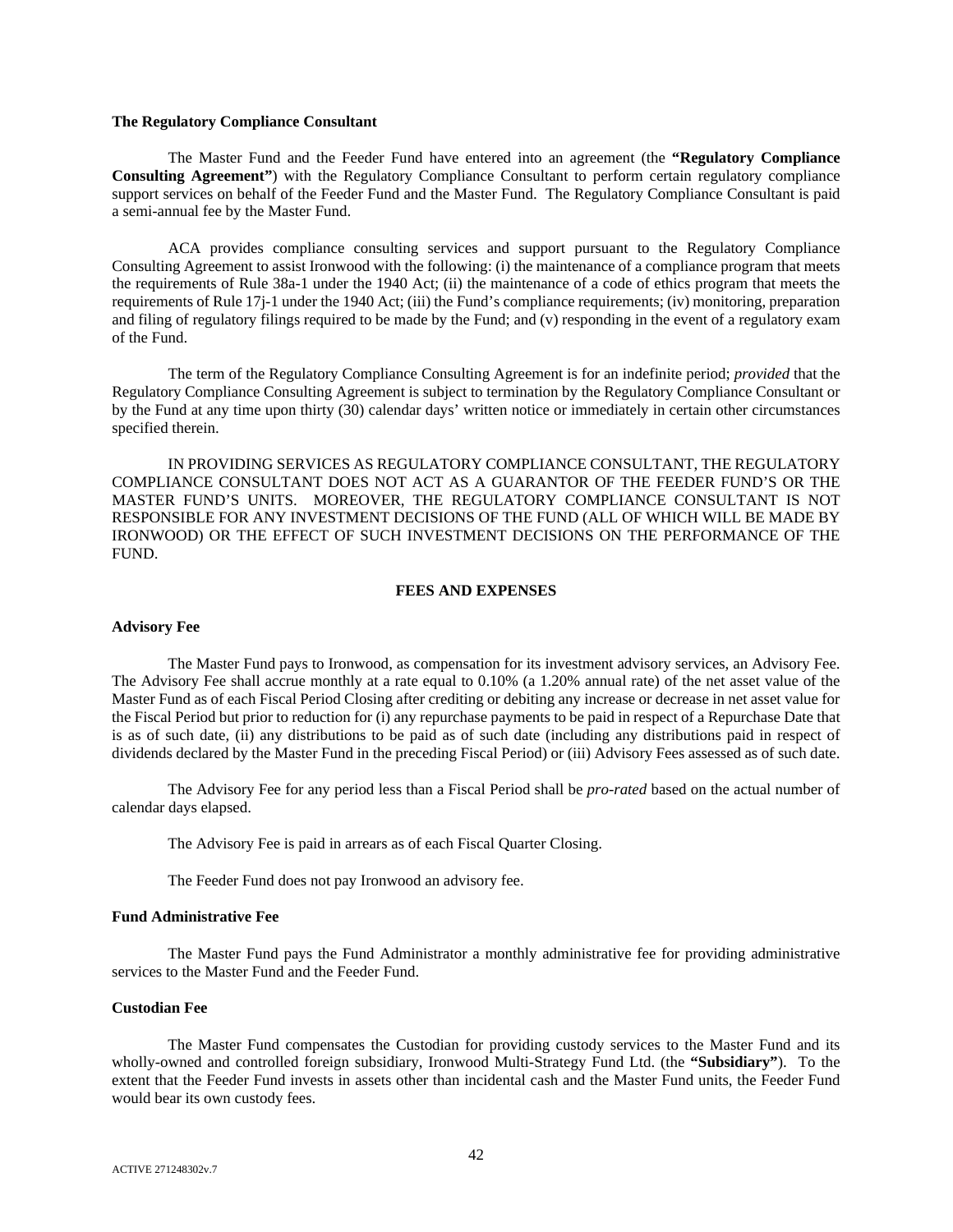**The Regulatory Compliance Consultant**

The Master Fund and the Feeder Fund have entered into an agreement (the **"Regulatory Compliance Consulting Agreement"**) with the Regulatory Compliance Consultant to perform certain regulatory compliance support services on behalf of the Feeder Fund and the Master Fund. The Regulatory Compliance Consultant is paid a semi-annual fee by the Master Fund.

ACA provides compliance consulting services and support pursuant to the Regulatory Compliance Consulting Agreement to assist Ironwood with the following: (i) the maintenance of a compliance program that meets the requirements of Rule 38a-1 under the 1940 Act; (ii) the maintenance of a code of ethics program that meets the requirements of Rule 17j-1 under the 1940 Act; (iii) the Fund's compliance requirements; (iv) monitoring, preparation and filing of regulatory filings required to be made by the Fund; and (v) responding in the event of a regulatory exam of the Fund.

The term of the Regulatory Compliance Consulting Agreement is for an indefinite period; *provided* that the Regulatory Compliance Consulting Agreement is subject to termination by the Regulatory Compliance Consultant or by the Fund at any time upon thirty (30) calendar days' written notice or immediately in certain other circumstances specified therein.

IN PROVIDING SERVICES AS REGULATORY COMPLIANCE CONSULTANT, THE REGULATORY COMPLIANCE CONSULTANT DOES NOT ACT AS A GUARANTOR OF THE FEEDER FUND'S OR THE MASTER FUND'S UNITS. MOREOVER, THE REGULATORY COMPLIANCE CONSULTANT IS NOT RESPONSIBLE FOR ANY INVESTMENT DECISIONS OF THE FUND (ALL OF WHICH WILL BE MADE BY IRONWOOD) OR THE EFFECT OF SUCH INVESTMENT DECISIONS ON THE PERFORMANCE OF THE FUND.

## FEES AND EXPENSES

**Advisory Fee**

The Master Fund pays to Ironwood, as compensation for its investment advisory services, an Advisory Fee. The Advisory Fee shall accrue monthly at a rate equal to 0.10% (a 1.20% annual rate) of the net asset value of the Master Fund as of each Fiscal Period Closing after crediting or debiting any increase or decrease in net asset value for the Fiscal Period but prior to reduction for (i) any repurchase payments to be paid in respect of a Repurchase Date that is as of such date, (ii) any distributions to be paid as of such date (including any distributions paid in respect of dividends declared by the Master Fund in the preceding Fiscal Period) or (iii) Advisory Fees assessed as of such date.

The Advisory Fee for any period less than a Fiscal Period shall be *pro-rated* based on the actual number of calendar days elapsed.

The Advisory Fee is paid in arrears as of each Fiscal Quarter Closing.

The Feeder Fund does not pay Ironwood an advisory fee.

**Fund Administrative Fee**

The Master Fund pays the Fund Administrator a monthly administrative fee for providing administrative services to the Master Fund and the Feeder Fund.

**Custodian Fee**

The Master Fund compensates the Custodian for providing custody services to the Master Fund and its wholly-owned and controlled foreign subsidiary, Ironwood Multi-Strategy Fund Ltd. (the **"Subsidiary"**). To the extent that the Feeder Fund invests in assets other than incidental cash and the Master Fund units, the Feeder Fund would bear its own custody fees.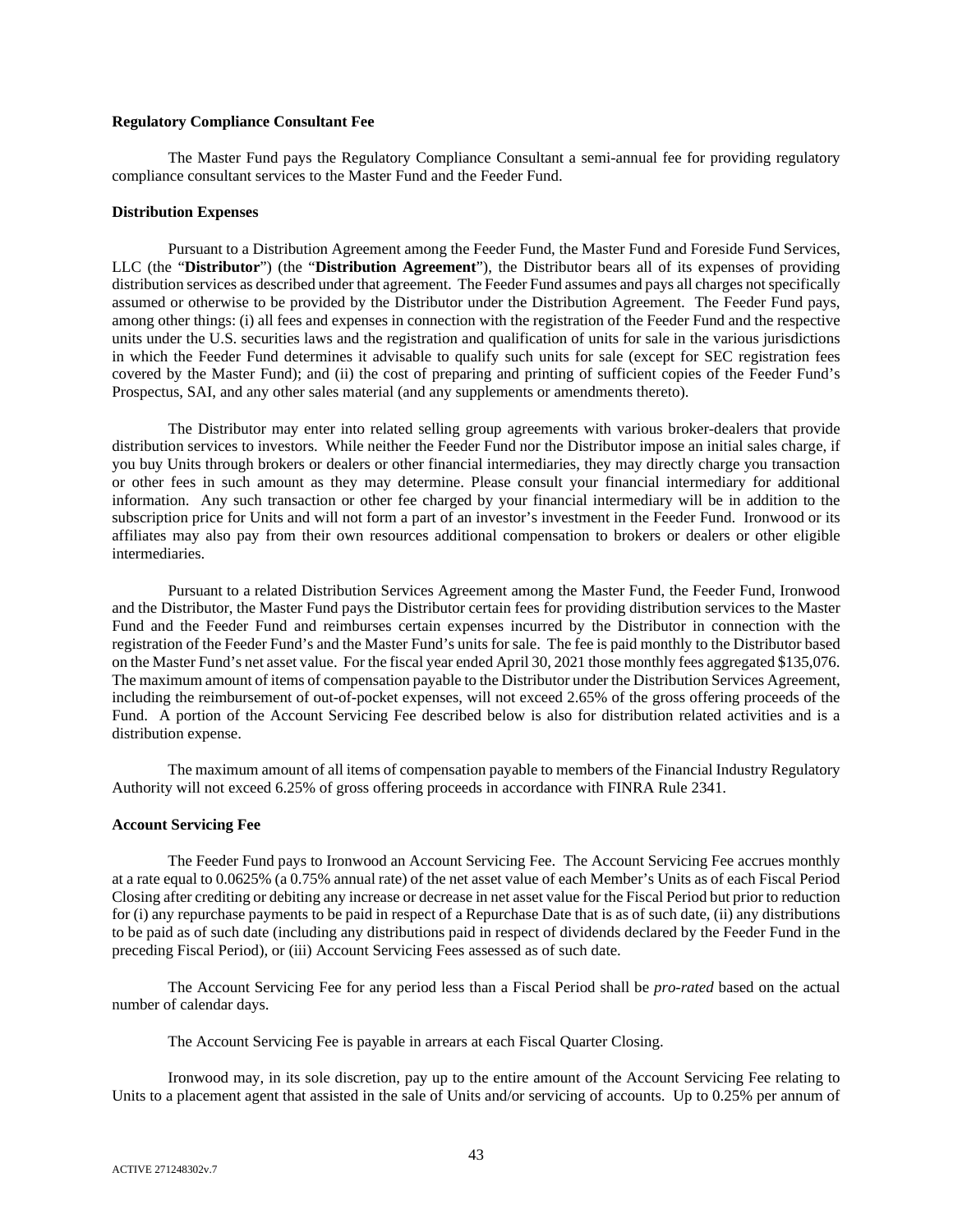**Regulatory Compliance Consultant Fee**

The Master Fund pays the Regulatory Compliance Consultant a semi-annual fee for providing regulatory compliance consultant services to the Master Fund and the Feeder Fund.

**Distribution Expenses**

Pursuant to a Distribution Agreement among the Feeder Fund, the Master Fund and Foreside Fund Services, LLC (the "**Distributor**") (the "**Distribution Agreement**"), the Distributor bears all of its expenses of providing distribution services as described under that agreement. The Feeder Fund assumes and pays all charges not specifically assumed or otherwise to be provided by the Distributor under the Distribution Agreement. The Feeder Fund pays, among other things: (i) all fees and expenses in connection with the registration of the Feeder Fund and the respective units under the U.S. securities laws and the registration and qualification of units for sale in the various jurisdictions in which the Feeder Fund determines it advisable to qualify such units for sale (except for SEC registration fees covered by the Master Fund); and (ii) the cost of preparing and printing of sufficient copies of the Feeder Fund's Prospectus, SAI, and any other sales material (and any supplements or amendments thereto).

The Distributor may enter into related selling group agreements with various broker-dealers that provide distribution services to investors. While neither the Feeder Fund nor the Distributor impose an initial sales charge, if you buy Units through brokers or dealers or other financial intermediaries, they may directly charge you transaction or other fees in such amount as they may determine. Please consult your financial intermediary for additional information. Any such transaction or other fee charged by your financial intermediary will be in addition to the subscription price for Units and will not form a part of an investor's investment in the Feeder Fund. Ironwood or its affiliates may also pay from their own resources additional compensation to brokers or dealers or other eligible intermediaries.

Pursuant to a related Distribution Services Agreement among the Master Fund, the Feeder Fund, Ironwood and the Distributor, the Master Fund pays the Distributor certain fees for providing distribution services to the Master Fund and the Feeder Fund and reimburses certain expenses incurred by the Distributor in connection with the registration of the Feeder Fund's and the Master Fund's units for sale. The fee is paid monthly to the Distributor based on the Master Fund's net asset value. For the fiscal year ended April 30, 2021 those monthly fees aggregated $135,076. The maximum amount of items of compensation payable to the Distributor under the Distribution Services Agreement, including the reimbursement of out-of-pocket expenses, will not exceed 2.65% of the gross offering proceeds of the Fund. A portion of the Account Servicing Fee described below is also for distribution related activities and is a distribution expense.

The maximum amount of all items of compensation payable to members of the Financial Industry Regulatory Authority will not exceed 6.25% of gross offering proceeds in accordance with FINRA Rule 2341.

**Account Servicing Fee**

The Feeder Fund pays to Ironwood an Account Servicing Fee. The Account Servicing Fee accrues monthly at a rate equal to 0.0625% (a 0.75% annual rate) of the net asset value of each Member's Units as of each Fiscal Period Closing after crediting or debiting any increase or decrease in net asset value for the Fiscal Period but prior to reduction for (i) any repurchase payments to be paid in respect of a Repurchase Date that is as of such date, (ii) any distributions to be paid as of such date (including any distributions paid in respect of dividends declared by the Feeder Fund in the preceding Fiscal Period), or (iii) Account Servicing Fees assessed as of such date.

The Account Servicing Fee for any period less than a Fiscal Period shall be *pro-rated* based on the actual number of calendar days.

The Account Servicing Fee is payable in arrears at each Fiscal Quarter Closing.

Ironwood may, in its sole discretion, pay up to the entire amount of the Account Servicing Fee relating to Units to a placement agent that assisted in the sale of Units and/or servicing of accounts. Up to 0.25% per annum of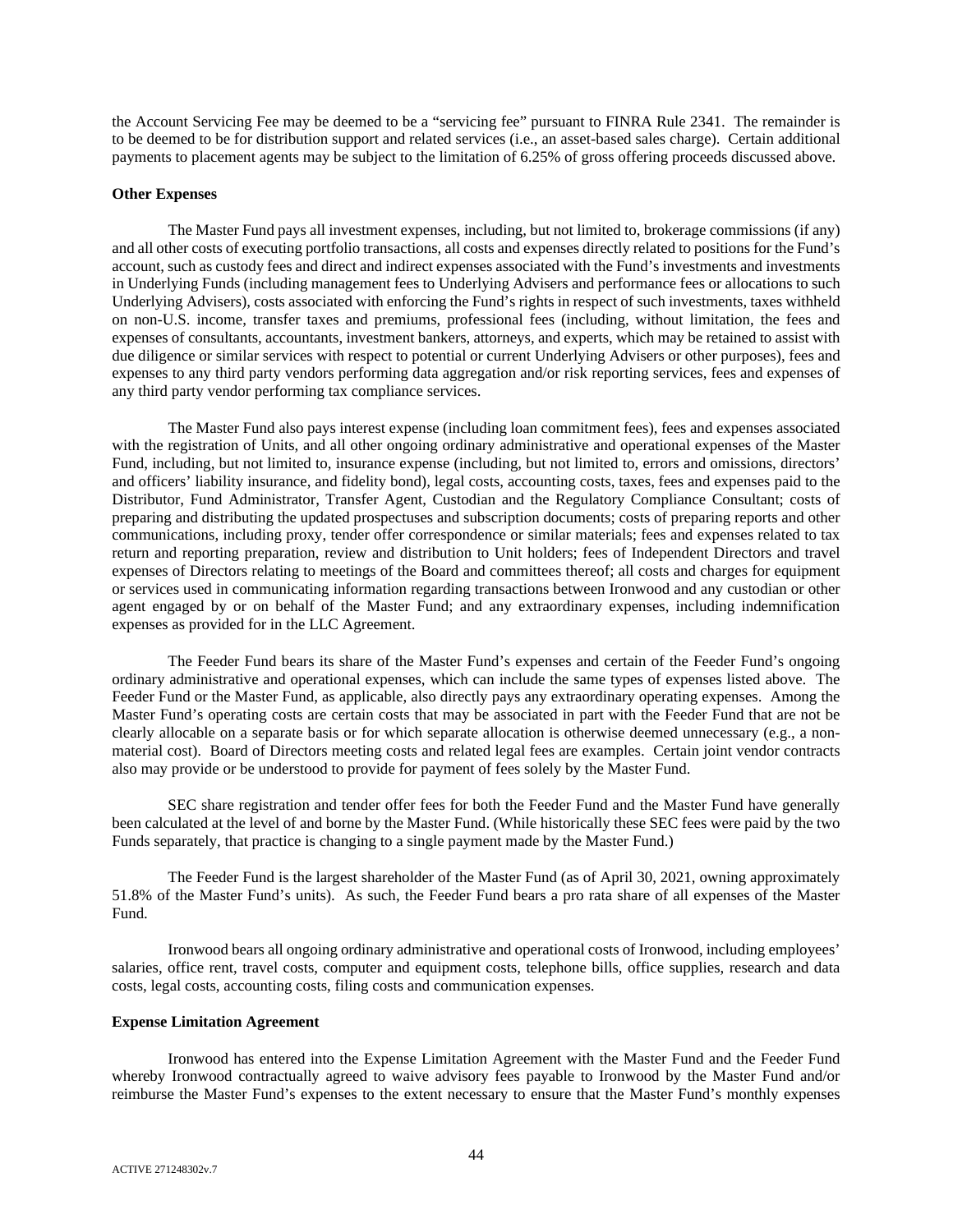the Account Servicing Fee may be deemed to be a "servicing fee" pursuant to FINRA Rule 2341. The remainder is to be deemed to be for distribution support and related services (i.e., an asset-based sales charge). Certain additional payments to placement agents may be subject to the limitation of 6.25% of gross offering proceeds discussed above.

**Other Expenses**

The Master Fund pays all investment expenses, including, but not limited to, brokerage commissions (if any) and all other costs of executing portfolio transactions, all costs and expenses directly related to positions for the Fund's account, such as custody fees and direct and indirect expenses associated with the Fund's investments and investments in Underlying Funds (including management fees to Underlying Advisers and performance fees or allocations to such Underlying Advisers), costs associated with enforcing the Fund's rights in respect of such investments, taxes withheld on non-U.S. income, transfer taxes and premiums, professional fees (including, without limitation, the fees and expenses of consultants, accountants, investment bankers, attorneys, and experts, which may be retained to assist with due diligence or similar services with respect to potential or current Underlying Advisers or other purposes), fees and expenses to any third party vendors performing data aggregation and/or risk reporting services, fees and expenses of any third party vendor performing tax compliance services.

The Master Fund also pays interest expense (including loan commitment fees), fees and expenses associated with the registration of Units, and all other ongoing ordinary administrative and operational expenses of the Master Fund, including, but not limited to, insurance expense (including, but not limited to, errors and omissions, directors' and officers' liability insurance, and fidelity bond), legal costs, accounting costs, taxes, fees and expenses paid to the Distributor, Fund Administrator, Transfer Agent, Custodian and the Regulatory Compliance Consultant; costs of preparing and distributing the updated prospectuses and subscription documents; costs of preparing reports and other communications, including proxy, tender offer correspondence or similar materials; fees and expenses related to tax return and reporting preparation, review and distribution to Unit holders; fees of Independent Directors and travel expenses of Directors relating to meetings of the Board and committees thereof; all costs and charges for equipment or services used in communicating information regarding transactions between Ironwood and any custodian or other agent engaged by or on behalf of the Master Fund; and any extraordinary expenses, including indemnification expenses as provided for in the LLC Agreement.

The Feeder Fund bears its share of the Master Fund's expenses and certain of the Feeder Fund's ongoing ordinary administrative and operational expenses, which can include the same types of expenses listed above. The Feeder Fund or the Master Fund, as applicable, also directly pays any extraordinary operating expenses. Among the Master Fund's operating costs are certain costs that may be associated in part with the Feeder Fund that are not be clearly allocable on a separate basis or for which separate allocation is otherwise deemed unnecessary (e.g., a non-material cost). Board of Directors meeting costs and related legal fees are examples. Certain joint vendor contracts also may provide or be understood to provide for payment of fees solely by the Master Fund.

SEC share registration and tender offer fees for both the Feeder Fund and the Master Fund have generally been calculated at the level of and borne by the Master Fund. (While historically these SEC fees were paid by the two Funds separately, that practice is changing to a single payment made by the Master Fund.)

The Feeder Fund is the largest shareholder of the Master Fund (as of April 30, 2021, owning approximately 51.8% of the Master Fund's units). As such, the Feeder Fund bears a pro rata share of all expenses of the Master Fund.

Ironwood bears all ongoing ordinary administrative and operational costs of Ironwood, including employees' salaries, office rent, travel costs, computer and equipment costs, telephone bills, office supplies, research and data costs, legal costs, accounting costs, filing costs and communication expenses.

**Expense Limitation Agreement**

Ironwood has entered into the Expense Limitation Agreement with the Master Fund and the Feeder Fund whereby Ironwood contractually agreed to waive advisory fees payable to Ironwood by the Master Fund and/or reimburse the Master Fund's expenses to the extent necessary to ensure that the Master Fund's monthly expenses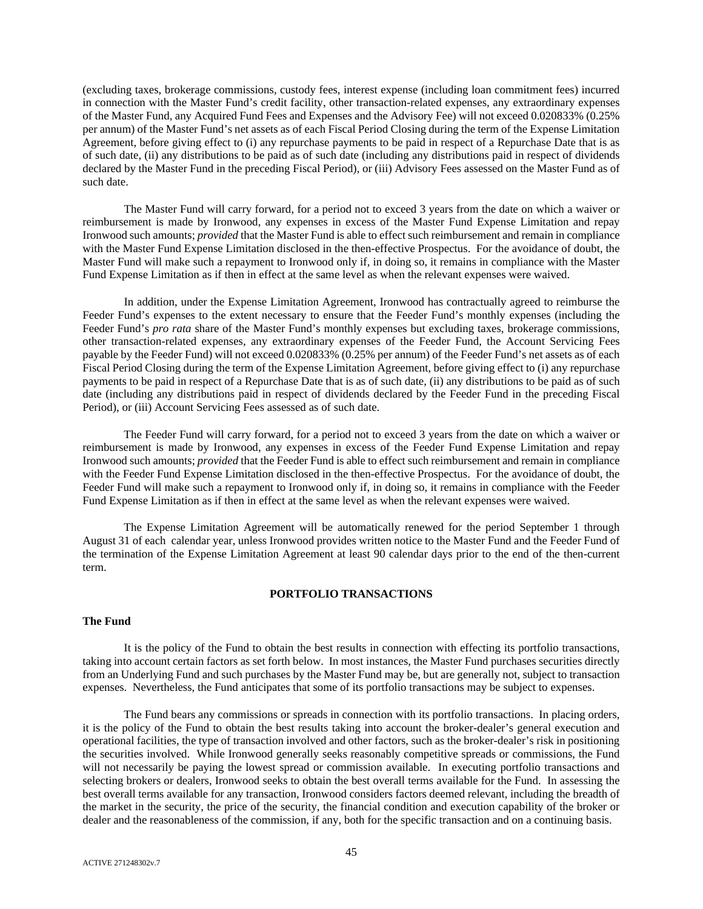(excluding taxes, brokerage commissions, custody fees, interest expense (including loan commitment fees) incurred in connection with the Master Fund's credit facility, other transaction-related expenses, any extraordinary expenses of the Master Fund, any Acquired Fund Fees and Expenses and the Advisory Fee) will not exceed 0.020833% (0.25% per annum) of the Master Fund's net assets as of each Fiscal Period Closing during the term of the Expense Limitation Agreement, before giving effect to (i) any repurchase payments to be paid in respect of a Repurchase Date that is as of such date, (ii) any distributions to be paid as of such date (including any distributions paid in respect of dividends declared by the Master Fund in the preceding Fiscal Period), or (iii) Advisory Fees assessed on the Master Fund as of such date.

The Master Fund will carry forward, for a period not to exceed 3 years from the date on which a waiver or reimbursement is made by Ironwood, any expenses in excess of the Master Fund Expense Limitation and repay Ironwood such amounts; *provided* that the Master Fund is able to effect such reimbursement and remain in compliance with the Master Fund Expense Limitation disclosed in the then-effective Prospectus. For the avoidance of doubt, the Master Fund will make such a repayment to Ironwood only if, in doing so, it remains in compliance with the Master Fund Expense Limitation as if then in effect at the same level as when the relevant expenses were waived.

In addition, under the Expense Limitation Agreement, Ironwood has contractually agreed to reimburse the Feeder Fund's expenses to the extent necessary to ensure that the Feeder Fund's monthly expenses (including the Feeder Fund's *pro rata* share of the Master Fund's monthly expenses but excluding taxes, brokerage commissions, other transaction-related expenses, any extraordinary expenses of the Feeder Fund, the Account Servicing Fees payable by the Feeder Fund) will not exceed 0.020833% (0.25% per annum) of the Feeder Fund's net assets as of each Fiscal Period Closing during the term of the Expense Limitation Agreement, before giving effect to (i) any repurchase payments to be paid in respect of a Repurchase Date that is as of such date, (ii) any distributions to be paid as of such date (including any distributions paid in respect of dividends declared by the Feeder Fund in the preceding Fiscal Period), or (iii) Account Servicing Fees assessed as of such date.

The Feeder Fund will carry forward, for a period not to exceed 3 years from the date on which a waiver or reimbursement is made by Ironwood, any expenses in excess of the Feeder Fund Expense Limitation and repay Ironwood such amounts; *provided* that the Feeder Fund is able to effect such reimbursement and remain in compliance with the Feeder Fund Expense Limitation disclosed in the then-effective Prospectus. For the avoidance of doubt, the Feeder Fund will make such a repayment to Ironwood only if, in doing so, it remains in compliance with the Feeder Fund Expense Limitation as if then in effect at the same level as when the relevant expenses were waived.

The Expense Limitation Agreement will be automatically renewed for the period September 1 through August 31 of each calendar year, unless Ironwood provides written notice to the Master Fund and the Feeder Fund of the termination of the Expense Limitation Agreement at least 90 calendar days prior to the end of the then-current term.

## PORTFOLIO TRANSACTIONS

### The Fund

It is the policy of the Fund to obtain the best results in connection with effecting its portfolio transactions, taking into account certain factors as set forth below. In most instances, the Master Fund purchases securities directly from an Underlying Fund and such purchases by the Master Fund may be, but are generally not, subject to transaction expenses. Nevertheless, the Fund anticipates that some of its portfolio transactions may be subject to expenses.

The Fund bears any commissions or spreads in connection with its portfolio transactions. In placing orders, it is the policy of the Fund to obtain the best results taking into account the broker-dealer's general execution and operational facilities, the type of transaction involved and other factors, such as the broker-dealer's risk in positioning the securities involved. While Ironwood generally seeks reasonably competitive spreads or commissions, the Fund will not necessarily be paying the lowest spread or commission available. In executing portfolio transactions and selecting brokers or dealers, Ironwood seeks to obtain the best overall terms available for the Fund. In assessing the best overall terms available for any transaction, Ironwood considers factors deemed relevant, including the breadth of the market in the security, the price of the security, the financial condition and execution capability of the broker or dealer and the reasonableness of the commission, if any, both for the specific transaction and on a continuing basis.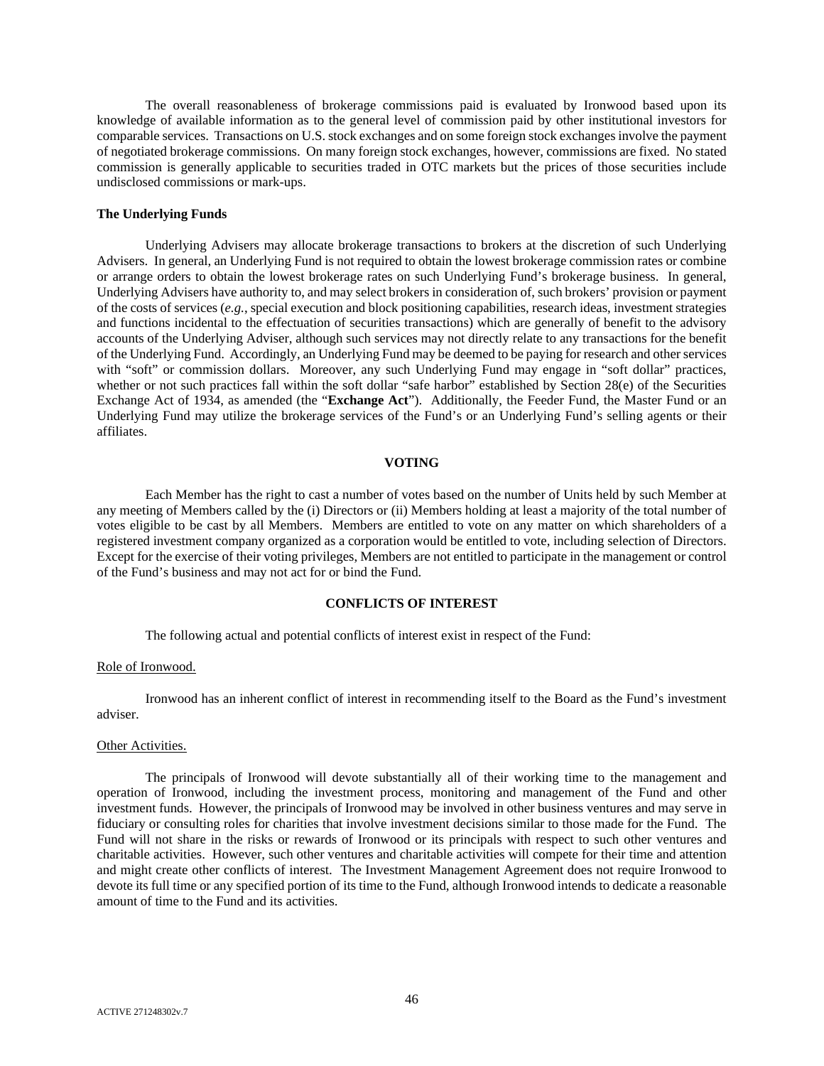The overall reasonableness of brokerage commissions paid is evaluated by Ironwood based upon its knowledge of available information as to the general level of commission paid by other institutional investors for comparable services. Transactions on U.S. stock exchanges and on some foreign stock exchanges involve the payment of negotiated brokerage commissions. On many foreign stock exchanges, however, commissions are fixed. No stated commission is generally applicable to securities traded in OTC markets but the prices of those securities include undisclosed commissions or mark-ups.

**The Underlying Funds**

Underlying Advisers may allocate brokerage transactions to brokers at the discretion of such Underlying Advisers. In general, an Underlying Fund is not required to obtain the lowest brokerage commission rates or combine or arrange orders to obtain the lowest brokerage rates on such Underlying Fund's brokerage business. In general, Underlying Advisers have authority to, and may select brokers in consideration of, such brokers' provision or payment of the costs of services (*e.g.*, special execution and block positioning capabilities, research ideas, investment strategies and functions incidental to the effectuation of securities transactions) which are generally of benefit to the advisory accounts of the Underlying Adviser, although such services may not directly relate to any transactions for the benefit of the Underlying Fund. Accordingly, an Underlying Fund may be deemed to be paying for research and other services with "soft" or commission dollars. Moreover, any such Underlying Fund may engage in "soft dollar" practices, whether or not such practices fall within the soft dollar "safe harbor" established by Section 28(e) of the Securities Exchange Act of 1934, as amended (the "**Exchange Act**"). Additionally, the Feeder Fund, the Master Fund or an Underlying Fund may utilize the brokerage services of the Fund's or an Underlying Fund's selling agents or their affiliates.

## VOTING

Each Member has the right to cast a number of votes based on the number of Units held by such Member at any meeting of Members called by the (i) Directors or (ii) Members holding at least a majority of the total number of votes eligible to be cast by all Members. Members are entitled to vote on any matter on which shareholders of a registered investment company organized as a corporation would be entitled to vote, including selection of Directors. Except for the exercise of their voting privileges, Members are not entitled to participate in the management or control of the Fund's business and may not act for or bind the Fund.

## CONFLICTS OF INTEREST

The following actual and potential conflicts of interest exist in respect of the Fund:

Role of Ironwood.

Ironwood has an inherent conflict of interest in recommending itself to the Board as the Fund's investment adviser.

Other Activities.

The principals of Ironwood will devote substantially all of their working time to the management and operation of Ironwood, including the investment process, monitoring and management of the Fund and other investment funds. However, the principals of Ironwood may be involved in other business ventures and may serve in fiduciary or consulting roles for charities that involve investment decisions similar to those made for the Fund. The Fund will not share in the risks or rewards of Ironwood or its principals with respect to such other ventures and charitable activities. However, such other ventures and charitable activities will compete for their time and attention and might create other conflicts of interest. The Investment Management Agreement does not require Ironwood to devote its full time or any specified portion of its time to the Fund, although Ironwood intends to dedicate a reasonable amount of time to the Fund and its activities.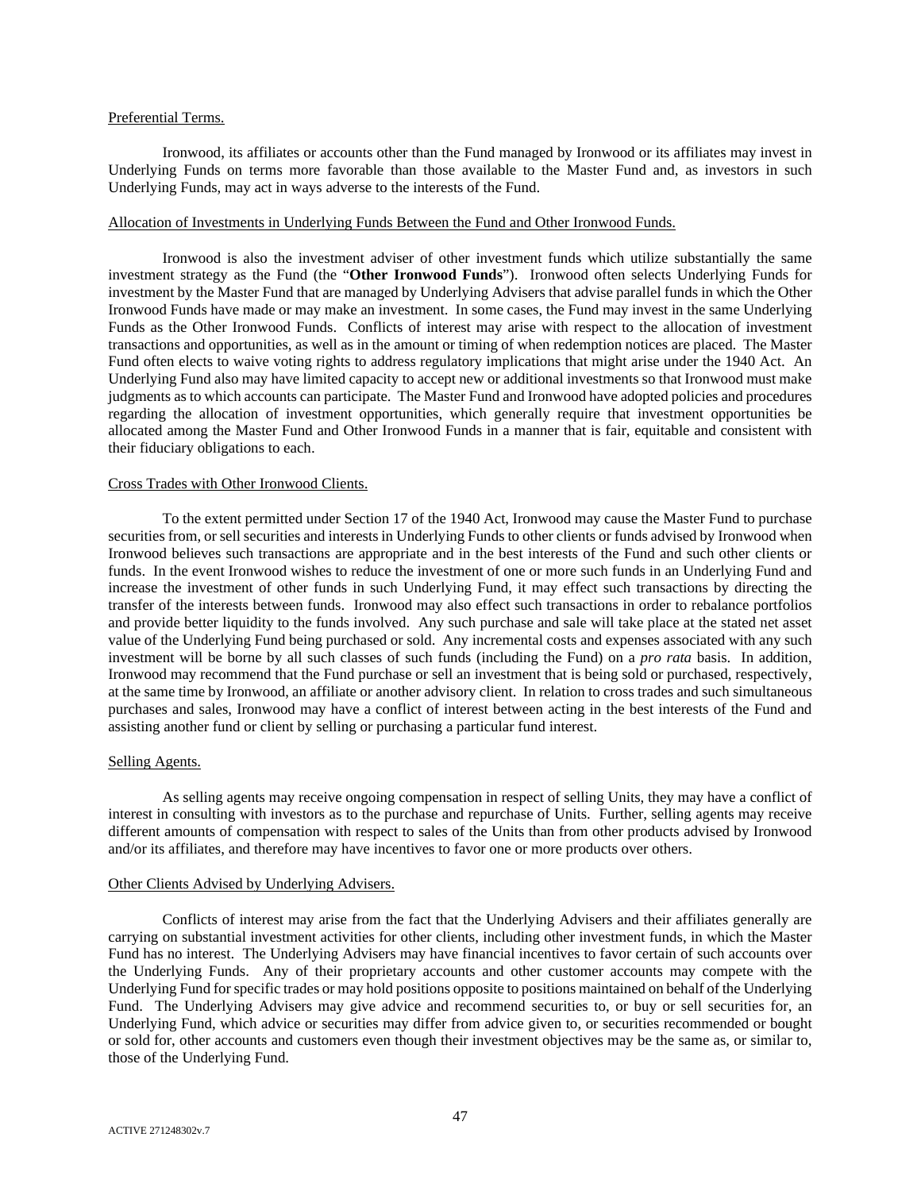Preferential Terms.

Ironwood, its affiliates or accounts other than the Fund managed by Ironwood or its affiliates may invest in Underlying Funds on terms more favorable than those available to the Master Fund and, as investors in such Underlying Funds, may act in ways adverse to the interests of the Fund.

Allocation of Investments in Underlying Funds Between the Fund and Other Ironwood Funds.

Ironwood is also the investment adviser of other investment funds which utilize substantially the same investment strategy as the Fund (the "**Other Ironwood Funds**"). Ironwood often selects Underlying Funds for investment by the Master Fund that are managed by Underlying Advisers that advise parallel funds in which the Other Ironwood Funds have made or may make an investment. In some cases, the Fund may invest in the same Underlying Funds as the Other Ironwood Funds. Conflicts of interest may arise with respect to the allocation of investment transactions and opportunities, as well as in the amount or timing of when redemption notices are placed. The Master Fund often elects to waive voting rights to address regulatory implications that might arise under the 1940 Act. An Underlying Fund also may have limited capacity to accept new or additional investments so that Ironwood must make judgments as to which accounts can participate. The Master Fund and Ironwood have adopted policies and procedures regarding the allocation of investment opportunities, which generally require that investment opportunities be allocated among the Master Fund and Other Ironwood Funds in a manner that is fair, equitable and consistent with their fiduciary obligations to each.

Cross Trades with Other Ironwood Clients.

To the extent permitted under Section 17 of the 1940 Act, Ironwood may cause the Master Fund to purchase securities from, or sell securities and interests in Underlying Funds to other clients or funds advised by Ironwood when Ironwood believes such transactions are appropriate and in the best interests of the Fund and such other clients or funds. In the event Ironwood wishes to reduce the investment of one or more such funds in an Underlying Fund and increase the investment of other funds in such Underlying Fund, it may effect such transactions by directing the transfer of the interests between funds. Ironwood may also effect such transactions in order to rebalance portfolios and provide better liquidity to the funds involved. Any such purchase and sale will take place at the stated net asset value of the Underlying Fund being purchased or sold. Any incremental costs and expenses associated with any such investment will be borne by all such classes of such funds (including the Fund) on a *pro rata* basis. In addition, Ironwood may recommend that the Fund purchase or sell an investment that is being sold or purchased, respectively, at the same time by Ironwood, an affiliate or another advisory client. In relation to cross trades and such simultaneous purchases and sales, Ironwood may have a conflict of interest between acting in the best interests of the Fund and assisting another fund or client by selling or purchasing a particular fund interest.

Selling Agents.

As selling agents may receive ongoing compensation in respect of selling Units, they may have a conflict of interest in consulting with investors as to the purchase and repurchase of Units. Further, selling agents may receive different amounts of compensation with respect to sales of the Units than from other products advised by Ironwood and/or its affiliates, and therefore may have incentives to favor one or more products over others.

Other Clients Advised by Underlying Advisers.

Conflicts of interest may arise from the fact that the Underlying Advisers and their affiliates generally are carrying on substantial investment activities for other clients, including other investment funds, in which the Master Fund has no interest. The Underlying Advisers may have financial incentives to favor certain of such accounts over the Underlying Funds. Any of their proprietary accounts and other customer accounts may compete with the Underlying Fund for specific trades or may hold positions opposite to positions maintained on behalf of the Underlying Fund. The Underlying Advisers may give advice and recommend securities to, or buy or sell securities for, an Underlying Fund, which advice or securities may differ from advice given to, or securities recommended or bought or sold for, other accounts and customers even though their investment objectives may be the same as, or similar to, those of the Underlying Fund.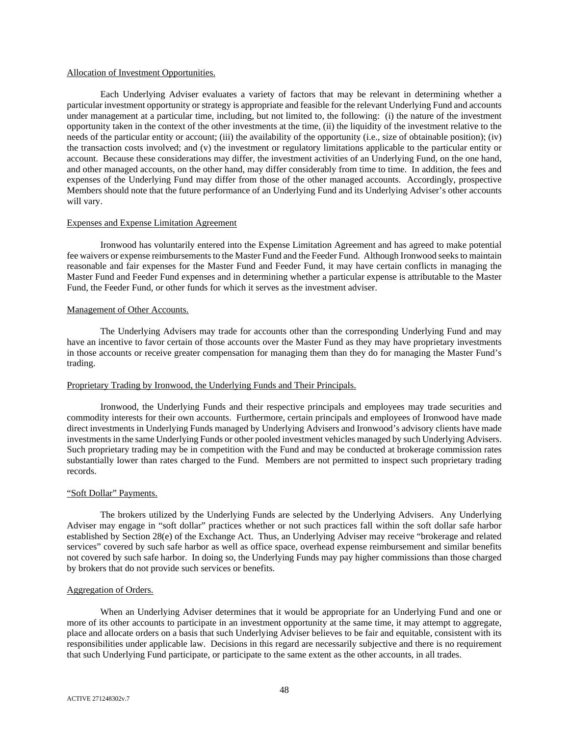Allocation of Investment Opportunities.

Each Underlying Adviser evaluates a variety of factors that may be relevant in determining whether a particular investment opportunity or strategy is appropriate and feasible for the relevant Underlying Fund and accounts under management at a particular time, including, but not limited to, the following: (i) the nature of the investment opportunity taken in the context of the other investments at the time, (ii) the liquidity of the investment relative to the needs of the particular entity or account; (iii) the availability of the opportunity (i.e., size of obtainable position); (iv) the transaction costs involved; and (v) the investment or regulatory limitations applicable to the particular entity or account. Because these considerations may differ, the investment activities of an Underlying Fund, on the one hand, and other managed accounts, on the other hand, may differ considerably from time to time. In addition, the fees and expenses of the Underlying Fund may differ from those of the other managed accounts. Accordingly, prospective Members should note that the future performance of an Underlying Fund and its Underlying Adviser's other accounts will vary.

Expenses and Expense Limitation Agreement

Ironwood has voluntarily entered into the Expense Limitation Agreement and has agreed to make potential fee waivers or expense reimbursements to the Master Fund and the Feeder Fund. Although Ironwood seeks to maintain reasonable and fair expenses for the Master Fund and Feeder Fund, it may have certain conflicts in managing the Master Fund and Feeder Fund expenses and in determining whether a particular expense is attributable to the Master Fund, the Feeder Fund, or other funds for which it serves as the investment adviser.

Management of Other Accounts.

The Underlying Advisers may trade for accounts other than the corresponding Underlying Fund and may have an incentive to favor certain of those accounts over the Master Fund as they may have proprietary investments in those accounts or receive greater compensation for managing them than they do for managing the Master Fund's trading.

Proprietary Trading by Ironwood, the Underlying Funds and Their Principals.

Ironwood, the Underlying Funds and their respective principals and employees may trade securities and commodity interests for their own accounts. Furthermore, certain principals and employees of Ironwood have made direct investments in Underlying Funds managed by Underlying Advisers and Ironwood's advisory clients have made investments in the same Underlying Funds or other pooled investment vehicles managed by such Underlying Advisers. Such proprietary trading may be in competition with the Fund and may be conducted at brokerage commission rates substantially lower than rates charged to the Fund. Members are not permitted to inspect such proprietary trading records.

"Soft Dollar" Payments.

The brokers utilized by the Underlying Funds are selected by the Underlying Advisers. Any Underlying Adviser may engage in "soft dollar" practices whether or not such practices fall within the soft dollar safe harbor established by Section 28(e) of the Exchange Act. Thus, an Underlying Adviser may receive "brokerage and related services" covered by such safe harbor as well as office space, overhead expense reimbursement and similar benefits not covered by such safe harbor. In doing so, the Underlying Funds may pay higher commissions than those charged by brokers that do not provide such services or benefits.

Aggregation of Orders.

When an Underlying Adviser determines that it would be appropriate for an Underlying Fund and one or more of its other accounts to participate in an investment opportunity at the same time, it may attempt to aggregate, place and allocate orders on a basis that such Underlying Adviser believes to be fair and equitable, consistent with its responsibilities under applicable law. Decisions in this regard are necessarily subjective and there is no requirement that such Underlying Fund participate, or participate to the same extent as the other accounts, in all trades.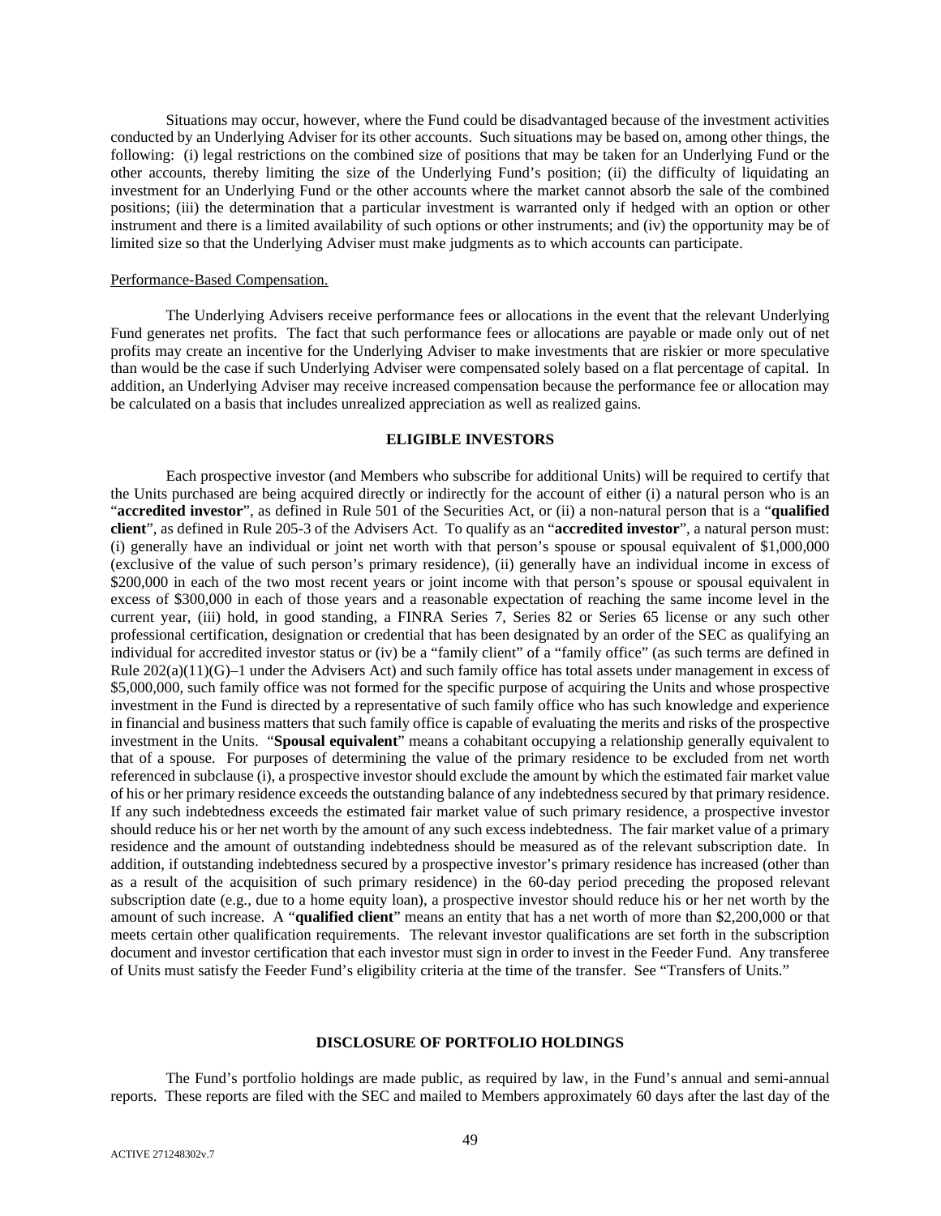Situations may occur, however, where the Fund could be disadvantaged because of the investment activities conducted by an Underlying Adviser for its other accounts. Such situations may be based on, among other things, the following: (i) legal restrictions on the combined size of positions that may be taken for an Underlying Fund or the other accounts, thereby limiting the size of the Underlying Fund's position; (ii) the difficulty of liquidating an investment for an Underlying Fund or the other accounts where the market cannot absorb the sale of the combined positions; (iii) the determination that a particular investment is warranted only if hedged with an option or other instrument and there is a limited availability of such options or other instruments; and (iv) the opportunity may be of limited size so that the Underlying Adviser must make judgments as to which accounts can participate.

Performance-Based Compensation.

The Underlying Advisers receive performance fees or allocations in the event that the relevant Underlying Fund generates net profits. The fact that such performance fees or allocations are payable or made only out of net profits may create an incentive for the Underlying Adviser to make investments that are riskier or more speculative than would be the case if such Underlying Adviser were compensated solely based on a flat percentage of capital. In addition, an Underlying Adviser may receive increased compensation because the performance fee or allocation may be calculated on a basis that includes unrealized appreciation as well as realized gains.

## ELIGIBLE INVESTORS

Each prospective investor (and Members who subscribe for additional Units) will be required to certify that the Units purchased are being acquired directly or indirectly for the account of either (i) a natural person who is an "**accredited investor**", as defined in Rule 501 of the Securities Act, or (ii) a non-natural person that is a "**qualified client**", as defined in Rule 205-3 of the Advisers Act. To qualify as an "**accredited investor**", a natural person must: (i) generally have an individual or joint net worth with that person's spouse or spousal equivalent of $1,000,000 (exclusive of the value of such person's primary residence), (ii) generally have an individual income in excess of $200,000 in each of the two most recent years or joint income with that person's spouse or spousal equivalent in excess of $300,000 in each of those years and a reasonable expectation of reaching the same income level in the current year, (iii) hold, in good standing, a FINRA Series 7, Series 82 or Series 65 license or any such other professional certification, designation or credential that has been designated by an order of the SEC as qualifying an individual for accredited investor status or (iv) be a "family client" of a "family office" (as such terms are defined in Rule 202(a)(11)(G)–1 under the Advisers Act) and such family office has total assets under management in excess of $5,000,000, such family office was not formed for the specific purpose of acquiring the Units and whose prospective investment in the Fund is directed by a representative of such family office who has such knowledge and experience in financial and business matters that such family office is capable of evaluating the merits and risks of the prospective investment in the Units. "**Spousal equivalent**" means a cohabitant occupying a relationship generally equivalent to that of a spouse. For purposes of determining the value of the primary residence to be excluded from net worth referenced in subclause (i), a prospective investor should exclude the amount by which the estimated fair market value of his or her primary residence exceeds the outstanding balance of any indebtedness secured by that primary residence. If any such indebtedness exceeds the estimated fair market value of such primary residence, a prospective investor should reduce his or her net worth by the amount of any such excess indebtedness. The fair market value of a primary residence and the amount of outstanding indebtedness should be measured as of the relevant subscription date. In addition, if outstanding indebtedness secured by a prospective investor's primary residence has increased (other than as a result of the acquisition of such primary residence) in the 60-day period preceding the proposed relevant subscription date (e.g., due to a home equity loan), a prospective investor should reduce his or her net worth by the amount of such increase. A "**qualified client**" means an entity that has a net worth of more than $2,200,000 or that meets certain other qualification requirements. The relevant investor qualifications are set forth in the subscription document and investor certification that each investor must sign in order to invest in the Feeder Fund. Any transferee of Units must satisfy the Feeder Fund's eligibility criteria at the time of the transfer. See "Transfers of Units."

## DISCLOSURE OF PORTFOLIO HOLDINGS

The Fund's portfolio holdings are made public, as required by law, in the Fund's annual and semi-annual reports. These reports are filed with the SEC and mailed to Members approximately 60 days after the last day of the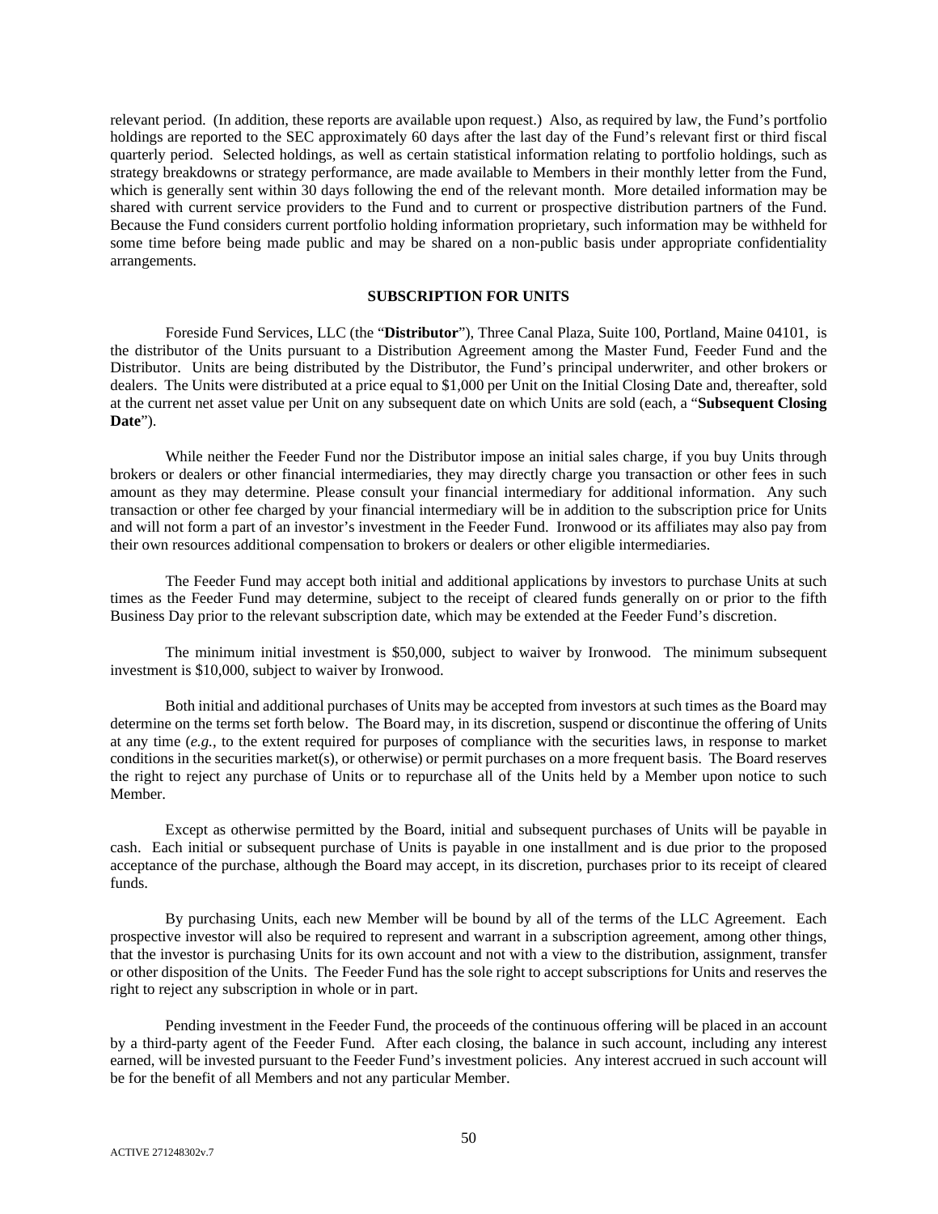relevant period. (In addition, these reports are available upon request.) Also, as required by law, the Fund's portfolio holdings are reported to the SEC approximately 60 days after the last day of the Fund's relevant first or third fiscal quarterly period. Selected holdings, as well as certain statistical information relating to portfolio holdings, such as strategy breakdowns or strategy performance, are made available to Members in their monthly letter from the Fund, which is generally sent within 30 days following the end of the relevant month. More detailed information may be shared with current service providers to the Fund and to current or prospective distribution partners of the Fund. Because the Fund considers current portfolio holding information proprietary, such information may be withheld for some time before being made public and may be shared on a non-public basis under appropriate confidentiality arrangements.

## SUBSCRIPTION FOR UNITS

Foreside Fund Services, LLC (the "**Distributor**"), Three Canal Plaza, Suite 100, Portland, Maine 04101, is the distributor of the Units pursuant to a Distribution Agreement among the Master Fund, Feeder Fund and the Distributor. Units are being distributed by the Distributor, the Fund's principal underwriter, and other brokers or dealers. The Units were distributed at a price equal to $1,000 per Unit on the Initial Closing Date and, thereafter, sold at the current net asset value per Unit on any subsequent date on which Units are sold (each, a "**Subsequent Closing Date**").

While neither the Feeder Fund nor the Distributor impose an initial sales charge, if you buy Units through brokers or dealers or other financial intermediaries, they may directly charge you transaction or other fees in such amount as they may determine. Please consult your financial intermediary for additional information. Any such transaction or other fee charged by your financial intermediary will be in addition to the subscription price for Units and will not form a part of an investor's investment in the Feeder Fund. Ironwood or its affiliates may also pay from their own resources additional compensation to brokers or dealers or other eligible intermediaries.

The Feeder Fund may accept both initial and additional applications by investors to purchase Units at such times as the Feeder Fund may determine, subject to the receipt of cleared funds generally on or prior to the fifth Business Day prior to the relevant subscription date, which may be extended at the Feeder Fund's discretion.

The minimum initial investment is $50,000, subject to waiver by Ironwood. The minimum subsequent investment is $10,000, subject to waiver by Ironwood.

Both initial and additional purchases of Units may be accepted from investors at such times as the Board may determine on the terms set forth below. The Board may, in its discretion, suspend or discontinue the offering of Units at any time (*e.g.*, to the extent required for purposes of compliance with the securities laws, in response to market conditions in the securities market(s), or otherwise) or permit purchases on a more frequent basis. The Board reserves the right to reject any purchase of Units or to repurchase all of the Units held by a Member upon notice to such Member.

Except as otherwise permitted by the Board, initial and subsequent purchases of Units will be payable in cash. Each initial or subsequent purchase of Units is payable in one installment and is due prior to the proposed acceptance of the purchase, although the Board may accept, in its discretion, purchases prior to its receipt of cleared funds.

By purchasing Units, each new Member will be bound by all of the terms of the LLC Agreement. Each prospective investor will also be required to represent and warrant in a subscription agreement, among other things, that the investor is purchasing Units for its own account and not with a view to the distribution, assignment, transfer or other disposition of the Units. The Feeder Fund has the sole right to accept subscriptions for Units and reserves the right to reject any subscription in whole or in part.

Pending investment in the Feeder Fund, the proceeds of the continuous offering will be placed in an account by a third-party agent of the Feeder Fund. After each closing, the balance in such account, including any interest earned, will be invested pursuant to the Feeder Fund's investment policies. Any interest accrued in such account will be for the benefit of all Members and not any particular Member.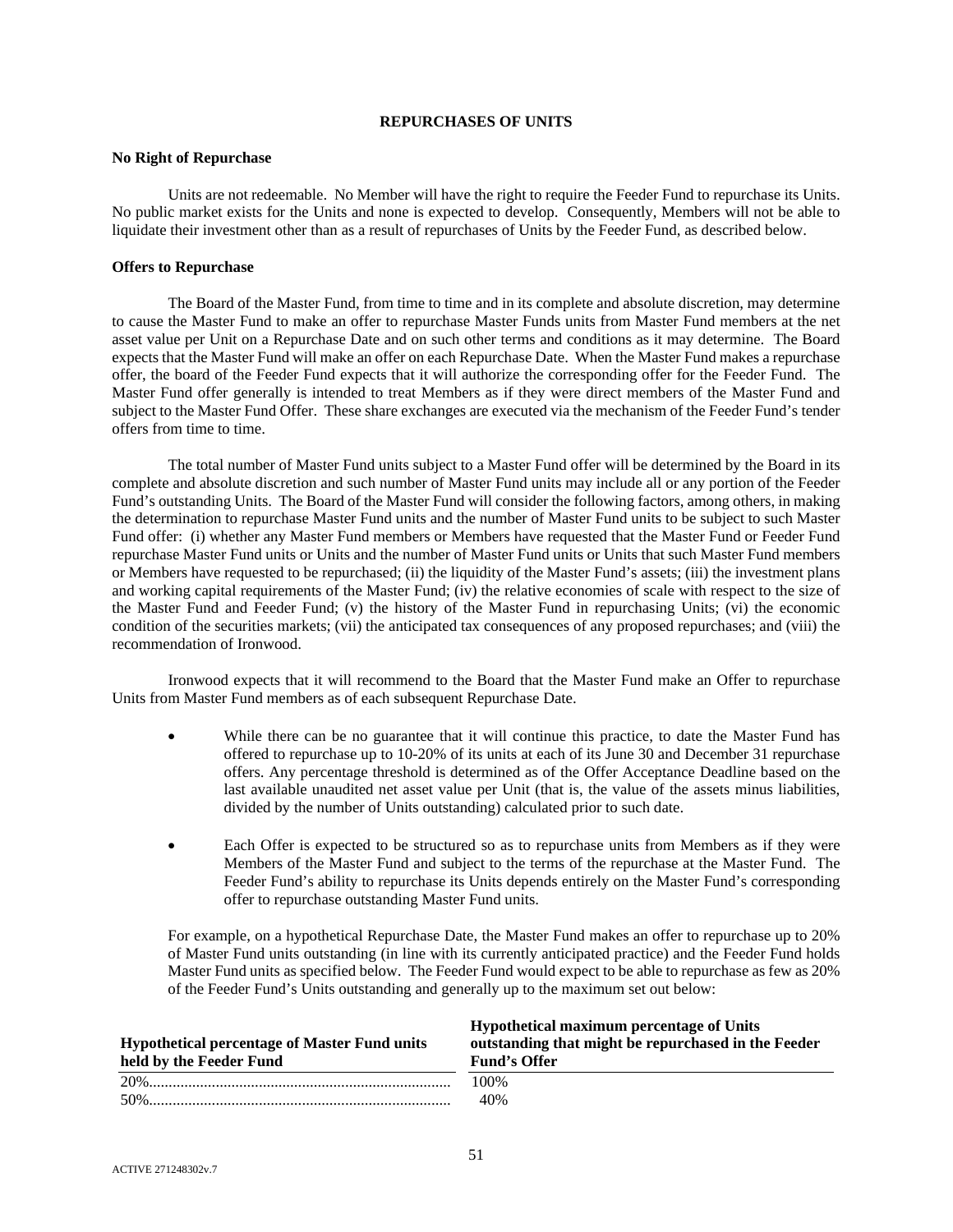## REPURCHASES OF UNITS

**No Right of Repurchase**

Units are not redeemable. No Member will have the right to require the Feeder Fund to repurchase its Units. No public market exists for the Units and none is expected to develop. Consequently, Members will not be able to liquidate their investment other than as a result of repurchases of Units by the Feeder Fund, as described below.

**Offers to Repurchase**

The Board of the Master Fund, from time to time and in its complete and absolute discretion, may determine to cause the Master Fund to make an offer to repurchase Master Funds units from Master Fund members at the net asset value per Unit on a Repurchase Date and on such other terms and conditions as it may determine. The Board expects that the Master Fund will make an offer on each Repurchase Date. When the Master Fund makes a repurchase offer, the board of the Feeder Fund expects that it will authorize the corresponding offer for the Feeder Fund. The Master Fund offer generally is intended to treat Members as if they were direct members of the Master Fund and subject to the Master Fund Offer. These share exchanges are executed via the mechanism of the Feeder Fund's tender offers from time to time.

The total number of Master Fund units subject to a Master Fund offer will be determined by the Board in its complete and absolute discretion and such number of Master Fund units may include all or any portion of the Feeder Fund's outstanding Units. The Board of the Master Fund will consider the following factors, among others, in making the determination to repurchase Master Fund units and the number of Master Fund units to be subject to such Master Fund offer: (i) whether any Master Fund members or Members have requested that the Master Fund or Feeder Fund repurchase Master Fund units or Units and the number of Master Fund units or Units that such Master Fund members or Members have requested to be repurchased; (ii) the liquidity of the Master Fund's assets; (iii) the investment plans and working capital requirements of the Master Fund; (iv) the relative economies of scale with respect to the size of the Master Fund and Feeder Fund; (v) the history of the Master Fund in repurchasing Units; (vi) the economic condition of the securities markets; (vii) the anticipated tax consequences of any proposed repurchases; and (viii) the recommendation of Ironwood.

Ironwood expects that it will recommend to the Board that the Master Fund make an Offer to repurchase Units from Master Fund members as of each subsequent Repurchase Date.

- While there can be no guarantee that it will continue this practice, to date the Master Fund has offered to repurchase up to 10-20% of its units at each of its June 30 and December 31 repurchase offers. Any percentage threshold is determined as of the Offer Acceptance Deadline based on the last available unaudited net asset value per Unit (that is, the value of the assets minus liabilities, divided by the number of Units outstanding) calculated prior to such date.
- Each Offer is expected to be structured so as to repurchase units from Members as if they were Members of the Master Fund and subject to the terms of the repurchase at the Master Fund. The Feeder Fund's ability to repurchase its Units depends entirely on the Master Fund's corresponding offer to repurchase outstanding Master Fund units.

For example, on a hypothetical Repurchase Date, the Master Fund makes an offer to repurchase up to 20% of Master Fund units outstanding (in line with its currently anticipated practice) and the Feeder Fund holds Master Fund units as specified below. The Feeder Fund would expect to be able to repurchase as few as 20% of the Feeder Fund's Units outstanding and generally up to the maximum set out below:

| Hypothetical percentage of Master Fund units held by the Feeder Fund | Hypothetical maximum percentage of Units outstanding that might be repurchased in the Feeder Fund's Offer |
|---|---|
| 20% | 100% |
| 50% | 40% |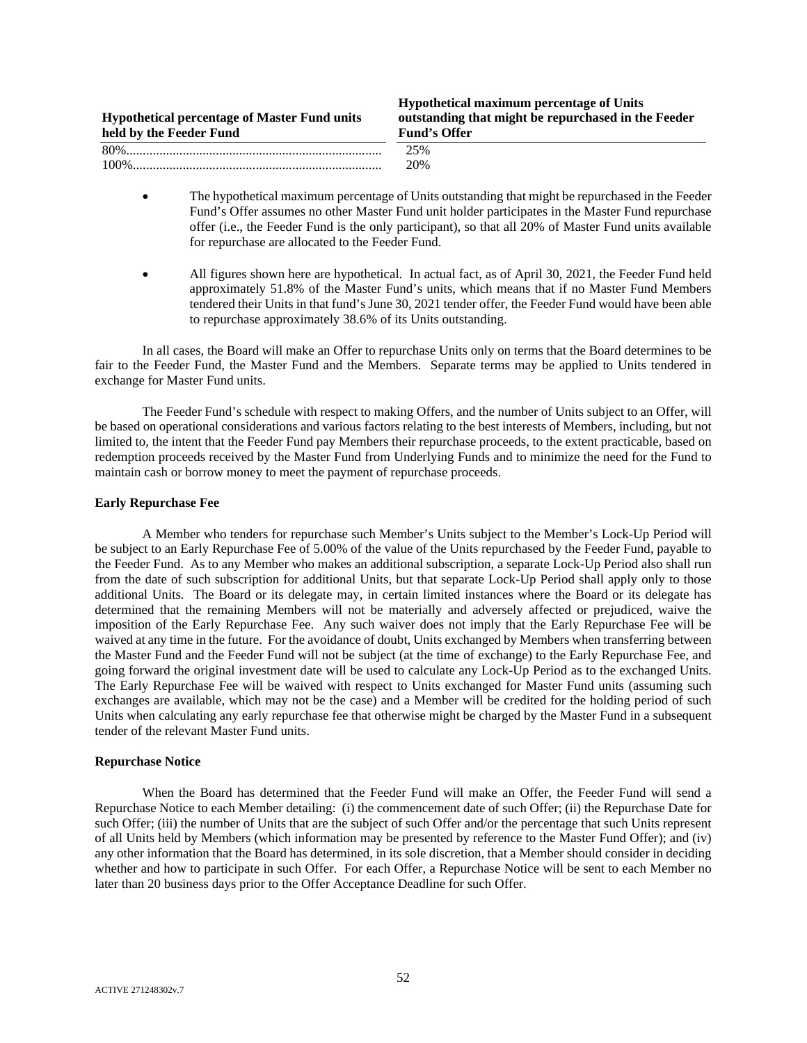| Hypothetical percentage of Master Fund units held by the Feeder Fund | Hypothetical maximum percentage of Units outstanding that might be repurchased in the Feeder Fund's Offer |
|---|---|
| 80% | 25% |
| 100% | 20% |

- The hypothetical maximum percentage of Units outstanding that might be repurchased in the Feeder Fund's Offer assumes no other Master Fund unit holder participates in the Master Fund repurchase offer (i.e., the Feeder Fund is the only participant), so that all 20% of Master Fund units available for repurchase are allocated to the Feeder Fund.

- All figures shown here are hypothetical. In actual fact, as of April 30, 2021, the Feeder Fund held approximately 51.8% of the Master Fund's units, which means that if no Master Fund Members tendered their Units in that fund's June 30, 2021 tender offer, the Feeder Fund would have been able to repurchase approximately 38.6% of its Units outstanding.

In all cases, the Board will make an Offer to repurchase Units only on terms that the Board determines to be fair to the Feeder Fund, the Master Fund and the Members. Separate terms may be applied to Units tendered in exchange for Master Fund units.

The Feeder Fund's schedule with respect to making Offers, and the number of Units subject to an Offer, will be based on operational considerations and various factors relating to the best interests of Members, including, but not limited to, the intent that the Feeder Fund pay Members their repurchase proceeds, to the extent practicable, based on redemption proceeds received by the Master Fund from Underlying Funds and to minimize the need for the Fund to maintain cash or borrow money to meet the payment of repurchase proceeds.

**Early Repurchase Fee**

A Member who tenders for repurchase such Member's Units subject to the Member's Lock-Up Period will be subject to an Early Repurchase Fee of 5.00% of the value of the Units repurchased by the Feeder Fund, payable to the Feeder Fund. As to any Member who makes an additional subscription, a separate Lock-Up Period also shall run from the date of such subscription for additional Units, but that separate Lock-Up Period shall apply only to those additional Units. The Board or its delegate may, in certain limited instances where the Board or its delegate has determined that the remaining Members will not be materially and adversely affected or prejudiced, waive the imposition of the Early Repurchase Fee. Any such waiver does not imply that the Early Repurchase Fee will be waived at any time in the future. For the avoidance of doubt, Units exchanged by Members when transferring between the Master Fund and the Feeder Fund will not be subject (at the time of exchange) to the Early Repurchase Fee, and going forward the original investment date will be used to calculate any Lock-Up Period as to the exchanged Units. The Early Repurchase Fee will be waived with respect to Units exchanged for Master Fund units (assuming such exchanges are available, which may not be the case) and a Member will be credited for the holding period of such Units when calculating any early repurchase fee that otherwise might be charged by the Master Fund in a subsequent tender of the relevant Master Fund units.

**Repurchase Notice**

When the Board has determined that the Feeder Fund will make an Offer, the Feeder Fund will send a Repurchase Notice to each Member detailing: (i) the commencement date of such Offer; (ii) the Repurchase Date for such Offer; (iii) the number of Units that are the subject of such Offer and/or the percentage that such Units represent of all Units held by Members (which information may be presented by reference to the Master Fund Offer); and (iv) any other information that the Board has determined, in its sole discretion, that a Member should consider in deciding whether and how to participate in such Offer. For each Offer, a Repurchase Notice will be sent to each Member no later than 20 business days prior to the Offer Acceptance Deadline for such Offer.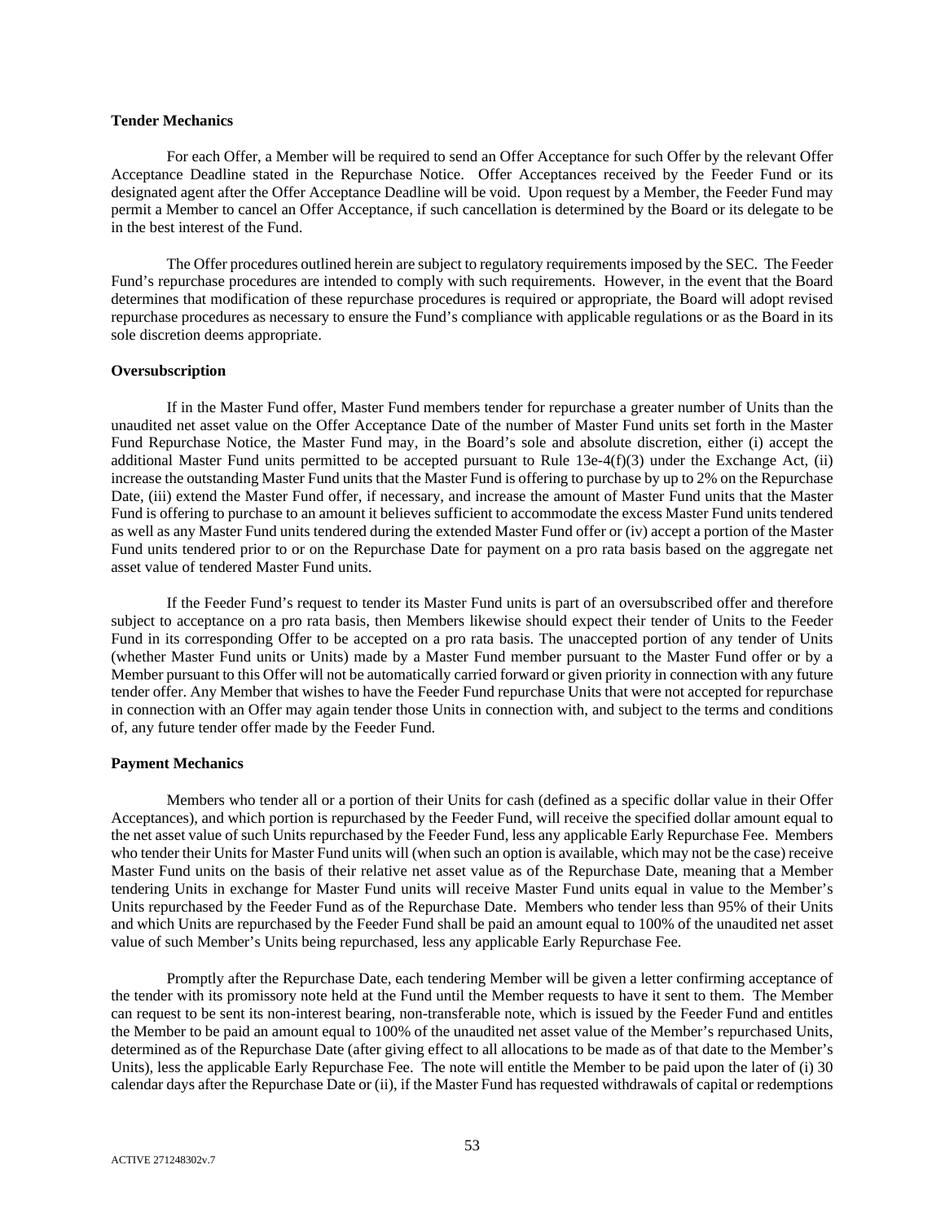**Tender Mechanics**

For each Offer, a Member will be required to send an Offer Acceptance for such Offer by the relevant Offer Acceptance Deadline stated in the Repurchase Notice. Offer Acceptances received by the Feeder Fund or its designated agent after the Offer Acceptance Deadline will be void. Upon request by a Member, the Feeder Fund may permit a Member to cancel an Offer Acceptance, if such cancellation is determined by the Board or its delegate to be in the best interest of the Fund.

The Offer procedures outlined herein are subject to regulatory requirements imposed by the SEC. The Feeder Fund's repurchase procedures are intended to comply with such requirements. However, in the event that the Board determines that modification of these repurchase procedures is required or appropriate, the Board will adopt revised repurchase procedures as necessary to ensure the Fund's compliance with applicable regulations or as the Board in its sole discretion deems appropriate.

**Oversubscription**

If in the Master Fund offer, Master Fund members tender for repurchase a greater number of Units than the unaudited net asset value on the Offer Acceptance Date of the number of Master Fund units set forth in the Master Fund Repurchase Notice, the Master Fund may, in the Board's sole and absolute discretion, either (i) accept the additional Master Fund units permitted to be accepted pursuant to Rule 13e-4(f)(3) under the Exchange Act, (ii) increase the outstanding Master Fund units that the Master Fund is offering to purchase by up to 2% on the Repurchase Date, (iii) extend the Master Fund offer, if necessary, and increase the amount of Master Fund units that the Master Fund is offering to purchase to an amount it believes sufficient to accommodate the excess Master Fund units tendered as well as any Master Fund units tendered during the extended Master Fund offer or (iv) accept a portion of the Master Fund units tendered prior to or on the Repurchase Date for payment on a pro rata basis based on the aggregate net asset value of tendered Master Fund units.

If the Feeder Fund's request to tender its Master Fund units is part of an oversubscribed offer and therefore subject to acceptance on a pro rata basis, then Members likewise should expect their tender of Units to the Feeder Fund in its corresponding Offer to be accepted on a pro rata basis. The unaccepted portion of any tender of Units (whether Master Fund units or Units) made by a Master Fund member pursuant to the Master Fund offer or by a Member pursuant to this Offer will not be automatically carried forward or given priority in connection with any future tender offer. Any Member that wishes to have the Feeder Fund repurchase Units that were not accepted for repurchase in connection with an Offer may again tender those Units in connection with, and subject to the terms and conditions of, any future tender offer made by the Feeder Fund.

**Payment Mechanics**

Members who tender all or a portion of their Units for cash (defined as a specific dollar value in their Offer Acceptances), and which portion is repurchased by the Feeder Fund, will receive the specified dollar amount equal to the net asset value of such Units repurchased by the Feeder Fund, less any applicable Early Repurchase Fee. Members who tender their Units for Master Fund units will (when such an option is available, which may not be the case) receive Master Fund units on the basis of their relative net asset value as of the Repurchase Date, meaning that a Member tendering Units in exchange for Master Fund units will receive Master Fund units equal in value to the Member's Units repurchased by the Feeder Fund as of the Repurchase Date. Members who tender less than 95% of their Units and which Units are repurchased by the Feeder Fund shall be paid an amount equal to 100% of the unaudited net asset value of such Member's Units being repurchased, less any applicable Early Repurchase Fee.

Promptly after the Repurchase Date, each tendering Member will be given a letter confirming acceptance of the tender with its promissory note held at the Fund until the Member requests to have it sent to them. The Member can request to be sent its non-interest bearing, non-transferable note, which is issued by the Feeder Fund and entitles the Member to be paid an amount equal to 100% of the unaudited net asset value of the Member's repurchased Units, determined as of the Repurchase Date (after giving effect to all allocations to be made as of that date to the Member's Units), less the applicable Early Repurchase Fee. The note will entitle the Member to be paid upon the later of (i) 30 calendar days after the Repurchase Date or (ii), if the Master Fund has requested withdrawals of capital or redemptions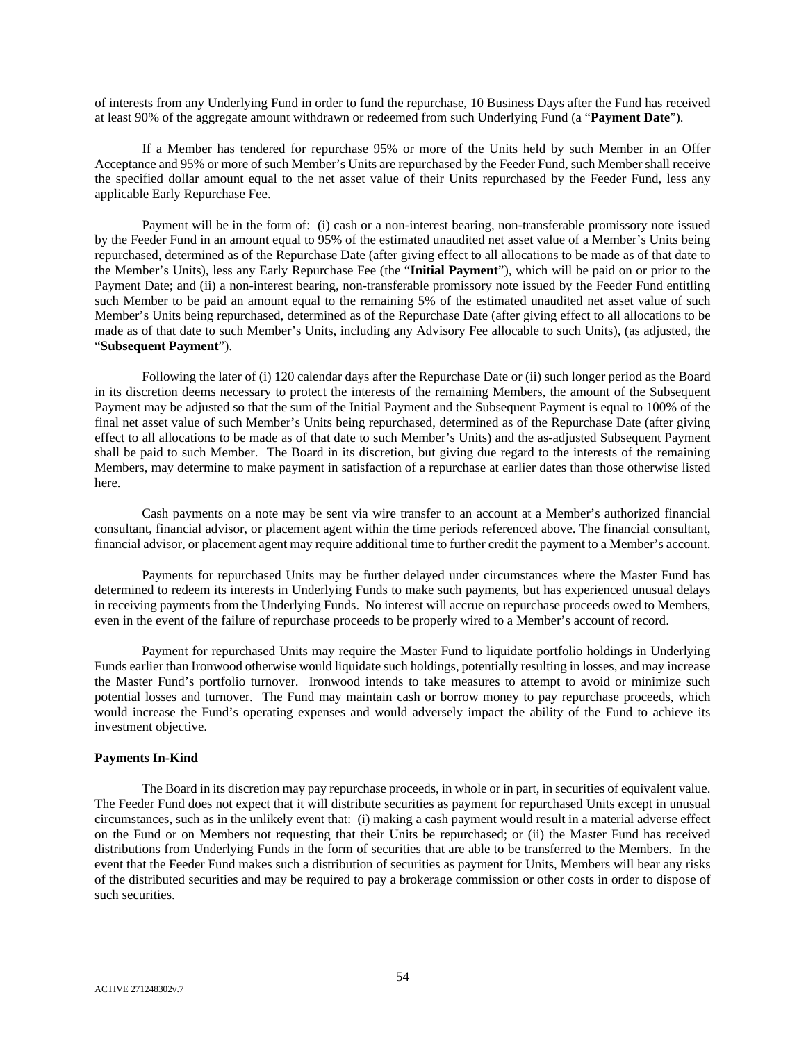of interests from any Underlying Fund in order to fund the repurchase, 10 Business Days after the Fund has received at least 90% of the aggregate amount withdrawn or redeemed from such Underlying Fund (a "**Payment Date**").

If a Member has tendered for repurchase 95% or more of the Units held by such Member in an Offer Acceptance and 95% or more of such Member's Units are repurchased by the Feeder Fund, such Member shall receive the specified dollar amount equal to the net asset value of their Units repurchased by the Feeder Fund, less any applicable Early Repurchase Fee.

Payment will be in the form of: (i) cash or a non-interest bearing, non-transferable promissory note issued by the Feeder Fund in an amount equal to 95% of the estimated unaudited net asset value of a Member's Units being repurchased, determined as of the Repurchase Date (after giving effect to all allocations to be made as of that date to the Member's Units), less any Early Repurchase Fee (the "**Initial Payment**"), which will be paid on or prior to the Payment Date; and (ii) a non-interest bearing, non-transferable promissory note issued by the Feeder Fund entitling such Member to be paid an amount equal to the remaining 5% of the estimated unaudited net asset value of such Member's Units being repurchased, determined as of the Repurchase Date (after giving effect to all allocations to be made as of that date to such Member's Units, including any Advisory Fee allocable to such Units), (as adjusted, the "**Subsequent Payment**").

Following the later of (i) 120 calendar days after the Repurchase Date or (ii) such longer period as the Board in its discretion deems necessary to protect the interests of the remaining Members, the amount of the Subsequent Payment may be adjusted so that the sum of the Initial Payment and the Subsequent Payment is equal to 100% of the final net asset value of such Member's Units being repurchased, determined as of the Repurchase Date (after giving effect to all allocations to be made as of that date to such Member's Units) and the as-adjusted Subsequent Payment shall be paid to such Member. The Board in its discretion, but giving due regard to the interests of the remaining Members, may determine to make payment in satisfaction of a repurchase at earlier dates than those otherwise listed here.

Cash payments on a note may be sent via wire transfer to an account at a Member's authorized financial consultant, financial advisor, or placement agent within the time periods referenced above. The financial consultant, financial advisor, or placement agent may require additional time to further credit the payment to a Member's account.

Payments for repurchased Units may be further delayed under circumstances where the Master Fund has determined to redeem its interests in Underlying Funds to make such payments, but has experienced unusual delays in receiving payments from the Underlying Funds. No interest will accrue on repurchase proceeds owed to Members, even in the event of the failure of repurchase proceeds to be properly wired to a Member's account of record.

Payment for repurchased Units may require the Master Fund to liquidate portfolio holdings in Underlying Funds earlier than Ironwood otherwise would liquidate such holdings, potentially resulting in losses, and may increase the Master Fund's portfolio turnover. Ironwood intends to take measures to attempt to avoid or minimize such potential losses and turnover. The Fund may maintain cash or borrow money to pay repurchase proceeds, which would increase the Fund's operating expenses and would adversely impact the ability of the Fund to achieve its investment objective.

**Payments In-Kind**

The Board in its discretion may pay repurchase proceeds, in whole or in part, in securities of equivalent value. The Feeder Fund does not expect that it will distribute securities as payment for repurchased Units except in unusual circumstances, such as in the unlikely event that: (i) making a cash payment would result in a material adverse effect on the Fund or on Members not requesting that their Units be repurchased; or (ii) the Master Fund has received distributions from Underlying Funds in the form of securities that are able to be transferred to the Members. In the event that the Feeder Fund makes such a distribution of securities as payment for Units, Members will bear any risks of the distributed securities and may be required to pay a brokerage commission or other costs in order to dispose of such securities.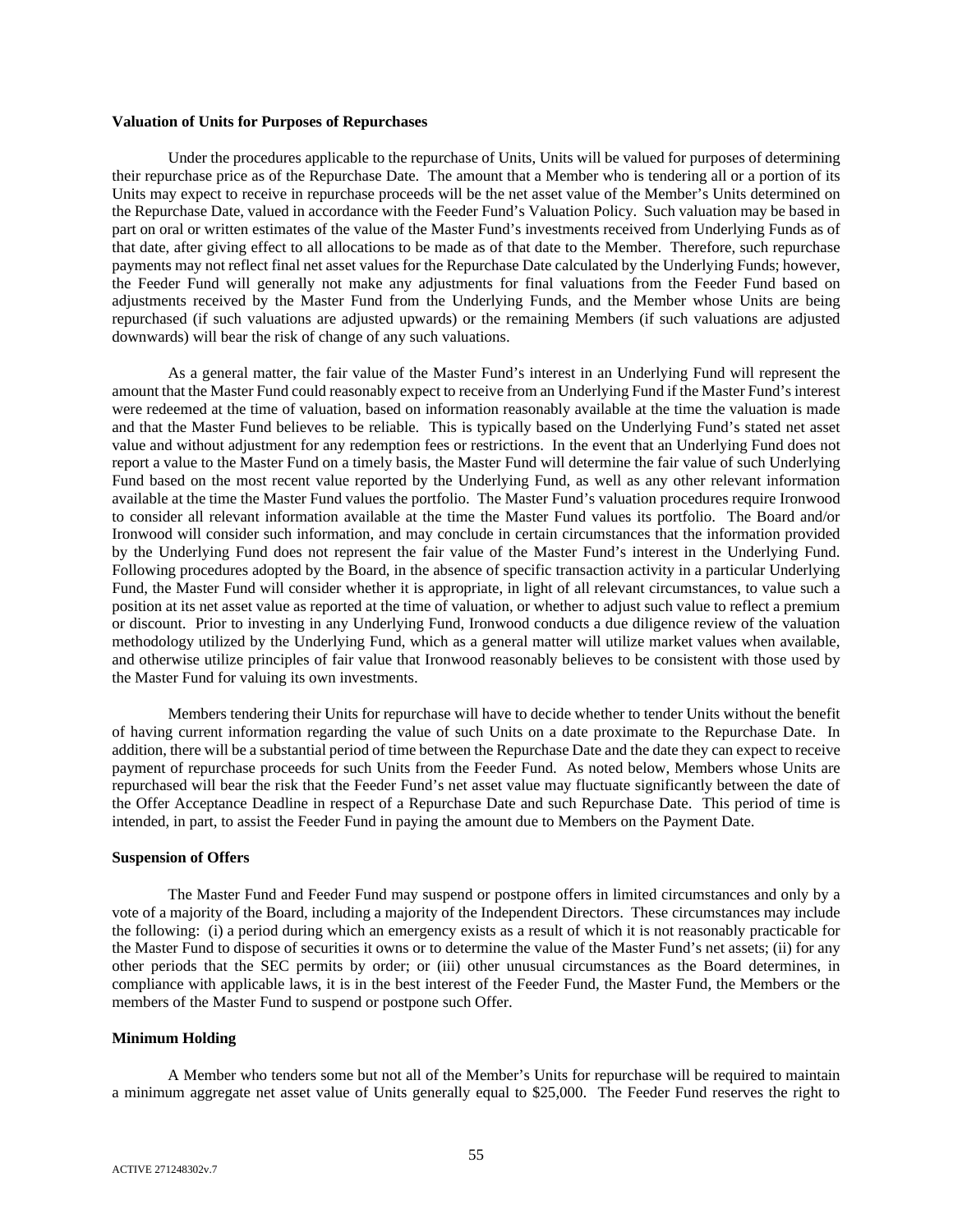**Valuation of Units for Purposes of Repurchases**

Under the procedures applicable to the repurchase of Units, Units will be valued for purposes of determining their repurchase price as of the Repurchase Date. The amount that a Member who is tendering all or a portion of its Units may expect to receive in repurchase proceeds will be the net asset value of the Member's Units determined on the Repurchase Date, valued in accordance with the Feeder Fund's Valuation Policy. Such valuation may be based in part on oral or written estimates of the value of the Master Fund's investments received from Underlying Funds as of that date, after giving effect to all allocations to be made as of that date to the Member. Therefore, such repurchase payments may not reflect final net asset values for the Repurchase Date calculated by the Underlying Funds; however, the Feeder Fund will generally not make any adjustments for final valuations from the Feeder Fund based on adjustments received by the Master Fund from the Underlying Funds, and the Member whose Units are being repurchased (if such valuations are adjusted upwards) or the remaining Members (if such valuations are adjusted downwards) will bear the risk of change of any such valuations.

As a general matter, the fair value of the Master Fund's interest in an Underlying Fund will represent the amount that the Master Fund could reasonably expect to receive from an Underlying Fund if the Master Fund's interest were redeemed at the time of valuation, based on information reasonably available at the time the valuation is made and that the Master Fund believes to be reliable. This is typically based on the Underlying Fund's stated net asset value and without adjustment for any redemption fees or restrictions. In the event that an Underlying Fund does not report a value to the Master Fund on a timely basis, the Master Fund will determine the fair value of such Underlying Fund based on the most recent value reported by the Underlying Fund, as well as any other relevant information available at the time the Master Fund values the portfolio. The Master Fund's valuation procedures require Ironwood to consider all relevant information available at the time the Master Fund values its portfolio. The Board and/or Ironwood will consider such information, and may conclude in certain circumstances that the information provided by the Underlying Fund does not represent the fair value of the Master Fund's interest in the Underlying Fund. Following procedures adopted by the Board, in the absence of specific transaction activity in a particular Underlying Fund, the Master Fund will consider whether it is appropriate, in light of all relevant circumstances, to value such a position at its net asset value as reported at the time of valuation, or whether to adjust such value to reflect a premium or discount. Prior to investing in any Underlying Fund, Ironwood conducts a due diligence review of the valuation methodology utilized by the Underlying Fund, which as a general matter will utilize market values when available, and otherwise utilize principles of fair value that Ironwood reasonably believes to be consistent with those used by the Master Fund for valuing its own investments.

Members tendering their Units for repurchase will have to decide whether to tender Units without the benefit of having current information regarding the value of such Units on a date proximate to the Repurchase Date. In addition, there will be a substantial period of time between the Repurchase Date and the date they can expect to receive payment of repurchase proceeds for such Units from the Feeder Fund. As noted below, Members whose Units are repurchased will bear the risk that the Feeder Fund's net asset value may fluctuate significantly between the date of the Offer Acceptance Deadline in respect of a Repurchase Date and such Repurchase Date. This period of time is intended, in part, to assist the Feeder Fund in paying the amount due to Members on the Payment Date.

**Suspension of Offers**

The Master Fund and Feeder Fund may suspend or postpone offers in limited circumstances and only by a vote of a majority of the Board, including a majority of the Independent Directors. These circumstances may include the following: (i) a period during which an emergency exists as a result of which it is not reasonably practicable for the Master Fund to dispose of securities it owns or to determine the value of the Master Fund's net assets; (ii) for any other periods that the SEC permits by order; or (iii) other unusual circumstances as the Board determines, in compliance with applicable laws, it is in the best interest of the Feeder Fund, the Master Fund, the Members or the members of the Master Fund to suspend or postpone such Offer.

**Minimum Holding**

A Member who tenders some but not all of the Member's Units for repurchase will be required to maintain a minimum aggregate net asset value of Units generally equal to $25,000. The Feeder Fund reserves the right to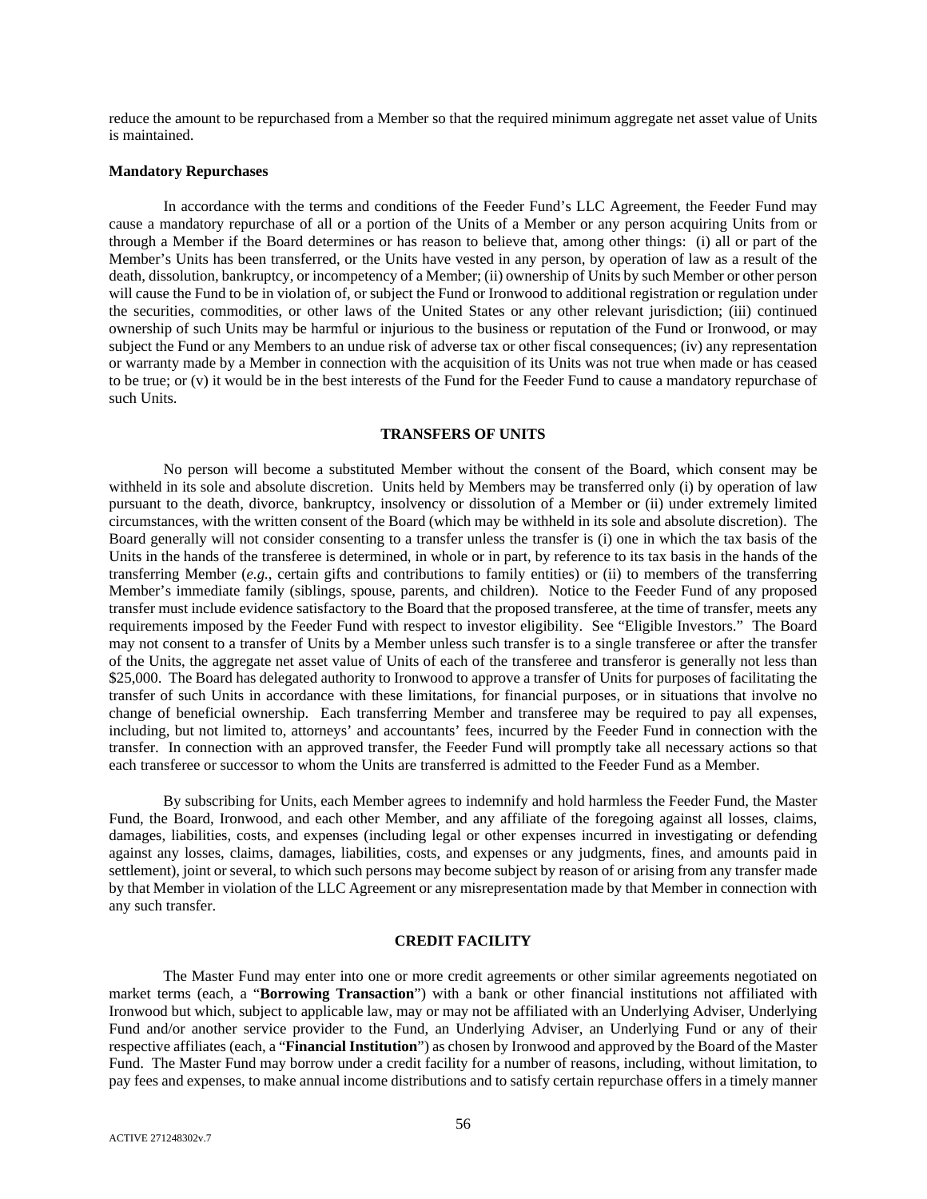reduce the amount to be repurchased from a Member so that the required minimum aggregate net asset value of Units is maintained.

**Mandatory Repurchases**

In accordance with the terms and conditions of the Feeder Fund's LLC Agreement, the Feeder Fund may cause a mandatory repurchase of all or a portion of the Units of a Member or any person acquiring Units from or through a Member if the Board determines or has reason to believe that, among other things: (i) all or part of the Member's Units has been transferred, or the Units have vested in any person, by operation of law as a result of the death, dissolution, bankruptcy, or incompetency of a Member; (ii) ownership of Units by such Member or other person will cause the Fund to be in violation of, or subject the Fund or Ironwood to additional registration or regulation under the securities, commodities, or other laws of the United States or any other relevant jurisdiction; (iii) continued ownership of such Units may be harmful or injurious to the business or reputation of the Fund or Ironwood, or may subject the Fund or any Members to an undue risk of adverse tax or other fiscal consequences; (iv) any representation or warranty made by a Member in connection with the acquisition of its Units was not true when made or has ceased to be true; or (v) it would be in the best interests of the Fund for the Feeder Fund to cause a mandatory repurchase of such Units.

## TRANSFERS OF UNITS

No person will become a substituted Member without the consent of the Board, which consent may be withheld in its sole and absolute discretion. Units held by Members may be transferred only (i) by operation of law pursuant to the death, divorce, bankruptcy, insolvency or dissolution of a Member or (ii) under extremely limited circumstances, with the written consent of the Board (which may be withheld in its sole and absolute discretion). The Board generally will not consider consenting to a transfer unless the transfer is (i) one in which the tax basis of the Units in the hands of the transferee is determined, in whole or in part, by reference to its tax basis in the hands of the transferring Member (*e.g.*, certain gifts and contributions to family entities) or (ii) to members of the transferring Member's immediate family (siblings, spouse, parents, and children). Notice to the Feeder Fund of any proposed transfer must include evidence satisfactory to the Board that the proposed transferee, at the time of transfer, meets any requirements imposed by the Feeder Fund with respect to investor eligibility. See "Eligible Investors." The Board may not consent to a transfer of Units by a Member unless such transfer is to a single transferee or after the transfer of the Units, the aggregate net asset value of Units of each of the transferee and transferor is generally not less than $25,000. The Board has delegated authority to Ironwood to approve a transfer of Units for purposes of facilitating the transfer of such Units in accordance with these limitations, for financial purposes, or in situations that involve no change of beneficial ownership. Each transferring Member and transferee may be required to pay all expenses, including, but not limited to, attorneys' and accountants' fees, incurred by the Feeder Fund in connection with the transfer. In connection with an approved transfer, the Feeder Fund will promptly take all necessary actions so that each transferee or successor to whom the Units are transferred is admitted to the Feeder Fund as a Member.

By subscribing for Units, each Member agrees to indemnify and hold harmless the Feeder Fund, the Master Fund, the Board, Ironwood, and each other Member, and any affiliate of the foregoing against all losses, claims, damages, liabilities, costs, and expenses (including legal or other expenses incurred in investigating or defending against any losses, claims, damages, liabilities, costs, and expenses or any judgments, fines, and amounts paid in settlement), joint or several, to which such persons may become subject by reason of or arising from any transfer made by that Member in violation of the LLC Agreement or any misrepresentation made by that Member in connection with any such transfer.

## CREDIT FACILITY

The Master Fund may enter into one or more credit agreements or other similar agreements negotiated on market terms (each, a "**Borrowing Transaction**") with a bank or other financial institutions not affiliated with Ironwood but which, subject to applicable law, may or may not be affiliated with an Underlying Adviser, Underlying Fund and/or another service provider to the Fund, an Underlying Adviser, an Underlying Fund or any of their respective affiliates (each, a "**Financial Institution**") as chosen by Ironwood and approved by the Board of the Master Fund. The Master Fund may borrow under a credit facility for a number of reasons, including, without limitation, to pay fees and expenses, to make annual income distributions and to satisfy certain repurchase offers in a timely manner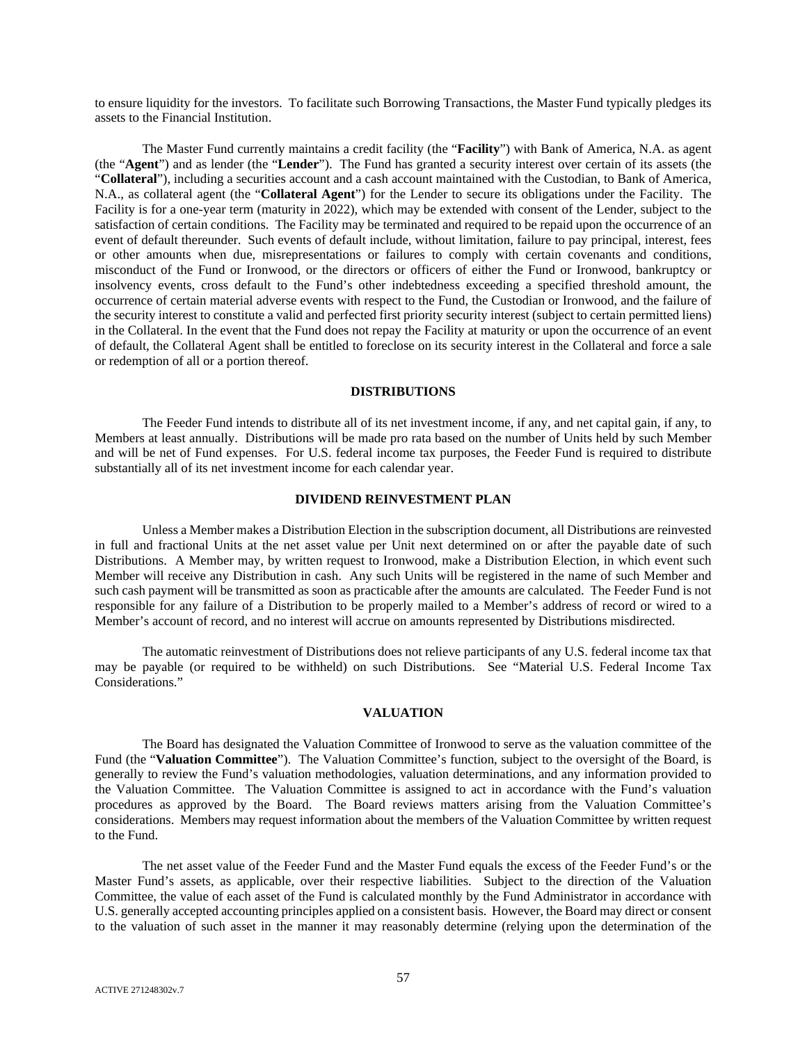to ensure liquidity for the investors. To facilitate such Borrowing Transactions, the Master Fund typically pledges its assets to the Financial Institution.

The Master Fund currently maintains a credit facility (the "**Facility**") with Bank of America, N.A. as agent (the "**Agent**") and as lender (the "**Lender**"). The Fund has granted a security interest over certain of its assets (the "**Collateral**"), including a securities account and a cash account maintained with the Custodian, to Bank of America, N.A., as collateral agent (the "**Collateral Agent**") for the Lender to secure its obligations under the Facility. The Facility is for a one-year term (maturity in 2022), which may be extended with consent of the Lender, subject to the satisfaction of certain conditions. The Facility may be terminated and required to be repaid upon the occurrence of an event of default thereunder. Such events of default include, without limitation, failure to pay principal, interest, fees or other amounts when due, misrepresentations or failures to comply with certain covenants and conditions, misconduct of the Fund or Ironwood, or the directors or officers of either the Fund or Ironwood, bankruptcy or insolvency events, cross default to the Fund's other indebtedness exceeding a specified threshold amount, the occurrence of certain material adverse events with respect to the Fund, the Custodian or Ironwood, and the failure of the security interest to constitute a valid and perfected first priority security interest (subject to certain permitted liens) in the Collateral. In the event that the Fund does not repay the Facility at maturity or upon the occurrence of an event of default, the Collateral Agent shall be entitled to foreclose on its security interest in the Collateral and force a sale or redemption of all or a portion thereof.

## DISTRIBUTIONS

The Feeder Fund intends to distribute all of its net investment income, if any, and net capital gain, if any, to Members at least annually. Distributions will be made pro rata based on the number of Units held by such Member and will be net of Fund expenses. For U.S. federal income tax purposes, the Feeder Fund is required to distribute substantially all of its net investment income for each calendar year.

## DIVIDEND REINVESTMENT PLAN

Unless a Member makes a Distribution Election in the subscription document, all Distributions are reinvested in full and fractional Units at the net asset value per Unit next determined on or after the payable date of such Distributions. A Member may, by written request to Ironwood, make a Distribution Election, in which event such Member will receive any Distribution in cash. Any such Units will be registered in the name of such Member and such cash payment will be transmitted as soon as practicable after the amounts are calculated. The Feeder Fund is not responsible for any failure of a Distribution to be properly mailed to a Member's address of record or wired to a Member's account of record, and no interest will accrue on amounts represented by Distributions misdirected.

The automatic reinvestment of Distributions does not relieve participants of any U.S. federal income tax that may be payable (or required to be withheld) on such Distributions. See "Material U.S. Federal Income Tax Considerations."

## VALUATION

The Board has designated the Valuation Committee of Ironwood to serve as the valuation committee of the Fund (the "**Valuation Committee**"). The Valuation Committee's function, subject to the oversight of the Board, is generally to review the Fund's valuation methodologies, valuation determinations, and any information provided to the Valuation Committee. The Valuation Committee is assigned to act in accordance with the Fund's valuation procedures as approved by the Board. The Board reviews matters arising from the Valuation Committee's considerations. Members may request information about the members of the Valuation Committee by written request to the Fund.

The net asset value of the Feeder Fund and the Master Fund equals the excess of the Feeder Fund's or the Master Fund's assets, as applicable, over their respective liabilities. Subject to the direction of the Valuation Committee, the value of each asset of the Fund is calculated monthly by the Fund Administrator in accordance with U.S. generally accepted accounting principles applied on a consistent basis. However, the Board may direct or consent to the valuation of such asset in the manner it may reasonably determine (relying upon the determination of the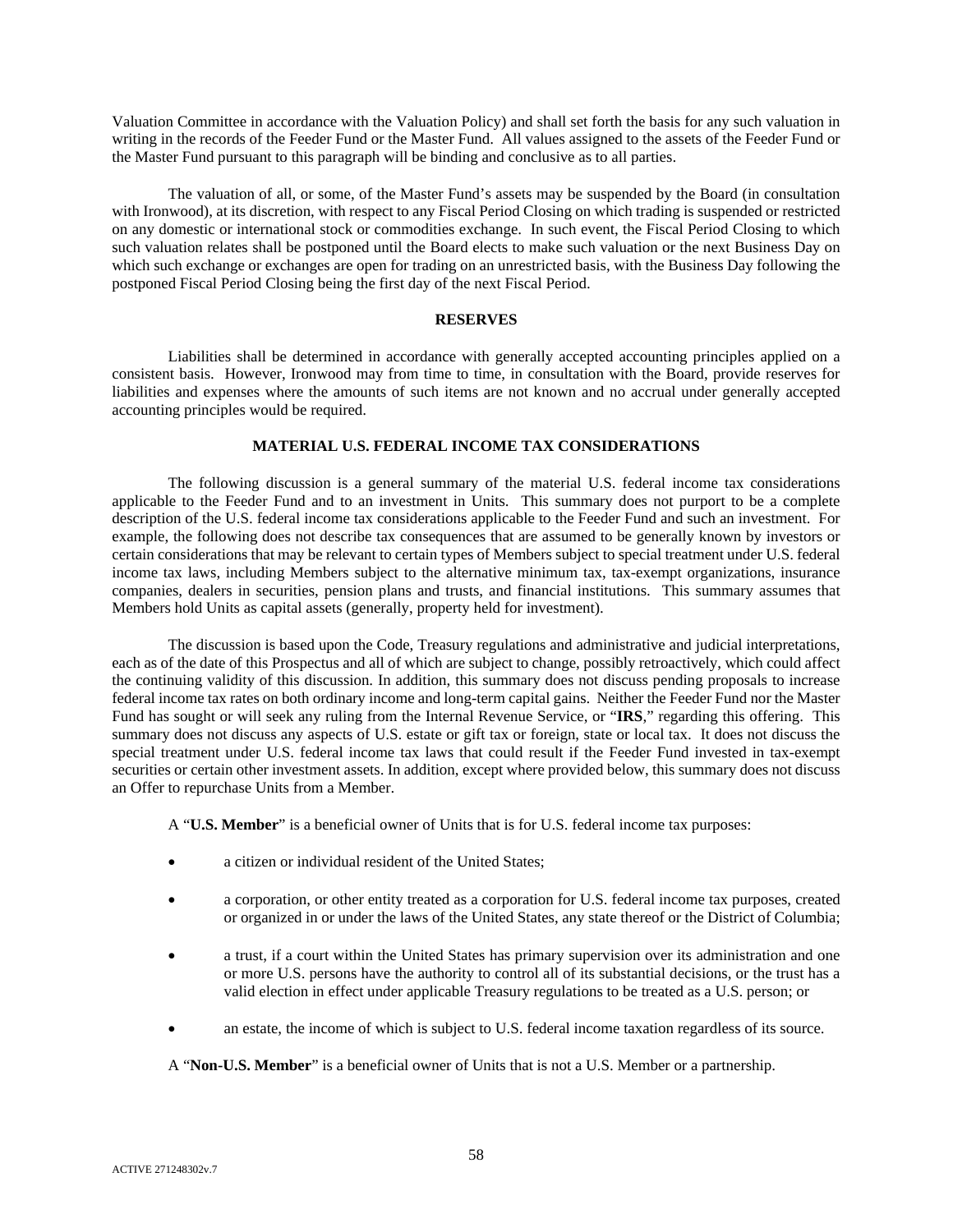Valuation Committee in accordance with the Valuation Policy) and shall set forth the basis for any such valuation in writing in the records of the Feeder Fund or the Master Fund. All values assigned to the assets of the Feeder Fund or the Master Fund pursuant to this paragraph will be binding and conclusive as to all parties.

The valuation of all, or some, of the Master Fund's assets may be suspended by the Board (in consultation with Ironwood), at its discretion, with respect to any Fiscal Period Closing on which trading is suspended or restricted on any domestic or international stock or commodities exchange. In such event, the Fiscal Period Closing to which such valuation relates shall be postponed until the Board elects to make such valuation or the next Business Day on which such exchange or exchanges are open for trading on an unrestricted basis, with the Business Day following the postponed Fiscal Period Closing being the first day of the next Fiscal Period.

## RESERVES

Liabilities shall be determined in accordance with generally accepted accounting principles applied on a consistent basis. However, Ironwood may from time to time, in consultation with the Board, provide reserves for liabilities and expenses where the amounts of such items are not known and no accrual under generally accepted accounting principles would be required.

## MATERIAL U.S. FEDERAL INCOME TAX CONSIDERATIONS

The following discussion is a general summary of the material U.S. federal income tax considerations applicable to the Feeder Fund and to an investment in Units. This summary does not purport to be a complete description of the U.S. federal income tax considerations applicable to the Feeder Fund and such an investment. For example, the following does not describe tax consequences that are assumed to be generally known by investors or certain considerations that may be relevant to certain types of Members subject to special treatment under U.S. federal income tax laws, including Members subject to the alternative minimum tax, tax-exempt organizations, insurance companies, dealers in securities, pension plans and trusts, and financial institutions. This summary assumes that Members hold Units as capital assets (generally, property held for investment).

The discussion is based upon the Code, Treasury regulations and administrative and judicial interpretations, each as of the date of this Prospectus and all of which are subject to change, possibly retroactively, which could affect the continuing validity of this discussion. In addition, this summary does not discuss pending proposals to increase federal income tax rates on both ordinary income and long-term capital gains. Neither the Feeder Fund nor the Master Fund has sought or will seek any ruling from the Internal Revenue Service, or "**IRS**," regarding this offering. This summary does not discuss any aspects of U.S. estate or gift tax or foreign, state or local tax. It does not discuss the special treatment under U.S. federal income tax laws that could result if the Feeder Fund invested in tax-exempt securities or certain other investment assets. In addition, except where provided below, this summary does not discuss an Offer to repurchase Units from a Member.

A "**U.S. Member**" is a beneficial owner of Units that is for U.S. federal income tax purposes:

- a citizen or individual resident of the United States;
- a corporation, or other entity treated as a corporation for U.S. federal income tax purposes, created or organized in or under the laws of the United States, any state thereof or the District of Columbia;
- a trust, if a court within the United States has primary supervision over its administration and one or more U.S. persons have the authority to control all of its substantial decisions, or the trust has a valid election in effect under applicable Treasury regulations to be treated as a U.S. person; or
- an estate, the income of which is subject to U.S. federal income taxation regardless of its source.

A "**Non-U.S. Member**" is a beneficial owner of Units that is not a U.S. Member or a partnership.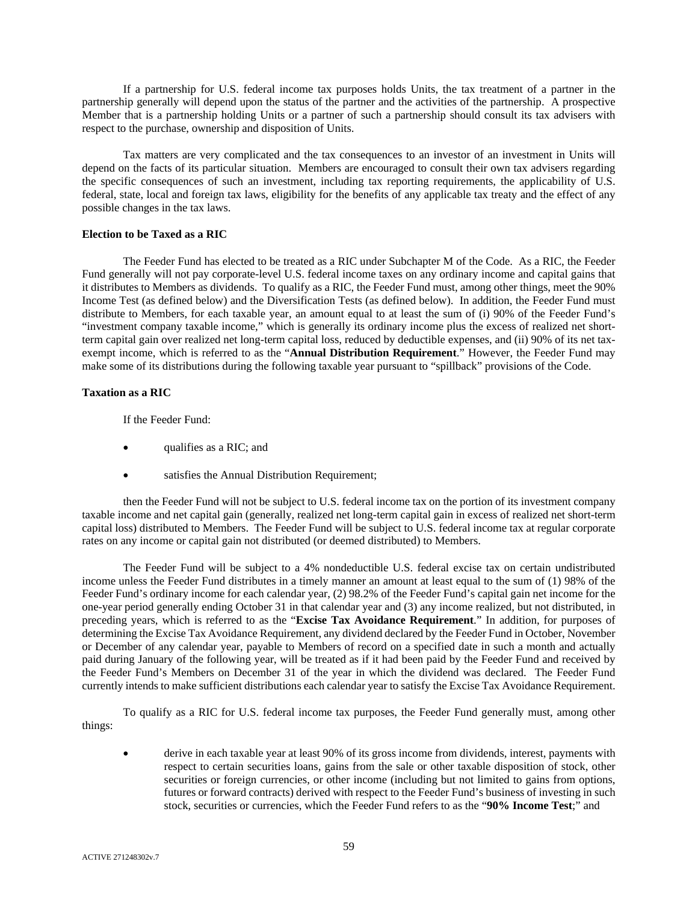If a partnership for U.S. federal income tax purposes holds Units, the tax treatment of a partner in the partnership generally will depend upon the status of the partner and the activities of the partnership. A prospective Member that is a partnership holding Units or a partner of such a partnership should consult its tax advisers with respect to the purchase, ownership and disposition of Units.

Tax matters are very complicated and the tax consequences to an investor of an investment in Units will depend on the facts of its particular situation. Members are encouraged to consult their own tax advisers regarding the specific consequences of such an investment, including tax reporting requirements, the applicability of U.S. federal, state, local and foreign tax laws, eligibility for the benefits of any applicable tax treaty and the effect of any possible changes in the tax laws.

**Election to be Taxed as a RIC**

The Feeder Fund has elected to be treated as a RIC under Subchapter M of the Code. As a RIC, the Feeder Fund generally will not pay corporate-level U.S. federal income taxes on any ordinary income and capital gains that it distributes to Members as dividends. To qualify as a RIC, the Feeder Fund must, among other things, meet the 90% Income Test (as defined below) and the Diversification Tests (as defined below). In addition, the Feeder Fund must distribute to Members, for each taxable year, an amount equal to at least the sum of (i) 90% of the Feeder Fund's "investment company taxable income," which is generally its ordinary income plus the excess of realized net short-term capital gain over realized net long-term capital loss, reduced by deductible expenses, and (ii) 90% of its net tax-exempt income, which is referred to as the "**Annual Distribution Requirement**." However, the Feeder Fund may make some of its distributions during the following taxable year pursuant to "spillback" provisions of the Code.

**Taxation as a RIC**

If the Feeder Fund:

- qualifies as a RIC; and
- satisfies the Annual Distribution Requirement;

then the Feeder Fund will not be subject to U.S. federal income tax on the portion of its investment company taxable income and net capital gain (generally, realized net long-term capital gain in excess of realized net short-term capital loss) distributed to Members. The Feeder Fund will be subject to U.S. federal income tax at regular corporate rates on any income or capital gain not distributed (or deemed distributed) to Members.

The Feeder Fund will be subject to a 4% nondeductible U.S. federal excise tax on certain undistributed income unless the Feeder Fund distributes in a timely manner an amount at least equal to the sum of (1) 98% of the Feeder Fund's ordinary income for each calendar year, (2) 98.2% of the Feeder Fund's capital gain net income for the one-year period generally ending October 31 in that calendar year and (3) any income realized, but not distributed, in preceding years, which is referred to as the "**Excise Tax Avoidance Requirement**." In addition, for purposes of determining the Excise Tax Avoidance Requirement, any dividend declared by the Feeder Fund in October, November or December of any calendar year, payable to Members of record on a specified date in such a month and actually paid during January of the following year, will be treated as if it had been paid by the Feeder Fund and received by the Feeder Fund's Members on December 31 of the year in which the dividend was declared. The Feeder Fund currently intends to make sufficient distributions each calendar year to satisfy the Excise Tax Avoidance Requirement.

To qualify as a RIC for U.S. federal income tax purposes, the Feeder Fund generally must, among other things:

- derive in each taxable year at least 90% of its gross income from dividends, interest, payments with respect to certain securities loans, gains from the sale or other taxable disposition of stock, other securities or foreign currencies, or other income (including but not limited to gains from options, futures or forward contracts) derived with respect to the Feeder Fund's business of investing in such stock, securities or currencies, which the Feeder Fund refers to as the "**90% Income Test**;" and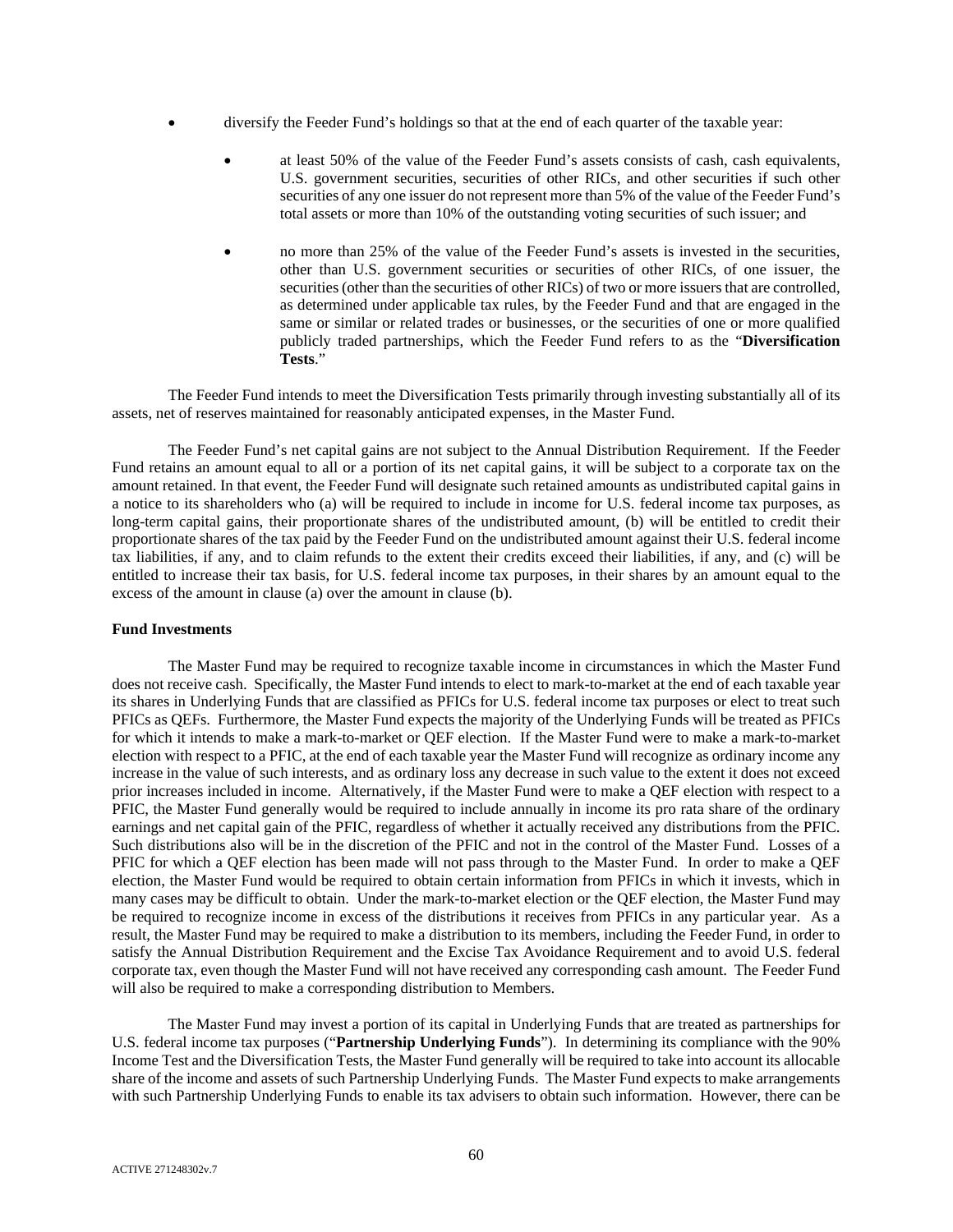- diversify the Feeder Fund's holdings so that at the end of each quarter of the taxable year:
  - at least 50% of the value of the Feeder Fund's assets consists of cash, cash equivalents, U.S. government securities, securities of other RICs, and other securities if such other securities of any one issuer do not represent more than 5% of the value of the Feeder Fund's total assets or more than 10% of the outstanding voting securities of such issuer; and
  - no more than 25% of the value of the Feeder Fund's assets is invested in the securities, other than U.S. government securities or securities of other RICs, of one issuer, the securities (other than the securities of other RICs) of two or more issuers that are controlled, as determined under applicable tax rules, by the Feeder Fund and that are engaged in the same or similar or related trades or businesses, or the securities of one or more qualified publicly traded partnerships, which the Feeder Fund refers to as the "**Diversification Tests**."

The Feeder Fund intends to meet the Diversification Tests primarily through investing substantially all of its assets, net of reserves maintained for reasonably anticipated expenses, in the Master Fund.

The Feeder Fund's net capital gains are not subject to the Annual Distribution Requirement. If the Feeder Fund retains an amount equal to all or a portion of its net capital gains, it will be subject to a corporate tax on the amount retained. In that event, the Feeder Fund will designate such retained amounts as undistributed capital gains in a notice to its shareholders who (a) will be required to include in income for U.S. federal income tax purposes, as long-term capital gains, their proportionate shares of the undistributed amount, (b) will be entitled to credit their proportionate shares of the tax paid by the Feeder Fund on the undistributed amount against their U.S. federal income tax liabilities, if any, and to claim refunds to the extent their credits exceed their liabilities, if any, and (c) will be entitled to increase their tax basis, for U.S. federal income tax purposes, in their shares by an amount equal to the excess of the amount in clause (a) over the amount in clause (b).

**Fund Investments**

The Master Fund may be required to recognize taxable income in circumstances in which the Master Fund does not receive cash. Specifically, the Master Fund intends to elect to mark-to-market at the end of each taxable year its shares in Underlying Funds that are classified as PFICs for U.S. federal income tax purposes or elect to treat such PFICs as QEFs. Furthermore, the Master Fund expects the majority of the Underlying Funds will be treated as PFICs for which it intends to make a mark-to-market or QEF election. If the Master Fund were to make a mark-to-market election with respect to a PFIC, at the end of each taxable year the Master Fund will recognize as ordinary income any increase in the value of such interests, and as ordinary loss any decrease in such value to the extent it does not exceed prior increases included in income. Alternatively, if the Master Fund were to make a QEF election with respect to a PFIC, the Master Fund generally would be required to include annually in income its pro rata share of the ordinary earnings and net capital gain of the PFIC, regardless of whether it actually received any distributions from the PFIC. Such distributions also will be in the discretion of the PFIC and not in the control of the Master Fund. Losses of a PFIC for which a QEF election has been made will not pass through to the Master Fund. In order to make a QEF election, the Master Fund would be required to obtain certain information from PFICs in which it invests, which in many cases may be difficult to obtain. Under the mark-to-market election or the QEF election, the Master Fund may be required to recognize income in excess of the distributions it receives from PFICs in any particular year. As a result, the Master Fund may be required to make a distribution to its members, including the Feeder Fund, in order to satisfy the Annual Distribution Requirement and the Excise Tax Avoidance Requirement and to avoid U.S. federal corporate tax, even though the Master Fund will not have received any corresponding cash amount. The Feeder Fund will also be required to make a corresponding distribution to Members.

The Master Fund may invest a portion of its capital in Underlying Funds that are treated as partnerships for U.S. federal income tax purposes ("**Partnership Underlying Funds**"). In determining its compliance with the 90% Income Test and the Diversification Tests, the Master Fund generally will be required to take into account its allocable share of the income and assets of such Partnership Underlying Funds. The Master Fund expects to make arrangements with such Partnership Underlying Funds to enable its tax advisers to obtain such information. However, there can be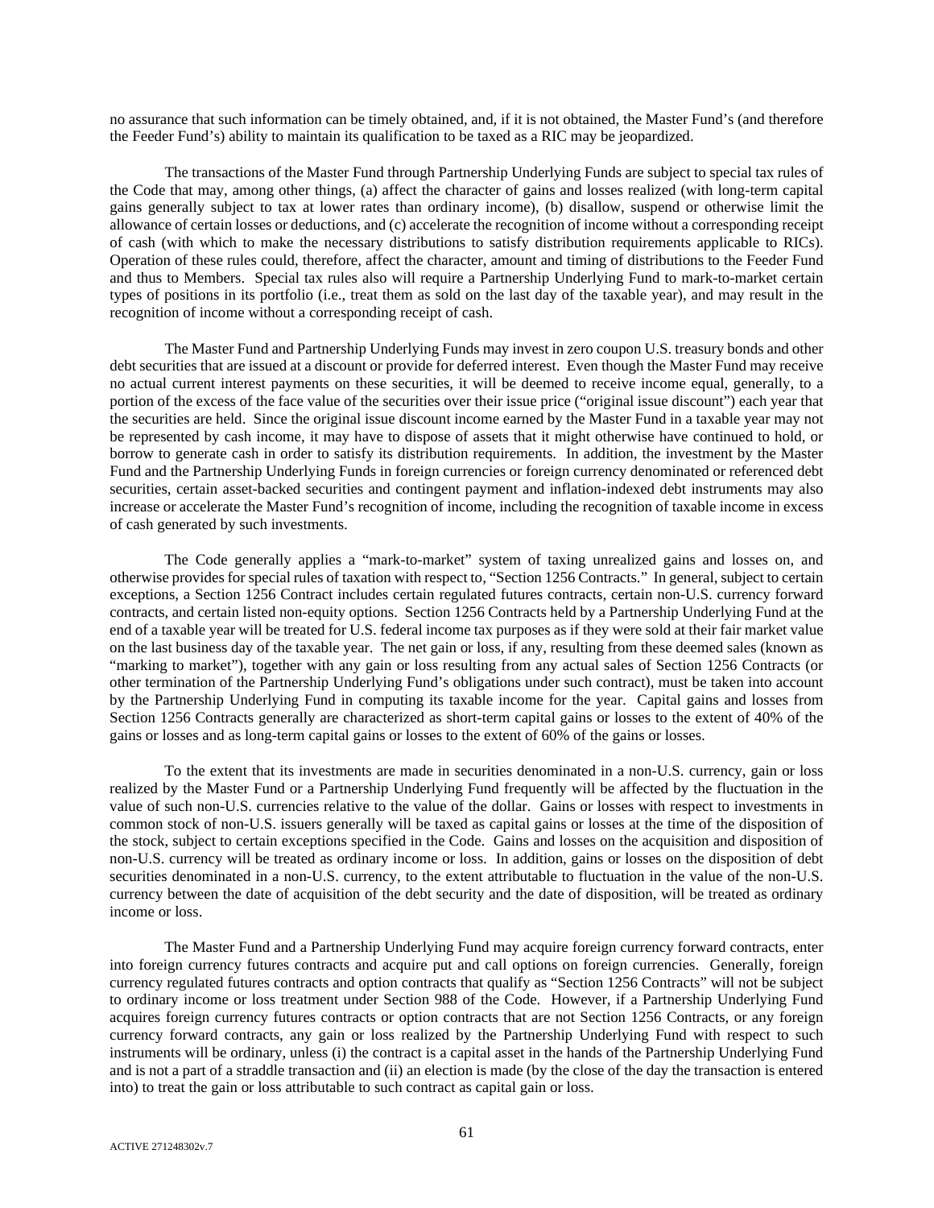no assurance that such information can be timely obtained, and, if it is not obtained, the Master Fund's (and therefore the Feeder Fund's) ability to maintain its qualification to be taxed as a RIC may be jeopardized.

The transactions of the Master Fund through Partnership Underlying Funds are subject to special tax rules of the Code that may, among other things, (a) affect the character of gains and losses realized (with long-term capital gains generally subject to tax at lower rates than ordinary income), (b) disallow, suspend or otherwise limit the allowance of certain losses or deductions, and (c) accelerate the recognition of income without a corresponding receipt of cash (with which to make the necessary distributions to satisfy distribution requirements applicable to RICs). Operation of these rules could, therefore, affect the character, amount and timing of distributions to the Feeder Fund and thus to Members. Special tax rules also will require a Partnership Underlying Fund to mark-to-market certain types of positions in its portfolio (i.e., treat them as sold on the last day of the taxable year), and may result in the recognition of income without a corresponding receipt of cash.

The Master Fund and Partnership Underlying Funds may invest in zero coupon U.S. treasury bonds and other debt securities that are issued at a discount or provide for deferred interest. Even though the Master Fund may receive no actual current interest payments on these securities, it will be deemed to receive income equal, generally, to a portion of the excess of the face value of the securities over their issue price ("original issue discount") each year that the securities are held. Since the original issue discount income earned by the Master Fund in a taxable year may not be represented by cash income, it may have to dispose of assets that it might otherwise have continued to hold, or borrow to generate cash in order to satisfy its distribution requirements. In addition, the investment by the Master Fund and the Partnership Underlying Funds in foreign currencies or foreign currency denominated or referenced debt securities, certain asset-backed securities and contingent payment and inflation-indexed debt instruments may also increase or accelerate the Master Fund's recognition of income, including the recognition of taxable income in excess of cash generated by such investments.

The Code generally applies a "mark-to-market" system of taxing unrealized gains and losses on, and otherwise provides for special rules of taxation with respect to, "Section 1256 Contracts." In general, subject to certain exceptions, a Section 1256 Contract includes certain regulated futures contracts, certain non-U.S. currency forward contracts, and certain listed non-equity options. Section 1256 Contracts held by a Partnership Underlying Fund at the end of a taxable year will be treated for U.S. federal income tax purposes as if they were sold at their fair market value on the last business day of the taxable year. The net gain or loss, if any, resulting from these deemed sales (known as "marking to market"), together with any gain or loss resulting from any actual sales of Section 1256 Contracts (or other termination of the Partnership Underlying Fund's obligations under such contract), must be taken into account by the Partnership Underlying Fund in computing its taxable income for the year. Capital gains and losses from Section 1256 Contracts generally are characterized as short-term capital gains or losses to the extent of 40% of the gains or losses and as long-term capital gains or losses to the extent of 60% of the gains or losses.

To the extent that its investments are made in securities denominated in a non-U.S. currency, gain or loss realized by the Master Fund or a Partnership Underlying Fund frequently will be affected by the fluctuation in the value of such non-U.S. currencies relative to the value of the dollar. Gains or losses with respect to investments in common stock of non-U.S. issuers generally will be taxed as capital gains or losses at the time of the disposition of the stock, subject to certain exceptions specified in the Code. Gains and losses on the acquisition and disposition of non-U.S. currency will be treated as ordinary income or loss. In addition, gains or losses on the disposition of debt securities denominated in a non-U.S. currency, to the extent attributable to fluctuation in the value of the non-U.S. currency between the date of acquisition of the debt security and the date of disposition, will be treated as ordinary income or loss.

The Master Fund and a Partnership Underlying Fund may acquire foreign currency forward contracts, enter into foreign currency futures contracts and acquire put and call options on foreign currencies. Generally, foreign currency regulated futures contracts and option contracts that qualify as "Section 1256 Contracts" will not be subject to ordinary income or loss treatment under Section 988 of the Code. However, if a Partnership Underlying Fund acquires foreign currency futures contracts or option contracts that are not Section 1256 Contracts, or any foreign currency forward contracts, any gain or loss realized by the Partnership Underlying Fund with respect to such instruments will be ordinary, unless (i) the contract is a capital asset in the hands of the Partnership Underlying Fund and is not a part of a straddle transaction and (ii) an election is made (by the close of the day the transaction is entered into) to treat the gain or loss attributable to such contract as capital gain or loss.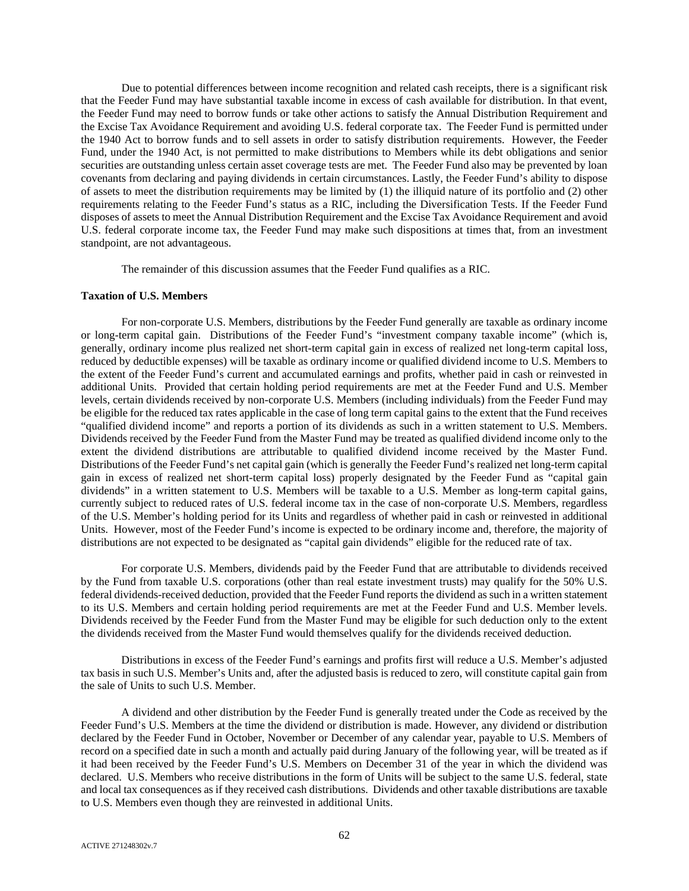Due to potential differences between income recognition and related cash receipts, there is a significant risk that the Feeder Fund may have substantial taxable income in excess of cash available for distribution. In that event, the Feeder Fund may need to borrow funds or take other actions to satisfy the Annual Distribution Requirement and the Excise Tax Avoidance Requirement and avoiding U.S. federal corporate tax. The Feeder Fund is permitted under the 1940 Act to borrow funds and to sell assets in order to satisfy distribution requirements. However, the Feeder Fund, under the 1940 Act, is not permitted to make distributions to Members while its debt obligations and senior securities are outstanding unless certain asset coverage tests are met. The Feeder Fund also may be prevented by loan covenants from declaring and paying dividends in certain circumstances. Lastly, the Feeder Fund's ability to dispose of assets to meet the distribution requirements may be limited by (1) the illiquid nature of its portfolio and (2) other requirements relating to the Feeder Fund's status as a RIC, including the Diversification Tests. If the Feeder Fund disposes of assets to meet the Annual Distribution Requirement and the Excise Tax Avoidance Requirement and avoid U.S. federal corporate income tax, the Feeder Fund may make such dispositions at times that, from an investment standpoint, are not advantageous.

The remainder of this discussion assumes that the Feeder Fund qualifies as a RIC.

**Taxation of U.S. Members**

For non-corporate U.S. Members, distributions by the Feeder Fund generally are taxable as ordinary income or long-term capital gain. Distributions of the Feeder Fund's "investment company taxable income" (which is, generally, ordinary income plus realized net short-term capital gain in excess of realized net long-term capital loss, reduced by deductible expenses) will be taxable as ordinary income or qualified dividend income to U.S. Members to the extent of the Feeder Fund's current and accumulated earnings and profits, whether paid in cash or reinvested in additional Units. Provided that certain holding period requirements are met at the Feeder Fund and U.S. Member levels, certain dividends received by non-corporate U.S. Members (including individuals) from the Feeder Fund may be eligible for the reduced tax rates applicable in the case of long term capital gains to the extent that the Fund receives "qualified dividend income" and reports a portion of its dividends as such in a written statement to U.S. Members. Dividends received by the Feeder Fund from the Master Fund may be treated as qualified dividend income only to the extent the dividend distributions are attributable to qualified dividend income received by the Master Fund. Distributions of the Feeder Fund's net capital gain (which is generally the Feeder Fund's realized net long-term capital gain in excess of realized net short-term capital loss) properly designated by the Feeder Fund as "capital gain dividends" in a written statement to U.S. Members will be taxable to a U.S. Member as long-term capital gains, currently subject to reduced rates of U.S. federal income tax in the case of non-corporate U.S. Members, regardless of the U.S. Member's holding period for its Units and regardless of whether paid in cash or reinvested in additional Units. However, most of the Feeder Fund's income is expected to be ordinary income and, therefore, the majority of distributions are not expected to be designated as "capital gain dividends" eligible for the reduced rate of tax.

For corporate U.S. Members, dividends paid by the Feeder Fund that are attributable to dividends received by the Fund from taxable U.S. corporations (other than real estate investment trusts) may qualify for the 50% U.S. federal dividends-received deduction, provided that the Feeder Fund reports the dividend as such in a written statement to its U.S. Members and certain holding period requirements are met at the Feeder Fund and U.S. Member levels. Dividends received by the Feeder Fund from the Master Fund may be eligible for such deduction only to the extent the dividends received from the Master Fund would themselves qualify for the dividends received deduction.

Distributions in excess of the Feeder Fund's earnings and profits first will reduce a U.S. Member's adjusted tax basis in such U.S. Member's Units and, after the adjusted basis is reduced to zero, will constitute capital gain from the sale of Units to such U.S. Member.

A dividend and other distribution by the Feeder Fund is generally treated under the Code as received by the Feeder Fund's U.S. Members at the time the dividend or distribution is made. However, any dividend or distribution declared by the Feeder Fund in October, November or December of any calendar year, payable to U.S. Members of record on a specified date in such a month and actually paid during January of the following year, will be treated as if it had been received by the Feeder Fund's U.S. Members on December 31 of the year in which the dividend was declared. U.S. Members who receive distributions in the form of Units will be subject to the same U.S. federal, state and local tax consequences as if they received cash distributions. Dividends and other taxable distributions are taxable to U.S. Members even though they are reinvested in additional Units.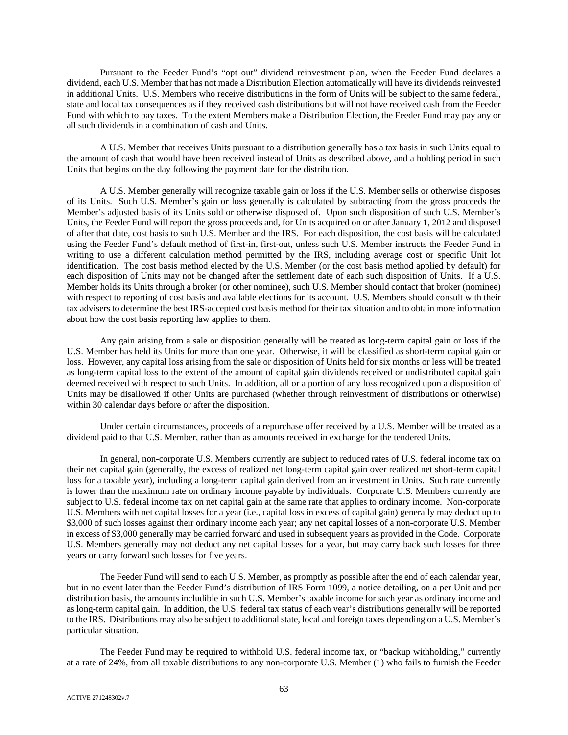Pursuant to the Feeder Fund's "opt out" dividend reinvestment plan, when the Feeder Fund declares a dividend, each U.S. Member that has not made a Distribution Election automatically will have its dividends reinvested in additional Units. U.S. Members who receive distributions in the form of Units will be subject to the same federal, state and local tax consequences as if they received cash distributions but will not have received cash from the Feeder Fund with which to pay taxes. To the extent Members make a Distribution Election, the Feeder Fund may pay any or all such dividends in a combination of cash and Units.

A U.S. Member that receives Units pursuant to a distribution generally has a tax basis in such Units equal to the amount of cash that would have been received instead of Units as described above, and a holding period in such Units that begins on the day following the payment date for the distribution.

A U.S. Member generally will recognize taxable gain or loss if the U.S. Member sells or otherwise disposes of its Units. Such U.S. Member's gain or loss generally is calculated by subtracting from the gross proceeds the Member's adjusted basis of its Units sold or otherwise disposed of. Upon such disposition of such U.S. Member's Units, the Feeder Fund will report the gross proceeds and, for Units acquired on or after January 1, 2012 and disposed of after that date, cost basis to such U.S. Member and the IRS. For each disposition, the cost basis will be calculated using the Feeder Fund's default method of first-in, first-out, unless such U.S. Member instructs the Feeder Fund in writing to use a different calculation method permitted by the IRS, including average cost or specific Unit lot identification. The cost basis method elected by the U.S. Member (or the cost basis method applied by default) for each disposition of Units may not be changed after the settlement date of each such disposition of Units. If a U.S. Member holds its Units through a broker (or other nominee), such U.S. Member should contact that broker (nominee) with respect to reporting of cost basis and available elections for its account. U.S. Members should consult with their tax advisers to determine the best IRS-accepted cost basis method for their tax situation and to obtain more information about how the cost basis reporting law applies to them.

Any gain arising from a sale or disposition generally will be treated as long-term capital gain or loss if the U.S. Member has held its Units for more than one year. Otherwise, it will be classified as short-term capital gain or loss. However, any capital loss arising from the sale or disposition of Units held for six months or less will be treated as long-term capital loss to the extent of the amount of capital gain dividends received or undistributed capital gain deemed received with respect to such Units. In addition, all or a portion of any loss recognized upon a disposition of Units may be disallowed if other Units are purchased (whether through reinvestment of distributions or otherwise) within 30 calendar days before or after the disposition.

Under certain circumstances, proceeds of a repurchase offer received by a U.S. Member will be treated as a dividend paid to that U.S. Member, rather than as amounts received in exchange for the tendered Units.

In general, non-corporate U.S. Members currently are subject to reduced rates of U.S. federal income tax on their net capital gain (generally, the excess of realized net long-term capital gain over realized net short-term capital loss for a taxable year), including a long-term capital gain derived from an investment in Units. Such rate currently is lower than the maximum rate on ordinary income payable by individuals. Corporate U.S. Members currently are subject to U.S. federal income tax on net capital gain at the same rate that applies to ordinary income. Non-corporate U.S. Members with net capital losses for a year (i.e., capital loss in excess of capital gain) generally may deduct up to $3,000 of such losses against their ordinary income each year; any net capital losses of a non-corporate U.S. Member in excess of $3,000 generally may be carried forward and used in subsequent years as provided in the Code. Corporate U.S. Members generally may not deduct any net capital losses for a year, but may carry back such losses for three years or carry forward such losses for five years.

The Feeder Fund will send to each U.S. Member, as promptly as possible after the end of each calendar year, but in no event later than the Feeder Fund's distribution of IRS Form 1099, a notice detailing, on a per Unit and per distribution basis, the amounts includible in such U.S. Member's taxable income for such year as ordinary income and as long-term capital gain. In addition, the U.S. federal tax status of each year's distributions generally will be reported to the IRS. Distributions may also be subject to additional state, local and foreign taxes depending on a U.S. Member's particular situation.

The Feeder Fund may be required to withhold U.S. federal income tax, or "backup withholding," currently at a rate of 24%, from all taxable distributions to any non-corporate U.S. Member (1) who fails to furnish the Feeder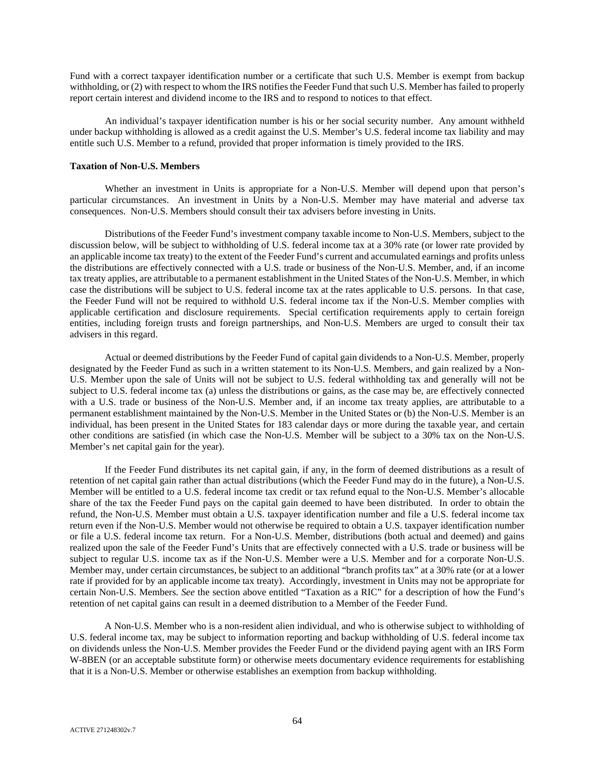Fund with a correct taxpayer identification number or a certificate that such U.S. Member is exempt from backup withholding, or (2) with respect to whom the IRS notifies the Feeder Fund that such U.S. Member has failed to properly report certain interest and dividend income to the IRS and to respond to notices to that effect.

An individual's taxpayer identification number is his or her social security number. Any amount withheld under backup withholding is allowed as a credit against the U.S. Member's U.S. federal income tax liability and may entitle such U.S. Member to a refund, provided that proper information is timely provided to the IRS.

**Taxation of Non-U.S. Members**

Whether an investment in Units is appropriate for a Non-U.S. Member will depend upon that person's particular circumstances. An investment in Units by a Non-U.S. Member may have material and adverse tax consequences. Non-U.S. Members should consult their tax advisers before investing in Units.

Distributions of the Feeder Fund's investment company taxable income to Non-U.S. Members, subject to the discussion below, will be subject to withholding of U.S. federal income tax at a 30% rate (or lower rate provided by an applicable income tax treaty) to the extent of the Feeder Fund's current and accumulated earnings and profits unless the distributions are effectively connected with a U.S. trade or business of the Non-U.S. Member, and, if an income tax treaty applies, are attributable to a permanent establishment in the United States of the Non-U.S. Member, in which case the distributions will be subject to U.S. federal income tax at the rates applicable to U.S. persons. In that case, the Feeder Fund will not be required to withhold U.S. federal income tax if the Non-U.S. Member complies with applicable certification and disclosure requirements. Special certification requirements apply to certain foreign entities, including foreign trusts and foreign partnerships, and Non-U.S. Members are urged to consult their tax advisers in this regard.

Actual or deemed distributions by the Feeder Fund of capital gain dividends to a Non-U.S. Member, properly designated by the Feeder Fund as such in a written statement to its Non-U.S. Members, and gain realized by a Non-U.S. Member upon the sale of Units will not be subject to U.S. federal withholding tax and generally will not be subject to U.S. federal income tax (a) unless the distributions or gains, as the case may be, are effectively connected with a U.S. trade or business of the Non-U.S. Member and, if an income tax treaty applies, are attributable to a permanent establishment maintained by the Non-U.S. Member in the United States or (b) the Non-U.S. Member is an individual, has been present in the United States for 183 calendar days or more during the taxable year, and certain other conditions are satisfied (in which case the Non-U.S. Member will be subject to a 30% tax on the Non-U.S. Member's net capital gain for the year).

If the Feeder Fund distributes its net capital gain, if any, in the form of deemed distributions as a result of retention of net capital gain rather than actual distributions (which the Feeder Fund may do in the future), a Non-U.S. Member will be entitled to a U.S. federal income tax credit or tax refund equal to the Non-U.S. Member's allocable share of the tax the Feeder Fund pays on the capital gain deemed to have been distributed. In order to obtain the refund, the Non-U.S. Member must obtain a U.S. taxpayer identification number and file a U.S. federal income tax return even if the Non-U.S. Member would not otherwise be required to obtain a U.S. taxpayer identification number or file a U.S. federal income tax return. For a Non-U.S. Member, distributions (both actual and deemed) and gains realized upon the sale of the Feeder Fund's Units that are effectively connected with a U.S. trade or business will be subject to regular U.S. income tax as if the Non-U.S. Member were a U.S. Member and for a corporate Non-U.S. Member may, under certain circumstances, be subject to an additional "branch profits tax" at a 30% rate (or at a lower rate if provided for by an applicable income tax treaty). Accordingly, investment in Units may not be appropriate for certain Non-U.S. Members. *See* the section above entitled "Taxation as a RIC" for a description of how the Fund's retention of net capital gains can result in a deemed distribution to a Member of the Feeder Fund.

A Non-U.S. Member who is a non-resident alien individual, and who is otherwise subject to withholding of U.S. federal income tax, may be subject to information reporting and backup withholding of U.S. federal income tax on dividends unless the Non-U.S. Member provides the Feeder Fund or the dividend paying agent with an IRS Form W-8BEN (or an acceptable substitute form) or otherwise meets documentary evidence requirements for establishing that it is a Non-U.S. Member or otherwise establishes an exemption from backup withholding.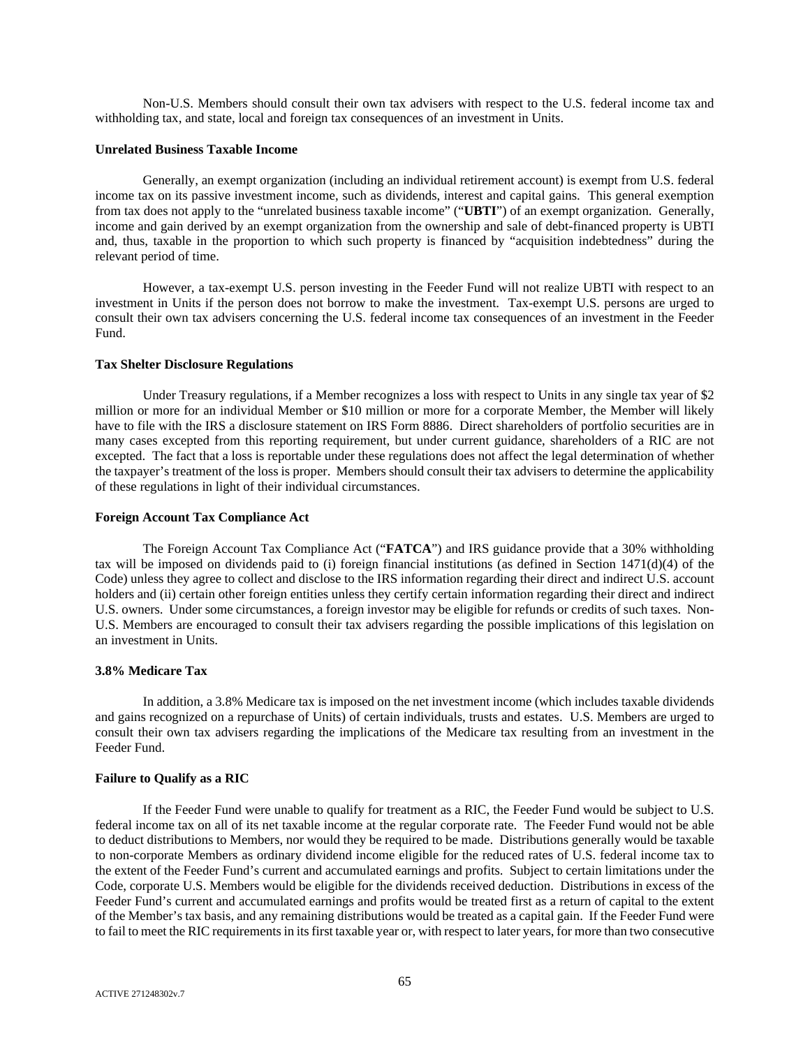Non-U.S. Members should consult their own tax advisers with respect to the U.S. federal income tax and withholding tax, and state, local and foreign tax consequences of an investment in Units.

**Unrelated Business Taxable Income**

Generally, an exempt organization (including an individual retirement account) is exempt from U.S. federal income tax on its passive investment income, such as dividends, interest and capital gains. This general exemption from tax does not apply to the "unrelated business taxable income" ("**UBTI**") of an exempt organization. Generally, income and gain derived by an exempt organization from the ownership and sale of debt-financed property is UBTI and, thus, taxable in the proportion to which such property is financed by "acquisition indebtedness" during the relevant period of time.

However, a tax-exempt U.S. person investing in the Feeder Fund will not realize UBTI with respect to an investment in Units if the person does not borrow to make the investment. Tax-exempt U.S. persons are urged to consult their own tax advisers concerning the U.S. federal income tax consequences of an investment in the Feeder Fund.

**Tax Shelter Disclosure Regulations**

Under Treasury regulations, if a Member recognizes a loss with respect to Units in any single tax year of $2 million or more for an individual Member or $10 million or more for a corporate Member, the Member will likely have to file with the IRS a disclosure statement on IRS Form 8886. Direct shareholders of portfolio securities are in many cases excepted from this reporting requirement, but under current guidance, shareholders of a RIC are not excepted. The fact that a loss is reportable under these regulations does not affect the legal determination of whether the taxpayer's treatment of the loss is proper. Members should consult their tax advisers to determine the applicability of these regulations in light of their individual circumstances.

**Foreign Account Tax Compliance Act**

The Foreign Account Tax Compliance Act ("**FATCA**") and IRS guidance provide that a 30% withholding tax will be imposed on dividends paid to (i) foreign financial institutions (as defined in Section 1471(d)(4) of the Code) unless they agree to collect and disclose to the IRS information regarding their direct and indirect U.S. account holders and (ii) certain other foreign entities unless they certify certain information regarding their direct and indirect U.S. owners. Under some circumstances, a foreign investor may be eligible for refunds or credits of such taxes. Non-U.S. Members are encouraged to consult their tax advisers regarding the possible implications of this legislation on an investment in Units.

**3.8% Medicare Tax**

In addition, a 3.8% Medicare tax is imposed on the net investment income (which includes taxable dividends and gains recognized on a repurchase of Units) of certain individuals, trusts and estates. U.S. Members are urged to consult their own tax advisers regarding the implications of the Medicare tax resulting from an investment in the Feeder Fund.

**Failure to Qualify as a RIC**

If the Feeder Fund were unable to qualify for treatment as a RIC, the Feeder Fund would be subject to U.S. federal income tax on all of its net taxable income at the regular corporate rate. The Feeder Fund would not be able to deduct distributions to Members, nor would they be required to be made. Distributions generally would be taxable to non-corporate Members as ordinary dividend income eligible for the reduced rates of U.S. federal income tax to the extent of the Feeder Fund's current and accumulated earnings and profits. Subject to certain limitations under the Code, corporate U.S. Members would be eligible for the dividends received deduction. Distributions in excess of the Feeder Fund's current and accumulated earnings and profits would be treated first as a return of capital to the extent of the Member's tax basis, and any remaining distributions would be treated as a capital gain. If the Feeder Fund were to fail to meet the RIC requirements in its first taxable year or, with respect to later years, for more than two consecutive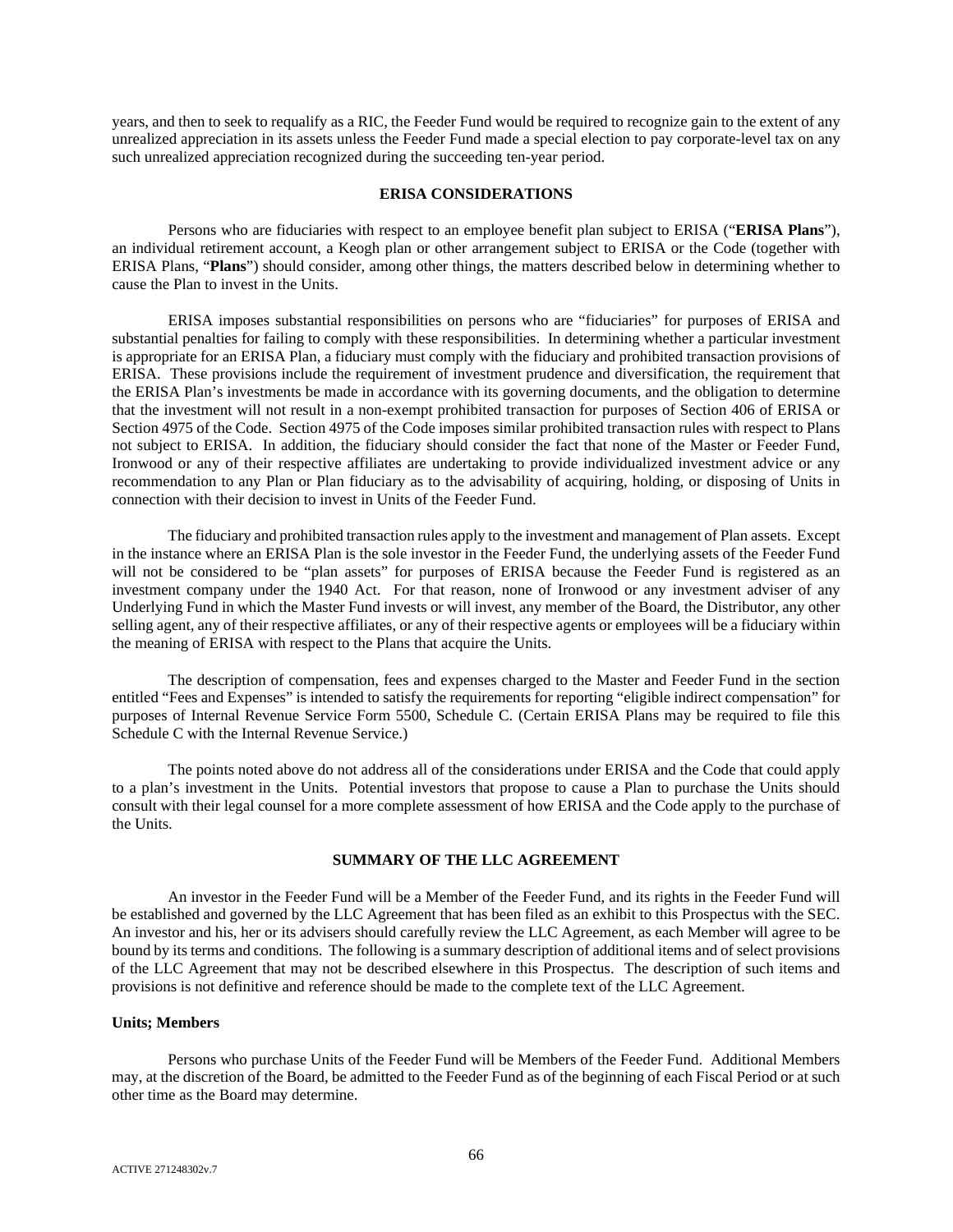years, and then to seek to requalify as a RIC, the Feeder Fund would be required to recognize gain to the extent of any unrealized appreciation in its assets unless the Feeder Fund made a special election to pay corporate-level tax on any such unrealized appreciation recognized during the succeeding ten-year period.

## ERISA CONSIDERATIONS

Persons who are fiduciaries with respect to an employee benefit plan subject to ERISA ("**ERISA Plans**"), an individual retirement account, a Keogh plan or other arrangement subject to ERISA or the Code (together with ERISA Plans, "**Plans**") should consider, among other things, the matters described below in determining whether to cause the Plan to invest in the Units.

ERISA imposes substantial responsibilities on persons who are "fiduciaries" for purposes of ERISA and substantial penalties for failing to comply with these responsibilities. In determining whether a particular investment is appropriate for an ERISA Plan, a fiduciary must comply with the fiduciary and prohibited transaction provisions of ERISA. These provisions include the requirement of investment prudence and diversification, the requirement that the ERISA Plan's investments be made in accordance with its governing documents, and the obligation to determine that the investment will not result in a non-exempt prohibited transaction for purposes of Section 406 of ERISA or Section 4975 of the Code. Section 4975 of the Code imposes similar prohibited transaction rules with respect to Plans not subject to ERISA. In addition, the fiduciary should consider the fact that none of the Master or Feeder Fund, Ironwood or any of their respective affiliates are undertaking to provide individualized investment advice or any recommendation to any Plan or Plan fiduciary as to the advisability of acquiring, holding, or disposing of Units in connection with their decision to invest in Units of the Feeder Fund.

The fiduciary and prohibited transaction rules apply to the investment and management of Plan assets. Except in the instance where an ERISA Plan is the sole investor in the Feeder Fund, the underlying assets of the Feeder Fund will not be considered to be "plan assets" for purposes of ERISA because the Feeder Fund is registered as an investment company under the 1940 Act. For that reason, none of Ironwood or any investment adviser of any Underlying Fund in which the Master Fund invests or will invest, any member of the Board, the Distributor, any other selling agent, any of their respective affiliates, or any of their respective agents or employees will be a fiduciary within the meaning of ERISA with respect to the Plans that acquire the Units.

The description of compensation, fees and expenses charged to the Master and Feeder Fund in the section entitled "Fees and Expenses" is intended to satisfy the requirements for reporting "eligible indirect compensation" for purposes of Internal Revenue Service Form 5500, Schedule C. (Certain ERISA Plans may be required to file this Schedule C with the Internal Revenue Service.)

The points noted above do not address all of the considerations under ERISA and the Code that could apply to a plan's investment in the Units. Potential investors that propose to cause a Plan to purchase the Units should consult with their legal counsel for a more complete assessment of how ERISA and the Code apply to the purchase of the Units.

## SUMMARY OF THE LLC AGREEMENT

An investor in the Feeder Fund will be a Member of the Feeder Fund, and its rights in the Feeder Fund will be established and governed by the LLC Agreement that has been filed as an exhibit to this Prospectus with the SEC. An investor and his, her or its advisers should carefully review the LLC Agreement, as each Member will agree to be bound by its terms and conditions. The following is a summary description of additional items and of select provisions of the LLC Agreement that may not be described elsewhere in this Prospectus. The description of such items and provisions is not definitive and reference should be made to the complete text of the LLC Agreement.

### Units; Members

Persons who purchase Units of the Feeder Fund will be Members of the Feeder Fund. Additional Members may, at the discretion of the Board, be admitted to the Feeder Fund as of the beginning of each Fiscal Period or at such other time as the Board may determine.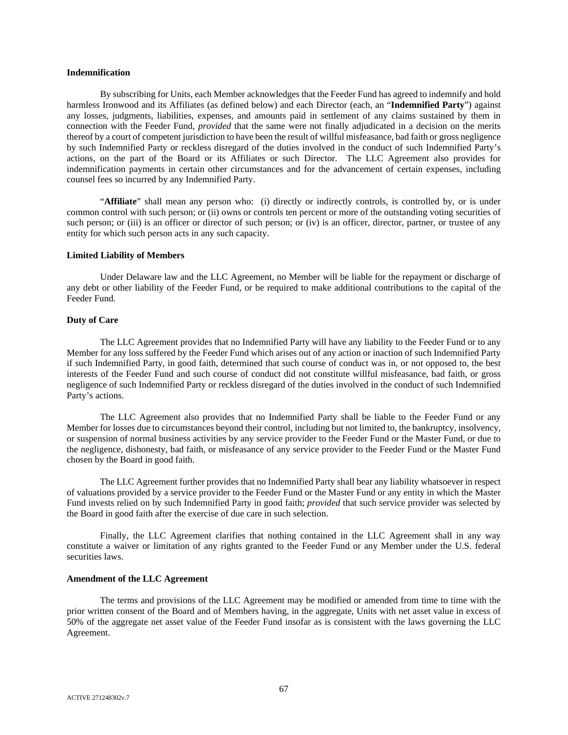**Indemnification**

By subscribing for Units, each Member acknowledges that the Feeder Fund has agreed to indemnify and hold harmless Ironwood and its Affiliates (as defined below) and each Director (each, an "**Indemnified Party**") against any losses, judgments, liabilities, expenses, and amounts paid in settlement of any claims sustained by them in connection with the Feeder Fund, *provided* that the same were not finally adjudicated in a decision on the merits thereof by a court of competent jurisdiction to have been the result of willful misfeasance, bad faith or gross negligence by such Indemnified Party or reckless disregard of the duties involved in the conduct of such Indemnified Party's actions, on the part of the Board or its Affiliates or such Director. The LLC Agreement also provides for indemnification payments in certain other circumstances and for the advancement of certain expenses, including counsel fees so incurred by any Indemnified Party.

"**Affiliate**" shall mean any person who: (i) directly or indirectly controls, is controlled by, or is under common control with such person; or (ii) owns or controls ten percent or more of the outstanding voting securities of such person; or (iii) is an officer or director of such person; or (iv) is an officer, director, partner, or trustee of any entity for which such person acts in any such capacity.

**Limited Liability of Members**

Under Delaware law and the LLC Agreement, no Member will be liable for the repayment or discharge of any debt or other liability of the Feeder Fund, or be required to make additional contributions to the capital of the Feeder Fund.

**Duty of Care**

The LLC Agreement provides that no Indemnified Party will have any liability to the Feeder Fund or to any Member for any loss suffered by the Feeder Fund which arises out of any action or inaction of such Indemnified Party if such Indemnified Party, in good faith, determined that such course of conduct was in, or not opposed to, the best interests of the Feeder Fund and such course of conduct did not constitute willful misfeasance, bad faith, or gross negligence of such Indemnified Party or reckless disregard of the duties involved in the conduct of such Indemnified Party's actions.

The LLC Agreement also provides that no Indemnified Party shall be liable to the Feeder Fund or any Member for losses due to circumstances beyond their control, including but not limited to, the bankruptcy, insolvency, or suspension of normal business activities by any service provider to the Feeder Fund or the Master Fund, or due to the negligence, dishonesty, bad faith, or misfeasance of any service provider to the Feeder Fund or the Master Fund chosen by the Board in good faith.

The LLC Agreement further provides that no Indemnified Party shall bear any liability whatsoever in respect of valuations provided by a service provider to the Feeder Fund or the Master Fund or any entity in which the Master Fund invests relied on by such Indemnified Party in good faith; *provided* that such service provider was selected by the Board in good faith after the exercise of due care in such selection.

Finally, the LLC Agreement clarifies that nothing contained in the LLC Agreement shall in any way constitute a waiver or limitation of any rights granted to the Feeder Fund or any Member under the U.S. federal securities laws.

**Amendment of the LLC Agreement**

The terms and provisions of the LLC Agreement may be modified or amended from time to time with the prior written consent of the Board and of Members having, in the aggregate, Units with net asset value in excess of 50% of the aggregate net asset value of the Feeder Fund insofar as is consistent with the laws governing the LLC Agreement.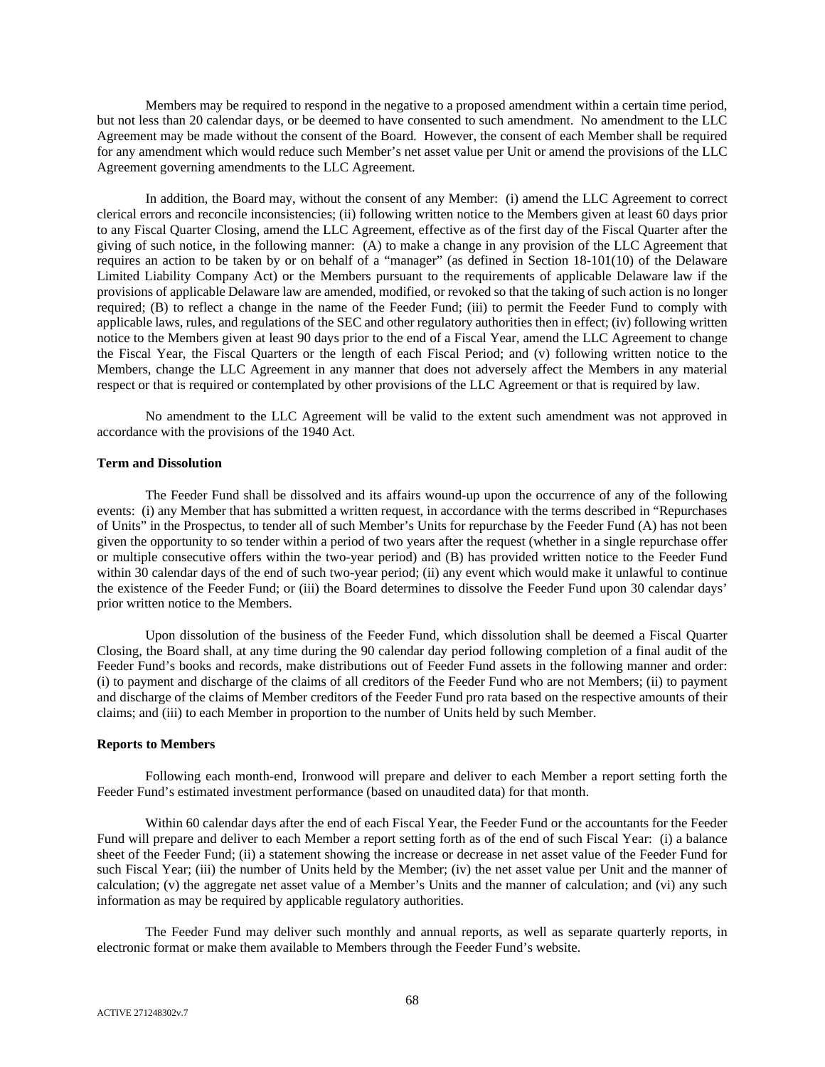Members may be required to respond in the negative to a proposed amendment within a certain time period, but not less than 20 calendar days, or be deemed to have consented to such amendment. No amendment to the LLC Agreement may be made without the consent of the Board. However, the consent of each Member shall be required for any amendment which would reduce such Member's net asset value per Unit or amend the provisions of the LLC Agreement governing amendments to the LLC Agreement.

In addition, the Board may, without the consent of any Member: (i) amend the LLC Agreement to correct clerical errors and reconcile inconsistencies; (ii) following written notice to the Members given at least 60 days prior to any Fiscal Quarter Closing, amend the LLC Agreement, effective as of the first day of the Fiscal Quarter after the giving of such notice, in the following manner: (A) to make a change in any provision of the LLC Agreement that requires an action to be taken by or on behalf of a "manager" (as defined in Section 18-101(10) of the Delaware Limited Liability Company Act) or the Members pursuant to the requirements of applicable Delaware law if the provisions of applicable Delaware law are amended, modified, or revoked so that the taking of such action is no longer required; (B) to reflect a change in the name of the Feeder Fund; (iii) to permit the Feeder Fund to comply with applicable laws, rules, and regulations of the SEC and other regulatory authorities then in effect; (iv) following written notice to the Members given at least 90 days prior to the end of a Fiscal Year, amend the LLC Agreement to change the Fiscal Year, the Fiscal Quarters or the length of each Fiscal Period; and (v) following written notice to the Members, change the LLC Agreement in any manner that does not adversely affect the Members in any material respect or that is required or contemplated by other provisions of the LLC Agreement or that is required by law.

No amendment to the LLC Agreement will be valid to the extent such amendment was not approved in accordance with the provisions of the 1940 Act.

**Term and Dissolution**

The Feeder Fund shall be dissolved and its affairs wound-up upon the occurrence of any of the following events: (i) any Member that has submitted a written request, in accordance with the terms described in "Repurchases of Units" in the Prospectus, to tender all of such Member's Units for repurchase by the Feeder Fund (A) has not been given the opportunity to so tender within a period of two years after the request (whether in a single repurchase offer or multiple consecutive offers within the two-year period) and (B) has provided written notice to the Feeder Fund within 30 calendar days of the end of such two-year period; (ii) any event which would make it unlawful to continue the existence of the Feeder Fund; or (iii) the Board determines to dissolve the Feeder Fund upon 30 calendar days' prior written notice to the Members.

Upon dissolution of the business of the Feeder Fund, which dissolution shall be deemed a Fiscal Quarter Closing, the Board shall, at any time during the 90 calendar day period following completion of a final audit of the Feeder Fund's books and records, make distributions out of Feeder Fund assets in the following manner and order: (i) to payment and discharge of the claims of all creditors of the Feeder Fund who are not Members; (ii) to payment and discharge of the claims of Member creditors of the Feeder Fund pro rata based on the respective amounts of their claims; and (iii) to each Member in proportion to the number of Units held by such Member.

**Reports to Members**

Following each month-end, Ironwood will prepare and deliver to each Member a report setting forth the Feeder Fund's estimated investment performance (based on unaudited data) for that month.

Within 60 calendar days after the end of each Fiscal Year, the Feeder Fund or the accountants for the Feeder Fund will prepare and deliver to each Member a report setting forth as of the end of such Fiscal Year: (i) a balance sheet of the Feeder Fund; (ii) a statement showing the increase or decrease in net asset value of the Feeder Fund for such Fiscal Year; (iii) the number of Units held by the Member; (iv) the net asset value per Unit and the manner of calculation; (v) the aggregate net asset value of a Member's Units and the manner of calculation; and (vi) any such information as may be required by applicable regulatory authorities.

The Feeder Fund may deliver such monthly and annual reports, as well as separate quarterly reports, in electronic format or make them available to Members through the Feeder Fund's website.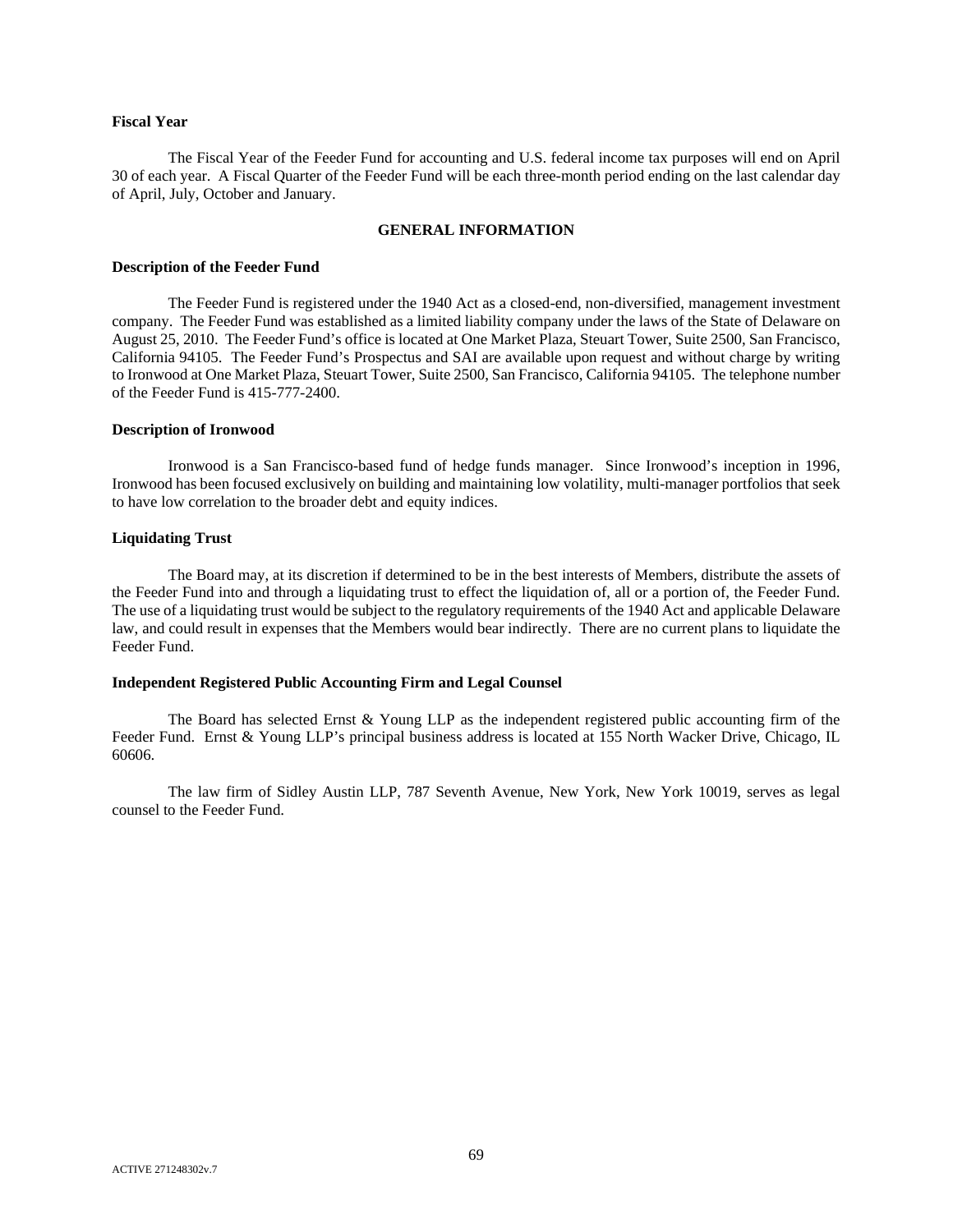**Fiscal Year**

The Fiscal Year of the Feeder Fund for accounting and U.S. federal income tax purposes will end on April 30 of each year. A Fiscal Quarter of the Feeder Fund will be each three-month period ending on the last calendar day of April, July, October and January.

## GENERAL INFORMATION

**Description of the Feeder Fund**

The Feeder Fund is registered under the 1940 Act as a closed-end, non-diversified, management investment company. The Feeder Fund was established as a limited liability company under the laws of the State of Delaware on August 25, 2010. The Feeder Fund's office is located at One Market Plaza, Steuart Tower, Suite 2500, San Francisco, California 94105. The Feeder Fund's Prospectus and SAI are available upon request and without charge by writing to Ironwood at One Market Plaza, Steuart Tower, Suite 2500, San Francisco, California 94105. The telephone number of the Feeder Fund is 415-777-2400.

**Description of Ironwood**

Ironwood is a San Francisco-based fund of hedge funds manager. Since Ironwood's inception in 1996, Ironwood has been focused exclusively on building and maintaining low volatility, multi-manager portfolios that seek to have low correlation to the broader debt and equity indices.

**Liquidating Trust**

The Board may, at its discretion if determined to be in the best interests of Members, distribute the assets of the Feeder Fund into and through a liquidating trust to effect the liquidation of, all or a portion of, the Feeder Fund. The use of a liquidating trust would be subject to the regulatory requirements of the 1940 Act and applicable Delaware law, and could result in expenses that the Members would bear indirectly. There are no current plans to liquidate the Feeder Fund.

**Independent Registered Public Accounting Firm and Legal Counsel**

The Board has selected Ernst & Young LLP as the independent registered public accounting firm of the Feeder Fund. Ernst & Young LLP's principal business address is located at 155 North Wacker Drive, Chicago, IL 60606.

The law firm of Sidley Austin LLP, 787 Seventh Avenue, New York, New York 10019, serves as legal counsel to the Feeder Fund.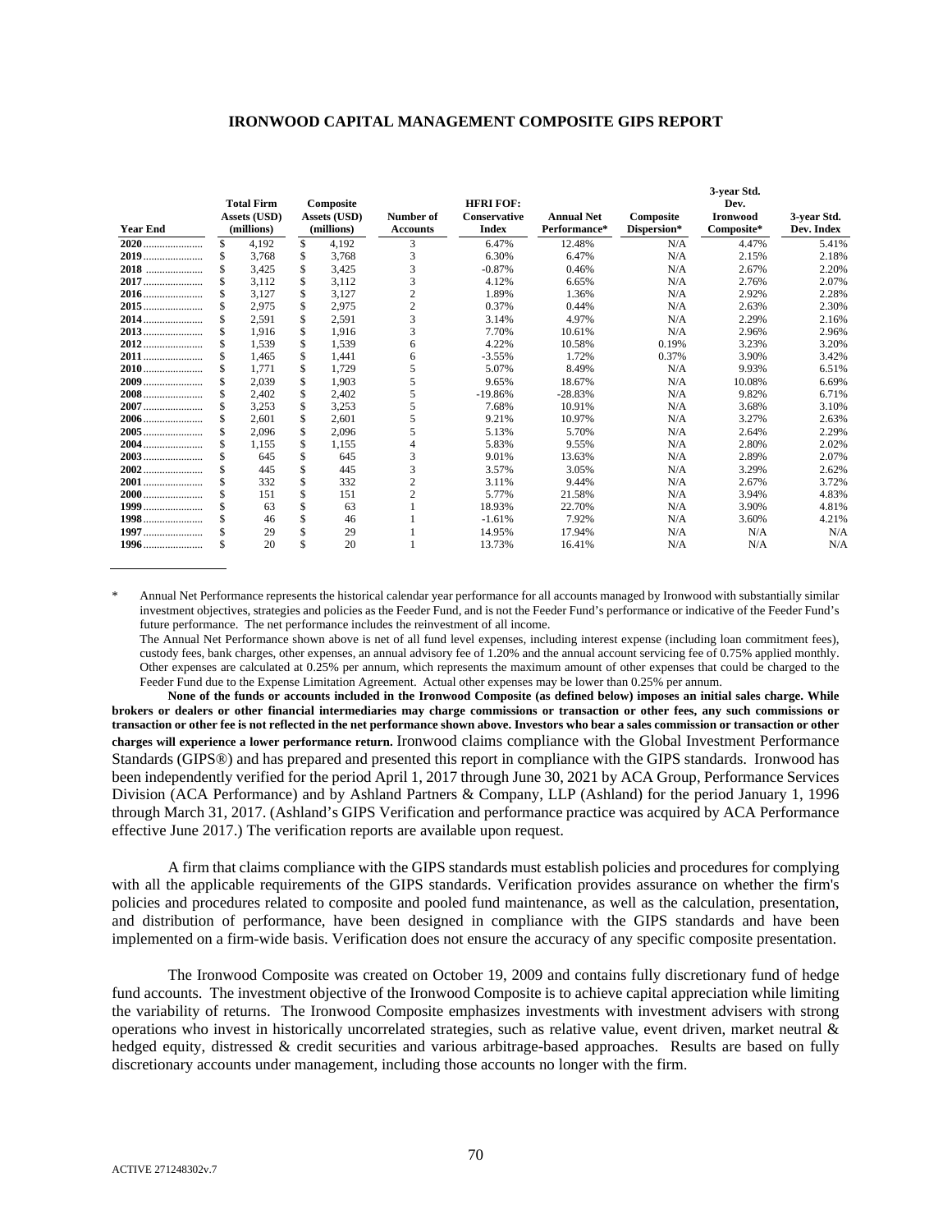# IRONWOOD CAPITAL MANAGEMENT COMPOSITE GIPS REPORT

| Year End | Total Firm Assets (USD) (millions) | Composite Assets (USD) (millions) | Number of Accounts | HFRI FOF: Conservative Index | Annual Net Performance* | Composite Dispersion* | 3-year Std. Dev. Ironwood Composite* | 3-year Std. Dev. Index |
|---|---|---|---|---|---|---|---|---|
| **2020** | $ 4,192 | $ 4,192 | 3 | 6.47% | 12.48% | N/A | 4.47% | 5.41% |
| **2019** | $ 3,768 | $ 3,768 | 3 | 6.30% | 6.47% | N/A | 2.15% | 2.18% |
| **2018** | $ 3,425 | $ 3,425 | 3 | -0.87% | 0.46% | N/A | 2.67% | 2.20% |
| **2017** | $ 3,112 | $ 3,112 | 3 | 4.12% | 6.65% | N/A | 2.76% | 2.07% |
| **2016** | $ 3,127 | $ 3,127 | 2 | 1.89% | 1.36% | N/A | 2.92% | 2.28% |
| **2015** | $ 2,975 | $ 2,975 | 2 | 0.37% | 0.44% | N/A | 2.63% | 2.30% |
| **2014** | $ 2,591 | $ 2,591 | 3 | 3.14% | 4.97% | N/A | 2.29% | 2.16% |
| **2013** | $ 1,916 | $ 1,916 | 3 | 7.70% | 10.61% | N/A | 2.96% | 2.96% |
| **2012** | $ 1,539 | $ 1,539 | 6 | 4.22% | 10.58% | 0.19% | 3.23% | 3.20% |
| **2011** | $ 1,465 | $ 1,441 | 6 | -3.55% | 1.72% | 0.37% | 3.90% | 3.42% |
| **2010** | $ 1,771 | $ 1,729 | 5 | 5.07% | 8.49% | N/A | 9.93% | 6.51% |
| **2009** | $ 2,039 | $ 1,903 | 5 | 9.65% | 18.67% | N/A | 10.08% | 6.69% |
| **2008** | $ 2,402 | $ 2,402 | 5 | -19.86% | -28.83% | N/A | 9.82% | 6.71% |
| **2007** | $ 3,253 | $ 3,253 | 5 | 7.68% | 10.91% | N/A | 3.68% | 3.10% |
| **2006** | $ 2,601 | $ 2,601 | 5 | 9.21% | 10.97% | N/A | 3.27% | 2.63% |
| **2005** | $ 2,096 | $ 2,096 | 5 | 5.13% | 5.70% | N/A | 2.64% | 2.29% |
| **2004** | $ 1,155 | $ 1,155 | 4 | 5.83% | 9.55% | N/A | 2.80% | 2.02% |
| **2003** | $ 645 | $ 645 | 3 | 9.01% | 13.63% | N/A | 2.89% | 2.07% |
| **2002** | $ 445 | $ 445 | 3 | 3.57% | 3.05% | N/A | 3.29% | 2.62% |
| **2001** | $ 332 | $ 332 | 2 | 3.11% | 9.44% | N/A | 2.67% | 3.72% |
| **2000** | $ 151 | $ 151 | 2 | 5.77% | 21.58% | N/A | 3.94% | 4.83% |
| **1999** | $ 63 | $ 63 | 1 | 18.93% | 22.70% | N/A | 3.90% | 4.81% |
| **1998** | $ 46 | $ 46 | 1 | -1.61% | 7.92% | N/A | 3.60% | 4.21% |
| **1997** | $ 29 | $ 29 | 1 | 14.95% | 17.94% | N/A | N/A | N/A |
| **1996** | $ 20 | $ 20 | 1 | 13.73% | 16.41% | N/A | N/A | N/A |

\* Annual Net Performance represents the historical calendar year performance for all accounts managed by Ironwood with substantially similar investment objectives, strategies and policies as the Feeder Fund, and is not the Feeder Fund's performance or indicative of the Feeder Fund's future performance. The net performance includes the reinvestment of all income.

The Annual Net Performance shown above is net of all fund level expenses, including interest expense (including loan commitment fees), custody fees, bank charges, other expenses, an annual advisory fee of 1.20% and the annual account servicing fee of 0.75% applied monthly. Other expenses are calculated at 0.25% per annum, which represents the maximum amount of other expenses that could be charged to the Feeder Fund due to the Expense Limitation Agreement. Actual other expenses may be lower than 0.25% per annum.

**None of the funds or accounts included in the Ironwood Composite (as defined below) imposes an initial sales charge. While brokers or dealers or other financial intermediaries may charge commissions or transaction or other fees, any such commissions or transaction or other fee is not reflected in the net performance shown above. Investors who bear a sales commission or transaction or other charges will experience a lower performance return.** Ironwood claims compliance with the Global Investment Performance Standards (GIPS®) and has prepared and presented this report in compliance with the GIPS standards. Ironwood has been independently verified for the period April 1, 2017 through June 30, 2021 by ACA Group, Performance Services Division (ACA Performance) and by Ashland Partners & Company, LLP (Ashland) for the period January 1, 1996 through March 31, 2017. (Ashland's GIPS Verification and performance practice was acquired by ACA Performance effective June 2017.) The verification reports are available upon request.

A firm that claims compliance with the GIPS standards must establish policies and procedures for complying with all the applicable requirements of the GIPS standards. Verification provides assurance on whether the firm's policies and procedures related to composite and pooled fund maintenance, as well as the calculation, presentation, and distribution of performance, have been designed in compliance with the GIPS standards and have been implemented on a firm-wide basis. Verification does not ensure the accuracy of any specific composite presentation.

The Ironwood Composite was created on October 19, 2009 and contains fully discretionary fund of hedge fund accounts. The investment objective of the Ironwood Composite is to achieve capital appreciation while limiting the variability of returns. The Ironwood Composite emphasizes investments with investment advisers with strong operations who invest in historically uncorrelated strategies, such as relative value, event driven, market neutral & hedged equity, distressed & credit securities and various arbitrage-based approaches. Results are based on fully discretionary accounts under management, including those accounts no longer with the firm.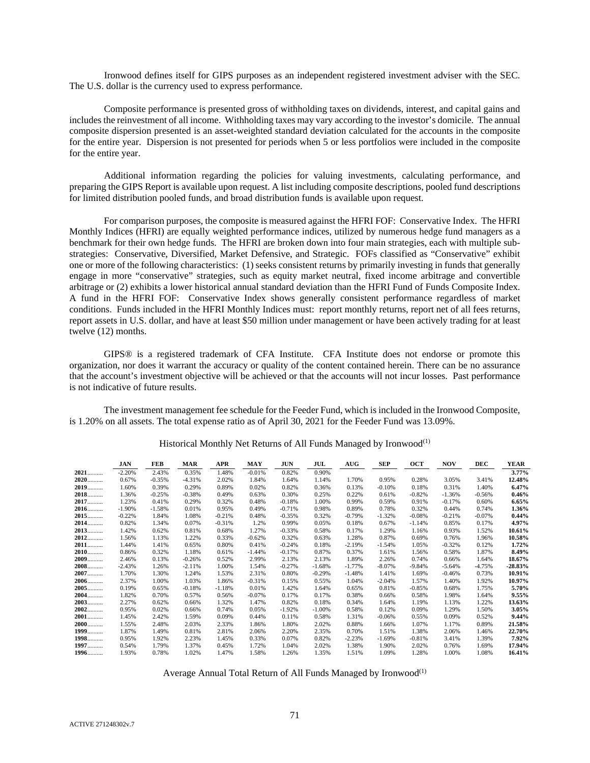Ironwood defines itself for GIPS purposes as an independent registered investment adviser with the SEC. The U.S. dollar is the currency used to express performance.

Composite performance is presented gross of withholding taxes on dividends, interest, and capital gains and includes the reinvestment of all income. Withholding taxes may vary according to the investor's domicile. The annual composite dispersion presented is an asset-weighted standard deviation calculated for the accounts in the composite for the entire year. Dispersion is not presented for periods when 5 or less portfolios were included in the composite for the entire year.

Additional information regarding the policies for valuing investments, calculating performance, and preparing the GIPS Report is available upon request. A list including composite descriptions, pooled fund descriptions for limited distribution pooled funds, and broad distribution funds is available upon request.

For comparison purposes, the composite is measured against the HFRI FOF: Conservative Index. The HFRI Monthly Indices (HFRI) are equally weighted performance indices, utilized by numerous hedge fund managers as a benchmark for their own hedge funds. The HFRI are broken down into four main strategies, each with multiple sub-strategies: Conservative, Diversified, Market Defensive, and Strategic. FOFs classified as "Conservative" exhibit one or more of the following characteristics: (1) seeks consistent returns by primarily investing in funds that generally engage in more "conservative" strategies, such as equity market neutral, fixed income arbitrage and convertible arbitrage or (2) exhibits a lower historical annual standard deviation than the HFRI Fund of Funds Composite Index. A fund in the HFRI FOF: Conservative Index shows generally consistent performance regardless of market conditions. Funds included in the HFRI Monthly Indices must: report monthly returns, report net of all fees returns, report assets in U.S. dollar, and have at least $50 million under management or have been actively trading for at least twelve (12) months.

GIPS® is a registered trademark of CFA Institute. CFA Institute does not endorse or promote this organization, nor does it warrant the accuracy or quality of the content contained herein. There can be no assurance that the account's investment objective will be achieved or that the accounts will not incur losses. Past performance is not indicative of future results.

The investment management fee schedule for the Feeder Fund, which is included in the Ironwood Composite, is 1.20% on all assets. The total expense ratio as of April 30, 2021 for the Feeder Fund was 13.09%.

Historical Monthly Net Returns of All Funds Managed by Ironwood[1]

| | JAN | FEB | MAR | APR | MAY | JUN | JUL | AUG | SEP | OCT | NOV | DEC | YEAR |
|---|---|---|---|---|---|---|---|---|---|---|---|---|---|
| **2021**.......... | -2.20% | 2.43% | 0.35% | 1.48% | -0.01% | 0.82% | 0.90% | | | | | | **3.77%** |
| **2020**.......... | 0.67% | -0.35% | -4.31% | 2.02% | 1.84% | 1.64% | 1.14% | 1.70% | 0.95% | 0.28% | 3.05% | 3.41% | **12.48%** |
| **2019**.......... | 1.60% | 0.39% | 0.29% | 0.89% | 0.02% | 0.82% | 0.36% | 0.13% | -0.10% | 0.18% | 0.31% | 1.40% | **6.47%** |
| **2018**.......... | 1.36% | -0.25% | -0.38% | 0.49% | 0.63% | 0.30% | 0.25% | 0.22% | 0.61% | -0.82% | -1.36% | -0.56% | **0.46%** |
| **2017**.......... | 1.23% | 0.41% | 0.29% | 0.32% | 0.48% | -0.18% | 1.00% | 0.99% | 0.59% | 0.91% | -0.17% | 0.60% | **6.65%** |
| **2016**.......... | -1.90% | -1.58% | 0.01% | 0.95% | 0.49% | -0.71% | 0.98% | 0.89% | 0.78% | 0.32% | 0.44% | 0.74% | **1.36%** |
| **2015**.......... | -0.22% | 1.84% | 1.08% | -0.21% | 0.48% | -0.35% | 0.32% | -0.79% | -1.32% | -0.08% | -0.21% | -0.07% | **0.44%** |
| **2014**.......... | 0.82% | 1.34% | 0.07% | -0.31% | 1.2% | 0.99% | 0.05% | 0.18% | 0.67% | -1.14% | 0.85% | 0.17% | **4.97%** |
| **2013**.......... | 1.42% | 0.62% | 0.81% | 0.68% | 1.27% | -0.33% | 0.58% | 0.17% | 1.29% | 1.16% | 0.93% | 1.52% | **10.61%** |
| **2012**.......... | 1.56% | 1.13% | 1.22% | 0.33% | -0.62% | 0.32% | 0.63% | 1.28% | 0.87% | 0.69% | 0.76% | 1.96% | **10.58%** |
| **2011**.......... | 1.44% | 1.41% | 0.65% | 0.80% | 0.41% | -0.24% | 0.18% | -2.19% | -1.54% | 1.05% | -0.32% | 0.12% | **1.72%** |
| **2010**.......... | 0.86% | 0.32% | 1.18% | 0.61% | -1.44% | -0.17% | 0.87% | 0.37% | 1.61% | 1.56% | 0.58% | 1.87% | **8.49%** |
| **2009**.......... | 2.46% | 0.13% | -0.26% | 0.52% | 2.99% | 2.13% | 2.13% | 1.89% | 2.26% | 0.74% | 0.66% | 1.64% | **18.67%** |
| **2008**.......... | -2.43% | 1.26% | -2.11% | 1.00% | 1.54% | -0.27% | -1.68% | -1.77% | -8.07% | -9.84% | -5.64% | -4.75% | **-28.83%** |
| **2007**.......... | 1.70% | 1.30% | 1.24% | 1.53% | 2.31% | 0.80% | -0.29% | -1.48% | 1.41% | 1.69% | -0.46% | 0.73% | **10.91%** |
| **2006**.......... | 2.37% | 1.00% | 1.03% | 1.86% | -0.31% | 0.15% | 0.55% | 1.04% | -2.04% | 1.57% | 1.40% | 1.92% | **10.97%** |
| **2005**.......... | 0.19% | 0.65% | -0.18% | -1.18% | 0.01% | 1.42% | 1.64% | 0.65% | 0.81% | -0.85% | 0.68% | 1.75% | **5.70%** |
| **2004**.......... | 1.82% | 0.70% | 0.57% | 0.56% | -0.07% | 0.17% | 0.17% | 0.38% | 0.66% | 0.58% | 1.98% | 1.64% | **9.55%** |
| **2003**.......... | 2.27% | 0.62% | 0.66% | 1.32% | 1.47% | 0.82% | 0.18% | 0.34% | 1.64% | 1.19% | 1.13% | 1.22% | **13.63%** |
| **2002**.......... | 0.95% | 0.02% | 0.66% | 0.74% | 0.05% | -1.92% | -1.00% | 0.58% | 0.12% | 0.09% | 1.29% | 1.50% | **3.05%** |
| **2001**.......... | 1.45% | 2.42% | 1.59% | 0.09% | 0.44% | 0.11% | 0.58% | 1.31% | -0.06% | 0.55% | 0.09% | 0.52% | **9.44%** |
| **2000**.......... | 1.55% | 2.48% | 2.03% | 2.33% | 1.86% | 1.80% | 2.02% | 0.88% | 1.66% | 1.07% | 1.17% | 0.89% | **21.58%** |
| **1999**.......... | 1.87% | 1.49% | 0.81% | 2.81% | 2.06% | 2.20% | 2.35% | 0.70% | 1.51% | 1.38% | 2.06% | 1.46% | **22.70%** |
| **1998**.......... | 0.95% | 1.92% | 2.23% | 1.45% | 0.33% | 0.07% | 0.82% | -2.23% | -1.69% | -0.81% | 3.41% | 1.39% | **7.92%** |
| **1997**.......... | 0.54% | 1.79% | 1.37% | 0.45% | 1.72% | 1.04% | 2.02% | 1.38% | 1.90% | 2.02% | 0.76% | 1.69% | **17.94%** |
| **1996**.......... | 1.93% | 0.78% | 1.02% | 1.47% | 1.58% | 1.26% | 1.35% | 1.51% | 1.09% | 1.28% | 1.00% | 1.08% | **16.41%** |

Average Annual Total Return of All Funds Managed by Ironwood[1]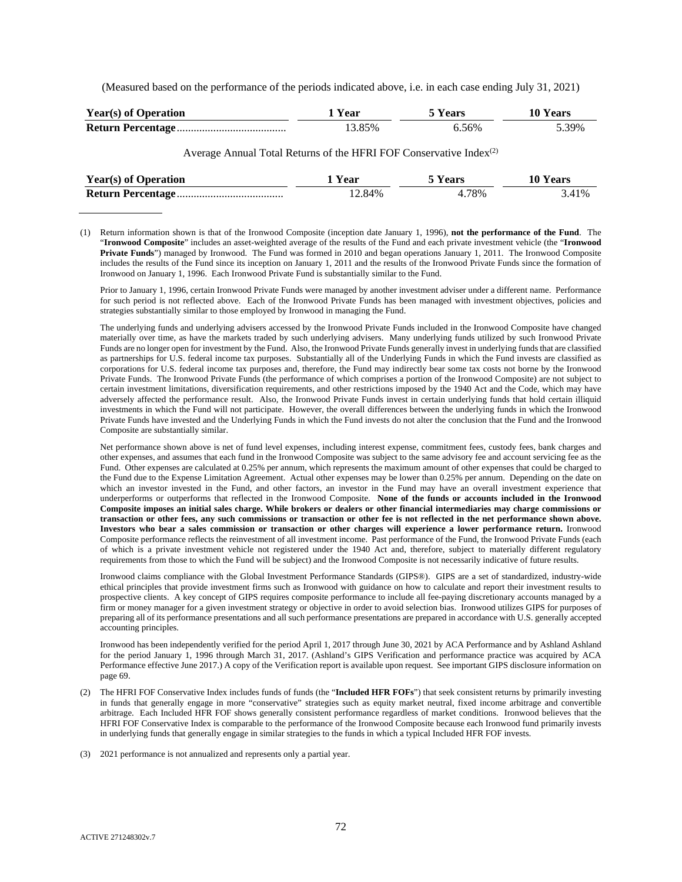(Measured based on the performance of the periods indicated above, i.e. in each case ending July 31, 2021)

| Year(s) of Operation | 1 Year | 5 Years | 10 Years |
|---|---|---|---|
| **Return Percentage** | 13.85% | 6.56% | 5.39% |

Average Annual Total Returns of the HFRI FOF Conservative Index(2)

| Year(s) of Operation | 1 Year | 5 Years | 10 Years |
|---|---|---|---|
| **Return Percentage** | 12.84% | 4.78% | 3.41% |

---

(1) Return information shown is that of the Ironwood Composite (inception date January 1, 1996), **not the performance of the Fund**. The "**Ironwood Composite**" includes an asset-weighted average of the results of the Fund and each private investment vehicle (the "**Ironwood Private Funds**") managed by Ironwood. The Fund was formed in 2010 and began operations January 1, 2011. The Ironwood Composite includes the results of the Fund since its inception on January 1, 2011 and the results of the Ironwood Private Funds since the formation of Ironwood on January 1, 1996. Each Ironwood Private Fund is substantially similar to the Fund.

Prior to January 1, 1996, certain Ironwood Private Funds were managed by another investment adviser under a different name. Performance for such period is not reflected above. Each of the Ironwood Private Funds has been managed with investment objectives, policies and strategies substantially similar to those employed by Ironwood in managing the Fund.

The underlying funds and underlying advisers accessed by the Ironwood Private Funds included in the Ironwood Composite have changed materially over time, as have the markets traded by such underlying advisers. Many underlying funds utilized by such Ironwood Private Funds are no longer open for investment by the Fund. Also, the Ironwood Private Funds generally invest in underlying funds that are classified as partnerships for U.S. federal income tax purposes. Substantially all of the Underlying Funds in which the Fund invests are classified as corporations for U.S. federal income tax purposes and, therefore, the Fund may indirectly bear some tax costs not borne by the Ironwood Private Funds. The Ironwood Private Funds (the performance of which comprises a portion of the Ironwood Composite) are not subject to certain investment limitations, diversification requirements, and other restrictions imposed by the 1940 Act and the Code, which may have adversely affected the performance result. Also, the Ironwood Private Funds invest in certain underlying funds that hold certain illiquid investments in which the Fund will not participate. However, the overall differences between the underlying funds in which the Ironwood Private Funds have invested and the Underlying Funds in which the Fund invests do not alter the conclusion that the Fund and the Ironwood Composite are substantially similar.

Net performance shown above is net of fund level expenses, including interest expense, commitment fees, custody fees, bank charges and other expenses, and assumes that each fund in the Ironwood Composite was subject to the same advisory fee and account servicing fee as the Fund. Other expenses are calculated at 0.25% per annum, which represents the maximum amount of other expenses that could be charged to the Fund due to the Expense Limitation Agreement. Actual other expenses may be lower than 0.25% per annum. Depending on the date on which an investor invested in the Fund, and other factors, an investor in the Fund may have an overall investment experience that underperforms or outperforms that reflected in the Ironwood Composite. **None of the funds or accounts included in the Ironwood Composite imposes an initial sales charge. While brokers or dealers or other financial intermediaries may charge commissions or transaction or other fees, any such commissions or transaction or other fee is not reflected in the net performance shown above. Investors who bear a sales commission or transaction or other charges will experience a lower performance return.** Ironwood Composite performance reflects the reinvestment of all investment income. Past performance of the Fund, the Ironwood Private Funds (each of which is a private investment vehicle not registered under the 1940 Act and, therefore, subject to materially different regulatory requirements from those to which the Fund will be subject) and the Ironwood Composite is not necessarily indicative of future results.

Ironwood claims compliance with the Global Investment Performance Standards (GIPS®). GIPS are a set of standardized, industry-wide ethical principles that provide investment firms such as Ironwood with guidance on how to calculate and report their investment results to prospective clients. A key concept of GIPS requires composite performance to include all fee-paying discretionary accounts managed by a firm or money manager for a given investment strategy or objective in order to avoid selection bias. Ironwood utilizes GIPS for purposes of preparing all of its performance presentations and all such performance presentations are prepared in accordance with U.S. generally accepted accounting principles.

Ironwood has been independently verified for the period April 1, 2017 through June 30, 2021 by ACA Performance and by Ashland Ashland for the period January 1, 1996 through March 31, 2017. (Ashland's GIPS Verification and performance practice was acquired by ACA Performance effective June 2017.) A copy of the Verification report is available upon request. See important GIPS disclosure information on page 69.

(2) The HFRI FOF Conservative Index includes funds of funds (the "**Included HFR FOFs**") that seek consistent returns by primarily investing in funds that generally engage in more "conservative" strategies such as equity market neutral, fixed income arbitrage and convertible arbitrage. Each Included HFR FOF shows generally consistent performance regardless of market conditions. Ironwood believes that the HFRI FOF Conservative Index is comparable to the performance of the Ironwood Composite because each Ironwood fund primarily invests in underlying funds that generally engage in similar strategies to the funds in which a typical Included HFR FOF invests.

(3) 2021 performance is not annualized and represents only a partial year.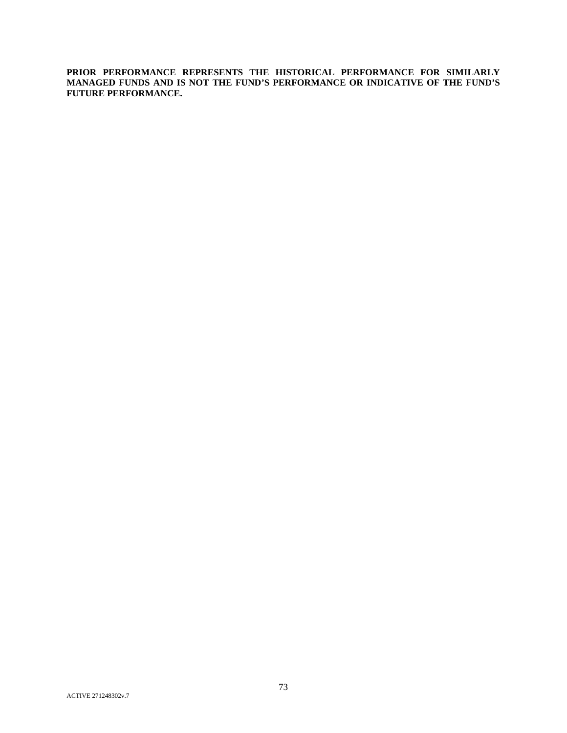**PRIOR PERFORMANCE REPRESENTS THE HISTORICAL PERFORMANCE FOR SIMILARLY MANAGED FUNDS AND IS NOT THE FUND'S PERFORMANCE OR INDICATIVE OF THE FUND'S FUTURE PERFORMANCE.**